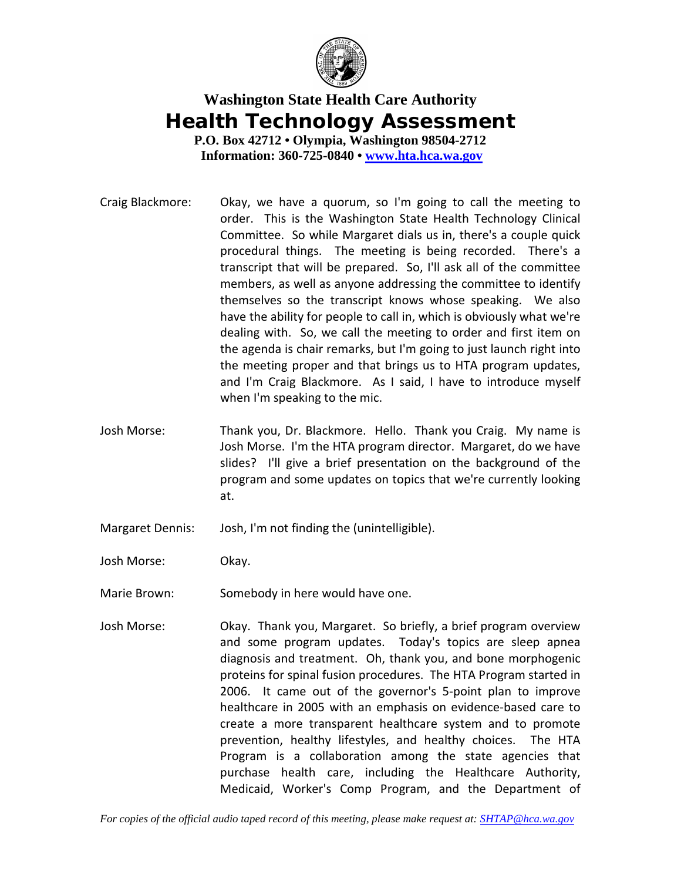**Washington State Health Care Authority**

# Health Technology Assessment

**P.O. Box 42712 • Olympia, Washington 98504-2712**
**Information: 360-725-0840 • www.hta.hca.wa.gov**

Craig Blackmore: Okay, we have a quorum, so I'm going to call the meeting to order. This is the Washington State Health Technology Clinical Committee. So while Margaret dials us in, there's a couple quick procedural things. The meeting is being recorded. There's a transcript that will be prepared. So, I'll ask all of the committee members, as well as anyone addressing the committee to identify themselves so the transcript knows whose speaking. We also have the ability for people to call in, which is obviously what we're dealing with. So, we call the meeting to order and first item on the agenda is chair remarks, but I'm going to just launch right into the meeting proper and that brings us to HTA program updates, and I'm Craig Blackmore. As I said, I have to introduce myself when I'm speaking to the mic.

Josh Morse: Thank you, Dr. Blackmore. Hello. Thank you Craig. My name is Josh Morse. I'm the HTA program director. Margaret, do we have slides? I'll give a brief presentation on the background of the program and some updates on topics that we're currently looking at.

Margaret Dennis: Josh, I'm not finding the (unintelligible).

Josh Morse: Okay.

Marie Brown: Somebody in here would have one.

Josh Morse: Okay. Thank you, Margaret. So briefly, a brief program overview and some program updates. Today's topics are sleep apnea diagnosis and treatment. Oh, thank you, and bone morphogenic proteins for spinal fusion procedures. The HTA Program started in 2006. It came out of the governor's 5-point plan to improve healthcare in 2005 with an emphasis on evidence-based care to create a more transparent healthcare system and to promote prevention, healthy lifestyles, and healthy choices. The HTA Program is a collaboration among the state agencies that purchase health care, including the Healthcare Authority, Medicaid, Worker's Comp Program, and the Department of

*For copies of the official audio taped record of this meeting, please make request at: SHTAP@hca.wa.gov*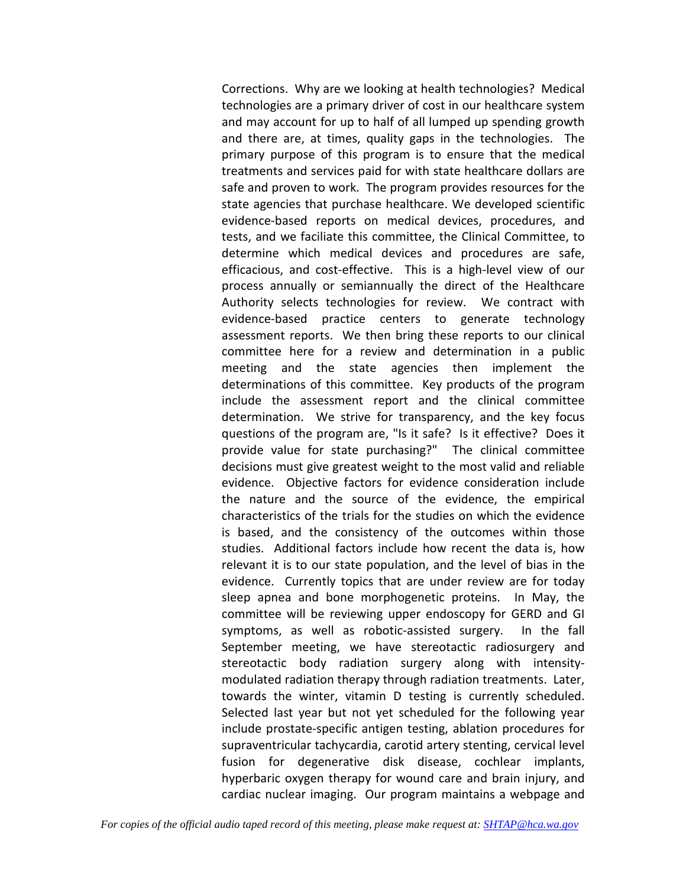Corrections. Why are we looking at health technologies? Medical technologies are a primary driver of cost in our healthcare system and may account for up to half of all lumped up spending growth and there are, at times, quality gaps in the technologies. The primary purpose of this program is to ensure that the medical treatments and services paid for with state healthcare dollars are safe and proven to work. The program provides resources for the state agencies that purchase healthcare. We developed scientific evidence-based reports on medical devices, procedures, and tests, and we faciliate this committee, the Clinical Committee, to determine which medical devices and procedures are safe, efficacious, and cost-effective. This is a high-level view of our process annually or semiannually the direct of the Healthcare Authority selects technologies for review. We contract with evidence-based practice centers to generate technology assessment reports. We then bring these reports to our clinical committee here for a review and determination in a public meeting and the state agencies then implement the determinations of this committee. Key products of the program include the assessment report and the clinical committee determination. We strive for transparency, and the key focus questions of the program are, "Is it safe? Is it effective? Does it provide value for state purchasing?" The clinical committee decisions must give greatest weight to the most valid and reliable evidence. Objective factors for evidence consideration include the nature and the source of the evidence, the empirical characteristics of the trials for the studies on which the evidence is based, and the consistency of the outcomes within those studies. Additional factors include how recent the data is, how relevant it is to our state population, and the level of bias in the evidence. Currently topics that are under review are for today sleep apnea and bone morphogenetic proteins. In May, the committee will be reviewing upper endoscopy for GERD and GI symptoms, as well as robotic-assisted surgery. In the fall September meeting, we have stereotactic radiosurgery and stereotactic body radiation surgery along with intensity-modulated radiation therapy through radiation treatments. Later, towards the winter, vitamin D testing is currently scheduled. Selected last year but not yet scheduled for the following year include prostate-specific antigen testing, ablation procedures for supraventricular tachycardia, carotid artery stenting, cervical level fusion for degenerative disk disease, cochlear implants, hyperbaric oxygen therapy for wound care and brain injury, and cardiac nuclear imaging. Our program maintains a webpage and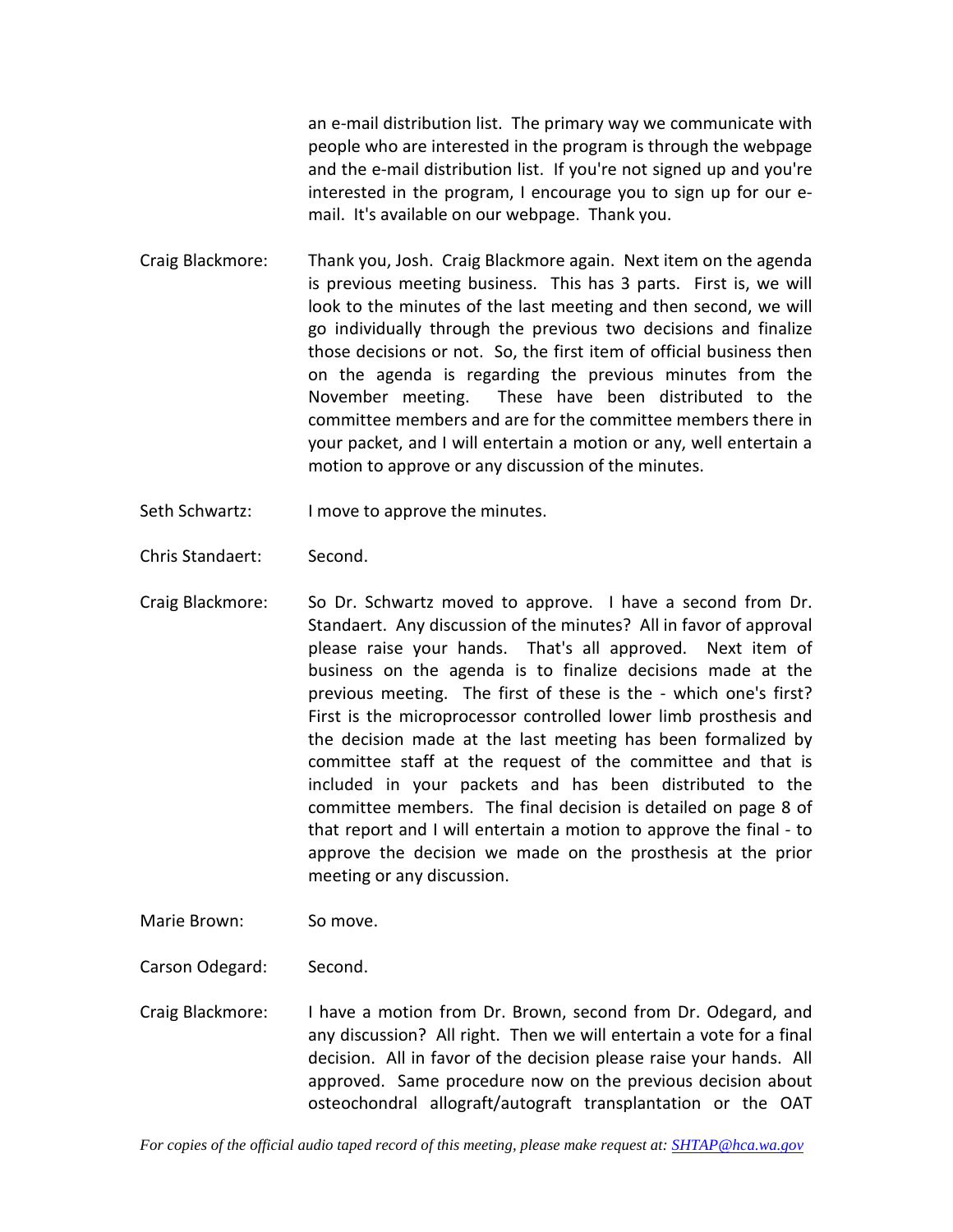an e-mail distribution list. The primary way we communicate with people who are interested in the program is through the webpage and the e-mail distribution list. If you're not signed up and you're interested in the program, I encourage you to sign up for our e-mail. It's available on our webpage. Thank you.

Craig Blackmore: Thank you, Josh. Craig Blackmore again. Next item on the agenda is previous meeting business. This has 3 parts. First is, we will look to the minutes of the last meeting and then second, we will go individually through the previous two decisions and finalize those decisions or not. So, the first item of official business then on the agenda is regarding the previous minutes from the November meeting. These have been distributed to the committee members and are for the committee members there in your packet, and I will entertain a motion or any, well entertain a motion to approve or any discussion of the minutes.

Seth Schwartz: I move to approve the minutes.

Chris Standaert: Second.

Craig Blackmore: So Dr. Schwartz moved to approve. I have a second from Dr. Standaert. Any discussion of the minutes? All in favor of approval please raise your hands. That's all approved. Next item of business on the agenda is to finalize decisions made at the previous meeting. The first of these is the - which one's first? First is the microprocessor controlled lower limb prosthesis and the decision made at the last meeting has been formalized by committee staff at the request of the committee and that is included in your packets and has been distributed to the committee members. The final decision is detailed on page 8 of that report and I will entertain a motion to approve the final - to approve the decision we made on the prosthesis at the prior meeting or any discussion.

Marie Brown: So move.

Carson Odegard: Second.

Craig Blackmore: I have a motion from Dr. Brown, second from Dr. Odegard, and any discussion? All right. Then we will entertain a vote for a final decision. All in favor of the decision please raise your hands. All approved. Same procedure now on the previous decision about osteochondral allograft/autograft transplantation or the OAT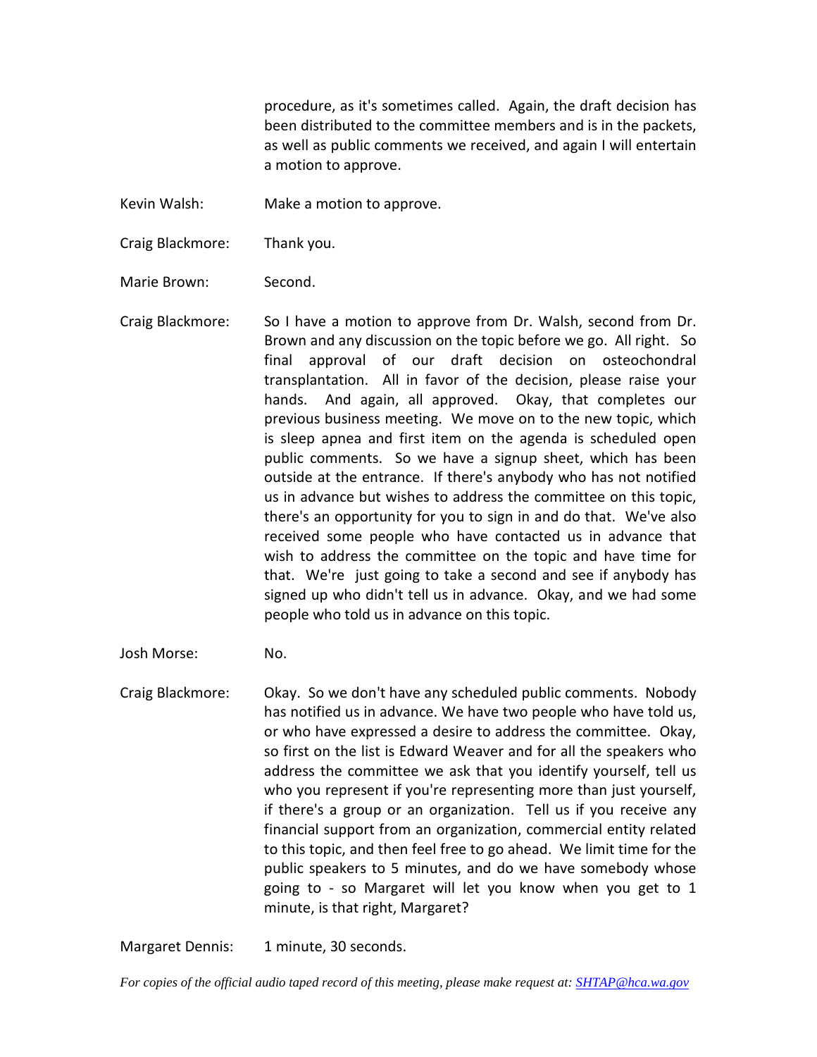procedure, as it's sometimes called. Again, the draft decision has been distributed to the committee members and is in the packets, as well as public comments we received, and again I will entertain a motion to approve.

Kevin Walsh: Make a motion to approve.

Craig Blackmore: Thank you.

Marie Brown: Second.

Craig Blackmore: So I have a motion to approve from Dr. Walsh, second from Dr. Brown and any discussion on the topic before we go. All right. So final approval of our draft decision on osteochondral transplantation. All in favor of the decision, please raise your hands. And again, all approved. Okay, that completes our previous business meeting. We move on to the new topic, which is sleep apnea and first item on the agenda is scheduled open public comments. So we have a signup sheet, which has been outside at the entrance. If there's anybody who has not notified us in advance but wishes to address the committee on this topic, there's an opportunity for you to sign in and do that. We've also received some people who have contacted us in advance that wish to address the committee on the topic and have time for that. We're just going to take a second and see if anybody has signed up who didn't tell us in advance. Okay, and we had some people who told us in advance on this topic.

Josh Morse: No.

Craig Blackmore: Okay. So we don't have any scheduled public comments. Nobody has notified us in advance. We have two people who have told us, or who have expressed a desire to address the committee. Okay, so first on the list is Edward Weaver and for all the speakers who address the committee we ask that you identify yourself, tell us who you represent if you're representing more than just yourself, if there's a group or an organization. Tell us if you receive any financial support from an organization, commercial entity related to this topic, and then feel free to go ahead. We limit time for the public speakers to 5 minutes, and do we have somebody whose going to - so Margaret will let you know when you get to 1 minute, is that right, Margaret?

Margaret Dennis: 1 minute, 30 seconds.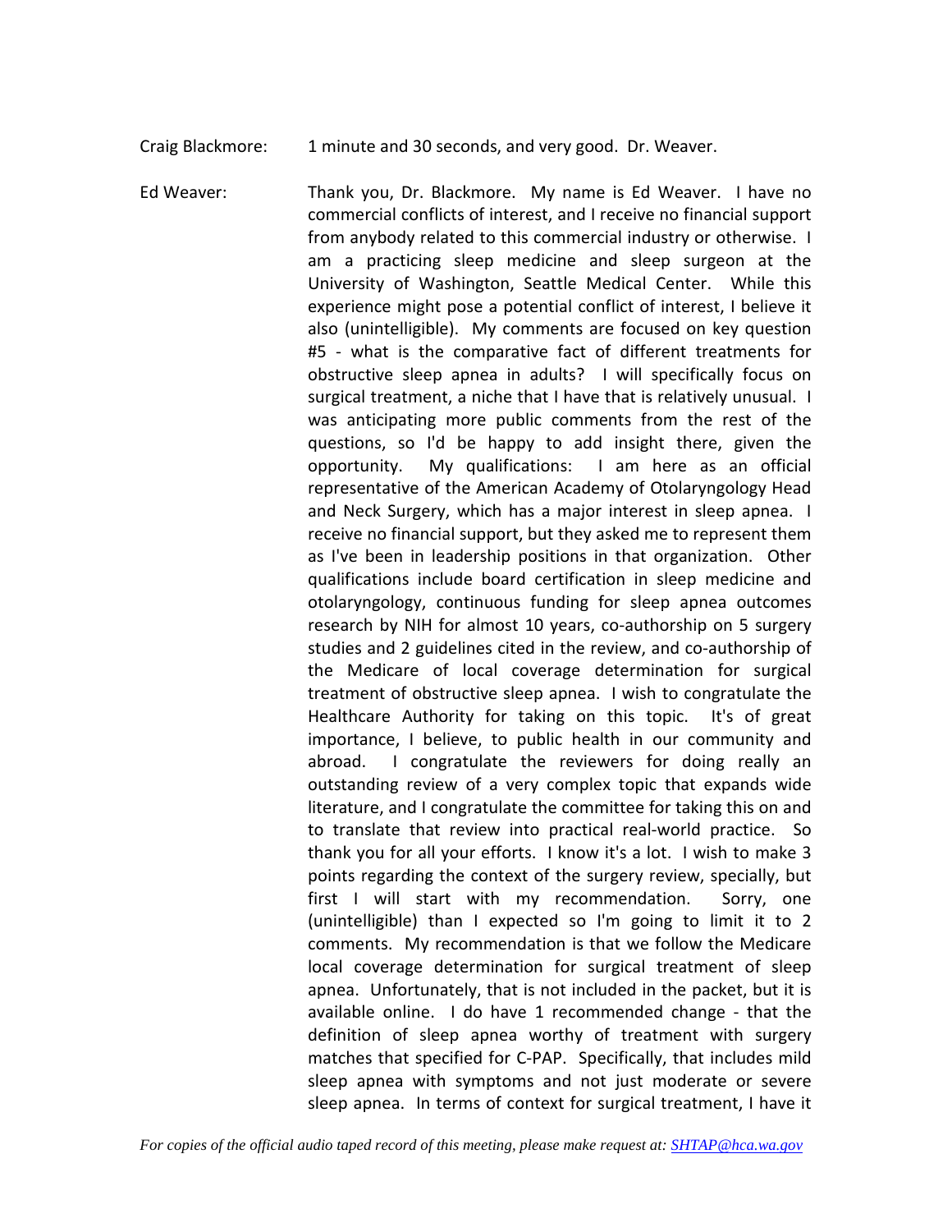Craig Blackmore: 1 minute and 30 seconds, and very good. Dr. Weaver.

Ed Weaver: Thank you, Dr. Blackmore. My name is Ed Weaver. I have no commercial conflicts of interest, and I receive no financial support from anybody related to this commercial industry or otherwise. I am a practicing sleep medicine and sleep surgeon at the University of Washington, Seattle Medical Center. While this experience might pose a potential conflict of interest, I believe it also (unintelligible). My comments are focused on key question #5 - what is the comparative fact of different treatments for obstructive sleep apnea in adults? I will specifically focus on surgical treatment, a niche that I have that is relatively unusual. I was anticipating more public comments from the rest of the questions, so I'd be happy to add insight there, given the opportunity. My qualifications: I am here as an official representative of the American Academy of Otolaryngology Head and Neck Surgery, which has a major interest in sleep apnea. I receive no financial support, but they asked me to represent them as I've been in leadership positions in that organization. Other qualifications include board certification in sleep medicine and otolaryngology, continuous funding for sleep apnea outcomes research by NIH for almost 10 years, co-authorship on 5 surgery studies and 2 guidelines cited in the review, and co-authorship of the Medicare of local coverage determination for surgical treatment of obstructive sleep apnea. I wish to congratulate the Healthcare Authority for taking on this topic. It's of great importance, I believe, to public health in our community and abroad. I congratulate the reviewers for doing really an outstanding review of a very complex topic that expands wide literature, and I congratulate the committee for taking this on and to translate that review into practical real-world practice. So thank you for all your efforts. I know it's a lot. I wish to make 3 points regarding the context of the surgery review, specially, but first I will start with my recommendation. Sorry, one (unintelligible) than I expected so I'm going to limit it to 2 comments. My recommendation is that we follow the Medicare local coverage determination for surgical treatment of sleep apnea. Unfortunately, that is not included in the packet, but it is available online. I do have 1 recommended change - that the definition of sleep apnea worthy of treatment with surgery matches that specified for C-PAP. Specifically, that includes mild sleep apnea with symptoms and not just moderate or severe sleep apnea. In terms of context for surgical treatment, I have it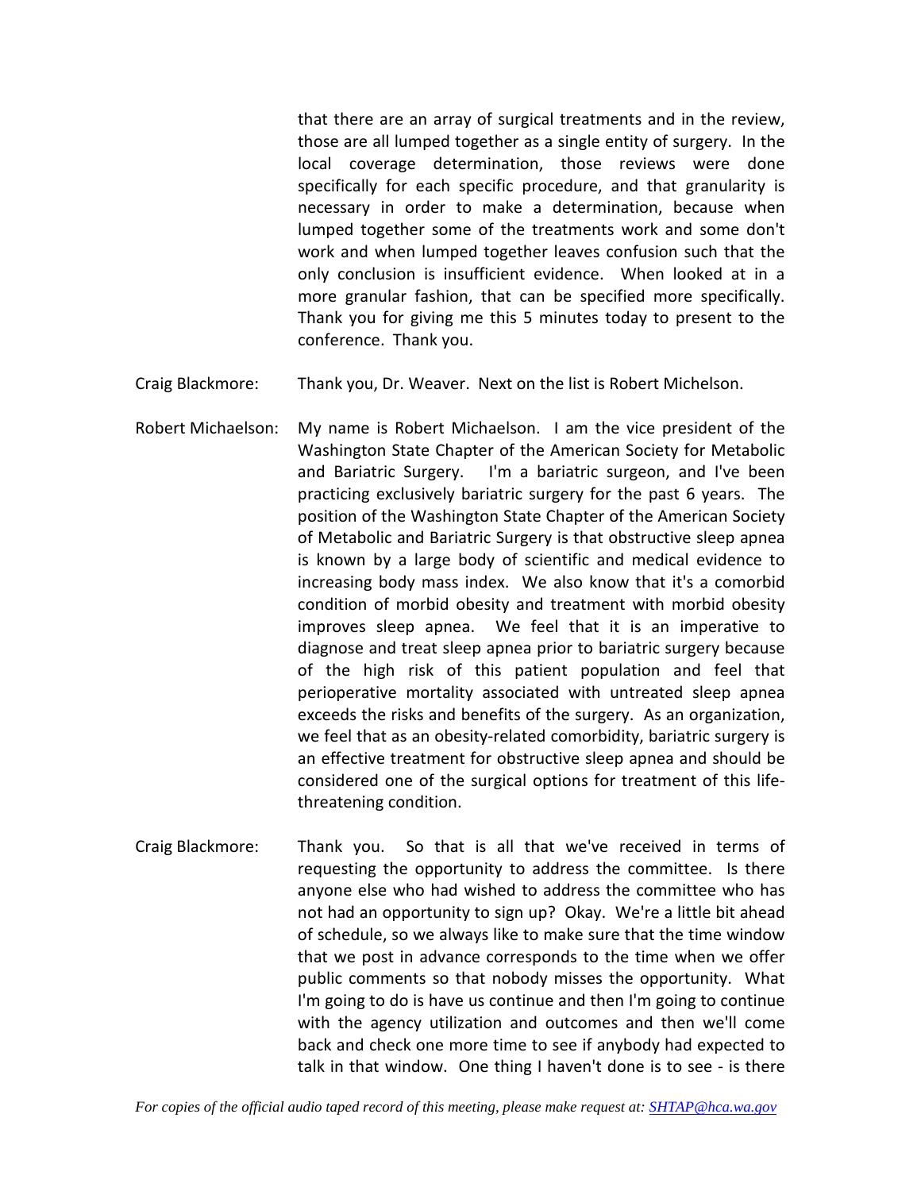that there are an array of surgical treatments and in the review, those are all lumped together as a single entity of surgery. In the local coverage determination, those reviews were done specifically for each specific procedure, and that granularity is necessary in order to make a determination, because when lumped together some of the treatments work and some don't work and when lumped together leaves confusion such that the only conclusion is insufficient evidence. When looked at in a more granular fashion, that can be specified more specifically. Thank you for giving me this 5 minutes today to present to the conference. Thank you.

Craig Blackmore: Thank you, Dr. Weaver. Next on the list is Robert Michelson.

Robert Michaelson: My name is Robert Michaelson. I am the vice president of the Washington State Chapter of the American Society for Metabolic and Bariatric Surgery. I'm a bariatric surgeon, and I've been practicing exclusively bariatric surgery for the past 6 years. The position of the Washington State Chapter of the American Society of Metabolic and Bariatric Surgery is that obstructive sleep apnea is known by a large body of scientific and medical evidence to increasing body mass index. We also know that it's a comorbid condition of morbid obesity and treatment with morbid obesity improves sleep apnea. We feel that it is an imperative to diagnose and treat sleep apnea prior to bariatric surgery because of the high risk of this patient population and feel that perioperative mortality associated with untreated sleep apnea exceeds the risks and benefits of the surgery. As an organization, we feel that as an obesity-related comorbidity, bariatric surgery is an effective treatment for obstructive sleep apnea and should be considered one of the surgical options for treatment of this life-threatening condition.

Craig Blackmore: Thank you. So that is all that we've received in terms of requesting the opportunity to address the committee. Is there anyone else who had wished to address the committee who has not had an opportunity to sign up? Okay. We're a little bit ahead of schedule, so we always like to make sure that the time window that we post in advance corresponds to the time when we offer public comments so that nobody misses the opportunity. What I'm going to do is have us continue and then I'm going to continue with the agency utilization and outcomes and then we'll come back and check one more time to see if anybody had expected to talk in that window. One thing I haven't done is to see - is there

*For copies of the official audio taped record of this meeting, please make request at: SHTAP@hca.wa.gov*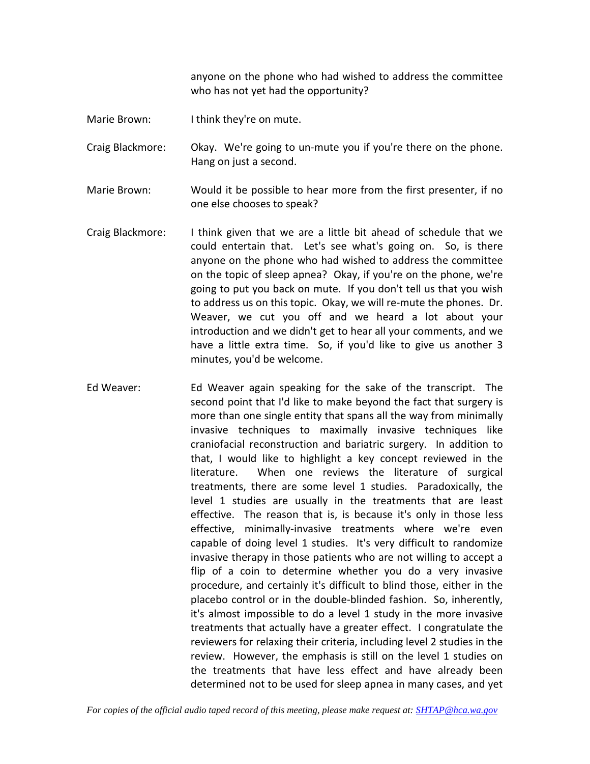anyone on the phone who had wished to address the committee who has not yet had the opportunity?

Marie Brown: I think they're on mute.

Craig Blackmore: Okay. We're going to un-mute you if you're there on the phone. Hang on just a second.

Marie Brown: Would it be possible to hear more from the first presenter, if no one else chooses to speak?

Craig Blackmore: I think given that we are a little bit ahead of schedule that we could entertain that. Let's see what's going on. So, is there anyone on the phone who had wished to address the committee on the topic of sleep apnea? Okay, if you're on the phone, we're going to put you back on mute. If you don't tell us that you wish to address us on this topic. Okay, we will re-mute the phones. Dr. Weaver, we cut you off and we heard a lot about your introduction and we didn't get to hear all your comments, and we have a little extra time. So, if you'd like to give us another 3 minutes, you'd be welcome.

Ed Weaver: Ed Weaver again speaking for the sake of the transcript. The second point that I'd like to make beyond the fact that surgery is more than one single entity that spans all the way from minimally invasive techniques to maximally invasive techniques like craniofacial reconstruction and bariatric surgery. In addition to that, I would like to highlight a key concept reviewed in the literature. When one reviews the literature of surgical treatments, there are some level 1 studies. Paradoxically, the level 1 studies are usually in the treatments that are least effective. The reason that is, is because it's only in those less effective, minimally-invasive treatments where we're even capable of doing level 1 studies. It's very difficult to randomize invasive therapy in those patients who are not willing to accept a flip of a coin to determine whether you do a very invasive procedure, and certainly it's difficult to blind those, either in the placebo control or in the double-blinded fashion. So, inherently, it's almost impossible to do a level 1 study in the more invasive treatments that actually have a greater effect. I congratulate the reviewers for relaxing their criteria, including level 2 studies in the review. However, the emphasis is still on the level 1 studies on the treatments that have less effect and have already been determined not to be used for sleep apnea in many cases, and yet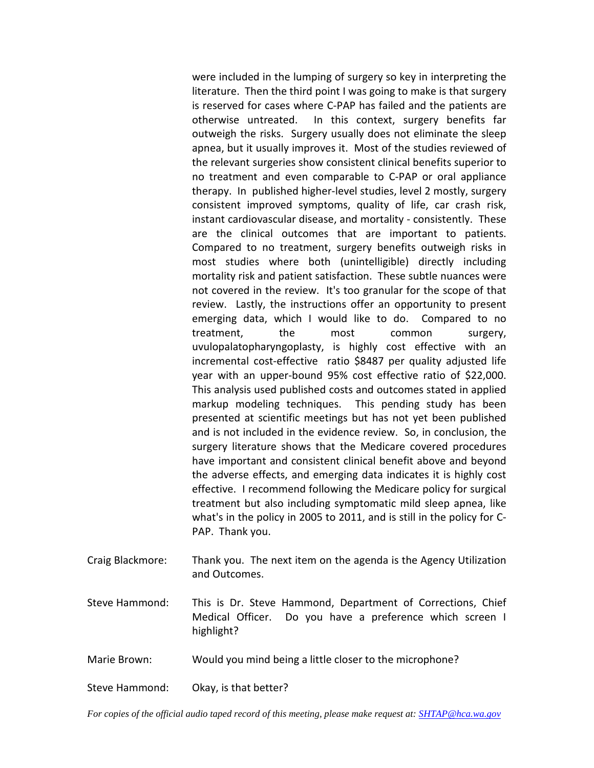were included in the lumping of surgery so key in interpreting the literature. Then the third point I was going to make is that surgery is reserved for cases where C-PAP has failed and the patients are otherwise untreated. In this context, surgery benefits far outweigh the risks. Surgery usually does not eliminate the sleep apnea, but it usually improves it. Most of the studies reviewed of the relevant surgeries show consistent clinical benefits superior to no treatment and even comparable to C-PAP or oral appliance therapy. In published higher-level studies, level 2 mostly, surgery consistent improved symptoms, quality of life, car crash risk, instant cardiovascular disease, and mortality - consistently. These are the clinical outcomes that are important to patients. Compared to no treatment, surgery benefits outweigh risks in most studies where both (unintelligible) directly including mortality risk and patient satisfaction. These subtle nuances were not covered in the review. It's too granular for the scope of that review. Lastly, the instructions offer an opportunity to present emerging data, which I would like to do. Compared to no treatment, the most common surgery, uvulopalatopharyngoplasty, is highly cost effective with an incremental cost-effective ratio $8487 per quality adjusted life year with an upper-bound 95% cost effective ratio of $22,000. This analysis used published costs and outcomes stated in applied markup modeling techniques. This pending study has been presented at scientific meetings but has not yet been published and is not included in the evidence review. So, in conclusion, the surgery literature shows that the Medicare covered procedures have important and consistent clinical benefit above and beyond the adverse effects, and emerging data indicates it is highly cost effective. I recommend following the Medicare policy for surgical treatment but also including symptomatic mild sleep apnea, like what's in the policy in 2005 to 2011, and is still in the policy for C-PAP. Thank you.

Craig Blackmore: Thank you. The next item on the agenda is the Agency Utilization and Outcomes.

Steve Hammond: This is Dr. Steve Hammond, Department of Corrections, Chief Medical Officer. Do you have a preference which screen I highlight?

Marie Brown: Would you mind being a little closer to the microphone?

Steve Hammond: Okay, is that better?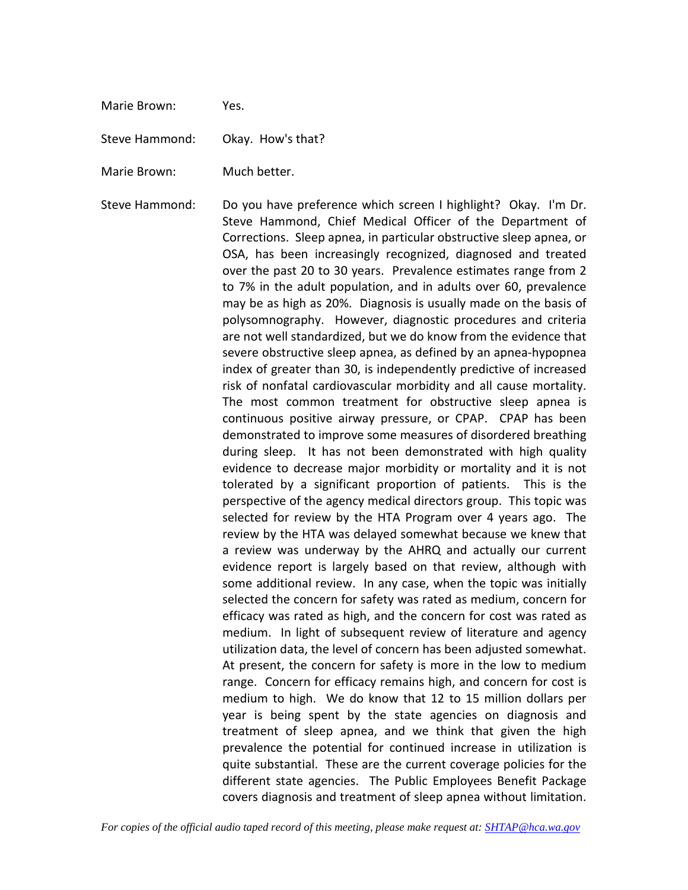Marie Brown: Yes.

Steve Hammond: Okay. How's that?

Marie Brown: Much better.

Steve Hammond: Do you have preference which screen I highlight? Okay. I'm Dr. Steve Hammond, Chief Medical Officer of the Department of Corrections. Sleep apnea, in particular obstructive sleep apnea, or OSA, has been increasingly recognized, diagnosed and treated over the past 20 to 30 years. Prevalence estimates range from 2 to 7% in the adult population, and in adults over 60, prevalence may be as high as 20%. Diagnosis is usually made on the basis of polysomnography. However, diagnostic procedures and criteria are not well standardized, but we do know from the evidence that severe obstructive sleep apnea, as defined by an apnea-hypopnea index of greater than 30, is independently predictive of increased risk of nonfatal cardiovascular morbidity and all cause mortality. The most common treatment for obstructive sleep apnea is continuous positive airway pressure, or CPAP. CPAP has been demonstrated to improve some measures of disordered breathing during sleep. It has not been demonstrated with high quality evidence to decrease major morbidity or mortality and it is not tolerated by a significant proportion of patients. This is the perspective of the agency medical directors group. This topic was selected for review by the HTA Program over 4 years ago. The review by the HTA was delayed somewhat because we knew that a review was underway by the AHRQ and actually our current evidence report is largely based on that review, although with some additional review. In any case, when the topic was initially selected the concern for safety was rated as medium, concern for efficacy was rated as high, and the concern for cost was rated as medium. In light of subsequent review of literature and agency utilization data, the level of concern has been adjusted somewhat. At present, the concern for safety is more in the low to medium range. Concern for efficacy remains high, and concern for cost is medium to high. We do know that 12 to 15 million dollars per year is being spent by the state agencies on diagnosis and treatment of sleep apnea, and we think that given the high prevalence the potential for continued increase in utilization is quite substantial. These are the current coverage policies for the different state agencies. The Public Employees Benefit Package covers diagnosis and treatment of sleep apnea without limitation.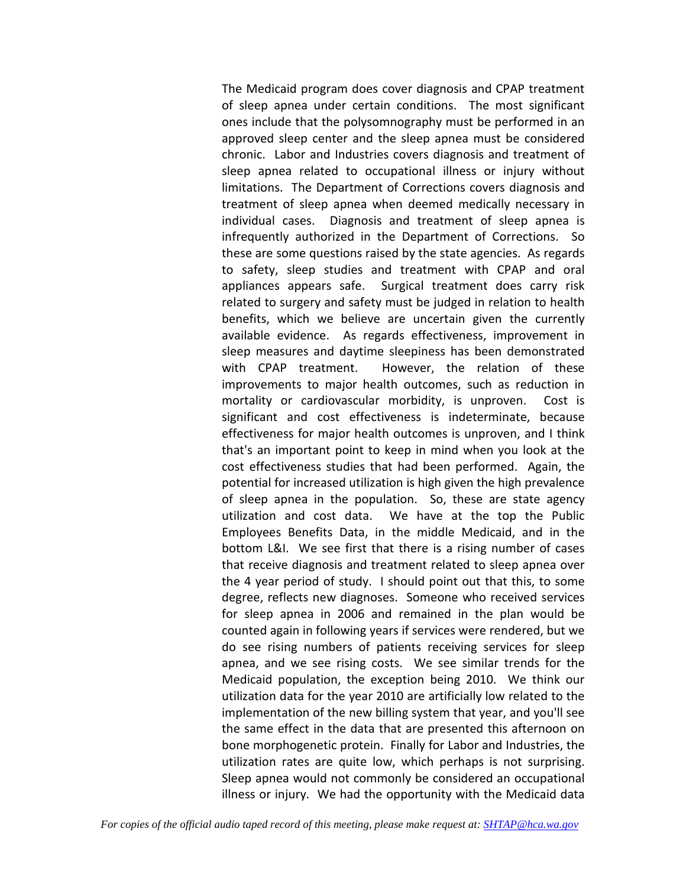The Medicaid program does cover diagnosis and CPAP treatment of sleep apnea under certain conditions. The most significant ones include that the polysomnography must be performed in an approved sleep center and the sleep apnea must be considered chronic. Labor and Industries covers diagnosis and treatment of sleep apnea related to occupational illness or injury without limitations. The Department of Corrections covers diagnosis and treatment of sleep apnea when deemed medically necessary in individual cases. Diagnosis and treatment of sleep apnea is infrequently authorized in the Department of Corrections. So these are some questions raised by the state agencies. As regards to safety, sleep studies and treatment with CPAP and oral appliances appears safe. Surgical treatment does carry risk related to surgery and safety must be judged in relation to health benefits, which we believe are uncertain given the currently available evidence. As regards effectiveness, improvement in sleep measures and daytime sleepiness has been demonstrated with CPAP treatment. However, the relation of these improvements to major health outcomes, such as reduction in mortality or cardiovascular morbidity, is unproven. Cost is significant and cost effectiveness is indeterminate, because effectiveness for major health outcomes is unproven, and I think that's an important point to keep in mind when you look at the cost effectiveness studies that had been performed. Again, the potential for increased utilization is high given the high prevalence of sleep apnea in the population. So, these are state agency utilization and cost data. We have at the top the Public Employees Benefits Data, in the middle Medicaid, and in the bottom L&I. We see first that there is a rising number of cases that receive diagnosis and treatment related to sleep apnea over the 4 year period of study. I should point out that this, to some degree, reflects new diagnoses. Someone who received services for sleep apnea in 2006 and remained in the plan would be counted again in following years if services were rendered, but we do see rising numbers of patients receiving services for sleep apnea, and we see rising costs. We see similar trends for the Medicaid population, the exception being 2010. We think our utilization data for the year 2010 are artificially low related to the implementation of the new billing system that year, and you'll see the same effect in the data that are presented this afternoon on bone morphogenetic protein. Finally for Labor and Industries, the utilization rates are quite low, which perhaps is not surprising. Sleep apnea would not commonly be considered an occupational illness or injury. We had the opportunity with the Medicaid data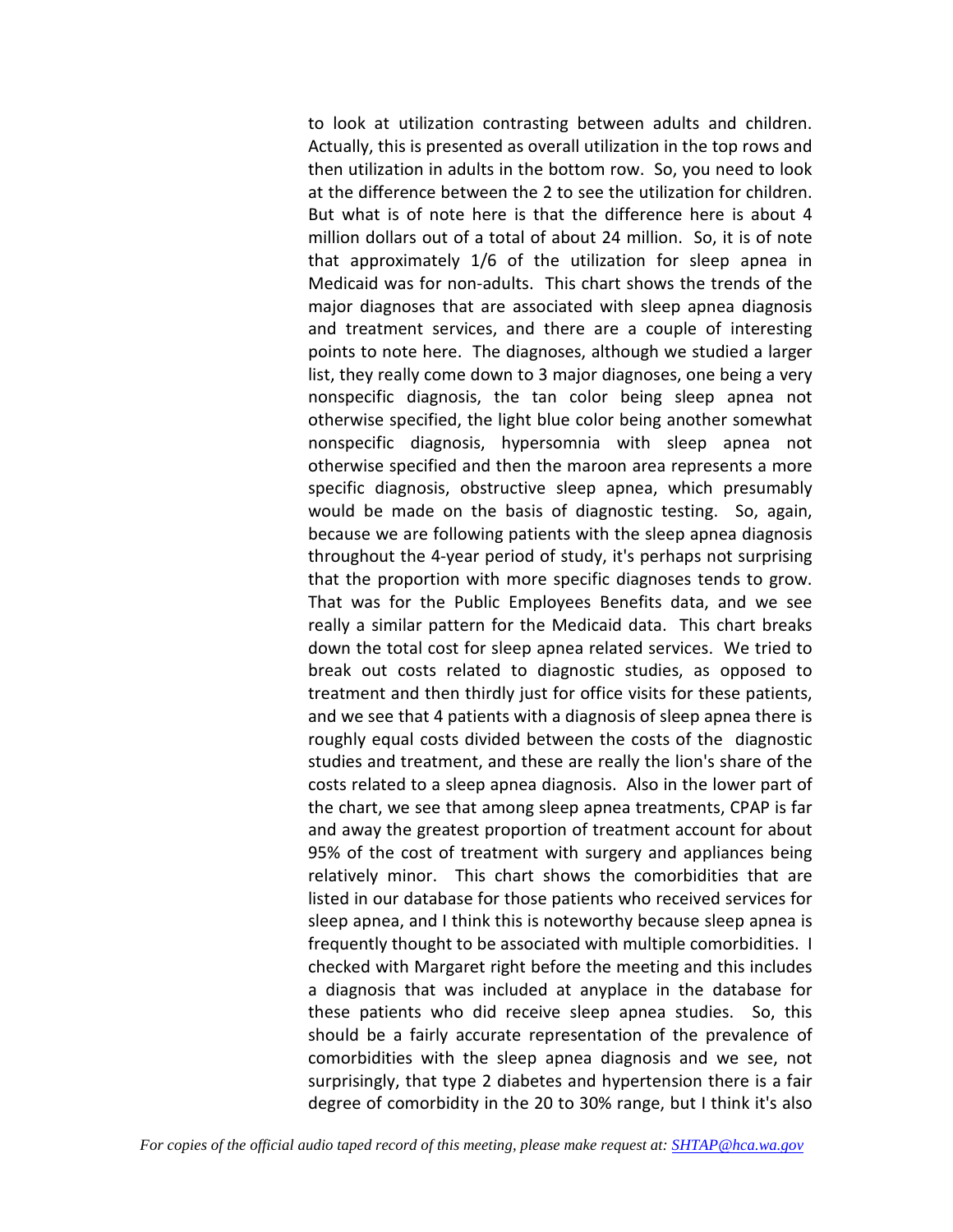to look at utilization contrasting between adults and children. Actually, this is presented as overall utilization in the top rows and then utilization in adults in the bottom row. So, you need to look at the difference between the 2 to see the utilization for children. But what is of note here is that the difference here is about 4 million dollars out of a total of about 24 million. So, it is of note that approximately 1/6 of the utilization for sleep apnea in Medicaid was for non-adults. This chart shows the trends of the major diagnoses that are associated with sleep apnea diagnosis and treatment services, and there are a couple of interesting points to note here. The diagnoses, although we studied a larger list, they really come down to 3 major diagnoses, one being a very nonspecific diagnosis, the tan color being sleep apnea not otherwise specified, the light blue color being another somewhat nonspecific diagnosis, hypersomnia with sleep apnea not otherwise specified and then the maroon area represents a more specific diagnosis, obstructive sleep apnea, which presumably would be made on the basis of diagnostic testing. So, again, because we are following patients with the sleep apnea diagnosis throughout the 4-year period of study, it's perhaps not surprising that the proportion with more specific diagnoses tends to grow. That was for the Public Employees Benefits data, and we see really a similar pattern for the Medicaid data. This chart breaks down the total cost for sleep apnea related services. We tried to break out costs related to diagnostic studies, as opposed to treatment and then thirdly just for office visits for these patients, and we see that 4 patients with a diagnosis of sleep apnea there is roughly equal costs divided between the costs of the diagnostic studies and treatment, and these are really the lion's share of the costs related to a sleep apnea diagnosis. Also in the lower part of the chart, we see that among sleep apnea treatments, CPAP is far and away the greatest proportion of treatment account for about 95% of the cost of treatment with surgery and appliances being relatively minor. This chart shows the comorbidities that are listed in our database for those patients who received services for sleep apnea, and I think this is noteworthy because sleep apnea is frequently thought to be associated with multiple comorbidities. I checked with Margaret right before the meeting and this includes a diagnosis that was included at anyplace in the database for these patients who did receive sleep apnea studies. So, this should be a fairly accurate representation of the prevalence of comorbidities with the sleep apnea diagnosis and we see, not surprisingly, that type 2 diabetes and hypertension there is a fair degree of comorbidity in the 20 to 30% range, but I think it's also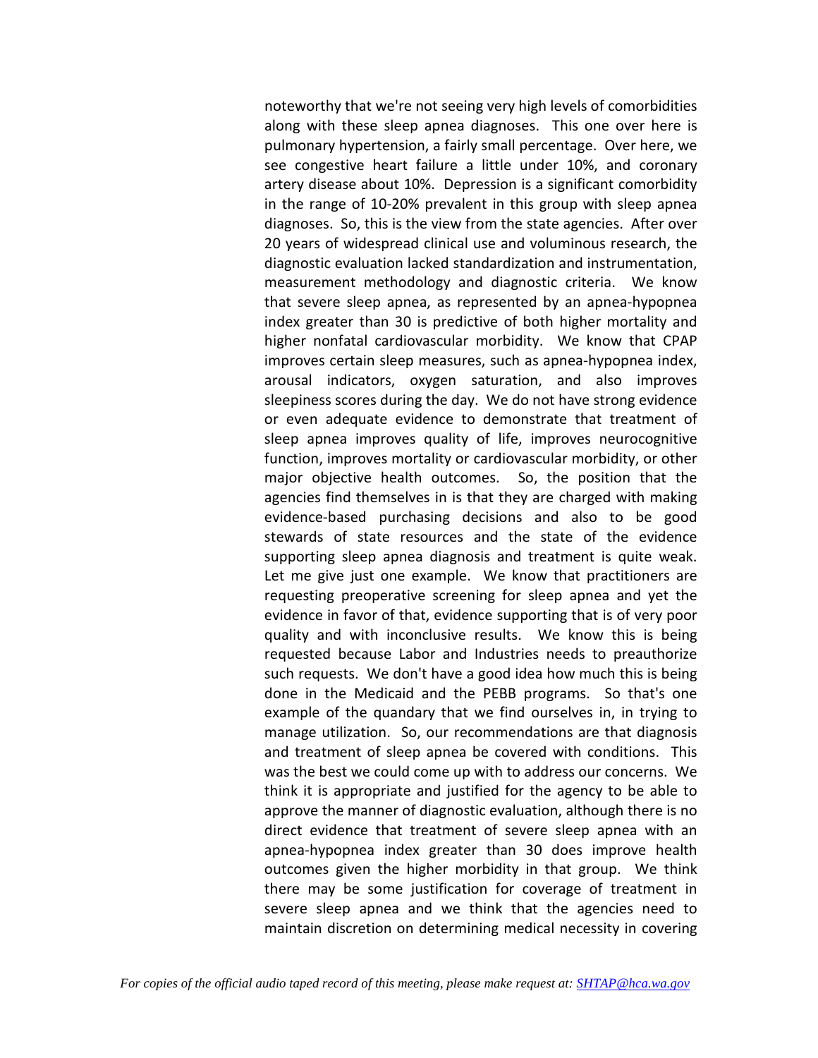noteworthy that we're not seeing very high levels of comorbidities along with these sleep apnea diagnoses. This one over here is pulmonary hypertension, a fairly small percentage. Over here, we see congestive heart failure a little under 10%, and coronary artery disease about 10%. Depression is a significant comorbidity in the range of 10-20% prevalent in this group with sleep apnea diagnoses. So, this is the view from the state agencies. After over 20 years of widespread clinical use and voluminous research, the diagnostic evaluation lacked standardization and instrumentation, measurement methodology and diagnostic criteria. We know that severe sleep apnea, as represented by an apnea-hypopnea index greater than 30 is predictive of both higher mortality and higher nonfatal cardiovascular morbidity. We know that CPAP improves certain sleep measures, such as apnea-hypopnea index, arousal indicators, oxygen saturation, and also improves sleepiness scores during the day. We do not have strong evidence or even adequate evidence to demonstrate that treatment of sleep apnea improves quality of life, improves neurocognitive function, improves mortality or cardiovascular morbidity, or other major objective health outcomes. So, the position that the agencies find themselves in is that they are charged with making evidence-based purchasing decisions and also to be good stewards of state resources and the state of the evidence supporting sleep apnea diagnosis and treatment is quite weak. Let me give just one example. We know that practitioners are requesting preoperative screening for sleep apnea and yet the evidence in favor of that, evidence supporting that is of very poor quality and with inconclusive results. We know this is being requested because Labor and Industries needs to preauthorize such requests. We don't have a good idea how much this is being done in the Medicaid and the PEBB programs. So that's one example of the quandary that we find ourselves in, in trying to manage utilization. So, our recommendations are that diagnosis and treatment of sleep apnea be covered with conditions. This was the best we could come up with to address our concerns. We think it is appropriate and justified for the agency to be able to approve the manner of diagnostic evaluation, although there is no direct evidence that treatment of severe sleep apnea with an apnea-hypopnea index greater than 30 does improve health outcomes given the higher morbidity in that group. We think there may be some justification for coverage of treatment in severe sleep apnea and we think that the agencies need to maintain discretion on determining medical necessity in covering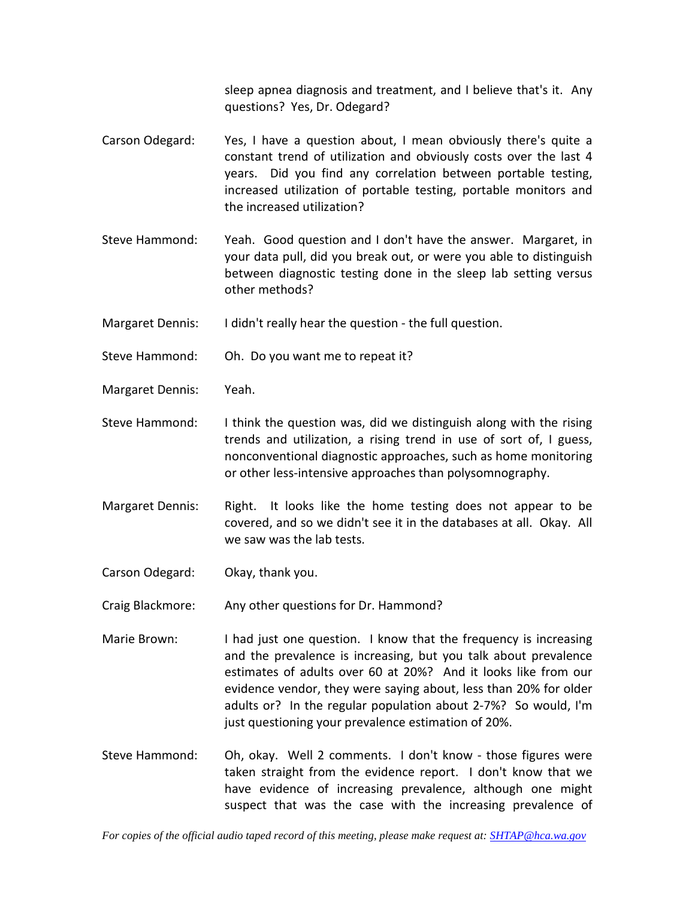sleep apnea diagnosis and treatment, and I believe that's it. Any questions? Yes, Dr. Odegard?

Carson Odegard: Yes, I have a question about, I mean obviously there's quite a constant trend of utilization and obviously costs over the last 4 years. Did you find any correlation between portable testing, increased utilization of portable testing, portable monitors and the increased utilization?

Steve Hammond: Yeah. Good question and I don't have the answer. Margaret, in your data pull, did you break out, or were you able to distinguish between diagnostic testing done in the sleep lab setting versus other methods?

Margaret Dennis: I didn't really hear the question - the full question.

Steve Hammond: Oh. Do you want me to repeat it?

Margaret Dennis: Yeah.

Steve Hammond: I think the question was, did we distinguish along with the rising trends and utilization, a rising trend in use of sort of, I guess, nonconventional diagnostic approaches, such as home monitoring or other less-intensive approaches than polysomnography.

Margaret Dennis: Right. It looks like the home testing does not appear to be covered, and so we didn't see it in the databases at all. Okay. All we saw was the lab tests.

Carson Odegard: Okay, thank you.

Craig Blackmore: Any other questions for Dr. Hammond?

Marie Brown: I had just one question. I know that the frequency is increasing and the prevalence is increasing, but you talk about prevalence estimates of adults over 60 at 20%? And it looks like from our evidence vendor, they were saying about, less than 20% for older adults or? In the regular population about 2-7%? So would, I'm just questioning your prevalence estimation of 20%.

Steve Hammond: Oh, okay. Well 2 comments. I don't know - those figures were taken straight from the evidence report. I don't know that we have evidence of increasing prevalence, although one might suspect that was the case with the increasing prevalence of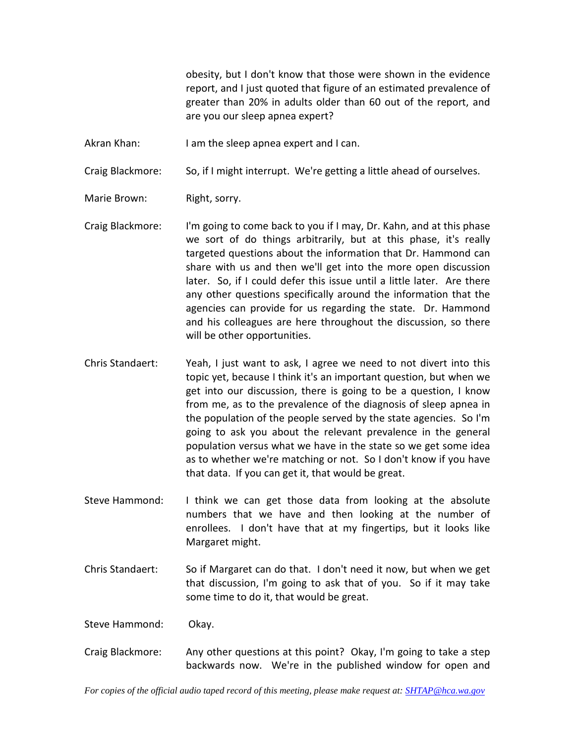obesity, but I don't know that those were shown in the evidence report, and I just quoted that figure of an estimated prevalence of greater than 20% in adults older than 60 out of the report, and are you our sleep apnea expert?

Akran Khan: I am the sleep apnea expert and I can.

Craig Blackmore: So, if I might interrupt. We're getting a little ahead of ourselves.

Marie Brown: Right, sorry.

Craig Blackmore: I'm going to come back to you if I may, Dr. Kahn, and at this phase we sort of do things arbitrarily, but at this phase, it's really targeted questions about the information that Dr. Hammond can share with us and then we'll get into the more open discussion later. So, if I could defer this issue until a little later. Are there any other questions specifically around the information that the agencies can provide for us regarding the state. Dr. Hammond and his colleagues are here throughout the discussion, so there will be other opportunities.

Chris Standaert: Yeah, I just want to ask, I agree we need to not divert into this topic yet, because I think it's an important question, but when we get into our discussion, there is going to be a question, I know from me, as to the prevalence of the diagnosis of sleep apnea in the population of the people served by the state agencies. So I'm going to ask you about the relevant prevalence in the general population versus what we have in the state so we get some idea as to whether we're matching or not. So I don't know if you have that data. If you can get it, that would be great.

Steve Hammond: I think we can get those data from looking at the absolute numbers that we have and then looking at the number of enrollees. I don't have that at my fingertips, but it looks like Margaret might.

Chris Standaert: So if Margaret can do that. I don't need it now, but when we get that discussion, I'm going to ask that of you. So if it may take some time to do it, that would be great.

Steve Hammond: Okay.

Craig Blackmore: Any other questions at this point? Okay, I'm going to take a step backwards now. We're in the published window for open and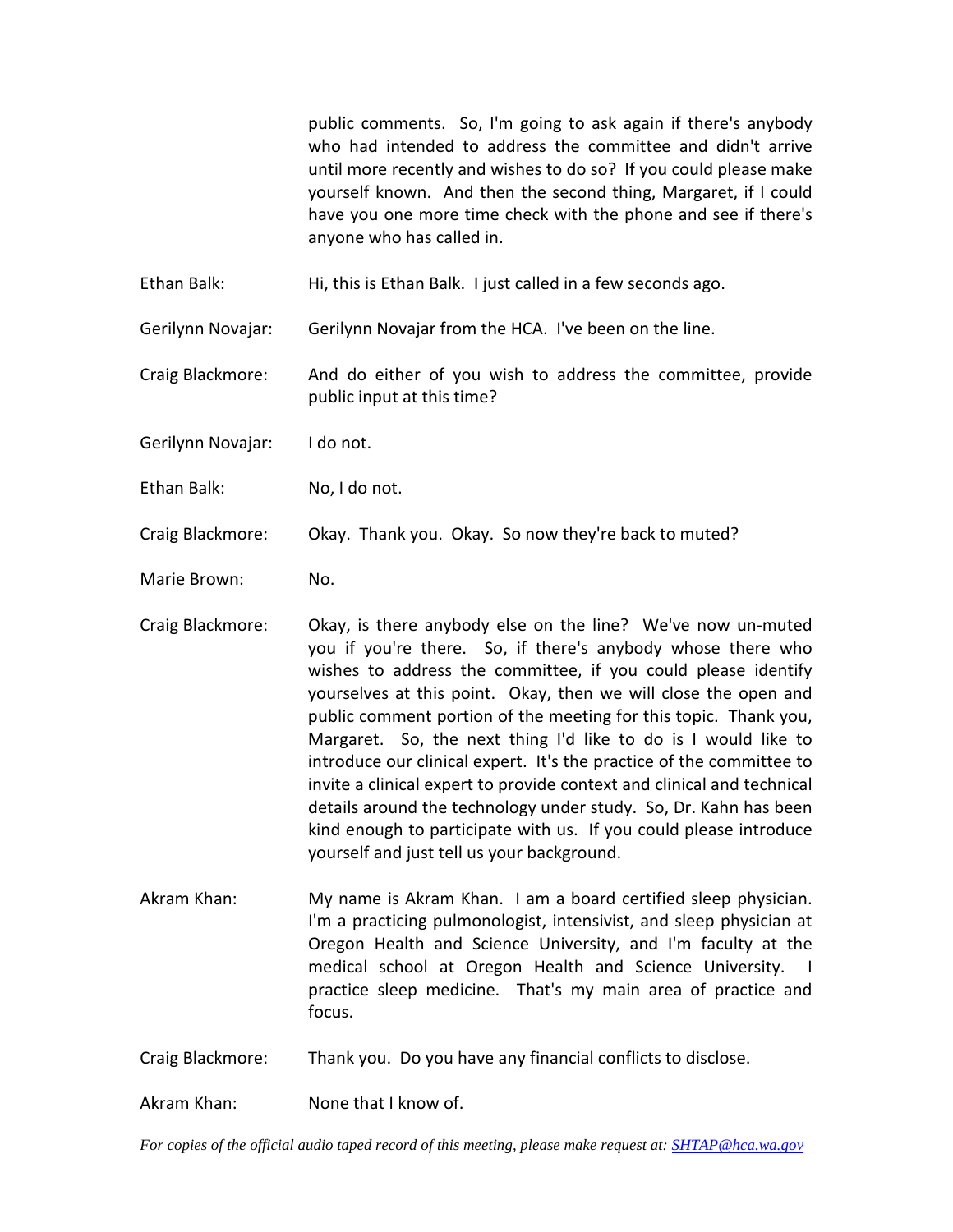public comments. So, I'm going to ask again if there's anybody who had intended to address the committee and didn't arrive until more recently and wishes to do so? If you could please make yourself known. And then the second thing, Margaret, if I could have you one more time check with the phone and see if there's anyone who has called in.

Ethan Balk: Hi, this is Ethan Balk. I just called in a few seconds ago.

Gerilynn Novajar: Gerilynn Novajar from the HCA. I've been on the line.

Craig Blackmore: And do either of you wish to address the committee, provide public input at this time?

Gerilynn Novajar: I do not.

Ethan Balk: No, I do not.

Craig Blackmore: Okay. Thank you. Okay. So now they're back to muted?

Marie Brown: No.

Craig Blackmore: Okay, is there anybody else on the line? We've now un-muted you if you're there. So, if there's anybody whose there who wishes to address the committee, if you could please identify yourselves at this point. Okay, then we will close the open and public comment portion of the meeting for this topic. Thank you, Margaret. So, the next thing I'd like to do is I would like to introduce our clinical expert. It's the practice of the committee to invite a clinical expert to provide context and clinical and technical details around the technology under study. So, Dr. Kahn has been kind enough to participate with us. If you could please introduce yourself and just tell us your background.

Akram Khan: My name is Akram Khan. I am a board certified sleep physician. I'm a practicing pulmonologist, intensivist, and sleep physician at Oregon Health and Science University, and I'm faculty at the medical school at Oregon Health and Science University. I practice sleep medicine. That's my main area of practice and focus.

Craig Blackmore: Thank you. Do you have any financial conflicts to disclose.

Akram Khan: None that I know of.

*For copies of the official audio taped record of this meeting, please make request at: SHTAP@hca.wa.gov*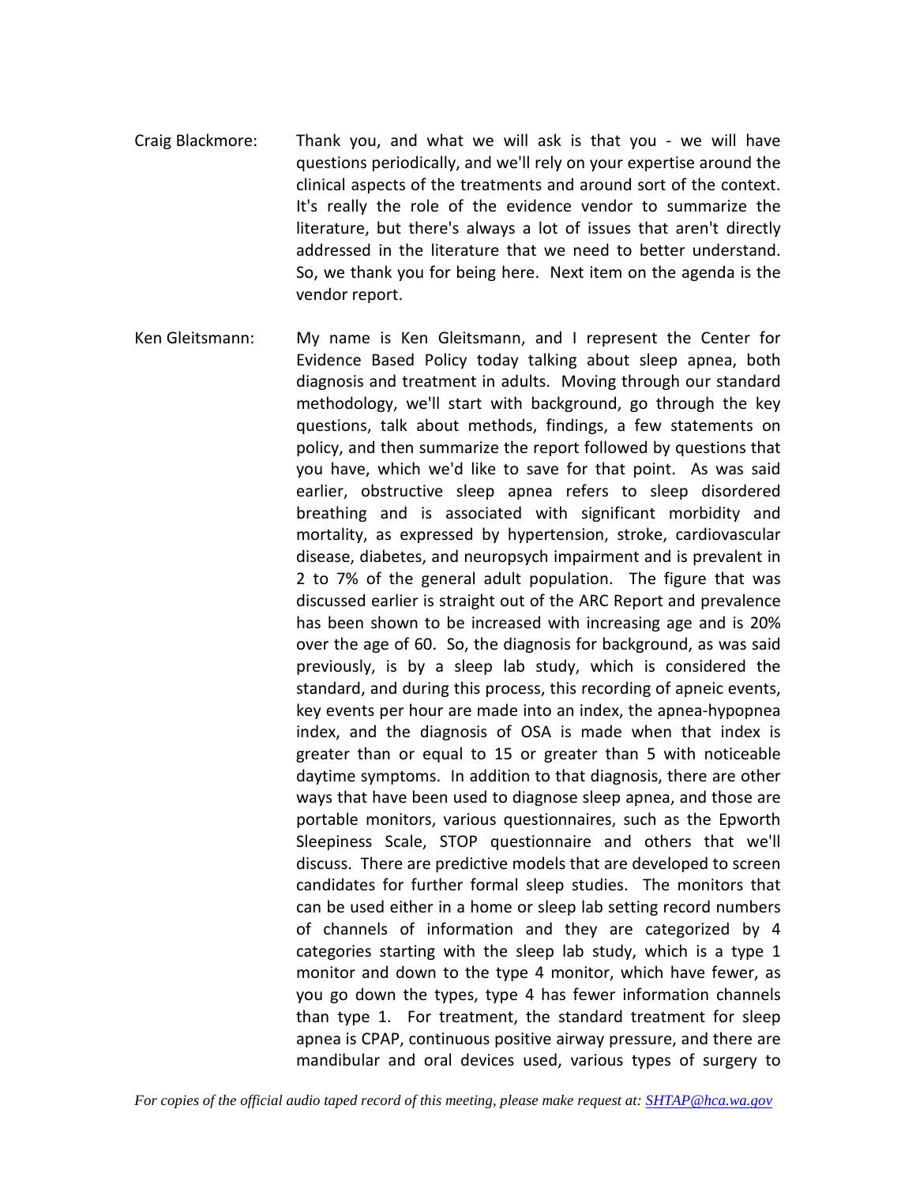Craig Blackmore: Thank you, and what we will ask is that you - we will have questions periodically, and we'll rely on your expertise around the clinical aspects of the treatments and around sort of the context. It's really the role of the evidence vendor to summarize the literature, but there's always a lot of issues that aren't directly addressed in the literature that we need to better understand. So, we thank you for being here. Next item on the agenda is the vendor report.

Ken Gleitsmann: My name is Ken Gleitsmann, and I represent the Center for Evidence Based Policy today talking about sleep apnea, both diagnosis and treatment in adults. Moving through our standard methodology, we'll start with background, go through the key questions, talk about methods, findings, a few statements on policy, and then summarize the report followed by questions that you have, which we'd like to save for that point. As was said earlier, obstructive sleep apnea refers to sleep disordered breathing and is associated with significant morbidity and mortality, as expressed by hypertension, stroke, cardiovascular disease, diabetes, and neuropsych impairment and is prevalent in 2 to 7% of the general adult population. The figure that was discussed earlier is straight out of the ARC Report and prevalence has been shown to be increased with increasing age and is 20% over the age of 60. So, the diagnosis for background, as was said previously, is by a sleep lab study, which is considered the standard, and during this process, this recording of apneic events, key events per hour are made into an index, the apnea-hypopnea index, and the diagnosis of OSA is made when that index is greater than or equal to 15 or greater than 5 with noticeable daytime symptoms. In addition to that diagnosis, there are other ways that have been used to diagnose sleep apnea, and those are portable monitors, various questionnaires, such as the Epworth Sleepiness Scale, STOP questionnaire and others that we'll discuss. There are predictive models that are developed to screen candidates for further formal sleep studies. The monitors that can be used either in a home or sleep lab setting record numbers of channels of information and they are categorized by 4 categories starting with the sleep lab study, which is a type 1 monitor and down to the type 4 monitor, which have fewer, as you go down the types, type 4 has fewer information channels than type 1. For treatment, the standard treatment for sleep apnea is CPAP, continuous positive airway pressure, and there are mandibular and oral devices used, various types of surgery to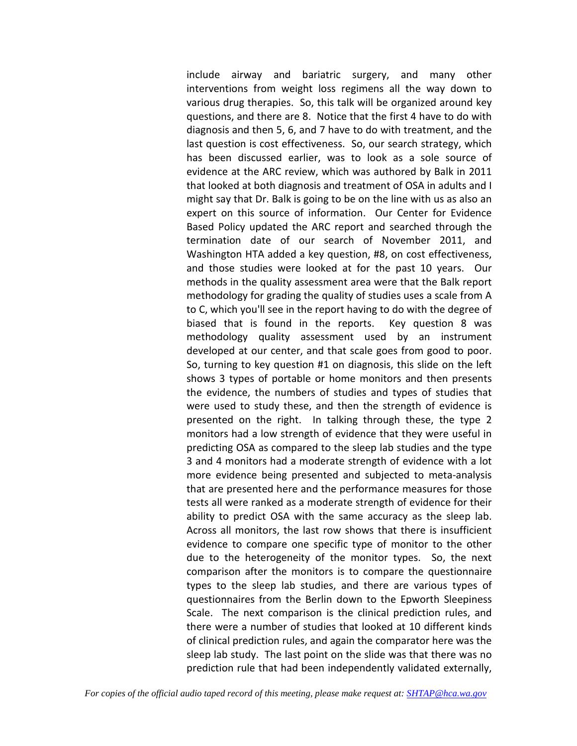include airway and bariatric surgery, and many other interventions from weight loss regimens all the way down to various drug therapies. So, this talk will be organized around key questions, and there are 8. Notice that the first 4 have to do with diagnosis and then 5, 6, and 7 have to do with treatment, and the last question is cost effectiveness. So, our search strategy, which has been discussed earlier, was to look as a sole source of evidence at the ARC review, which was authored by Balk in 2011 that looked at both diagnosis and treatment of OSA in adults and I might say that Dr. Balk is going to be on the line with us as also an expert on this source of information. Our Center for Evidence Based Policy updated the ARC report and searched through the termination date of our search of November 2011, and Washington HTA added a key question, #8, on cost effectiveness, and those studies were looked at for the past 10 years. Our methods in the quality assessment area were that the Balk report methodology for grading the quality of studies uses a scale from A to C, which you'll see in the report having to do with the degree of biased that is found in the reports. Key question 8 was methodology quality assessment used by an instrument developed at our center, and that scale goes from good to poor. So, turning to key question #1 on diagnosis, this slide on the left shows 3 types of portable or home monitors and then presents the evidence, the numbers of studies and types of studies that were used to study these, and then the strength of evidence is presented on the right. In talking through these, the type 2 monitors had a low strength of evidence that they were useful in predicting OSA as compared to the sleep lab studies and the type 3 and 4 monitors had a moderate strength of evidence with a lot more evidence being presented and subjected to meta-analysis that are presented here and the performance measures for those tests all were ranked as a moderate strength of evidence for their ability to predict OSA with the same accuracy as the sleep lab. Across all monitors, the last row shows that there is insufficient evidence to compare one specific type of monitor to the other due to the heterogeneity of the monitor types. So, the next comparison after the monitors is to compare the questionnaire types to the sleep lab studies, and there are various types of questionnaires from the Berlin down to the Epworth Sleepiness Scale. The next comparison is the clinical prediction rules, and there were a number of studies that looked at 10 different kinds of clinical prediction rules, and again the comparator here was the sleep lab study. The last point on the slide was that there was no prediction rule that had been independently validated externally,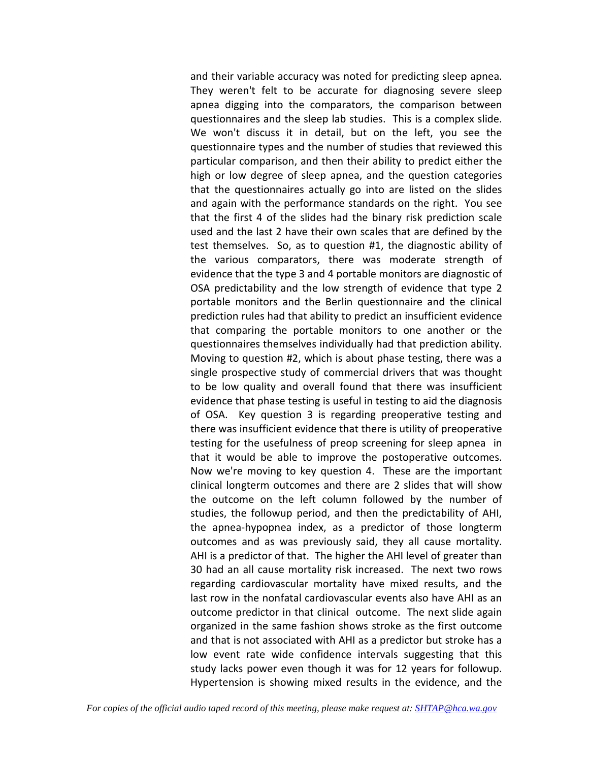and their variable accuracy was noted for predicting sleep apnea. They weren't felt to be accurate for diagnosing severe sleep apnea digging into the comparators, the comparison between questionnaires and the sleep lab studies. This is a complex slide. We won't discuss it in detail, but on the left, you see the questionnaire types and the number of studies that reviewed this particular comparison, and then their ability to predict either the high or low degree of sleep apnea, and the question categories that the questionnaires actually go into are listed on the slides and again with the performance standards on the right. You see that the first 4 of the slides had the binary risk prediction scale used and the last 2 have their own scales that are defined by the test themselves. So, as to question #1, the diagnostic ability of the various comparators, there was moderate strength of evidence that the type 3 and 4 portable monitors are diagnostic of OSA predictability and the low strength of evidence that type 2 portable monitors and the Berlin questionnaire and the clinical prediction rules had that ability to predict an insufficient evidence that comparing the portable monitors to one another or the questionnaires themselves individually had that prediction ability. Moving to question #2, which is about phase testing, there was a single prospective study of commercial drivers that was thought to be low quality and overall found that there was insufficient evidence that phase testing is useful in testing to aid the diagnosis of OSA. Key question 3 is regarding preoperative testing and there was insufficient evidence that there is utility of preoperative testing for the usefulness of preop screening for sleep apnea in that it would be able to improve the postoperative outcomes. Now we're moving to key question 4. These are the important clinical longterm outcomes and there are 2 slides that will show the outcome on the left column followed by the number of studies, the followup period, and then the predictability of AHI, the apnea-hypopnea index, as a predictor of those longterm outcomes and as was previously said, they all cause mortality. AHI is a predictor of that. The higher the AHI level of greater than 30 had an all cause mortality risk increased. The next two rows regarding cardiovascular mortality have mixed results, and the last row in the nonfatal cardiovascular events also have AHI as an outcome predictor in that clinical outcome. The next slide again organized in the same fashion shows stroke as the first outcome and that is not associated with AHI as a predictor but stroke has a low event rate wide confidence intervals suggesting that this study lacks power even though it was for 12 years for followup. Hypertension is showing mixed results in the evidence, and the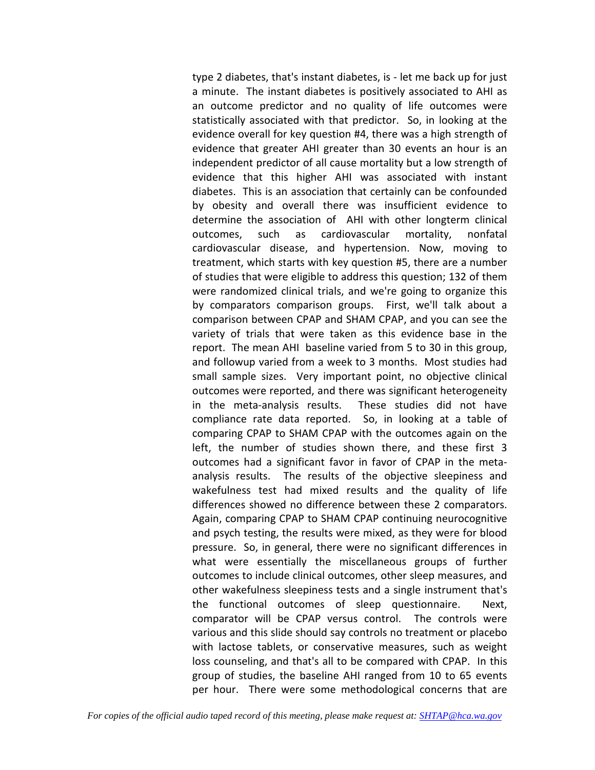type 2 diabetes, that's instant diabetes, is - let me back up for just a minute. The instant diabetes is positively associated to AHI as an outcome predictor and no quality of life outcomes were statistically associated with that predictor. So, in looking at the evidence overall for key question #4, there was a high strength of evidence that greater AHI greater than 30 events an hour is an independent predictor of all cause mortality but a low strength of evidence that this higher AHI was associated with instant diabetes. This is an association that certainly can be confounded by obesity and overall there was insufficient evidence to determine the association of AHI with other longterm clinical outcomes, such as cardiovascular mortality, nonfatal cardiovascular disease, and hypertension. Now, moving to treatment, which starts with key question #5, there are a number of studies that were eligible to address this question; 132 of them were randomized clinical trials, and we're going to organize this by comparators comparison groups. First, we'll talk about a comparison between CPAP and SHAM CPAP, and you can see the variety of trials that were taken as this evidence base in the report. The mean AHI baseline varied from 5 to 30 in this group, and followup varied from a week to 3 months. Most studies had small sample sizes. Very important point, no objective clinical outcomes were reported, and there was significant heterogeneity in the meta-analysis results. These studies did not have compliance rate data reported. So, in looking at a table of comparing CPAP to SHAM CPAP with the outcomes again on the left, the number of studies shown there, and these first 3 outcomes had a significant favor in favor of CPAP in the meta-analysis results. The results of the objective sleepiness and wakefulness test had mixed results and the quality of life differences showed no difference between these 2 comparators. Again, comparing CPAP to SHAM CPAP continuing neurocognitive and psych testing, the results were mixed, as they were for blood pressure. So, in general, there were no significant differences in what were essentially the miscellaneous groups of further outcomes to include clinical outcomes, other sleep measures, and other wakefulness sleepiness tests and a single instrument that's the functional outcomes of sleep questionnaire. Next, comparator will be CPAP versus control. The controls were various and this slide should say controls no treatment or placebo with lactose tablets, or conservative measures, such as weight loss counseling, and that's all to be compared with CPAP. In this group of studies, the baseline AHI ranged from 10 to 65 events per hour. There were some methodological concerns that are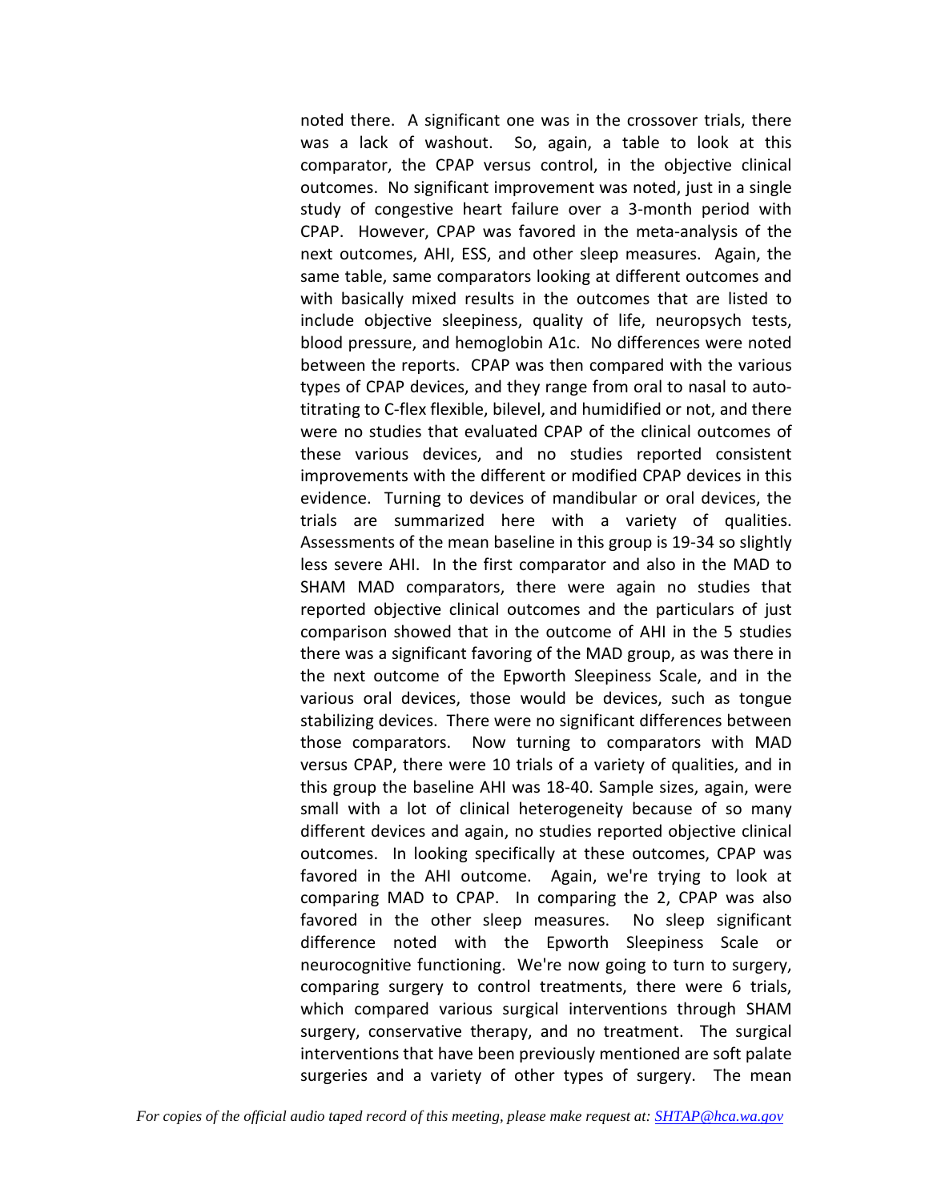noted there. A significant one was in the crossover trials, there was a lack of washout. So, again, a table to look at this comparator, the CPAP versus control, in the objective clinical outcomes. No significant improvement was noted, just in a single study of congestive heart failure over a 3-month period with CPAP. However, CPAP was favored in the meta-analysis of the next outcomes, AHI, ESS, and other sleep measures. Again, the same table, same comparators looking at different outcomes and with basically mixed results in the outcomes that are listed to include objective sleepiness, quality of life, neuropsych tests, blood pressure, and hemoglobin A1c. No differences were noted between the reports. CPAP was then compared with the various types of CPAP devices, and they range from oral to nasal to auto-titrating to C-flex flexible, bilevel, and humidified or not, and there were no studies that evaluated CPAP of the clinical outcomes of these various devices, and no studies reported consistent improvements with the different or modified CPAP devices in this evidence. Turning to devices of mandibular or oral devices, the trials are summarized here with a variety of qualities. Assessments of the mean baseline in this group is 19-34 so slightly less severe AHI. In the first comparator and also in the MAD to SHAM MAD comparators, there were again no studies that reported objective clinical outcomes and the particulars of just comparison showed that in the outcome of AHI in the 5 studies there was a significant favoring of the MAD group, as was there in the next outcome of the Epworth Sleepiness Scale, and in the various oral devices, those would be devices, such as tongue stabilizing devices. There were no significant differences between those comparators. Now turning to comparators with MAD versus CPAP, there were 10 trials of a variety of qualities, and in this group the baseline AHI was 18-40. Sample sizes, again, were small with a lot of clinical heterogeneity because of so many different devices and again, no studies reported objective clinical outcomes. In looking specifically at these outcomes, CPAP was favored in the AHI outcome. Again, we're trying to look at comparing MAD to CPAP. In comparing the 2, CPAP was also favored in the other sleep measures. No sleep significant difference noted with the Epworth Sleepiness Scale or neurocognitive functioning. We're now going to turn to surgery, comparing surgery to control treatments, there were 6 trials, which compared various surgical interventions through SHAM surgery, conservative therapy, and no treatment. The surgical interventions that have been previously mentioned are soft palate surgeries and a variety of other types of surgery. The mean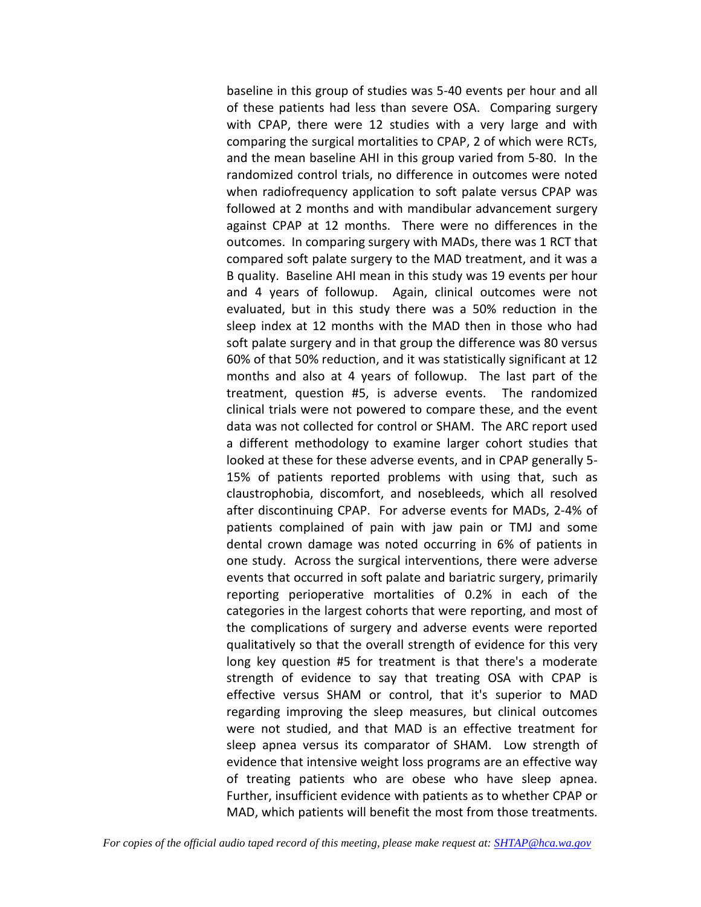baseline in this group of studies was 5-40 events per hour and all of these patients had less than severe OSA. Comparing surgery with CPAP, there were 12 studies with a very large and with comparing the surgical mortalities to CPAP, 2 of which were RCTs, and the mean baseline AHI in this group varied from 5-80. In the randomized control trials, no difference in outcomes were noted when radiofrequency application to soft palate versus CPAP was followed at 2 months and with mandibular advancement surgery against CPAP at 12 months. There were no differences in the outcomes. In comparing surgery with MADs, there was 1 RCT that compared soft palate surgery to the MAD treatment, and it was a B quality. Baseline AHI mean in this study was 19 events per hour and 4 years of followup. Again, clinical outcomes were not evaluated, but in this study there was a 50% reduction in the sleep index at 12 months with the MAD then in those who had soft palate surgery and in that group the difference was 80 versus 60% of that 50% reduction, and it was statistically significant at 12 months and also at 4 years of followup. The last part of the treatment, question #5, is adverse events. The randomized clinical trials were not powered to compare these, and the event data was not collected for control or SHAM. The ARC report used a different methodology to examine larger cohort studies that looked at these for these adverse events, and in CPAP generally 5-15% of patients reported problems with using that, such as claustrophobia, discomfort, and nosebleeds, which all resolved after discontinuing CPAP. For adverse events for MADs, 2-4% of patients complained of pain with jaw pain or TMJ and some dental crown damage was noted occurring in 6% of patients in one study. Across the surgical interventions, there were adverse events that occurred in soft palate and bariatric surgery, primarily reporting perioperative mortalities of 0.2% in each of the categories in the largest cohorts that were reporting, and most of the complications of surgery and adverse events were reported qualitatively so that the overall strength of evidence for this very long key question #5 for treatment is that there's a moderate strength of evidence to say that treating OSA with CPAP is effective versus SHAM or control, that it's superior to MAD regarding improving the sleep measures, but clinical outcomes were not studied, and that MAD is an effective treatment for sleep apnea versus its comparator of SHAM. Low strength of evidence that intensive weight loss programs are an effective way of treating patients who are obese who have sleep apnea. Further, insufficient evidence with patients as to whether CPAP or MAD, which patients will benefit the most from those treatments.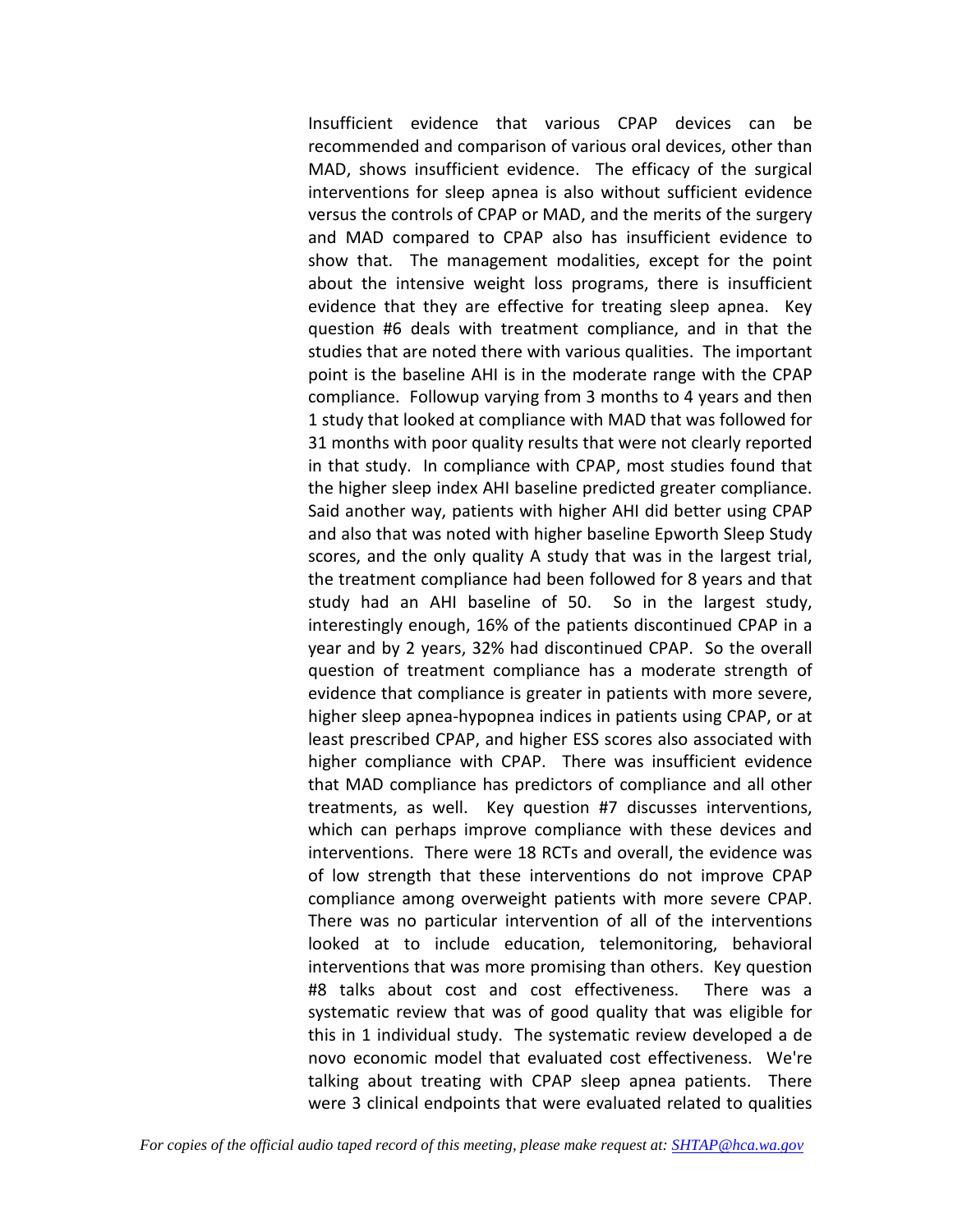Insufficient evidence that various CPAP devices can be recommended and comparison of various oral devices, other than MAD, shows insufficient evidence. The efficacy of the surgical interventions for sleep apnea is also without sufficient evidence versus the controls of CPAP or MAD, and the merits of the surgery and MAD compared to CPAP also has insufficient evidence to show that. The management modalities, except for the point about the intensive weight loss programs, there is insufficient evidence that they are effective for treating sleep apnea. Key question #6 deals with treatment compliance, and in that the studies that are noted there with various qualities. The important point is the baseline AHI is in the moderate range with the CPAP compliance. Followup varying from 3 months to 4 years and then 1 study that looked at compliance with MAD that was followed for 31 months with poor quality results that were not clearly reported in that study. In compliance with CPAP, most studies found that the higher sleep index AHI baseline predicted greater compliance. Said another way, patients with higher AHI did better using CPAP and also that was noted with higher baseline Epworth Sleep Study scores, and the only quality A study that was in the largest trial, the treatment compliance had been followed for 8 years and that study had an AHI baseline of 50. So in the largest study, interestingly enough, 16% of the patients discontinued CPAP in a year and by 2 years, 32% had discontinued CPAP. So the overall question of treatment compliance has a moderate strength of evidence that compliance is greater in patients with more severe, higher sleep apnea-hypopnea indices in patients using CPAP, or at least prescribed CPAP, and higher ESS scores also associated with higher compliance with CPAP. There was insufficient evidence that MAD compliance has predictors of compliance and all other treatments, as well. Key question #7 discusses interventions, which can perhaps improve compliance with these devices and interventions. There were 18 RCTs and overall, the evidence was of low strength that these interventions do not improve CPAP compliance among overweight patients with more severe CPAP. There was no particular intervention of all of the interventions looked at to include education, telemonitoring, behavioral interventions that was more promising than others. Key question #8 talks about cost and cost effectiveness. There was a systematic review that was of good quality that was eligible for this in 1 individual study. The systematic review developed a de novo economic model that evaluated cost effectiveness. We're talking about treating with CPAP sleep apnea patients. There were 3 clinical endpoints that were evaluated related to qualities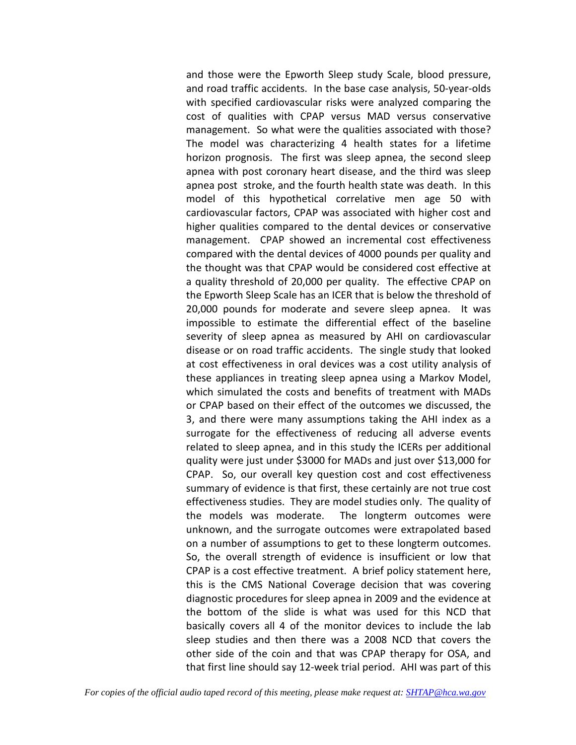and those were the Epworth Sleep study Scale, blood pressure, and road traffic accidents. In the base case analysis, 50-year-olds with specified cardiovascular risks were analyzed comparing the cost of qualities with CPAP versus MAD versus conservative management. So what were the qualities associated with those? The model was characterizing 4 health states for a lifetime horizon prognosis. The first was sleep apnea, the second sleep apnea with post coronary heart disease, and the third was sleep apnea post stroke, and the fourth health state was death. In this model of this hypothetical correlative men age 50 with cardiovascular factors, CPAP was associated with higher cost and higher qualities compared to the dental devices or conservative management. CPAP showed an incremental cost effectiveness compared with the dental devices of 4000 pounds per quality and the thought was that CPAP would be considered cost effective at a quality threshold of 20,000 per quality. The effective CPAP on the Epworth Sleep Scale has an ICER that is below the threshold of 20,000 pounds for moderate and severe sleep apnea. It was impossible to estimate the differential effect of the baseline severity of sleep apnea as measured by AHI on cardiovascular disease or on road traffic accidents. The single study that looked at cost effectiveness in oral devices was a cost utility analysis of these appliances in treating sleep apnea using a Markov Model, which simulated the costs and benefits of treatment with MADs or CPAP based on their effect of the outcomes we discussed, the 3, and there were many assumptions taking the AHI index as a surrogate for the effectiveness of reducing all adverse events related to sleep apnea, and in this study the ICERs per additional quality were just under $3000 for MADs and just over $13,000 for CPAP. So, our overall key question cost and cost effectiveness summary of evidence is that first, these certainly are not true cost effectiveness studies. They are model studies only. The quality of the models was moderate. The longterm outcomes were unknown, and the surrogate outcomes were extrapolated based on a number of assumptions to get to these longterm outcomes. So, the overall strength of evidence is insufficient or low that CPAP is a cost effective treatment. A brief policy statement here, this is the CMS National Coverage decision that was covering diagnostic procedures for sleep apnea in 2009 and the evidence at the bottom of the slide is what was used for this NCD that basically covers all 4 of the monitor devices to include the lab sleep studies and then there was a 2008 NCD that covers the other side of the coin and that was CPAP therapy for OSA, and that first line should say 12-week trial period. AHI was part of this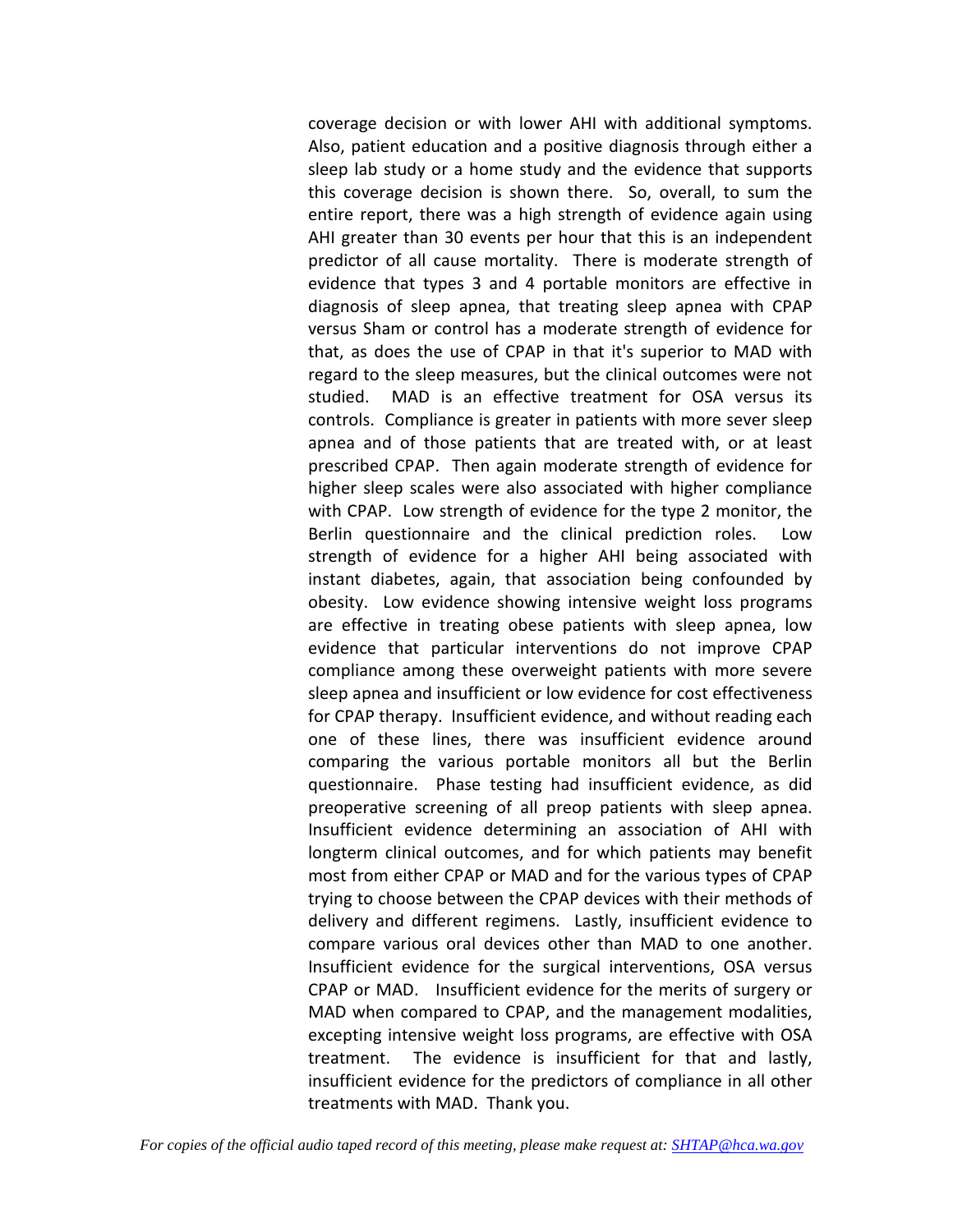coverage decision or with lower AHI with additional symptoms. Also, patient education and a positive diagnosis through either a sleep lab study or a home study and the evidence that supports this coverage decision is shown there. So, overall, to sum the entire report, there was a high strength of evidence again using AHI greater than 30 events per hour that this is an independent predictor of all cause mortality. There is moderate strength of evidence that types 3 and 4 portable monitors are effective in diagnosis of sleep apnea, that treating sleep apnea with CPAP versus Sham or control has a moderate strength of evidence for that, as does the use of CPAP in that it's superior to MAD with regard to the sleep measures, but the clinical outcomes were not studied. MAD is an effective treatment for OSA versus its controls. Compliance is greater in patients with more sever sleep apnea and of those patients that are treated with, or at least prescribed CPAP. Then again moderate strength of evidence for higher sleep scales were also associated with higher compliance with CPAP. Low strength of evidence for the type 2 monitor, the Berlin questionnaire and the clinical prediction roles. Low strength of evidence for a higher AHI being associated with instant diabetes, again, that association being confounded by obesity. Low evidence showing intensive weight loss programs are effective in treating obese patients with sleep apnea, low evidence that particular interventions do not improve CPAP compliance among these overweight patients with more severe sleep apnea and insufficient or low evidence for cost effectiveness for CPAP therapy. Insufficient evidence, and without reading each one of these lines, there was insufficient evidence around comparing the various portable monitors all but the Berlin questionnaire. Phase testing had insufficient evidence, as did preoperative screening of all preop patients with sleep apnea. Insufficient evidence determining an association of AHI with longterm clinical outcomes, and for which patients may benefit most from either CPAP or MAD and for the various types of CPAP trying to choose between the CPAP devices with their methods of delivery and different regimens. Lastly, insufficient evidence to compare various oral devices other than MAD to one another. Insufficient evidence for the surgical interventions, OSA versus CPAP or MAD. Insufficient evidence for the merits of surgery or MAD when compared to CPAP, and the management modalities, excepting intensive weight loss programs, are effective with OSA treatment. The evidence is insufficient for that and lastly, insufficient evidence for the predictors of compliance in all other treatments with MAD. Thank you.

*For copies of the official audio taped record of this meeting, please make request at: SHTAP@hca.wa.gov*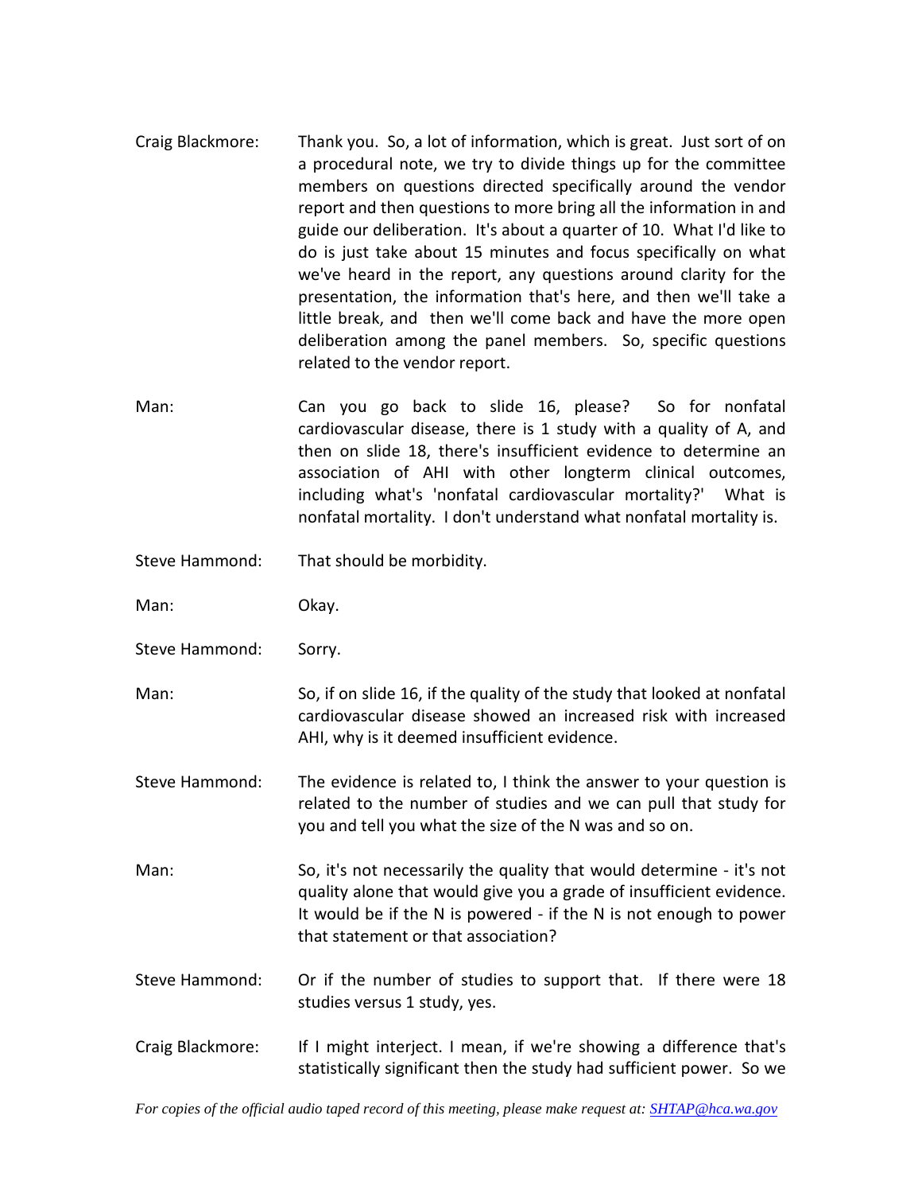Craig Blackmore: Thank you. So, a lot of information, which is great. Just sort of on a procedural note, we try to divide things up for the committee members on questions directed specifically around the vendor report and then questions to more bring all the information in and guide our deliberation. It's about a quarter of 10. What I'd like to do is just take about 15 minutes and focus specifically on what we've heard in the report, any questions around clarity for the presentation, the information that's here, and then we'll take a little break, and then we'll come back and have the more open deliberation among the panel members. So, specific questions related to the vendor report.

Man: Can you go back to slide 16, please? So for nonfatal cardiovascular disease, there is 1 study with a quality of A, and then on slide 18, there's insufficient evidence to determine an association of AHI with other longterm clinical outcomes, including what's 'nonfatal cardiovascular mortality?' What is nonfatal mortality. I don't understand what nonfatal mortality is.

Steve Hammond: That should be morbidity.

Man: Okay.

Steve Hammond: Sorry.

Man: So, if on slide 16, if the quality of the study that looked at nonfatal cardiovascular disease showed an increased risk with increased AHI, why is it deemed insufficient evidence.

Steve Hammond: The evidence is related to, I think the answer to your question is related to the number of studies and we can pull that study for you and tell you what the size of the N was and so on.

Man: So, it's not necessarily the quality that would determine - it's not quality alone that would give you a grade of insufficient evidence. It would be if the N is powered - if the N is not enough to power that statement or that association?

Steve Hammond: Or if the number of studies to support that. If there were 18 studies versus 1 study, yes.

Craig Blackmore: If I might interject. I mean, if we're showing a difference that's statistically significant then the study had sufficient power. So we

*For copies of the official audio taped record of this meeting, please make request at: SHTAP@hca.wa.gov*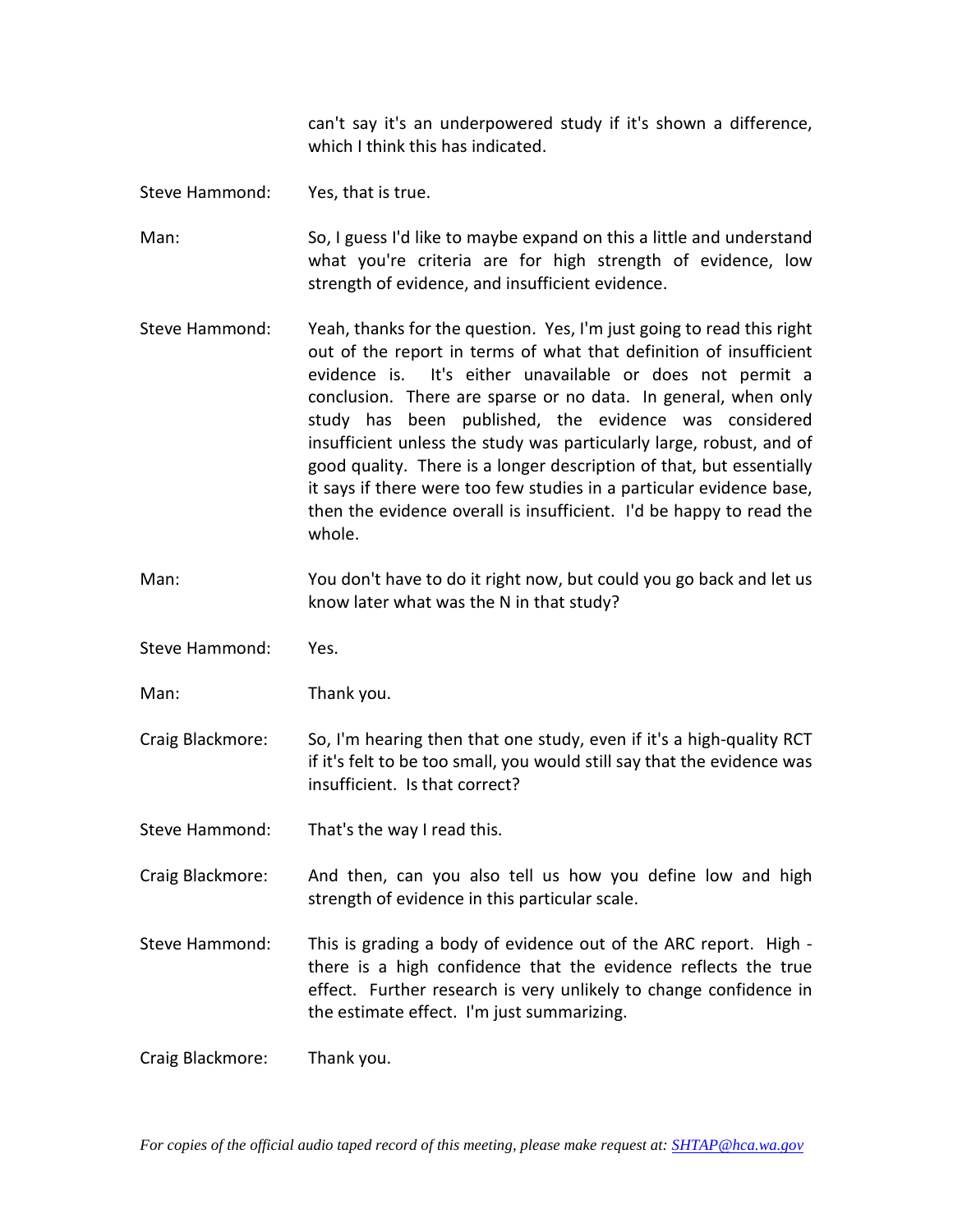can't say it's an underpowered study if it's shown a difference, which I think this has indicated.

Steve Hammond: Yes, that is true.

Man: So, I guess I'd like to maybe expand on this a little and understand what you're criteria are for high strength of evidence, low strength of evidence, and insufficient evidence.

Steve Hammond: Yeah, thanks for the question. Yes, I'm just going to read this right out of the report in terms of what that definition of insufficient evidence is. It's either unavailable or does not permit a conclusion. There are sparse or no data. In general, when only study has been published, the evidence was considered insufficient unless the study was particularly large, robust, and of good quality. There is a longer description of that, but essentially it says if there were too few studies in a particular evidence base, then the evidence overall is insufficient. I'd be happy to read the whole.

Man: You don't have to do it right now, but could you go back and let us know later what was the N in that study?

Steve Hammond: Yes.

Man: Thank you.

Craig Blackmore: So, I'm hearing then that one study, even if it's a high-quality RCT if it's felt to be too small, you would still say that the evidence was insufficient. Is that correct?

Steve Hammond: That's the way I read this.

Craig Blackmore: And then, can you also tell us how you define low and high strength of evidence in this particular scale.

Steve Hammond: This is grading a body of evidence out of the ARC report. High - there is a high confidence that the evidence reflects the true effect. Further research is very unlikely to change confidence in the estimate effect. I'm just summarizing.

Craig Blackmore: Thank you.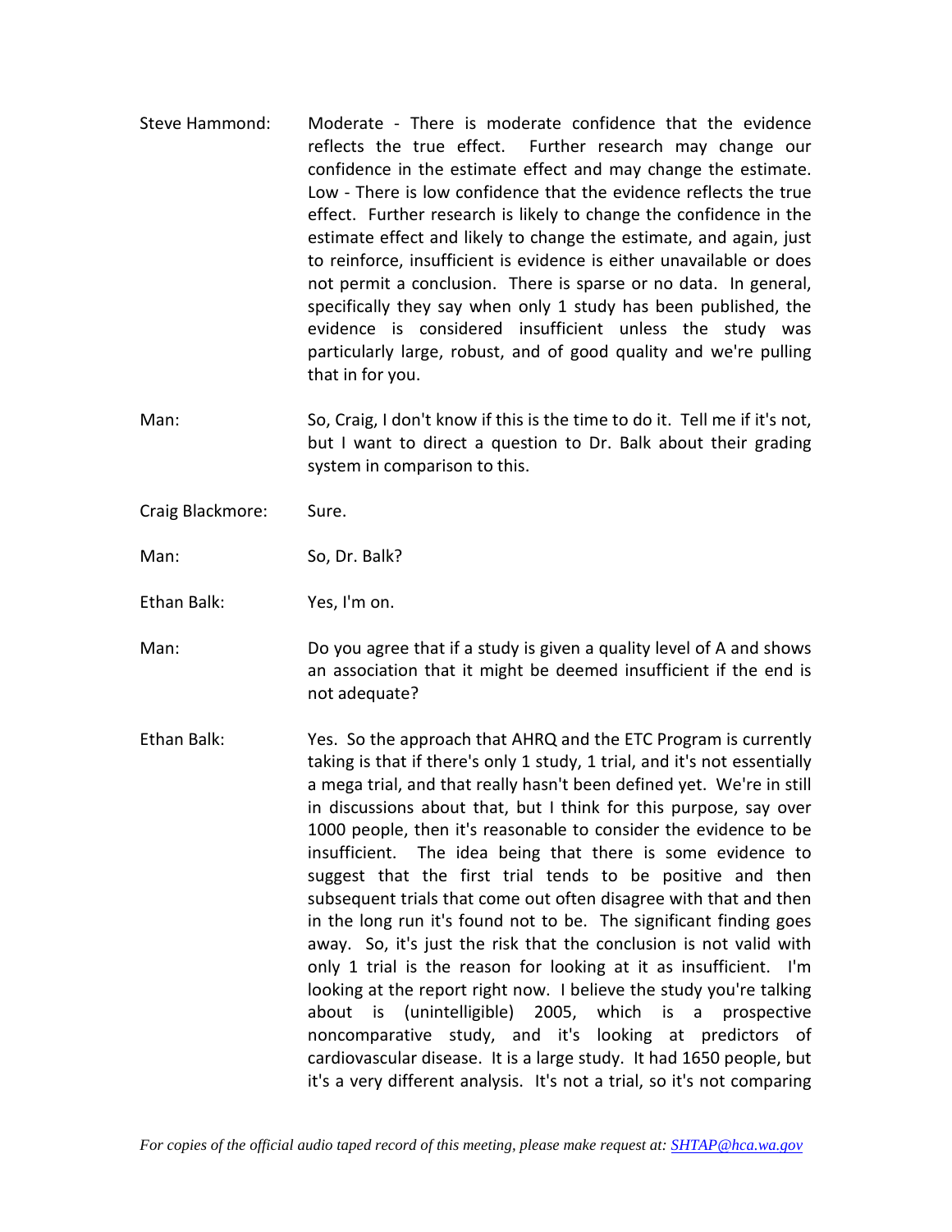Steve Hammond: Moderate - There is moderate confidence that the evidence reflects the true effect. Further research may change our confidence in the estimate effect and may change the estimate. Low - There is low confidence that the evidence reflects the true effect. Further research is likely to change the confidence in the estimate effect and likely to change the estimate, and again, just to reinforce, insufficient is evidence is either unavailable or does not permit a conclusion. There is sparse or no data. In general, specifically they say when only 1 study has been published, the evidence is considered insufficient unless the study was particularly large, robust, and of good quality and we're pulling that in for you.

Man: So, Craig, I don't know if this is the time to do it. Tell me if it's not, but I want to direct a question to Dr. Balk about their grading system in comparison to this.

Craig Blackmore: Sure.

Man: So, Dr. Balk?

Ethan Balk: Yes, I'm on.

Man: Do you agree that if a study is given a quality level of A and shows an association that it might be deemed insufficient if the end is not adequate?

Ethan Balk: Yes. So the approach that AHRQ and the ETC Program is currently taking is that if there's only 1 study, 1 trial, and it's not essentially a mega trial, and that really hasn't been defined yet. We're in still in discussions about that, but I think for this purpose, say over 1000 people, then it's reasonable to consider the evidence to be insufficient. The idea being that there is some evidence to suggest that the first trial tends to be positive and then subsequent trials that come out often disagree with that and then in the long run it's found not to be. The significant finding goes away. So, it's just the risk that the conclusion is not valid with only 1 trial is the reason for looking at it as insufficient. I'm looking at the report right now. I believe the study you're talking about is (unintelligible) 2005, which is a prospective noncomparative study, and it's looking at predictors of cardiovascular disease. It is a large study. It had 1650 people, but it's a very different analysis. It's not a trial, so it's not comparing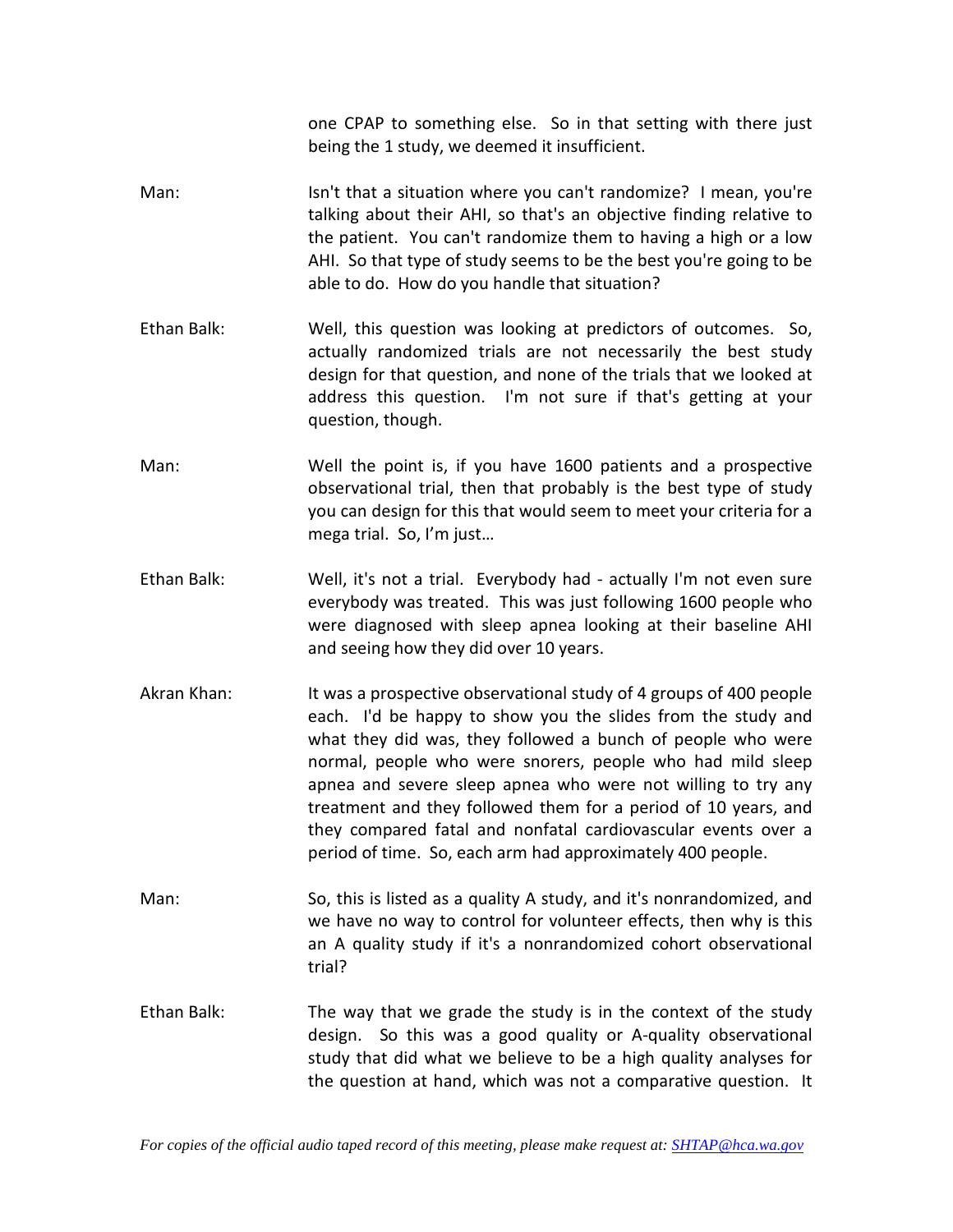one CPAP to something else. So in that setting with there just being the 1 study, we deemed it insufficient.

Man: Isn't that a situation where you can't randomize? I mean, you're talking about their AHI, so that's an objective finding relative to the patient. You can't randomize them to having a high or a low AHI. So that type of study seems to be the best you're going to be able to do. How do you handle that situation?

Ethan Balk: Well, this question was looking at predictors of outcomes. So, actually randomized trials are not necessarily the best study design for that question, and none of the trials that we looked at address this question. I'm not sure if that's getting at your question, though.

Man: Well the point is, if you have 1600 patients and a prospective observational trial, then that probably is the best type of study you can design for this that would seem to meet your criteria for a mega trial. So, I'm just…

Ethan Balk: Well, it's not a trial. Everybody had - actually I'm not even sure everybody was treated. This was just following 1600 people who were diagnosed with sleep apnea looking at their baseline AHI and seeing how they did over 10 years.

Akran Khan: It was a prospective observational study of 4 groups of 400 people each. I'd be happy to show you the slides from the study and what they did was, they followed a bunch of people who were normal, people who were snorers, people who had mild sleep apnea and severe sleep apnea who were not willing to try any treatment and they followed them for a period of 10 years, and they compared fatal and nonfatal cardiovascular events over a period of time. So, each arm had approximately 400 people.

Man: So, this is listed as a quality A study, and it's nonrandomized, and we have no way to control for volunteer effects, then why is this an A quality study if it's a nonrandomized cohort observational trial?

Ethan Balk: The way that we grade the study is in the context of the study design. So this was a good quality or A-quality observational study that did what we believe to be a high quality analyses for the question at hand, which was not a comparative question. It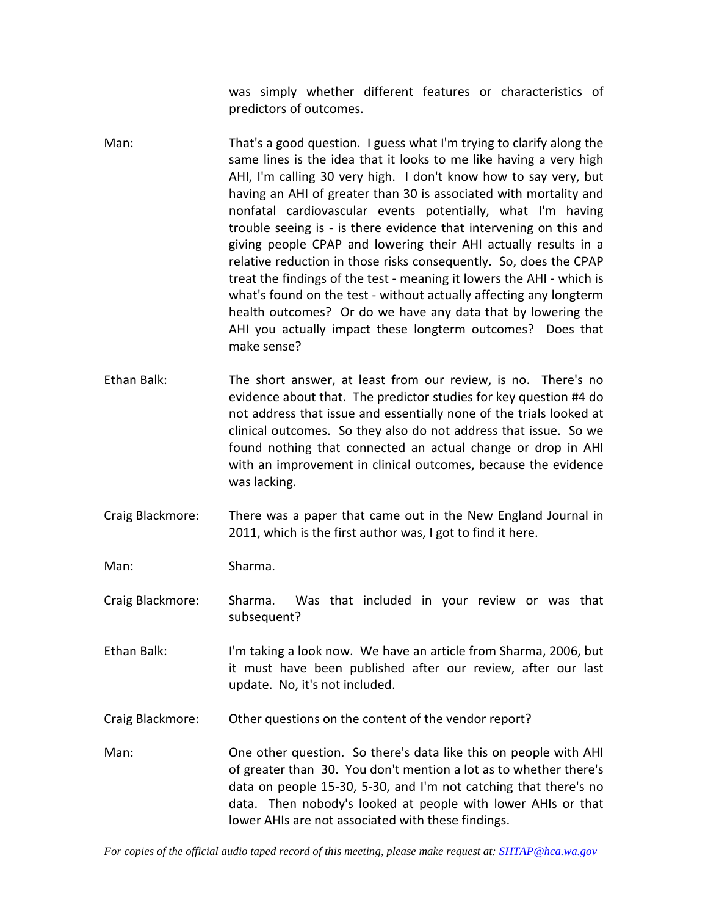was simply whether different features or characteristics of predictors of outcomes.

Man: That's a good question. I guess what I'm trying to clarify along the same lines is the idea that it looks to me like having a very high AHI, I'm calling 30 very high. I don't know how to say very, but having an AHI of greater than 30 is associated with mortality and nonfatal cardiovascular events potentially, what I'm having trouble seeing is - is there evidence that intervening on this and giving people CPAP and lowering their AHI actually results in a relative reduction in those risks consequently. So, does the CPAP treat the findings of the test - meaning it lowers the AHI - which is what's found on the test - without actually affecting any longterm health outcomes? Or do we have any data that by lowering the AHI you actually impact these longterm outcomes? Does that make sense?

Ethan Balk: The short answer, at least from our review, is no. There's no evidence about that. The predictor studies for key question #4 do not address that issue and essentially none of the trials looked at clinical outcomes. So they also do not address that issue. So we found nothing that connected an actual change or drop in AHI with an improvement in clinical outcomes, because the evidence was lacking.

Craig Blackmore: There was a paper that came out in the New England Journal in 2011, which is the first author was, I got to find it here.

Man: Sharma.

Craig Blackmore: Sharma. Was that included in your review or was that subsequent?

Ethan Balk: I'm taking a look now. We have an article from Sharma, 2006, but it must have been published after our review, after our last update. No, it's not included.

Craig Blackmore: Other questions on the content of the vendor report?

Man: One other question. So there's data like this on people with AHI of greater than 30. You don't mention a lot as to whether there's data on people 15-30, 5-30, and I'm not catching that there's no data. Then nobody's looked at people with lower AHIs or that lower AHIs are not associated with these findings.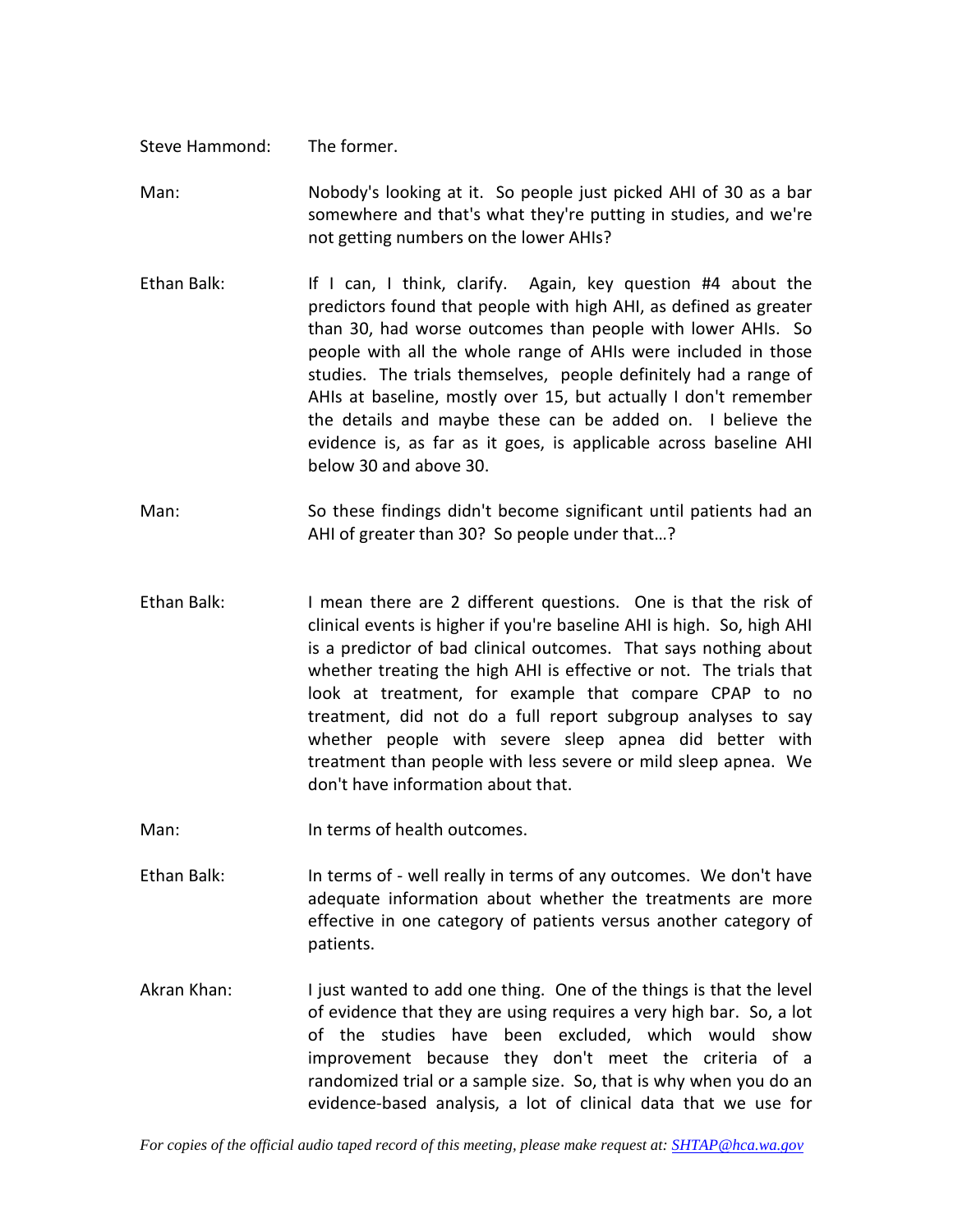Steve Hammond: The former.

Man: Nobody's looking at it. So people just picked AHI of 30 as a bar somewhere and that's what they're putting in studies, and we're not getting numbers on the lower AHIs?

Ethan Balk: If I can, I think, clarify. Again, key question #4 about the predictors found that people with high AHI, as defined as greater than 30, had worse outcomes than people with lower AHIs. So people with all the whole range of AHIs were included in those studies. The trials themselves, people definitely had a range of AHIs at baseline, mostly over 15, but actually I don't remember the details and maybe these can be added on. I believe the evidence is, as far as it goes, is applicable across baseline AHI below 30 and above 30.

Man: So these findings didn't become significant until patients had an AHI of greater than 30? So people under that…?

Ethan Balk: I mean there are 2 different questions. One is that the risk of clinical events is higher if you're baseline AHI is high. So, high AHI is a predictor of bad clinical outcomes. That says nothing about whether treating the high AHI is effective or not. The trials that look at treatment, for example that compare CPAP to no treatment, did not do a full report subgroup analyses to say whether people with severe sleep apnea did better with treatment than people with less severe or mild sleep apnea. We don't have information about that.

Man: In terms of health outcomes.

Ethan Balk: In terms of - well really in terms of any outcomes. We don't have adequate information about whether the treatments are more effective in one category of patients versus another category of patients.

Akran Khan: I just wanted to add one thing. One of the things is that the level of evidence that they are using requires a very high bar. So, a lot of the studies have been excluded, which would show improvement because they don't meet the criteria of a randomized trial or a sample size. So, that is why when you do an evidence-based analysis, a lot of clinical data that we use for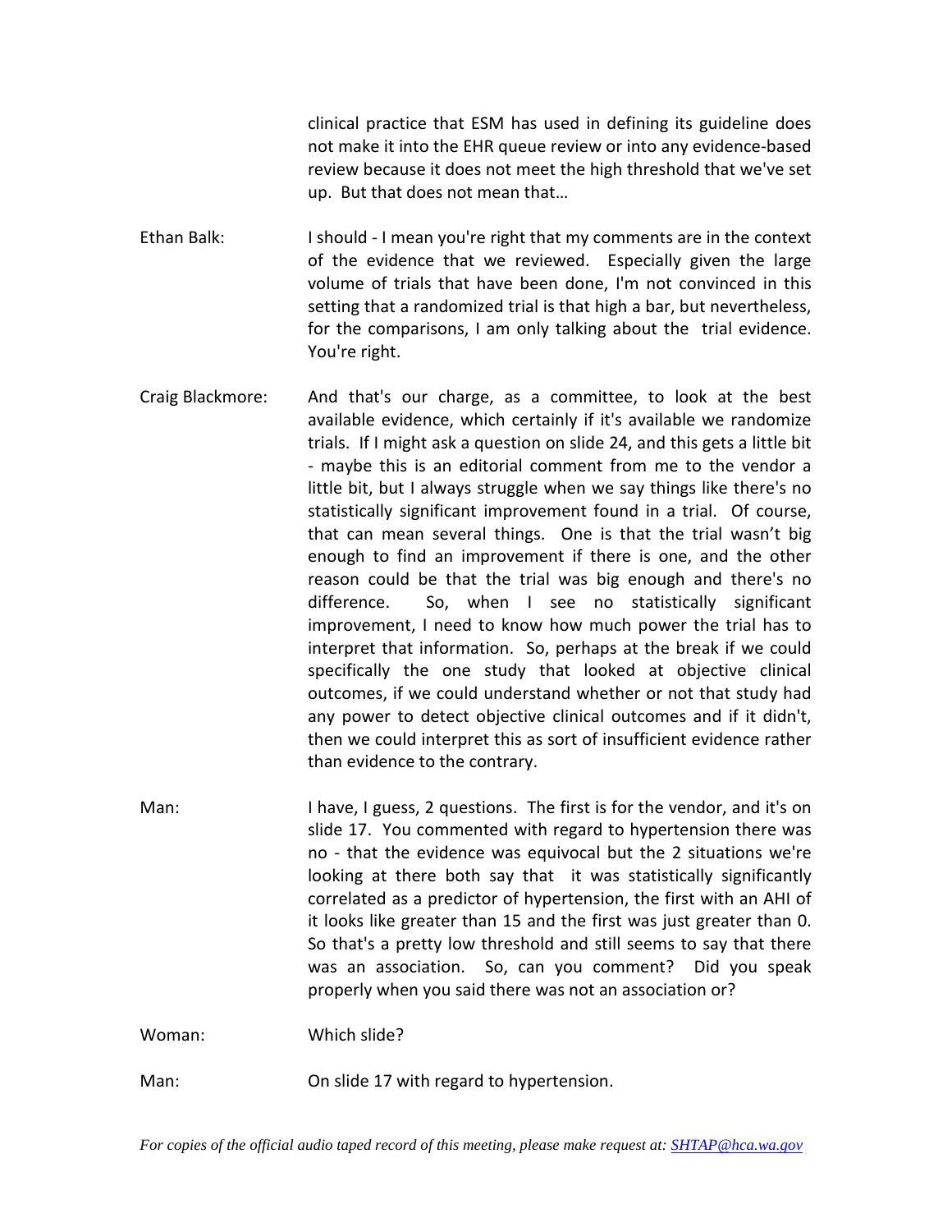clinical practice that ESM has used in defining its guideline does not make it into the EHR queue review or into any evidence-based review because it does not meet the high threshold that we've set up. But that does not mean that…

Ethan Balk: I should - I mean you're right that my comments are in the context of the evidence that we reviewed. Especially given the large volume of trials that have been done, I'm not convinced in this setting that a randomized trial is that high a bar, but nevertheless, for the comparisons, I am only talking about the trial evidence. You're right.

Craig Blackmore: And that's our charge, as a committee, to look at the best available evidence, which certainly if it's available we randomize trials. If I might ask a question on slide 24, and this gets a little bit - maybe this is an editorial comment from me to the vendor a little bit, but I always struggle when we say things like there's no statistically significant improvement found in a trial. Of course, that can mean several things. One is that the trial wasn't big enough to find an improvement if there is one, and the other reason could be that the trial was big enough and there's no difference. So, when I see no statistically significant improvement, I need to know how much power the trial has to interpret that information. So, perhaps at the break if we could specifically the one study that looked at objective clinical outcomes, if we could understand whether or not that study had any power to detect objective clinical outcomes and if it didn't, then we could interpret this as sort of insufficient evidence rather than evidence to the contrary.

Man: I have, I guess, 2 questions. The first is for the vendor, and it's on slide 17. You commented with regard to hypertension there was no - that the evidence was equivocal but the 2 situations we're looking at there both say that it was statistically significantly correlated as a predictor of hypertension, the first with an AHI of it looks like greater than 15 and the first was just greater than 0. So that's a pretty low threshold and still seems to say that there was an association. So, can you comment? Did you speak properly when you said there was not an association or?

Woman: Which slide?

Man: On slide 17 with regard to hypertension.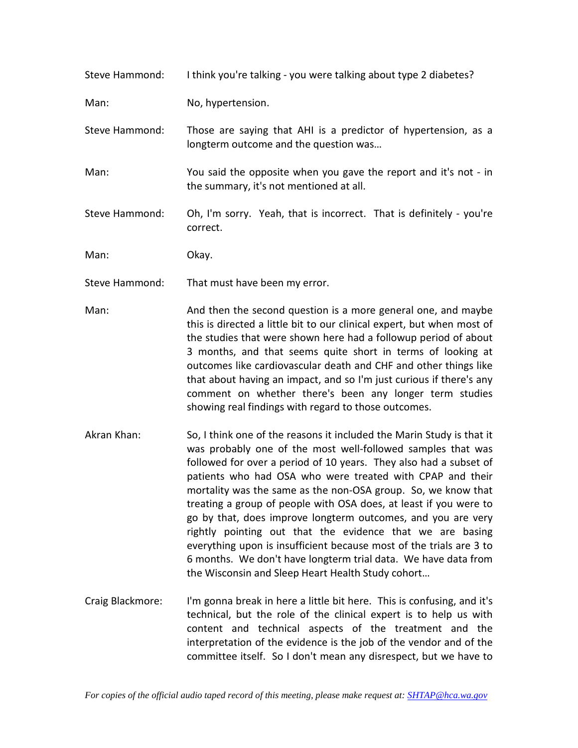Steve Hammond: I think you're talking - you were talking about type 2 diabetes?

Man: No, hypertension.

Steve Hammond: Those are saying that AHI is a predictor of hypertension, as a longterm outcome and the question was…

Man: You said the opposite when you gave the report and it's not - in the summary, it's not mentioned at all.

Steve Hammond: Oh, I'm sorry. Yeah, that is incorrect. That is definitely - you're correct.

Man: Okay.

Steve Hammond: That must have been my error.

Man: And then the second question is a more general one, and maybe this is directed a little bit to our clinical expert, but when most of the studies that were shown here had a followup period of about 3 months, and that seems quite short in terms of looking at outcomes like cardiovascular death and CHF and other things like that about having an impact, and so I'm just curious if there's any comment on whether there's been any longer term studies showing real findings with regard to those outcomes.

Akran Khan: So, I think one of the reasons it included the Marin Study is that it was probably one of the most well-followed samples that was followed for over a period of 10 years. They also had a subset of patients who had OSA who were treated with CPAP and their mortality was the same as the non-OSA group. So, we know that treating a group of people with OSA does, at least if you were to go by that, does improve longterm outcomes, and you are very rightly pointing out that the evidence that we are basing everything upon is insufficient because most of the trials are 3 to 6 months. We don't have longterm trial data. We have data from the Wisconsin and Sleep Heart Health Study cohort…

Craig Blackmore: I'm gonna break in here a little bit here. This is confusing, and it's technical, but the role of the clinical expert is to help us with content and technical aspects of the treatment and the interpretation of the evidence is the job of the vendor and of the committee itself. So I don't mean any disrespect, but we have to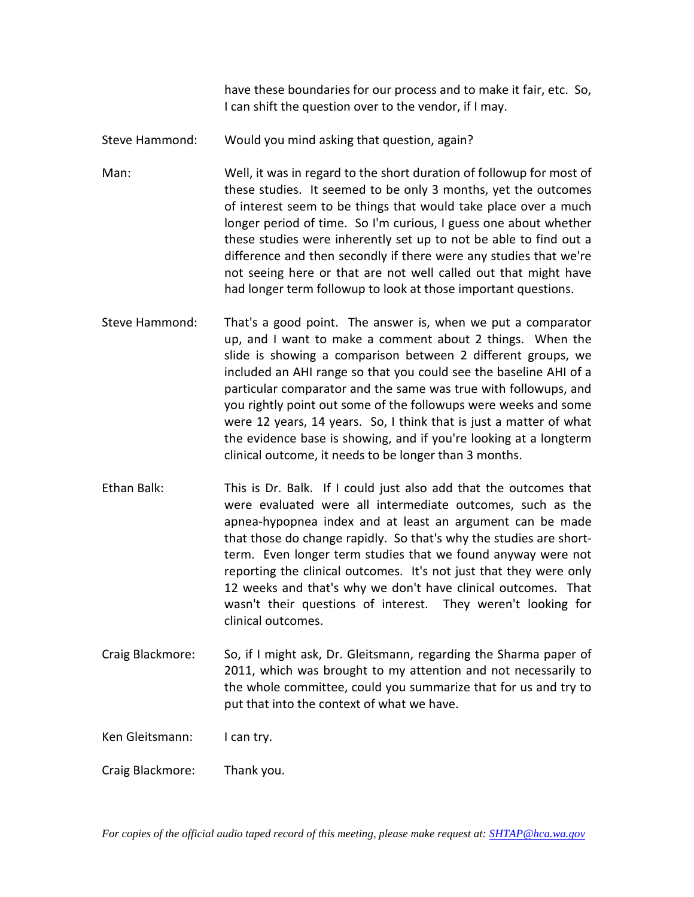have these boundaries for our process and to make it fair, etc. So, I can shift the question over to the vendor, if I may.

Steve Hammond: Would you mind asking that question, again?

Man: Well, it was in regard to the short duration of followup for most of these studies. It seemed to be only 3 months, yet the outcomes of interest seem to be things that would take place over a much longer period of time. So I'm curious, I guess one about whether these studies were inherently set up to not be able to find out a difference and then secondly if there were any studies that we're not seeing here or that are not well called out that might have had longer term followup to look at those important questions.

Steve Hammond: That's a good point. The answer is, when we put a comparator up, and I want to make a comment about 2 things. When the slide is showing a comparison between 2 different groups, we included an AHI range so that you could see the baseline AHI of a particular comparator and the same was true with followups, and you rightly point out some of the followups were weeks and some were 12 years, 14 years. So, I think that is just a matter of what the evidence base is showing, and if you're looking at a longterm clinical outcome, it needs to be longer than 3 months.

Ethan Balk: This is Dr. Balk. If I could just also add that the outcomes that were evaluated were all intermediate outcomes, such as the apnea-hypopnea index and at least an argument can be made that those do change rapidly. So that's why the studies are short-term. Even longer term studies that we found anyway were not reporting the clinical outcomes. It's not just that they were only 12 weeks and that's why we don't have clinical outcomes. That wasn't their questions of interest. They weren't looking for clinical outcomes.

Craig Blackmore: So, if I might ask, Dr. Gleitsmann, regarding the Sharma paper of 2011, which was brought to my attention and not necessarily to the whole committee, could you summarize that for us and try to put that into the context of what we have.

Ken Gleitsmann: I can try.

Craig Blackmore: Thank you.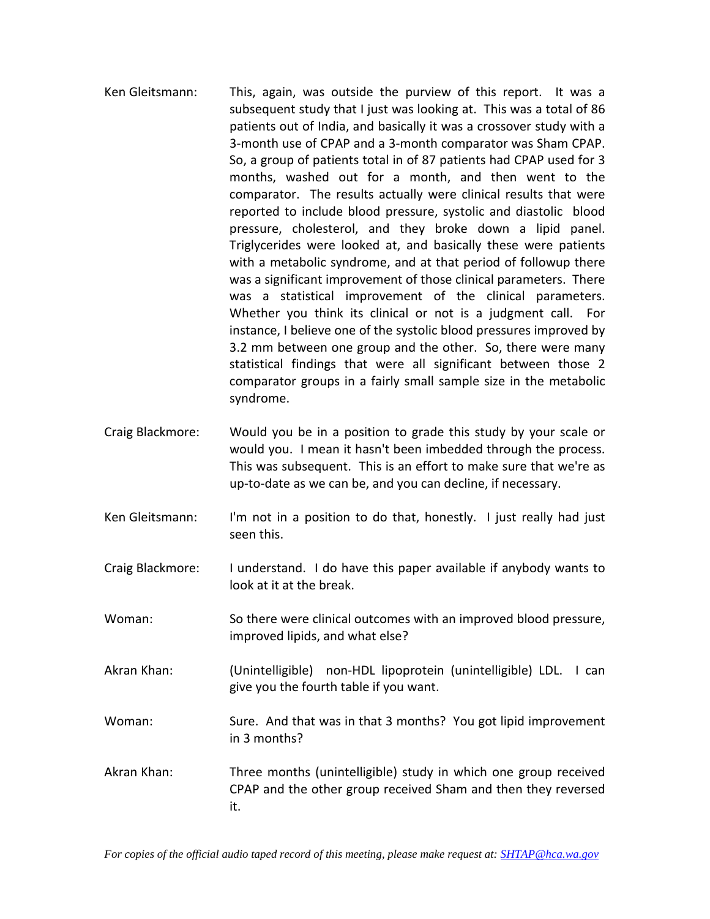Ken Gleitsmann: This, again, was outside the purview of this report. It was a subsequent study that I just was looking at. This was a total of 86 patients out of India, and basically it was a crossover study with a 3-month use of CPAP and a 3-month comparator was Sham CPAP. So, a group of patients total in of 87 patients had CPAP used for 3 months, washed out for a month, and then went to the comparator. The results actually were clinical results that were reported to include blood pressure, systolic and diastolic blood pressure, cholesterol, and they broke down a lipid panel. Triglycerides were looked at, and basically these were patients with a metabolic syndrome, and at that period of followup there was a significant improvement of those clinical parameters. There was a statistical improvement of the clinical parameters. Whether you think its clinical or not is a judgment call. For instance, I believe one of the systolic blood pressures improved by 3.2 mm between one group and the other. So, there were many statistical findings that were all significant between those 2 comparator groups in a fairly small sample size in the metabolic syndrome.

Craig Blackmore: Would you be in a position to grade this study by your scale or would you. I mean it hasn't been imbedded through the process. This was subsequent. This is an effort to make sure that we're as up-to-date as we can be, and you can decline, if necessary.

Ken Gleitsmann: I'm not in a position to do that, honestly. I just really had just seen this.

Craig Blackmore: I understand. I do have this paper available if anybody wants to look at it at the break.

Woman: So there were clinical outcomes with an improved blood pressure, improved lipids, and what else?

Akran Khan: (Unintelligible) non-HDL lipoprotein (unintelligible) LDL. I can give you the fourth table if you want.

Woman: Sure. And that was in that 3 months? You got lipid improvement in 3 months?

Akran Khan: Three months (unintelligible) study in which one group received CPAP and the other group received Sham and then they reversed it.

*For copies of the official audio taped record of this meeting, please make request at: [SHTAP@hca.wa.gov](mailto:SHTAP@hca.wa.gov)*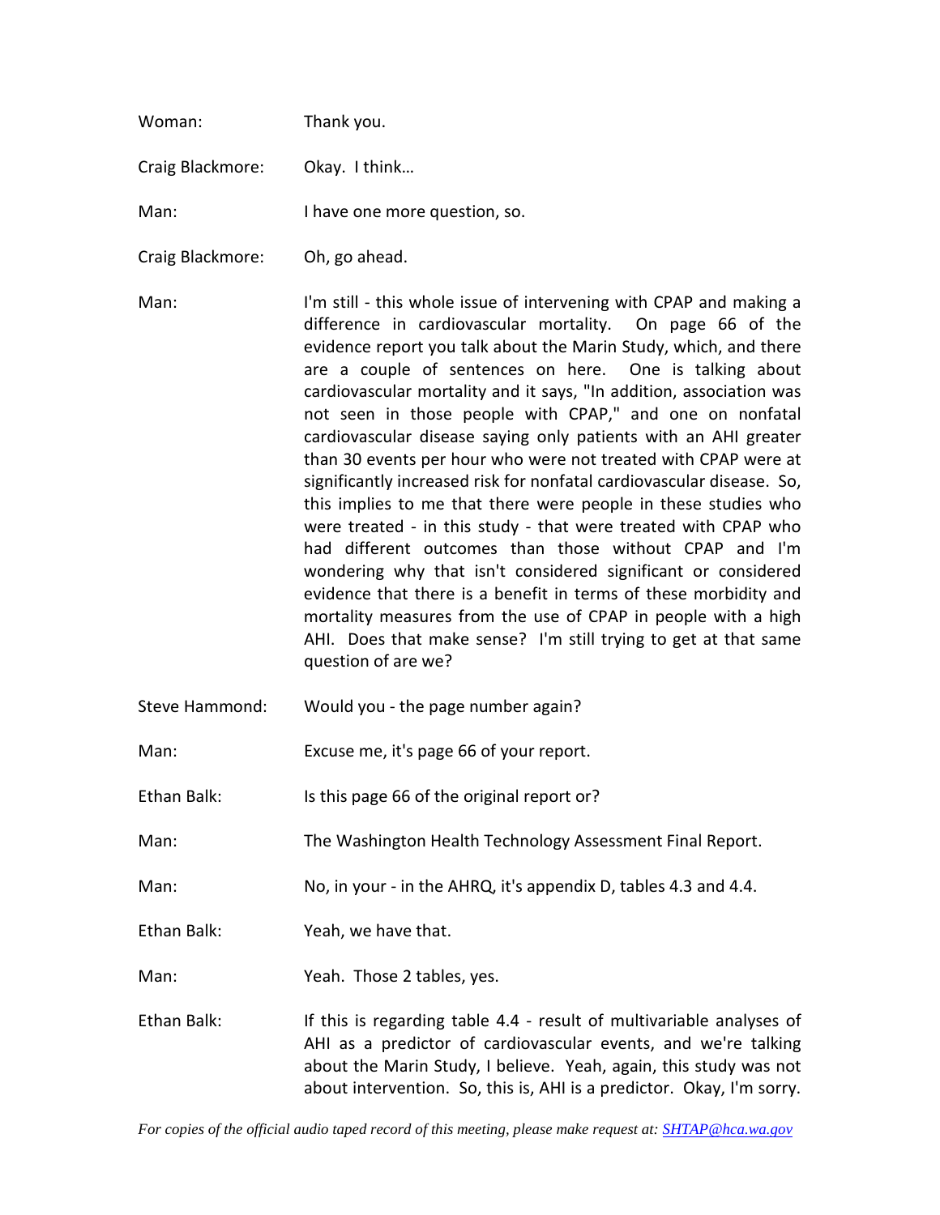Woman: Thank you.

Craig Blackmore: Okay. I think…

Man: I have one more question, so.

Craig Blackmore: Oh, go ahead.

Man: I'm still - this whole issue of intervening with CPAP and making a difference in cardiovascular mortality. On page 66 of the evidence report you talk about the Marin Study, which, and there are a couple of sentences on here. One is talking about cardiovascular mortality and it says, "In addition, association was not seen in those people with CPAP," and one on nonfatal cardiovascular disease saying only patients with an AHI greater than 30 events per hour who were not treated with CPAP were at significantly increased risk for nonfatal cardiovascular disease. So, this implies to me that there were people in these studies who were treated - in this study - that were treated with CPAP who had different outcomes than those without CPAP and I'm wondering why that isn't considered significant or considered evidence that there is a benefit in terms of these morbidity and mortality measures from the use of CPAP in people with a high AHI. Does that make sense? I'm still trying to get at that same question of are we?

Steve Hammond: Would you - the page number again?

Man: Excuse me, it's page 66 of your report.

Ethan Balk: Is this page 66 of the original report or?

Man: The Washington Health Technology Assessment Final Report.

Man: No, in your - in the AHRQ, it's appendix D, tables 4.3 and 4.4.

Ethan Balk: Yeah, we have that.

Man: Yeah. Those 2 tables, yes.

Ethan Balk: If this is regarding table 4.4 - result of multivariable analyses of AHI as a predictor of cardiovascular events, and we're talking about the Marin Study, I believe. Yeah, again, this study was not about intervention. So, this is, AHI is a predictor. Okay, I'm sorry.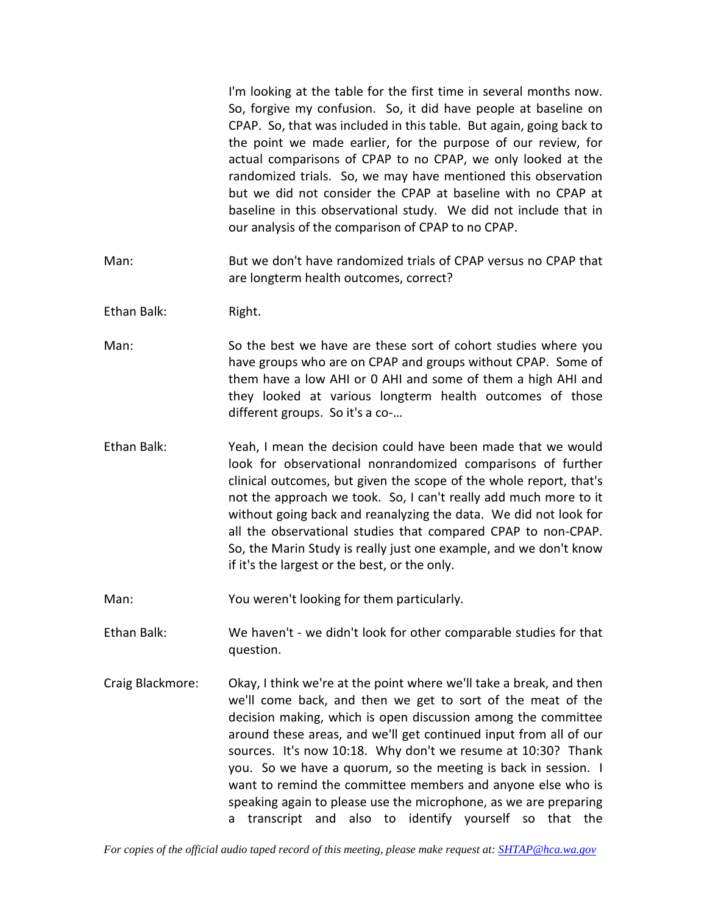I'm looking at the table for the first time in several months now. So, forgive my confusion. So, it did have people at baseline on CPAP. So, that was included in this table. But again, going back to the point we made earlier, for the purpose of our review, for actual comparisons of CPAP to no CPAP, we only looked at the randomized trials. So, we may have mentioned this observation but we did not consider the CPAP at baseline with no CPAP at baseline in this observational study. We did not include that in our analysis of the comparison of CPAP to no CPAP.

Man: But we don't have randomized trials of CPAP versus no CPAP that are longterm health outcomes, correct?

Ethan Balk: Right.

Man: So the best we have are these sort of cohort studies where you have groups who are on CPAP and groups without CPAP. Some of them have a low AHI or 0 AHI and some of them a high AHI and they looked at various longterm health outcomes of those different groups. So it's a co-…

Ethan Balk: Yeah, I mean the decision could have been made that we would look for observational nonrandomized comparisons of further clinical outcomes, but given the scope of the whole report, that's not the approach we took. So, I can't really add much more to it without going back and reanalyzing the data. We did not look for all the observational studies that compared CPAP to non-CPAP. So, the Marin Study is really just one example, and we don't know if it's the largest or the best, or the only.

Man: You weren't looking for them particularly.

Ethan Balk: We haven't - we didn't look for other comparable studies for that question.

Craig Blackmore: Okay, I think we're at the point where we'll take a break, and then we'll come back, and then we get to sort of the meat of the decision making, which is open discussion among the committee around these areas, and we'll get continued input from all of our sources. It's now 10:18. Why don't we resume at 10:30? Thank you. So we have a quorum, so the meeting is back in session. I want to remind the committee members and anyone else who is speaking again to please use the microphone, as we are preparing a transcript and also to identify yourself so that the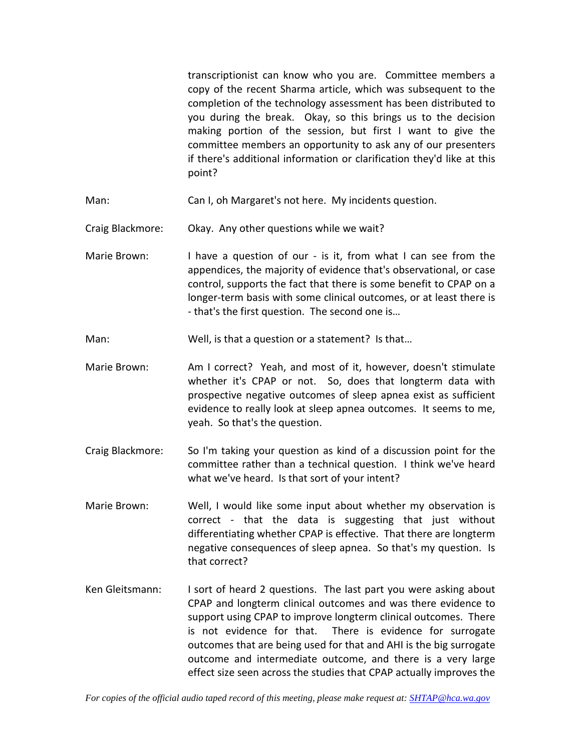transcriptionist can know who you are. Committee members a copy of the recent Sharma article, which was subsequent to the completion of the technology assessment has been distributed to you during the break. Okay, so this brings us to the decision making portion of the session, but first I want to give the committee members an opportunity to ask any of our presenters if there's additional information or clarification they'd like at this point?

Man: Can I, oh Margaret's not here. My incidents question.

Craig Blackmore: Okay. Any other questions while we wait?

Marie Brown: I have a question of our - is it, from what I can see from the appendices, the majority of evidence that's observational, or case control, supports the fact that there is some benefit to CPAP on a longer-term basis with some clinical outcomes, or at least there is - that's the first question. The second one is…

Man: Well, is that a question or a statement? Is that…

Marie Brown: Am I correct? Yeah, and most of it, however, doesn't stimulate whether it's CPAP or not. So, does that longterm data with prospective negative outcomes of sleep apnea exist as sufficient evidence to really look at sleep apnea outcomes. It seems to me, yeah. So that's the question.

Craig Blackmore: So I'm taking your question as kind of a discussion point for the committee rather than a technical question. I think we've heard what we've heard. Is that sort of your intent?

Marie Brown: Well, I would like some input about whether my observation is correct - that the data is suggesting that just without differentiating whether CPAP is effective. That there are longterm negative consequences of sleep apnea. So that's my question. Is that correct?

Ken Gleitsmann: I sort of heard 2 questions. The last part you were asking about CPAP and longterm clinical outcomes and was there evidence to support using CPAP to improve longterm clinical outcomes. There is not evidence for that. There is evidence for surrogate outcomes that are being used for that and AHI is the big surrogate outcome and intermediate outcome, and there is a very large effect size seen across the studies that CPAP actually improves the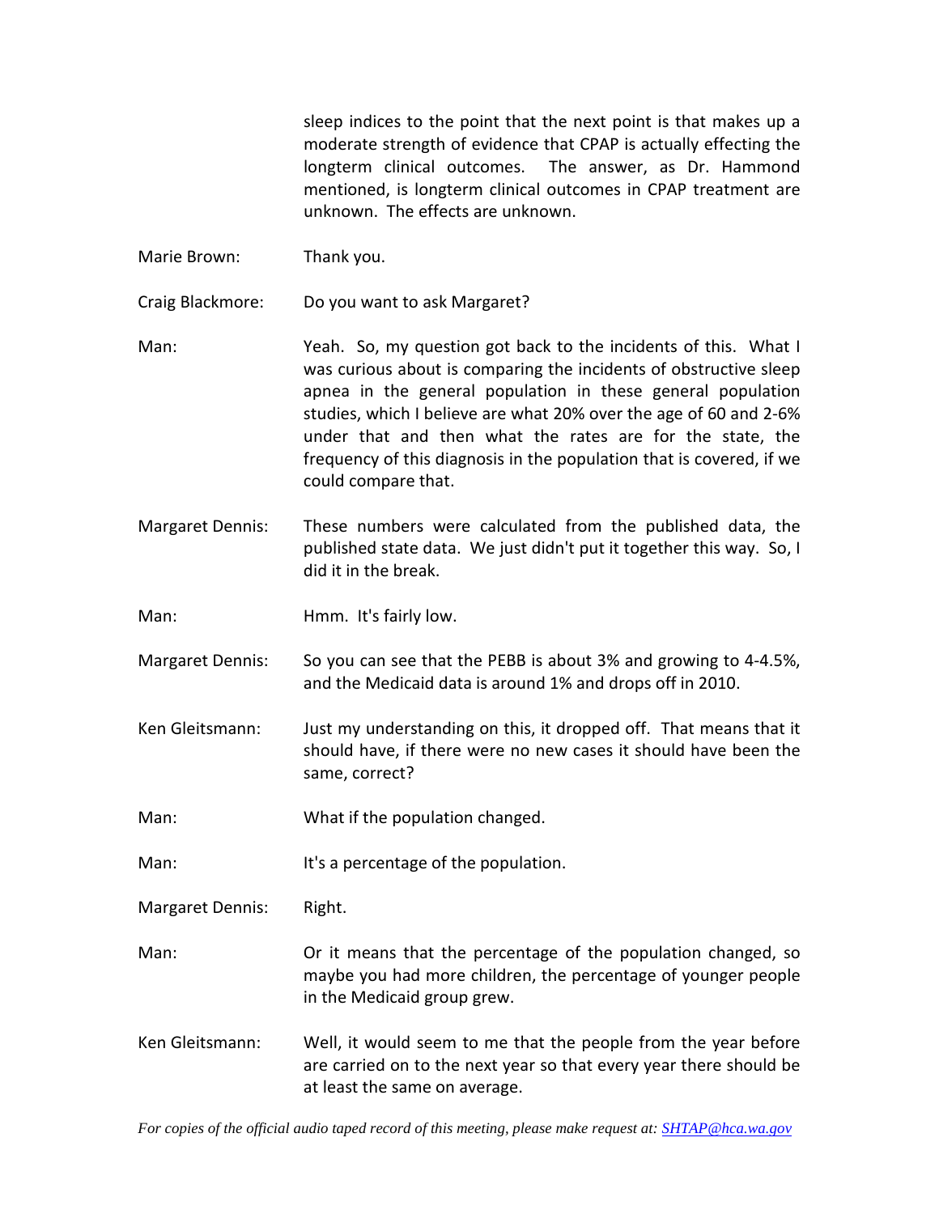sleep indices to the point that the next point is that makes up a moderate strength of evidence that CPAP is actually effecting the longterm clinical outcomes. The answer, as Dr. Hammond mentioned, is longterm clinical outcomes in CPAP treatment are unknown. The effects are unknown.

Marie Brown: Thank you.

Craig Blackmore: Do you want to ask Margaret?

Man: Yeah. So, my question got back to the incidents of this. What I was curious about is comparing the incidents of obstructive sleep apnea in the general population in these general population studies, which I believe are what 20% over the age of 60 and 2-6% under that and then what the rates are for the state, the frequency of this diagnosis in the population that is covered, if we could compare that.

Margaret Dennis: These numbers were calculated from the published data, the published state data. We just didn't put it together this way. So, I did it in the break.

Man: Hmm. It's fairly low.

Margaret Dennis: So you can see that the PEBB is about 3% and growing to 4-4.5%, and the Medicaid data is around 1% and drops off in 2010.

Ken Gleitsmann: Just my understanding on this, it dropped off. That means that it should have, if there were no new cases it should have been the same, correct?

Man: What if the population changed.

Man: It's a percentage of the population.

Margaret Dennis: Right.

Man: Or it means that the percentage of the population changed, so maybe you had more children, the percentage of younger people in the Medicaid group grew.

Ken Gleitsmann: Well, it would seem to me that the people from the year before are carried on to the next year so that every year there should be at least the same on average.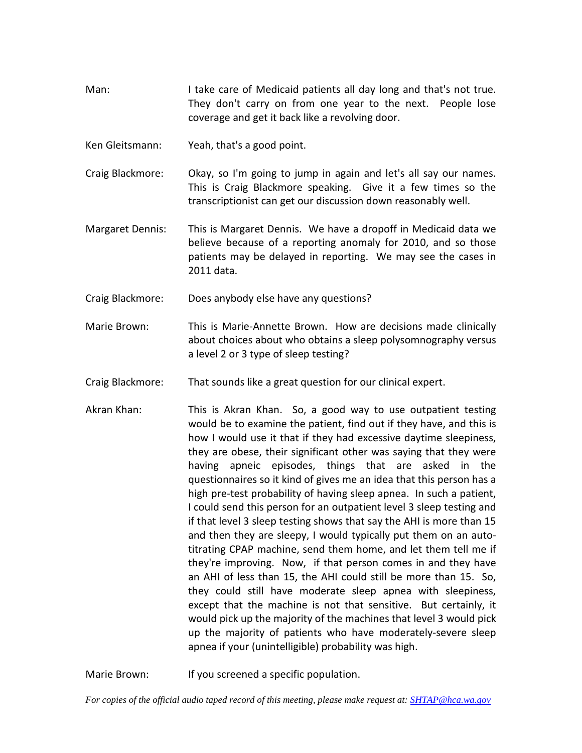Man: I take care of Medicaid patients all day long and that's not true. They don't carry on from one year to the next. People lose coverage and get it back like a revolving door.

Ken Gleitsmann: Yeah, that's a good point.

Craig Blackmore: Okay, so I'm going to jump in again and let's all say our names. This is Craig Blackmore speaking. Give it a few times so the transcriptionist can get our discussion down reasonably well.

Margaret Dennis: This is Margaret Dennis. We have a dropoff in Medicaid data we believe because of a reporting anomaly for 2010, and so those patients may be delayed in reporting. We may see the cases in 2011 data.

Craig Blackmore: Does anybody else have any questions?

Marie Brown: This is Marie-Annette Brown. How are decisions made clinically about choices about who obtains a sleep polysomnography versus a level 2 or 3 type of sleep testing?

Craig Blackmore: That sounds like a great question for our clinical expert.

Akran Khan: This is Akran Khan. So, a good way to use outpatient testing would be to examine the patient, find out if they have, and this is how I would use it that if they had excessive daytime sleepiness, they are obese, their significant other was saying that they were having apneic episodes, things that are asked in the questionnaires so it kind of gives me an idea that this person has a high pre-test probability of having sleep apnea. In such a patient, I could send this person for an outpatient level 3 sleep testing and if that level 3 sleep testing shows that say the AHI is more than 15 and then they are sleepy, I would typically put them on an auto-titrating CPAP machine, send them home, and let them tell me if they're improving. Now, if that person comes in and they have an AHI of less than 15, the AHI could still be more than 15. So, they could still have moderate sleep apnea with sleepiness, except that the machine is not that sensitive. But certainly, it would pick up the majority of the machines that level 3 would pick up the majority of patients who have moderately-severe sleep apnea if your (unintelligible) probability was high.

Marie Brown: If you screened a specific population.

*For copies of the official audio taped record of this meeting, please make request at: SHTAP@hca.wa.gov*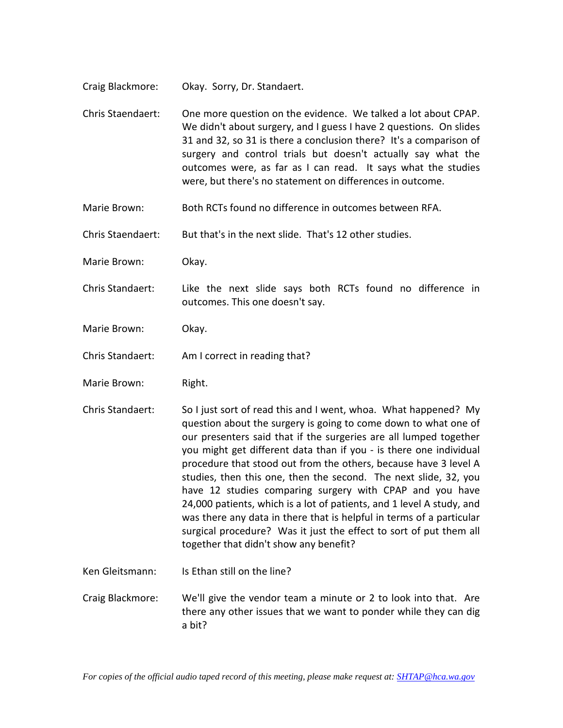Craig Blackmore: Okay. Sorry, Dr. Standaert.

Chris Staendaert: One more question on the evidence. We talked a lot about CPAP. We didn't about surgery, and I guess I have 2 questions. On slides 31 and 32, so 31 is there a conclusion there? It's a comparison of surgery and control trials but doesn't actually say what the outcomes were, as far as I can read. It says what the studies were, but there's no statement on differences in outcome.

Marie Brown: Both RCTs found no difference in outcomes between RFA.

Chris Staendaert: But that's in the next slide. That's 12 other studies.

Marie Brown: Okay.

Chris Standaert: Like the next slide says both RCTs found no difference in outcomes. This one doesn't say.

Marie Brown: Okay.

Chris Standaert: Am I correct in reading that?

Marie Brown: Right.

Chris Standaert: So I just sort of read this and I went, whoa. What happened? My question about the surgery is going to come down to what one of our presenters said that if the surgeries are all lumped together you might get different data than if you - is there one individual procedure that stood out from the others, because have 3 level A studies, then this one, then the second. The next slide, 32, you have 12 studies comparing surgery with CPAP and you have 24,000 patients, which is a lot of patients, and 1 level A study, and was there any data in there that is helpful in terms of a particular surgical procedure? Was it just the effect to sort of put them all together that didn't show any benefit?

Ken Gleitsmann: Is Ethan still on the line?

Craig Blackmore: We'll give the vendor team a minute or 2 to look into that. Are there any other issues that we want to ponder while they can dig a bit?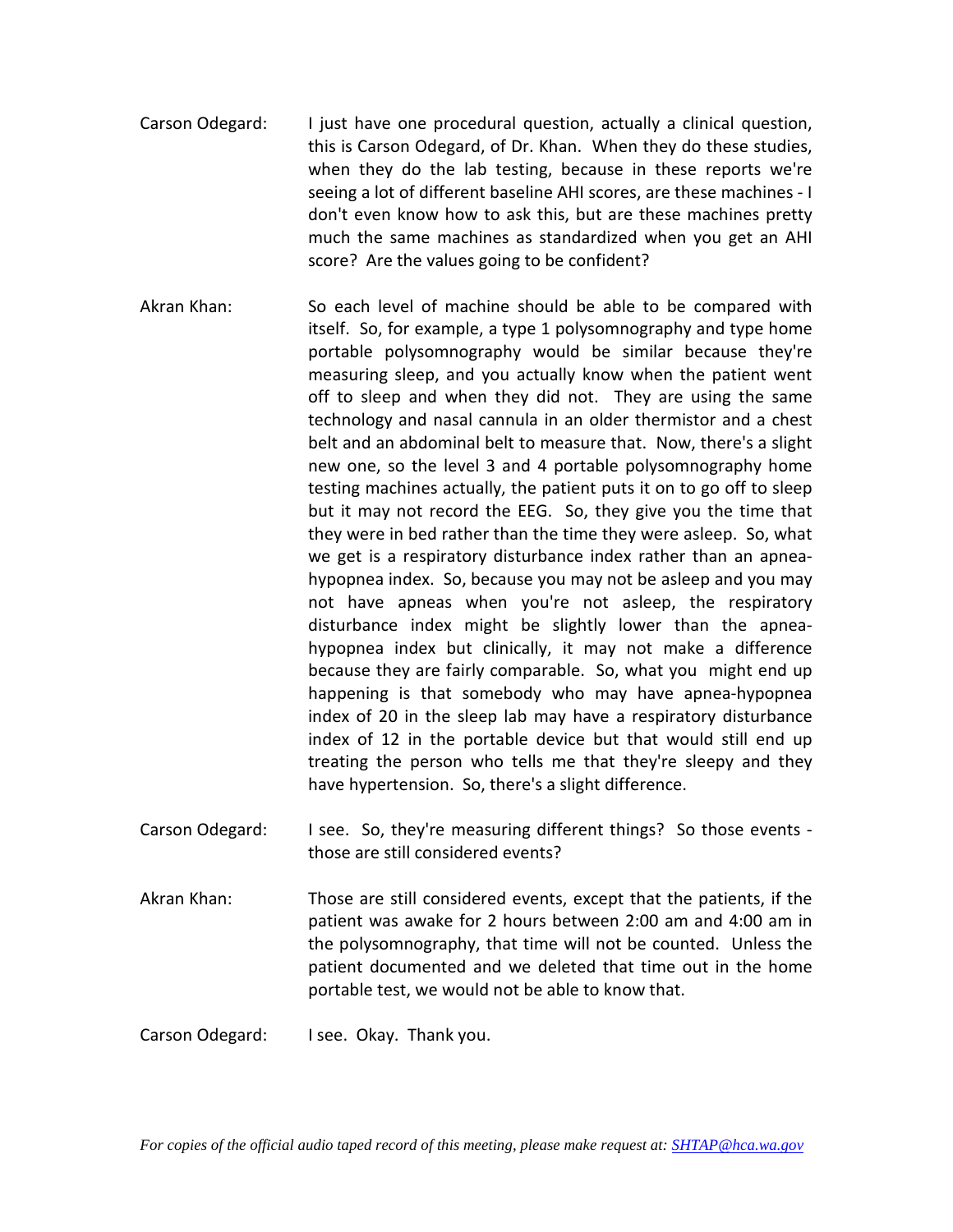Carson Odegard: I just have one procedural question, actually a clinical question, this is Carson Odegard, of Dr. Khan. When they do these studies, when they do the lab testing, because in these reports we're seeing a lot of different baseline AHI scores, are these machines - I don't even know how to ask this, but are these machines pretty much the same machines as standardized when you get an AHI score? Are the values going to be confident?

Akran Khan: So each level of machine should be able to be compared with itself. So, for example, a type 1 polysomnography and type home portable polysomnography would be similar because they're measuring sleep, and you actually know when the patient went off to sleep and when they did not. They are using the same technology and nasal cannula in an older thermistor and a chest belt and an abdominal belt to measure that. Now, there's a slight new one, so the level 3 and 4 portable polysomnography home testing machines actually, the patient puts it on to go off to sleep but it may not record the EEG. So, they give you the time that they were in bed rather than the time they were asleep. So, what we get is a respiratory disturbance index rather than an apnea-hypopnea index. So, because you may not be asleep and you may not have apneas when you're not asleep, the respiratory disturbance index might be slightly lower than the apnea-hypopnea index but clinically, it may not make a difference because they are fairly comparable. So, what you might end up happening is that somebody who may have apnea-hypopnea index of 20 in the sleep lab may have a respiratory disturbance index of 12 in the portable device but that would still end up treating the person who tells me that they're sleepy and they have hypertension. So, there's a slight difference.

Carson Odegard: I see. So, they're measuring different things? So those events - those are still considered events?

Akran Khan: Those are still considered events, except that the patients, if the patient was awake for 2 hours between 2:00 am and 4:00 am in the polysomnography, that time will not be counted. Unless the patient documented and we deleted that time out in the home portable test, we would not be able to know that.

Carson Odegard: I see. Okay. Thank you.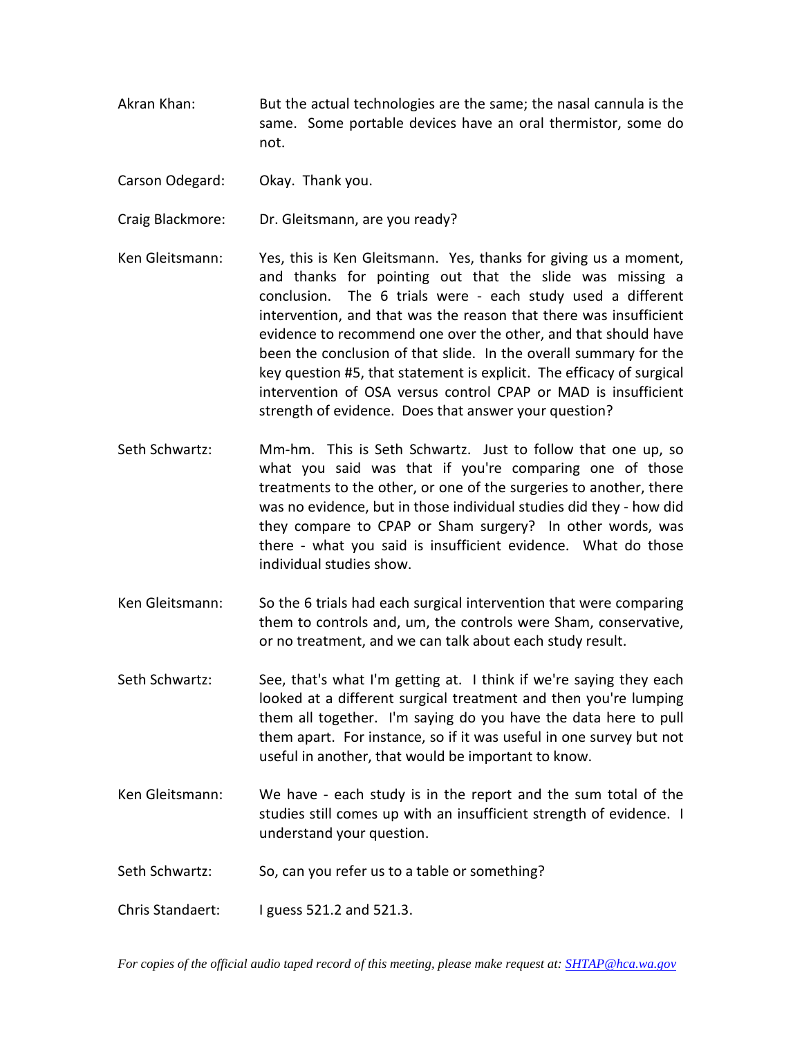Akran Khan: But the actual technologies are the same; the nasal cannula is the same. Some portable devices have an oral thermistor, some do not.

Carson Odegard: Okay. Thank you.

Craig Blackmore: Dr. Gleitsmann, are you ready?

Ken Gleitsmann: Yes, this is Ken Gleitsmann. Yes, thanks for giving us a moment, and thanks for pointing out that the slide was missing a conclusion. The 6 trials were - each study used a different intervention, and that was the reason that there was insufficient evidence to recommend one over the other, and that should have been the conclusion of that slide. In the overall summary for the key question #5, that statement is explicit. The efficacy of surgical intervention of OSA versus control CPAP or MAD is insufficient strength of evidence. Does that answer your question?

Seth Schwartz: Mm-hm. This is Seth Schwartz. Just to follow that one up, so what you said was that if you're comparing one of those treatments to the other, or one of the surgeries to another, there was no evidence, but in those individual studies did they - how did they compare to CPAP or Sham surgery? In other words, was there - what you said is insufficient evidence. What do those individual studies show.

Ken Gleitsmann: So the 6 trials had each surgical intervention that were comparing them to controls and, um, the controls were Sham, conservative, or no treatment, and we can talk about each study result.

Seth Schwartz: See, that's what I'm getting at. I think if we're saying they each looked at a different surgical treatment and then you're lumping them all together. I'm saying do you have the data here to pull them apart. For instance, so if it was useful in one survey but not useful in another, that would be important to know.

Ken Gleitsmann: We have - each study is in the report and the sum total of the studies still comes up with an insufficient strength of evidence. I understand your question.

Seth Schwartz: So, can you refer us to a table or something?

Chris Standaert: I guess 521.2 and 521.3.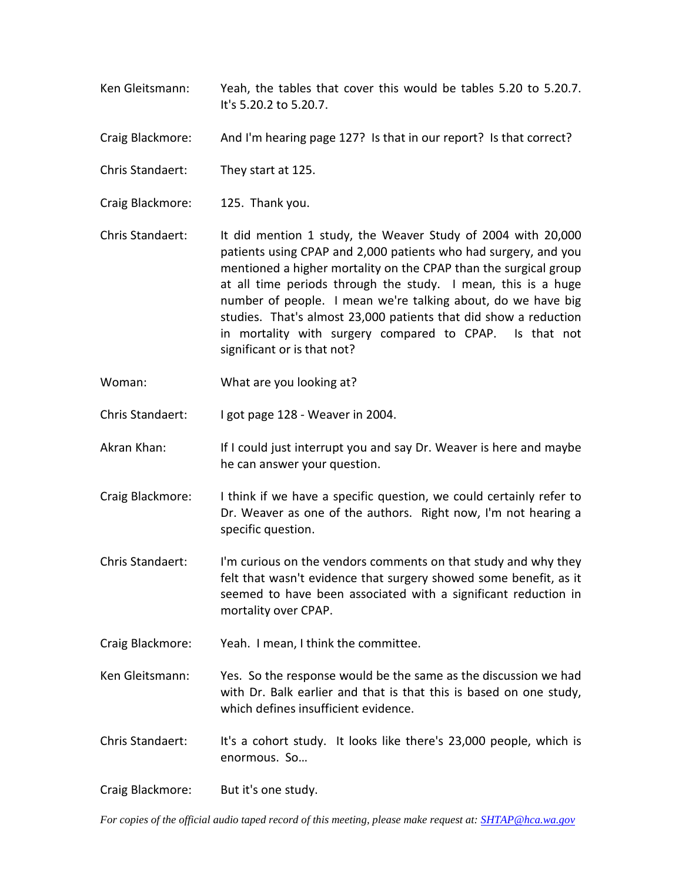Ken Gleitsmann: Yeah, the tables that cover this would be tables 5.20 to 5.20.7. It's 5.20.2 to 5.20.7.

Craig Blackmore: And I'm hearing page 127? Is that in our report? Is that correct?

Chris Standaert: They start at 125.

Craig Blackmore: 125. Thank you.

Chris Standaert: It did mention 1 study, the Weaver Study of 2004 with 20,000 patients using CPAP and 2,000 patients who had surgery, and you mentioned a higher mortality on the CPAP than the surgical group at all time periods through the study. I mean, this is a huge number of people. I mean we're talking about, do we have big studies. That's almost 23,000 patients that did show a reduction in mortality with surgery compared to CPAP. Is that not significant or is that not?

Woman: What are you looking at?

Chris Standaert: I got page 128 - Weaver in 2004.

Akran Khan: If I could just interrupt you and say Dr. Weaver is here and maybe he can answer your question.

Craig Blackmore: I think if we have a specific question, we could certainly refer to Dr. Weaver as one of the authors. Right now, I'm not hearing a specific question.

Chris Standaert: I'm curious on the vendors comments on that study and why they felt that wasn't evidence that surgery showed some benefit, as it seemed to have been associated with a significant reduction in mortality over CPAP.

Craig Blackmore: Yeah. I mean, I think the committee.

Ken Gleitsmann: Yes. So the response would be the same as the discussion we had with Dr. Balk earlier and that is that this is based on one study, which defines insufficient evidence.

Chris Standaert: It's a cohort study. It looks like there's 23,000 people, which is enormous. So…

Craig Blackmore: But it's one study.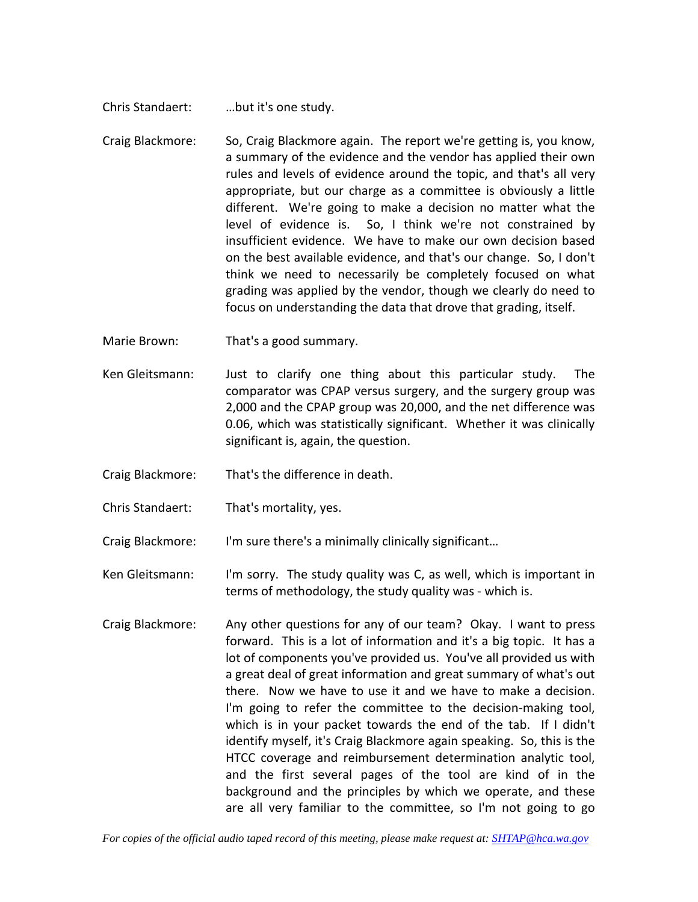Chris Standaert: …but it's one study.

Craig Blackmore: So, Craig Blackmore again. The report we're getting is, you know, a summary of the evidence and the vendor has applied their own rules and levels of evidence around the topic, and that's all very appropriate, but our charge as a committee is obviously a little different. We're going to make a decision no matter what the level of evidence is. So, I think we're not constrained by insufficient evidence. We have to make our own decision based on the best available evidence, and that's our change. So, I don't think we need to necessarily be completely focused on what grading was applied by the vendor, though we clearly do need to focus on understanding the data that drove that grading, itself.

Marie Brown: That's a good summary.

Ken Gleitsmann: Just to clarify one thing about this particular study. The comparator was CPAP versus surgery, and the surgery group was 2,000 and the CPAP group was 20,000, and the net difference was 0.06, which was statistically significant. Whether it was clinically significant is, again, the question.

Craig Blackmore: That's the difference in death.

Chris Standaert: That's mortality, yes.

Craig Blackmore: I'm sure there's a minimally clinically significant…

Ken Gleitsmann: I'm sorry. The study quality was C, as well, which is important in terms of methodology, the study quality was - which is.

Craig Blackmore: Any other questions for any of our team? Okay. I want to press forward. This is a lot of information and it's a big topic. It has a lot of components you've provided us. You've all provided us with a great deal of great information and great summary of what's out there. Now we have to use it and we have to make a decision. I'm going to refer the committee to the decision-making tool, which is in your packet towards the end of the tab. If I didn't identify myself, it's Craig Blackmore again speaking. So, this is the HTCC coverage and reimbursement determination analytic tool, and the first several pages of the tool are kind of in the background and the principles by which we operate, and these are all very familiar to the committee, so I'm not going to go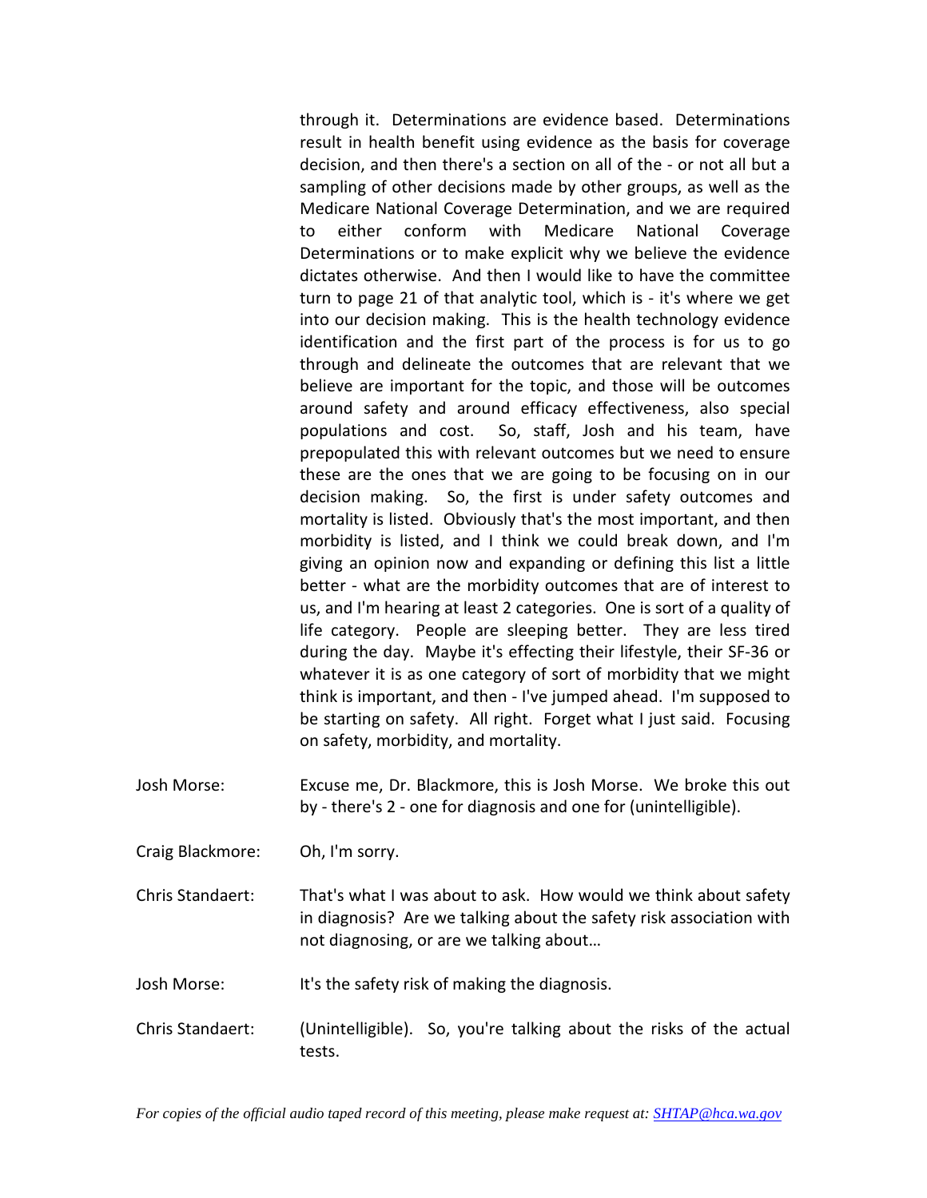through it. Determinations are evidence based. Determinations result in health benefit using evidence as the basis for coverage decision, and then there's a section on all of the - or not all but a sampling of other decisions made by other groups, as well as the Medicare National Coverage Determination, and we are required to either conform with Medicare National Coverage Determinations or to make explicit why we believe the evidence dictates otherwise. And then I would like to have the committee turn to page 21 of that analytic tool, which is - it's where we get into our decision making. This is the health technology evidence identification and the first part of the process is for us to go through and delineate the outcomes that are relevant that we believe are important for the topic, and those will be outcomes around safety and around efficacy effectiveness, also special populations and cost. So, staff, Josh and his team, have prepopulated this with relevant outcomes but we need to ensure these are the ones that we are going to be focusing on in our decision making. So, the first is under safety outcomes and mortality is listed. Obviously that's the most important, and then morbidity is listed, and I think we could break down, and I'm giving an opinion now and expanding or defining this list a little better - what are the morbidity outcomes that are of interest to us, and I'm hearing at least 2 categories. One is sort of a quality of life category. People are sleeping better. They are less tired during the day. Maybe it's effecting their lifestyle, their SF-36 or whatever it is as one category of sort of morbidity that we might think is important, and then - I've jumped ahead. I'm supposed to be starting on safety. All right. Forget what I just said. Focusing on safety, morbidity, and mortality.

Josh Morse: Excuse me, Dr. Blackmore, this is Josh Morse. We broke this out by - there's 2 - one for diagnosis and one for (unintelligible).

Craig Blackmore: Oh, I'm sorry.

Chris Standaert: That's what I was about to ask. How would we think about safety in diagnosis? Are we talking about the safety risk association with not diagnosing, or are we talking about…

Josh Morse: It's the safety risk of making the diagnosis.

Chris Standaert: (Unintelligible). So, you're talking about the risks of the actual tests.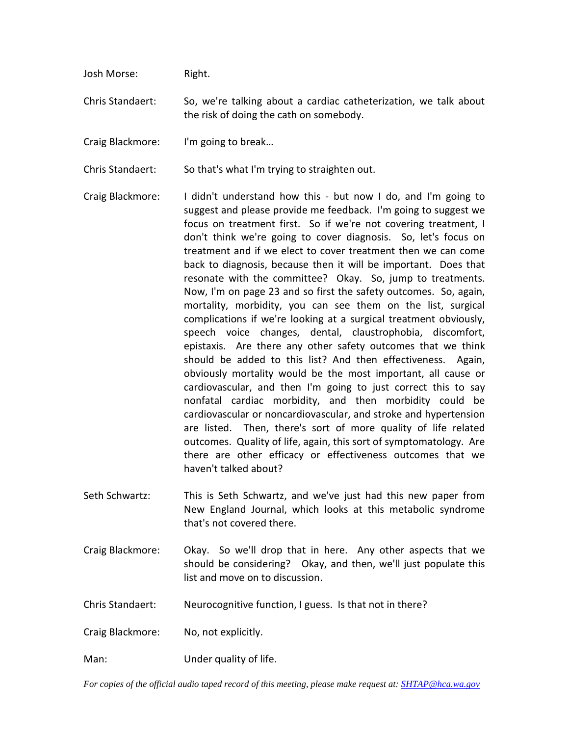Josh Morse: Right.

Chris Standaert: So, we're talking about a cardiac catheterization, we talk about the risk of doing the cath on somebody.

Craig Blackmore: I'm going to break…

Chris Standaert: So that's what I'm trying to straighten out.

Craig Blackmore: I didn't understand how this - but now I do, and I'm going to suggest and please provide me feedback. I'm going to suggest we focus on treatment first. So if we're not covering treatment, I don't think we're going to cover diagnosis. So, let's focus on treatment and if we elect to cover treatment then we can come back to diagnosis, because then it will be important. Does that resonate with the committee? Okay. So, jump to treatments. Now, I'm on page 23 and so first the safety outcomes. So, again, mortality, morbidity, you can see them on the list, surgical complications if we're looking at a surgical treatment obviously, speech voice changes, dental, claustrophobia, discomfort, epistaxis. Are there any other safety outcomes that we think should be added to this list? And then effectiveness. Again, obviously mortality would be the most important, all cause or cardiovascular, and then I'm going to just correct this to say nonfatal cardiac morbidity, and then morbidity could be cardiovascular or noncardiovascular, and stroke and hypertension are listed. Then, there's sort of more quality of life related outcomes. Quality of life, again, this sort of symptomatology. Are there are other efficacy or effectiveness outcomes that we haven't talked about?

Seth Schwartz: This is Seth Schwartz, and we've just had this new paper from New England Journal, which looks at this metabolic syndrome that's not covered there.

Craig Blackmore: Okay. So we'll drop that in here. Any other aspects that we should be considering? Okay, and then, we'll just populate this list and move on to discussion.

Chris Standaert: Neurocognitive function, I guess. Is that not in there?

Craig Blackmore: No, not explicitly.

Man: Under quality of life.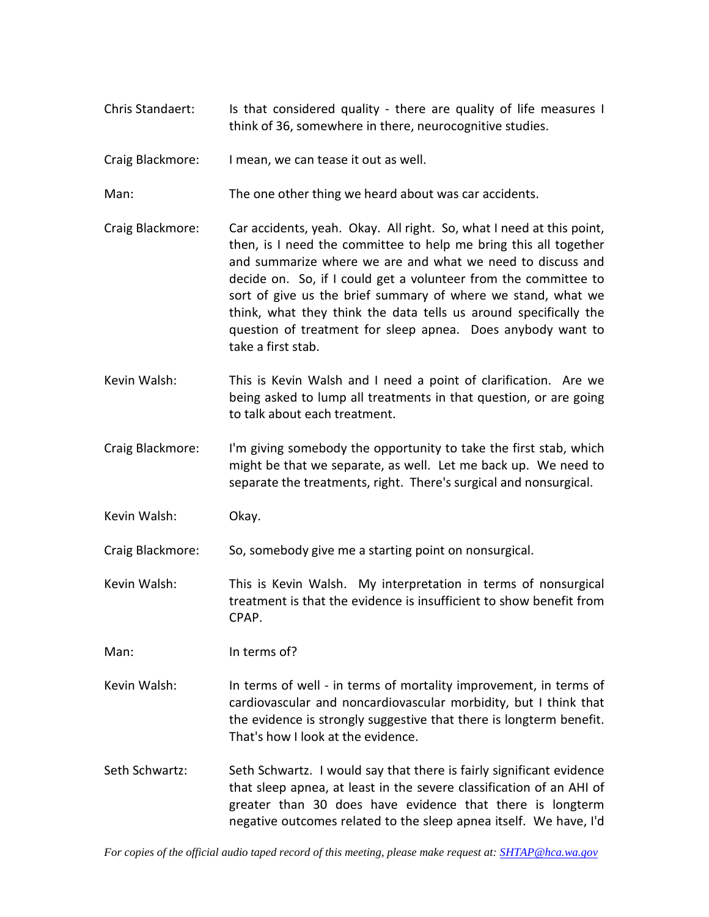Chris Standaert: Is that considered quality - there are quality of life measures I think of 36, somewhere in there, neurocognitive studies.

Craig Blackmore: I mean, we can tease it out as well.

Man: The one other thing we heard about was car accidents.

Craig Blackmore: Car accidents, yeah. Okay. All right. So, what I need at this point, then, is I need the committee to help me bring this all together and summarize where we are and what we need to discuss and decide on. So, if I could get a volunteer from the committee to sort of give us the brief summary of where we stand, what we think, what they think the data tells us around specifically the question of treatment for sleep apnea. Does anybody want to take a first stab.

Kevin Walsh: This is Kevin Walsh and I need a point of clarification. Are we being asked to lump all treatments in that question, or are going to talk about each treatment.

Craig Blackmore: I'm giving somebody the opportunity to take the first stab, which might be that we separate, as well. Let me back up. We need to separate the treatments, right. There's surgical and nonsurgical.

Kevin Walsh: Okay.

Craig Blackmore: So, somebody give me a starting point on nonsurgical.

Kevin Walsh: This is Kevin Walsh. My interpretation in terms of nonsurgical treatment is that the evidence is insufficient to show benefit from CPAP.

Man: In terms of?

Kevin Walsh: In terms of well - in terms of mortality improvement, in terms of cardiovascular and noncardiovascular morbidity, but I think that the evidence is strongly suggestive that there is longterm benefit. That's how I look at the evidence.

Seth Schwartz: Seth Schwartz. I would say that there is fairly significant evidence that sleep apnea, at least in the severe classification of an AHI of greater than 30 does have evidence that there is longterm negative outcomes related to the sleep apnea itself. We have, I'd

*For copies of the official audio taped record of this meeting, please make request at: SHTAP@hca.wa.gov*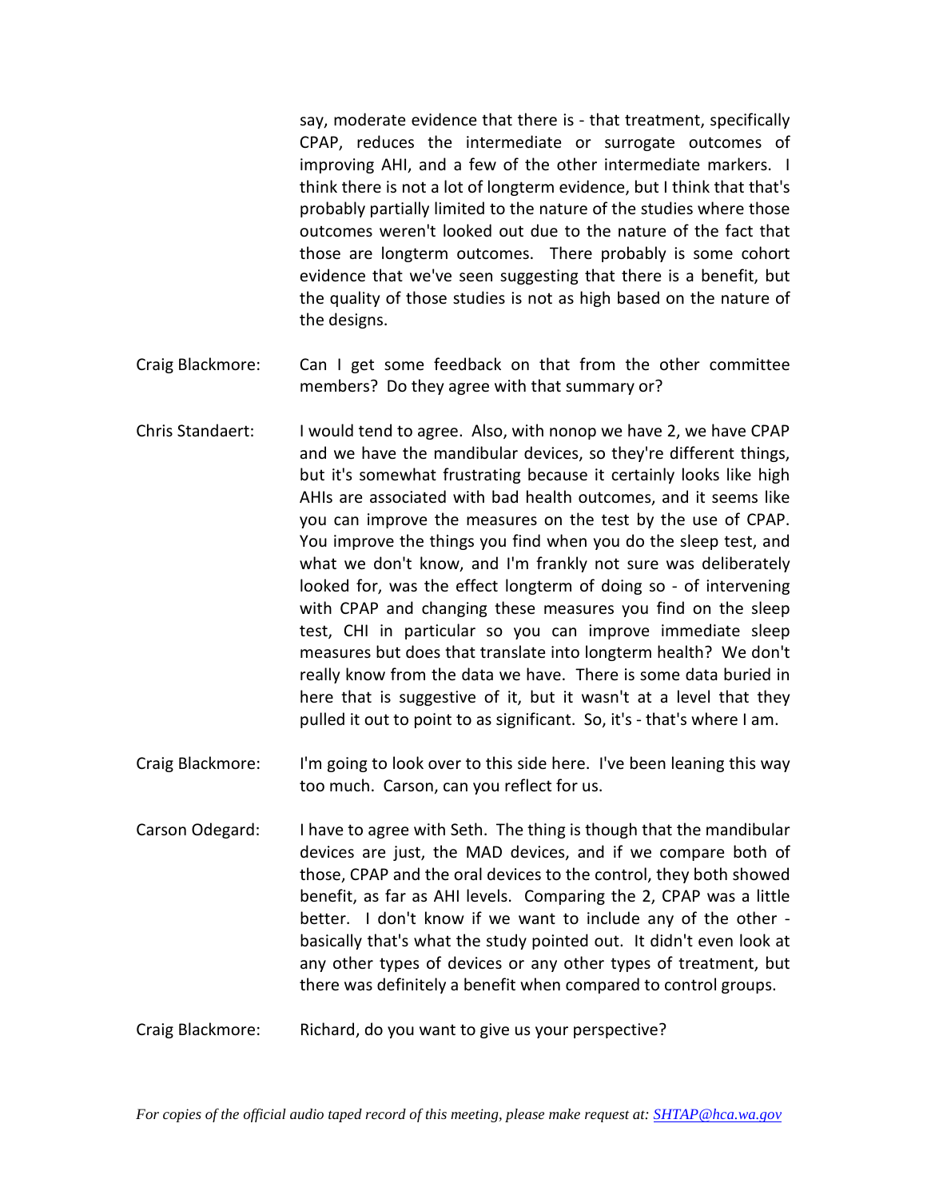say, moderate evidence that there is - that treatment, specifically CPAP, reduces the intermediate or surrogate outcomes of improving AHI, and a few of the other intermediate markers. I think there is not a lot of longterm evidence, but I think that that's probably partially limited to the nature of the studies where those outcomes weren't looked out due to the nature of the fact that those are longterm outcomes. There probably is some cohort evidence that we've seen suggesting that there is a benefit, but the quality of those studies is not as high based on the nature of the designs.

Craig Blackmore: Can I get some feedback on that from the other committee members? Do they agree with that summary or?

Chris Standaert: I would tend to agree. Also, with nonop we have 2, we have CPAP and we have the mandibular devices, so they're different things, but it's somewhat frustrating because it certainly looks like high AHIs are associated with bad health outcomes, and it seems like you can improve the measures on the test by the use of CPAP. You improve the things you find when you do the sleep test, and what we don't know, and I'm frankly not sure was deliberately looked for, was the effect longterm of doing so - of intervening with CPAP and changing these measures you find on the sleep test, CHI in particular so you can improve immediate sleep measures but does that translate into longterm health? We don't really know from the data we have. There is some data buried in here that is suggestive of it, but it wasn't at a level that they pulled it out to point to as significant. So, it's - that's where I am.

Craig Blackmore: I'm going to look over to this side here. I've been leaning this way too much. Carson, can you reflect for us.

Carson Odegard: I have to agree with Seth. The thing is though that the mandibular devices are just, the MAD devices, and if we compare both of those, CPAP and the oral devices to the control, they both showed benefit, as far as AHI levels. Comparing the 2, CPAP was a little better. I don't know if we want to include any of the other - basically that's what the study pointed out. It didn't even look at any other types of devices or any other types of treatment, but there was definitely a benefit when compared to control groups.

Craig Blackmore: Richard, do you want to give us your perspective?

*For copies of the official audio taped record of this meeting, please make request at: SHTAP@hca.wa.gov*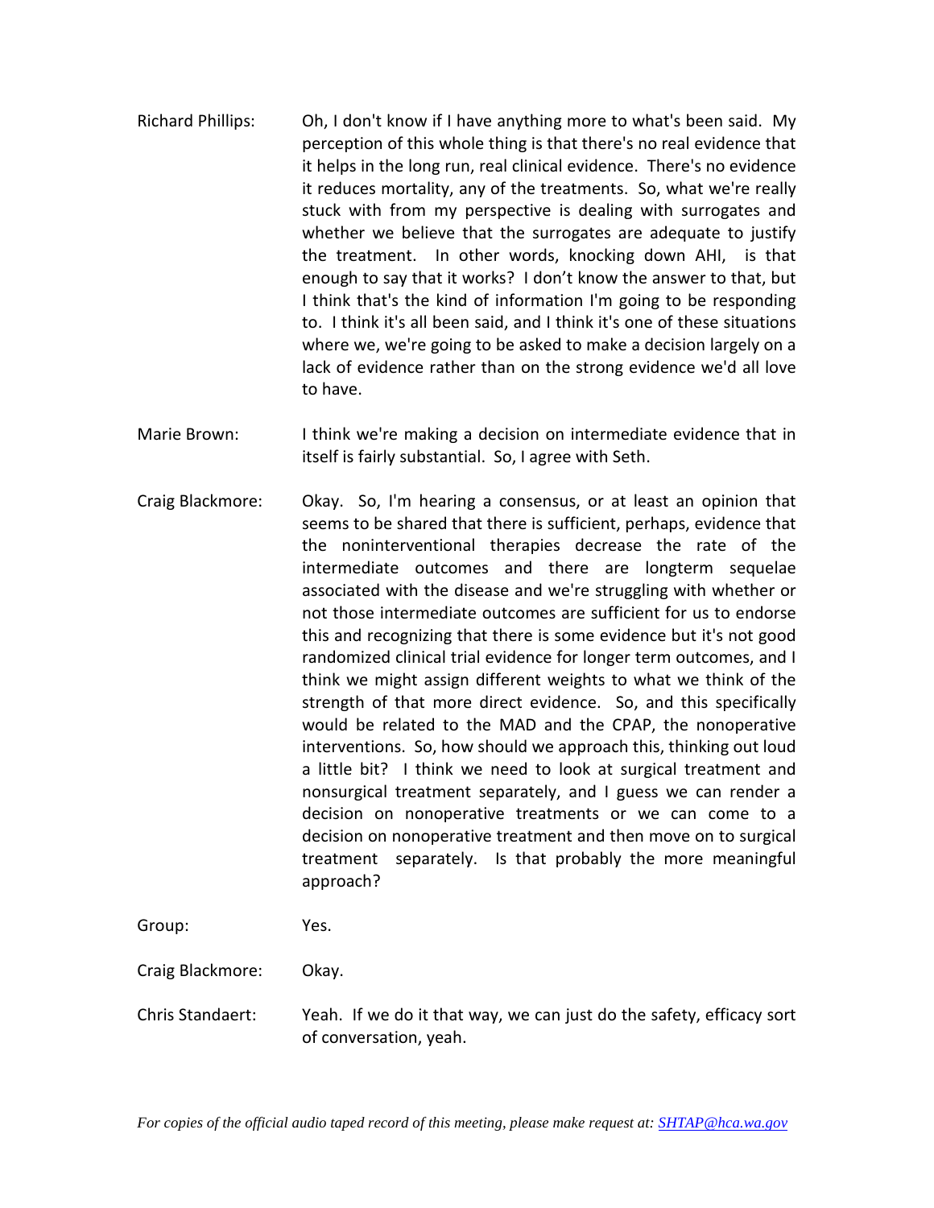Richard Phillips: Oh, I don't know if I have anything more to what's been said. My perception of this whole thing is that there's no real evidence that it helps in the long run, real clinical evidence. There's no evidence it reduces mortality, any of the treatments. So, what we're really stuck with from my perspective is dealing with surrogates and whether we believe that the surrogates are adequate to justify the treatment. In other words, knocking down AHI, is that enough to say that it works? I don't know the answer to that, but I think that's the kind of information I'm going to be responding to. I think it's all been said, and I think it's one of these situations where we, we're going to be asked to make a decision largely on a lack of evidence rather than on the strong evidence we'd all love to have.

Marie Brown: I think we're making a decision on intermediate evidence that in itself is fairly substantial. So, I agree with Seth.

Craig Blackmore: Okay. So, I'm hearing a consensus, or at least an opinion that seems to be shared that there is sufficient, perhaps, evidence that the noninterventional therapies decrease the rate of the intermediate outcomes and there are longterm sequelae associated with the disease and we're struggling with whether or not those intermediate outcomes are sufficient for us to endorse this and recognizing that there is some evidence but it's not good randomized clinical trial evidence for longer term outcomes, and I think we might assign different weights to what we think of the strength of that more direct evidence. So, and this specifically would be related to the MAD and the CPAP, the nonoperative interventions. So, how should we approach this, thinking out loud a little bit? I think we need to look at surgical treatment and nonsurgical treatment separately, and I guess we can render a decision on nonoperative treatments or we can come to a decision on nonoperative treatment and then move on to surgical treatment separately. Is that probably the more meaningful approach?

Group: Yes.

Craig Blackmore: Okay.

Chris Standaert: Yeah. If we do it that way, we can just do the safety, efficacy sort of conversation, yeah.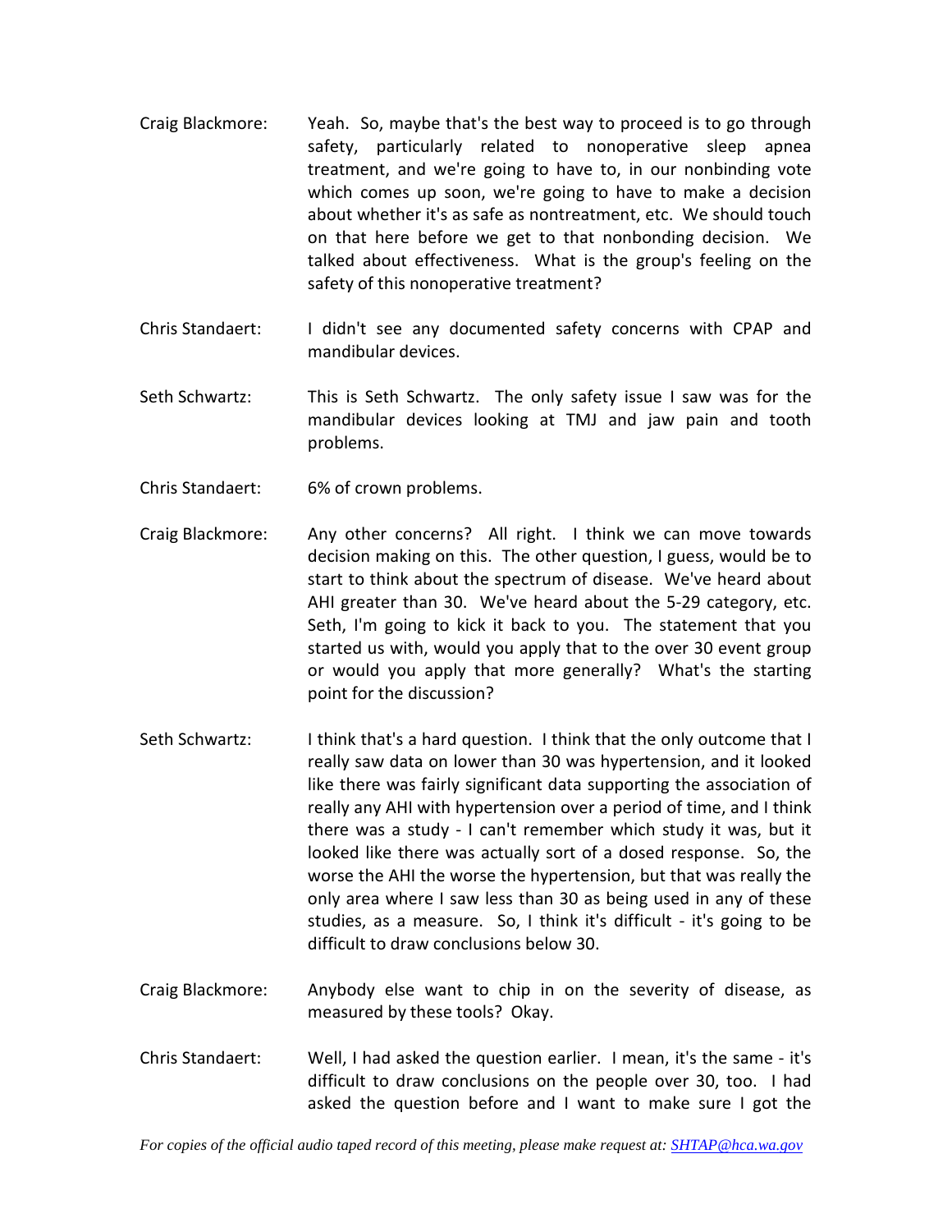Craig Blackmore: Yeah. So, maybe that's the best way to proceed is to go through safety, particularly related to nonoperative sleep apnea treatment, and we're going to have to, in our nonbinding vote which comes up soon, we're going to have to make a decision about whether it's as safe as nontreatment, etc. We should touch on that here before we get to that nonbonding decision. We talked about effectiveness. What is the group's feeling on the safety of this nonoperative treatment?

Chris Standaert: I didn't see any documented safety concerns with CPAP and mandibular devices.

Seth Schwartz: This is Seth Schwartz. The only safety issue I saw was for the mandibular devices looking at TMJ and jaw pain and tooth problems.

Chris Standaert: 6% of crown problems.

Craig Blackmore: Any other concerns? All right. I think we can move towards decision making on this. The other question, I guess, would be to start to think about the spectrum of disease. We've heard about AHI greater than 30. We've heard about the 5-29 category, etc. Seth, I'm going to kick it back to you. The statement that you started us with, would you apply that to the over 30 event group or would you apply that more generally? What's the starting point for the discussion?

Seth Schwartz: I think that's a hard question. I think that the only outcome that I really saw data on lower than 30 was hypertension, and it looked like there was fairly significant data supporting the association of really any AHI with hypertension over a period of time, and I think there was a study - I can't remember which study it was, but it looked like there was actually sort of a dosed response. So, the worse the AHI the worse the hypertension, but that was really the only area where I saw less than 30 as being used in any of these studies, as a measure. So, I think it's difficult - it's going to be difficult to draw conclusions below 30.

Craig Blackmore: Anybody else want to chip in on the severity of disease, as measured by these tools? Okay.

Chris Standaert: Well, I had asked the question earlier. I mean, it's the same - it's difficult to draw conclusions on the people over 30, too. I had asked the question before and I want to make sure I got the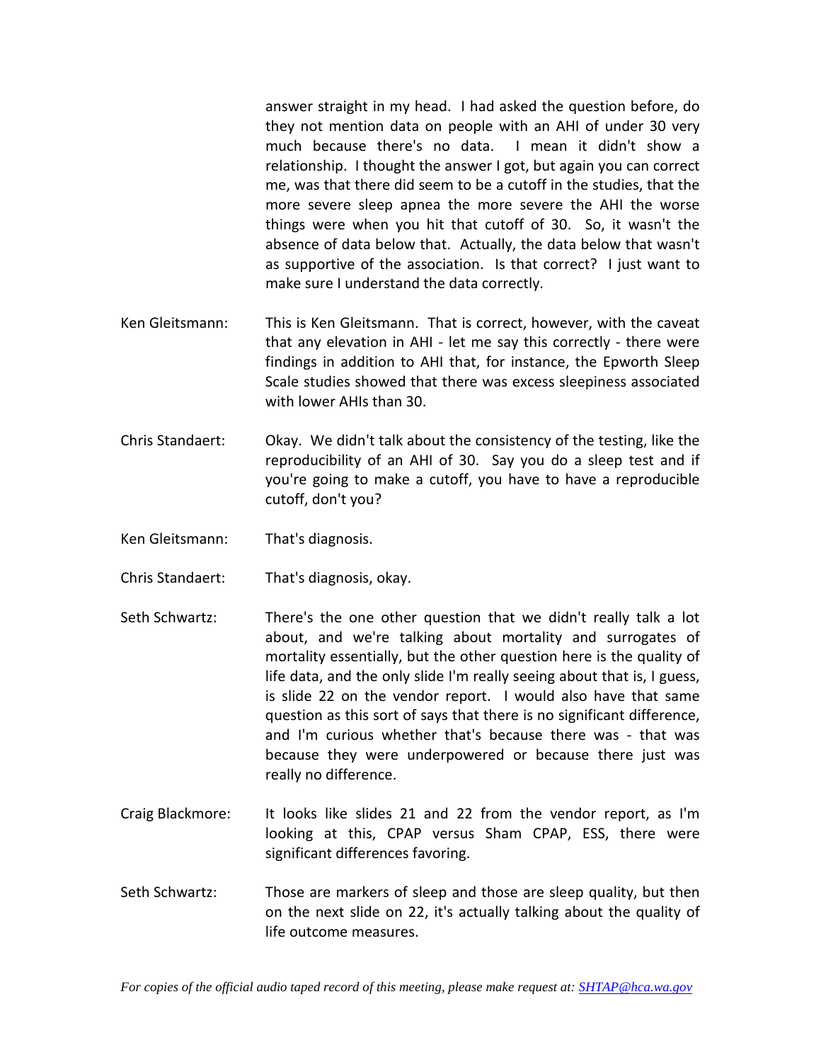answer straight in my head. I had asked the question before, do they not mention data on people with an AHI of under 30 very much because there's no data. I mean it didn't show a relationship. I thought the answer I got, but again you can correct me, was that there did seem to be a cutoff in the studies, that the more severe sleep apnea the more severe the AHI the worse things were when you hit that cutoff of 30. So, it wasn't the absence of data below that. Actually, the data below that wasn't as supportive of the association. Is that correct? I just want to make sure I understand the data correctly.

Ken Gleitsmann: This is Ken Gleitsmann. That is correct, however, with the caveat that any elevation in AHI - let me say this correctly - there were findings in addition to AHI that, for instance, the Epworth Sleep Scale studies showed that there was excess sleepiness associated with lower AHIs than 30.

Chris Standaert: Okay. We didn't talk about the consistency of the testing, like the reproducibility of an AHI of 30. Say you do a sleep test and if you're going to make a cutoff, you have to have a reproducible cutoff, don't you?

Ken Gleitsmann: That's diagnosis.

Chris Standaert: That's diagnosis, okay.

Seth Schwartz: There's the one other question that we didn't really talk a lot about, and we're talking about mortality and surrogates of mortality essentially, but the other question here is the quality of life data, and the only slide I'm really seeing about that is, I guess, is slide 22 on the vendor report. I would also have that same question as this sort of says that there is no significant difference, and I'm curious whether that's because there was - that was because they were underpowered or because there just was really no difference.

Craig Blackmore: It looks like slides 21 and 22 from the vendor report, as I'm looking at this, CPAP versus Sham CPAP, ESS, there were significant differences favoring.

Seth Schwartz: Those are markers of sleep and those are sleep quality, but then on the next slide on 22, it's actually talking about the quality of life outcome measures.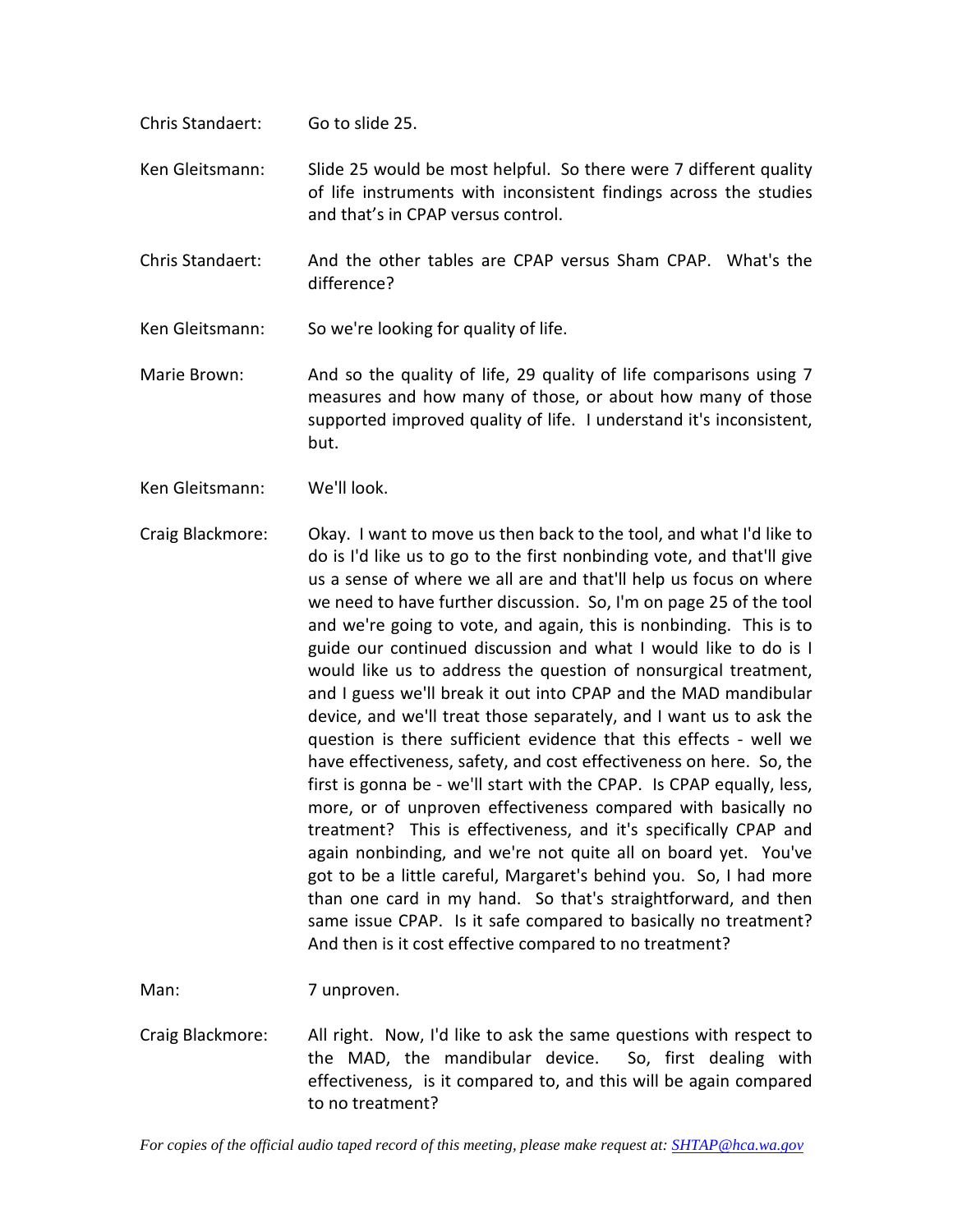Chris Standaert: Go to slide 25.

Ken Gleitsmann: Slide 25 would be most helpful. So there were 7 different quality of life instruments with inconsistent findings across the studies and that's in CPAP versus control.

Chris Standaert: And the other tables are CPAP versus Sham CPAP. What's the difference?

Ken Gleitsmann: So we're looking for quality of life.

Marie Brown: And so the quality of life, 29 quality of life comparisons using 7 measures and how many of those, or about how many of those supported improved quality of life. I understand it's inconsistent, but.

Ken Gleitsmann: We'll look.

Craig Blackmore: Okay. I want to move us then back to the tool, and what I'd like to do is I'd like us to go to the first nonbinding vote, and that'll give us a sense of where we all are and that'll help us focus on where we need to have further discussion. So, I'm on page 25 of the tool and we're going to vote, and again, this is nonbinding. This is to guide our continued discussion and what I would like to do is I would like us to address the question of nonsurgical treatment, and I guess we'll break it out into CPAP and the MAD mandibular device, and we'll treat those separately, and I want us to ask the question is there sufficient evidence that this effects - well we have effectiveness, safety, and cost effectiveness on here. So, the first is gonna be - we'll start with the CPAP. Is CPAP equally, less, more, or of unproven effectiveness compared with basically no treatment? This is effectiveness, and it's specifically CPAP and again nonbinding, and we're not quite all on board yet. You've got to be a little careful, Margaret's behind you. So, I had more than one card in my hand. So that's straightforward, and then same issue CPAP. Is it safe compared to basically no treatment? And then is it cost effective compared to no treatment?

Man: 7 unproven.

Craig Blackmore: All right. Now, I'd like to ask the same questions with respect to the MAD, the mandibular device. So, first dealing with effectiveness, is it compared to, and this will be again compared to no treatment?

*For copies of the official audio taped record of this meeting, please make request at: SHTAP@hca.wa.gov*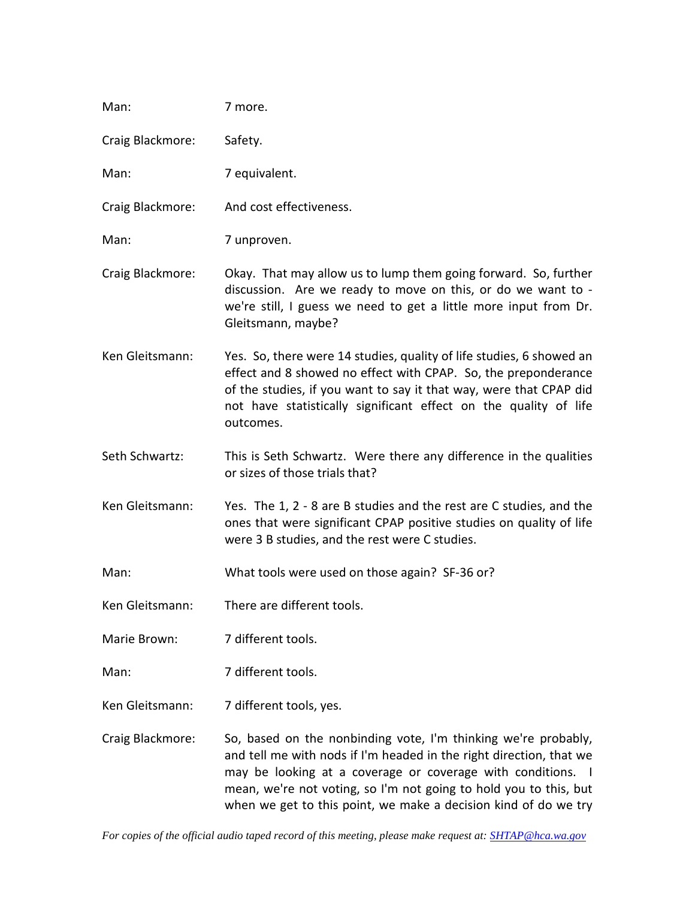Man: 7 more.

Craig Blackmore: Safety.

Man: 7 equivalent.

Craig Blackmore: And cost effectiveness.

Man: 7 unproven.

Craig Blackmore: Okay. That may allow us to lump them going forward. So, further discussion. Are we ready to move on this, or do we want to - we're still, I guess we need to get a little more input from Dr. Gleitsmann, maybe?

Ken Gleitsmann: Yes. So, there were 14 studies, quality of life studies, 6 showed an effect and 8 showed no effect with CPAP. So, the preponderance of the studies, if you want to say it that way, were that CPAP did not have statistically significant effect on the quality of life outcomes.

Seth Schwartz: This is Seth Schwartz. Were there any difference in the qualities or sizes of those trials that?

Ken Gleitsmann: Yes. The 1, 2 - 8 are B studies and the rest are C studies, and the ones that were significant CPAP positive studies on quality of life were 3 B studies, and the rest were C studies.

Man: What tools were used on those again? SF-36 or?

Ken Gleitsmann: There are different tools.

Marie Brown: 7 different tools.

Man: 7 different tools.

Ken Gleitsmann: 7 different tools, yes.

Craig Blackmore: So, based on the nonbinding vote, I'm thinking we're probably, and tell me with nods if I'm headed in the right direction, that we may be looking at a coverage or coverage with conditions. I mean, we're not voting, so I'm not going to hold you to this, but when we get to this point, we make a decision kind of do we try

*For copies of the official audio taped record of this meeting, please make request at: SHTAP@hca.wa.gov*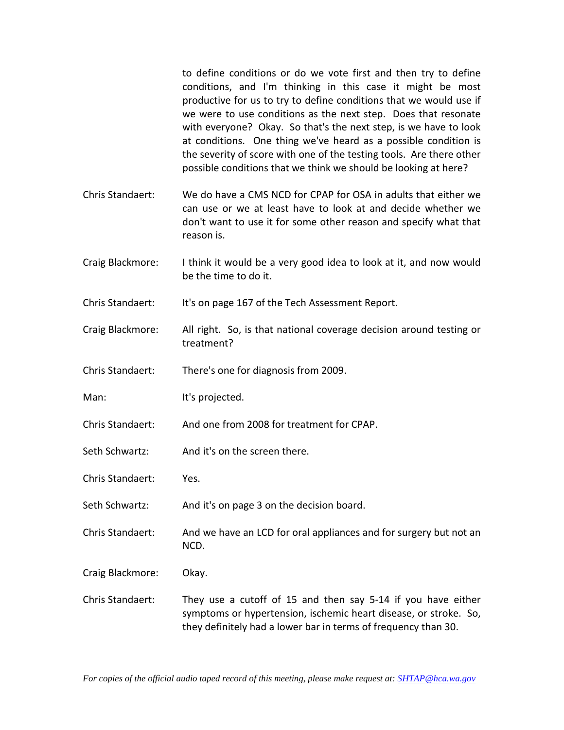to define conditions or do we vote first and then try to define conditions, and I'm thinking in this case it might be most productive for us to try to define conditions that we would use if we were to use conditions as the next step. Does that resonate with everyone? Okay. So that's the next step, is we have to look at conditions. One thing we've heard as a possible condition is the severity of score with one of the testing tools. Are there other possible conditions that we think we should be looking at here?

Chris Standaert: We do have a CMS NCD for CPAP for OSA in adults that either we can use or we at least have to look at and decide whether we don't want to use it for some other reason and specify what that reason is.

Craig Blackmore: I think it would be a very good idea to look at it, and now would be the time to do it.

Chris Standaert: It's on page 167 of the Tech Assessment Report.

Craig Blackmore: All right. So, is that national coverage decision around testing or treatment?

Chris Standaert: There's one for diagnosis from 2009.

Man: It's projected.

Chris Standaert: And one from 2008 for treatment for CPAP.

Seth Schwartz: And it's on the screen there.

Chris Standaert: Yes.

Seth Schwartz: And it's on page 3 on the decision board.

Chris Standaert: And we have an LCD for oral appliances and for surgery but not an NCD.

Craig Blackmore: Okay.

Chris Standaert: They use a cutoff of 15 and then say 5-14 if you have either symptoms or hypertension, ischemic heart disease, or stroke. So, they definitely had a lower bar in terms of frequency than 30.

*For copies of the official audio taped record of this meeting, please make request at: SHTAP@hca.wa.gov*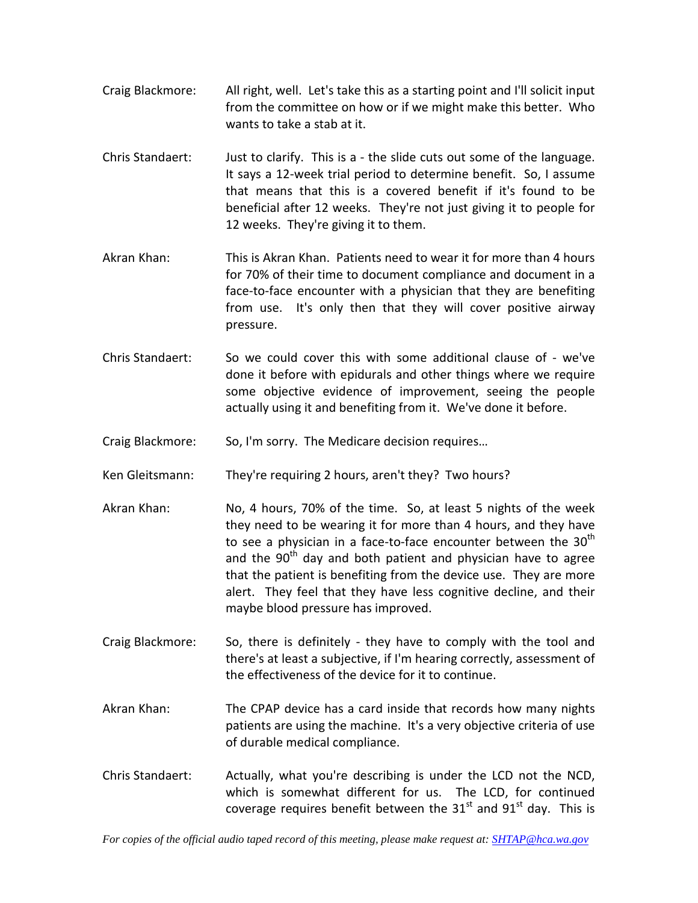Craig Blackmore: All right, well. Let's take this as a starting point and I'll solicit input from the committee on how or if we might make this better. Who wants to take a stab at it.

Chris Standaert: Just to clarify. This is a - the slide cuts out some of the language. It says a 12-week trial period to determine benefit. So, I assume that means that this is a covered benefit if it's found to be beneficial after 12 weeks. They're not just giving it to people for 12 weeks. They're giving it to them.

Akran Khan: This is Akran Khan. Patients need to wear it for more than 4 hours for 70% of their time to document compliance and document in a face-to-face encounter with a physician that they are benefiting from use. It's only then that they will cover positive airway pressure.

Chris Standaert: So we could cover this with some additional clause of - we've done it before with epidurals and other things where we require some objective evidence of improvement, seeing the people actually using it and benefiting from it. We've done it before.

Craig Blackmore: So, I'm sorry. The Medicare decision requires…

Ken Gleitsmann: They're requiring 2 hours, aren't they? Two hours?

Akran Khan: No, 4 hours, 70% of the time. So, at least 5 nights of the week they need to be wearing it for more than 4 hours, and they have to see a physician in a face-to-face encounter between the 30th and the 90th day and both patient and physician have to agree that the patient is benefiting from the device use. They are more alert. They feel that they have less cognitive decline, and their maybe blood pressure has improved.

Craig Blackmore: So, there is definitely - they have to comply with the tool and there's at least a subjective, if I'm hearing correctly, assessment of the effectiveness of the device for it to continue.

Akran Khan: The CPAP device has a card inside that records how many nights patients are using the machine. It's a very objective criteria of use of durable medical compliance.

Chris Standaert: Actually, what you're describing is under the LCD not the NCD, which is somewhat different for us. The LCD, for continued coverage requires benefit between the 31st and 91st day. This is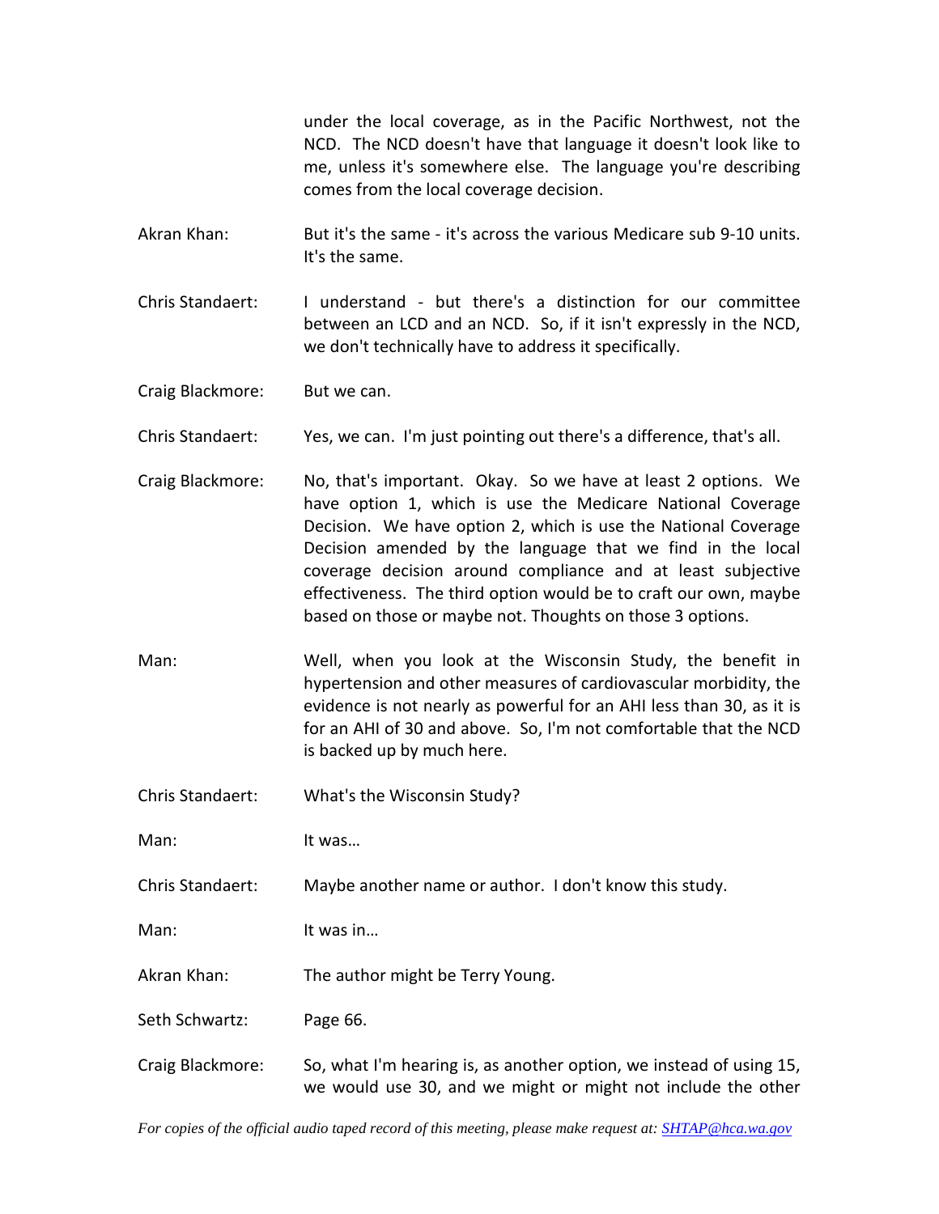under the local coverage, as in the Pacific Northwest, not the NCD. The NCD doesn't have that language it doesn't look like to me, unless it's somewhere else. The language you're describing comes from the local coverage decision.

Akran Khan: But it's the same - it's across the various Medicare sub 9-10 units. It's the same.

Chris Standaert: I understand - but there's a distinction for our committee between an LCD and an NCD. So, if it isn't expressly in the NCD, we don't technically have to address it specifically.

Craig Blackmore: But we can.

Chris Standaert: Yes, we can. I'm just pointing out there's a difference, that's all.

Craig Blackmore: No, that's important. Okay. So we have at least 2 options. We have option 1, which is use the Medicare National Coverage Decision. We have option 2, which is use the National Coverage Decision amended by the language that we find in the local coverage decision around compliance and at least subjective effectiveness. The third option would be to craft our own, maybe based on those or maybe not. Thoughts on those 3 options.

Man: Well, when you look at the Wisconsin Study, the benefit in hypertension and other measures of cardiovascular morbidity, the evidence is not nearly as powerful for an AHI less than 30, as it is for an AHI of 30 and above. So, I'm not comfortable that the NCD is backed up by much here.

Chris Standaert: What's the Wisconsin Study?

Man: It was…

Chris Standaert: Maybe another name or author. I don't know this study.

Man: It was in…

Akran Khan: The author might be Terry Young.

Seth Schwartz: Page 66.

Craig Blackmore: So, what I'm hearing is, as another option, we instead of using 15, we would use 30, and we might or might not include the other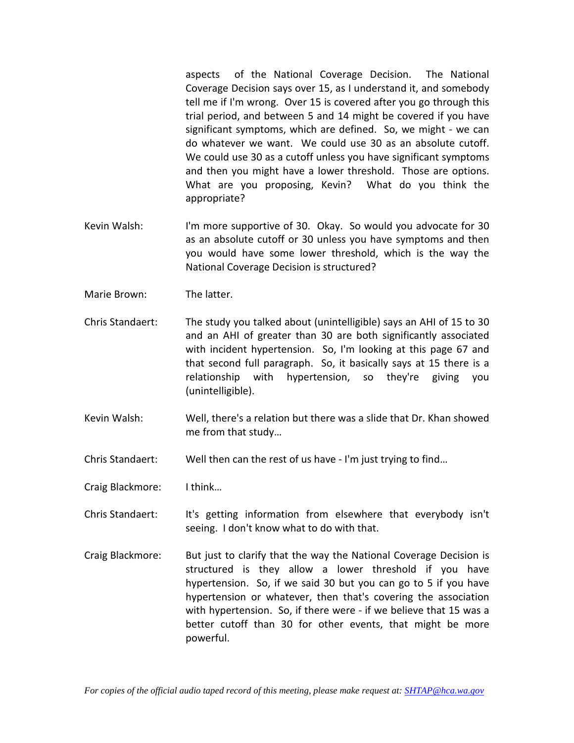aspects of the National Coverage Decision. The National Coverage Decision says over 15, as I understand it, and somebody tell me if I'm wrong. Over 15 is covered after you go through this trial period, and between 5 and 14 might be covered if you have significant symptoms, which are defined. So, we might - we can do whatever we want. We could use 30 as an absolute cutoff. We could use 30 as a cutoff unless you have significant symptoms and then you might have a lower threshold. Those are options. What are you proposing, Kevin? What do you think the appropriate?

Kevin Walsh: I'm more supportive of 30. Okay. So would you advocate for 30 as an absolute cutoff or 30 unless you have symptoms and then you would have some lower threshold, which is the way the National Coverage Decision is structured?

Marie Brown: The latter.

Chris Standaert: The study you talked about (unintelligible) says an AHI of 15 to 30 and an AHI of greater than 30 are both significantly associated with incident hypertension. So, I'm looking at this page 67 and that second full paragraph. So, it basically says at 15 there is a relationship with hypertension, so they're giving you (unintelligible).

Kevin Walsh: Well, there's a relation but there was a slide that Dr. Khan showed me from that study…

Chris Standaert: Well then can the rest of us have - I'm just trying to find…

Craig Blackmore: I think…

Chris Standaert: It's getting information from elsewhere that everybody isn't seeing. I don't know what to do with that.

Craig Blackmore: But just to clarify that the way the National Coverage Decision is structured is they allow a lower threshold if you have hypertension. So, if we said 30 but you can go to 5 if you have hypertension or whatever, then that's covering the association with hypertension. So, if there were - if we believe that 15 was a better cutoff than 30 for other events, that might be more powerful.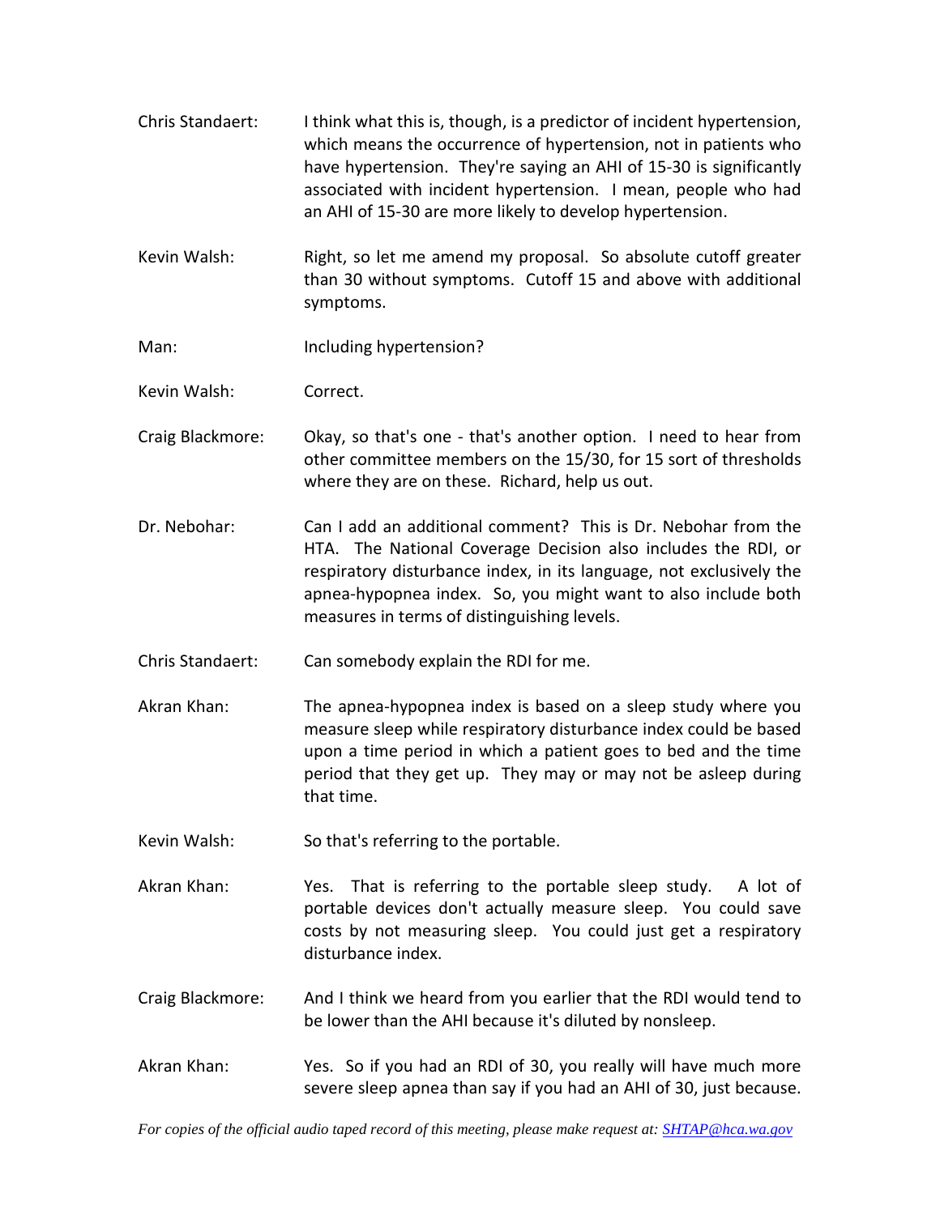Chris Standaert: I think what this is, though, is a predictor of incident hypertension, which means the occurrence of hypertension, not in patients who have hypertension. They're saying an AHI of 15-30 is significantly associated with incident hypertension. I mean, people who had an AHI of 15-30 are more likely to develop hypertension.

Kevin Walsh: Right, so let me amend my proposal. So absolute cutoff greater than 30 without symptoms. Cutoff 15 and above with additional symptoms.

Man: Including hypertension?

Kevin Walsh: Correct.

Craig Blackmore: Okay, so that's one - that's another option. I need to hear from other committee members on the 15/30, for 15 sort of thresholds where they are on these. Richard, help us out.

Dr. Nebohar: Can I add an additional comment? This is Dr. Nebohar from the HTA. The National Coverage Decision also includes the RDI, or respiratory disturbance index, in its language, not exclusively the apnea-hypopnea index. So, you might want to also include both measures in terms of distinguishing levels.

Chris Standaert: Can somebody explain the RDI for me.

Akran Khan: The apnea-hypopnea index is based on a sleep study where you measure sleep while respiratory disturbance index could be based upon a time period in which a patient goes to bed and the time period that they get up. They may or may not be asleep during that time.

Kevin Walsh: So that's referring to the portable.

Akran Khan: Yes. That is referring to the portable sleep study. A lot of portable devices don't actually measure sleep. You could save costs by not measuring sleep. You could just get a respiratory disturbance index.

Craig Blackmore: And I think we heard from you earlier that the RDI would tend to be lower than the AHI because it's diluted by nonsleep.

Akran Khan: Yes. So if you had an RDI of 30, you really will have much more severe sleep apnea than say if you had an AHI of 30, just because.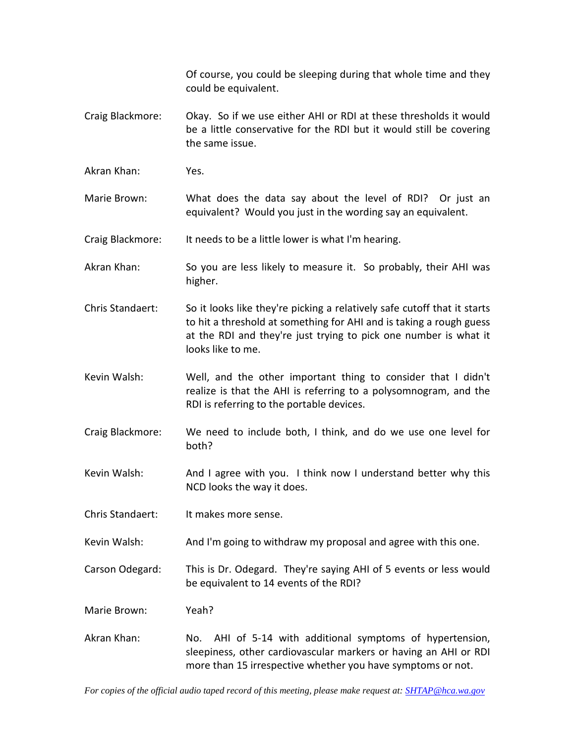Of course, you could be sleeping during that whole time and they could be equivalent.

Craig Blackmore: Okay. So if we use either AHI or RDI at these thresholds it would be a little conservative for the RDI but it would still be covering the same issue.

Akran Khan: Yes.

Marie Brown: What does the data say about the level of RDI? Or just an equivalent? Would you just in the wording say an equivalent.

Craig Blackmore: It needs to be a little lower is what I'm hearing.

Akran Khan: So you are less likely to measure it. So probably, their AHI was higher.

Chris Standaert: So it looks like they're picking a relatively safe cutoff that it starts to hit a threshold at something for AHI and is taking a rough guess at the RDI and they're just trying to pick one number is what it looks like to me.

Kevin Walsh: Well, and the other important thing to consider that I didn't realize is that the AHI is referring to a polysomnogram, and the RDI is referring to the portable devices.

Craig Blackmore: We need to include both, I think, and do we use one level for both?

Kevin Walsh: And I agree with you. I think now I understand better why this NCD looks the way it does.

Chris Standaert: It makes more sense.

Kevin Walsh: And I'm going to withdraw my proposal and agree with this one.

Carson Odegard: This is Dr. Odegard. They're saying AHI of 5 events or less would be equivalent to 14 events of the RDI?

Marie Brown: Yeah?

Akran Khan: No. AHI of 5-14 with additional symptoms of hypertension, sleepiness, other cardiovascular markers or having an AHI or RDI more than 15 irrespective whether you have symptoms or not.

*For copies of the official audio taped record of this meeting, please make request at: SHTAP@hca.wa.gov*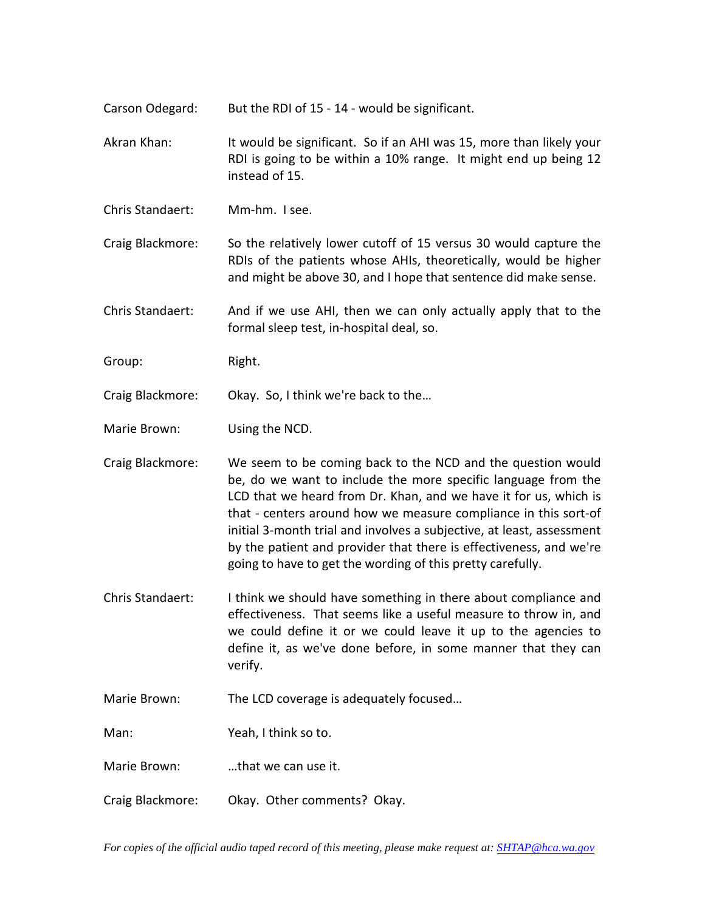Carson Odegard: But the RDI of 15 - 14 - would be significant.

Akran Khan: It would be significant. So if an AHI was 15, more than likely your RDI is going to be within a 10% range. It might end up being 12 instead of 15.

Chris Standaert: Mm-hm. I see.

Craig Blackmore: So the relatively lower cutoff of 15 versus 30 would capture the RDIs of the patients whose AHIs, theoretically, would be higher and might be above 30, and I hope that sentence did make sense.

Chris Standaert: And if we use AHI, then we can only actually apply that to the formal sleep test, in-hospital deal, so.

Group: Right.

Craig Blackmore: Okay. So, I think we're back to the…

Marie Brown: Using the NCD.

Craig Blackmore: We seem to be coming back to the NCD and the question would be, do we want to include the more specific language from the LCD that we heard from Dr. Khan, and we have it for us, which is that - centers around how we measure compliance in this sort-of initial 3-month trial and involves a subjective, at least, assessment by the patient and provider that there is effectiveness, and we're going to have to get the wording of this pretty carefully.

Chris Standaert: I think we should have something in there about compliance and effectiveness. That seems like a useful measure to throw in, and we could define it or we could leave it up to the agencies to define it, as we've done before, in some manner that they can verify.

Marie Brown: The LCD coverage is adequately focused…

Man: Yeah, I think so to.

Marie Brown: …that we can use it.

Craig Blackmore: Okay. Other comments? Okay.

*For copies of the official audio taped record of this meeting, please make request at: SHTAP@hca.wa.gov*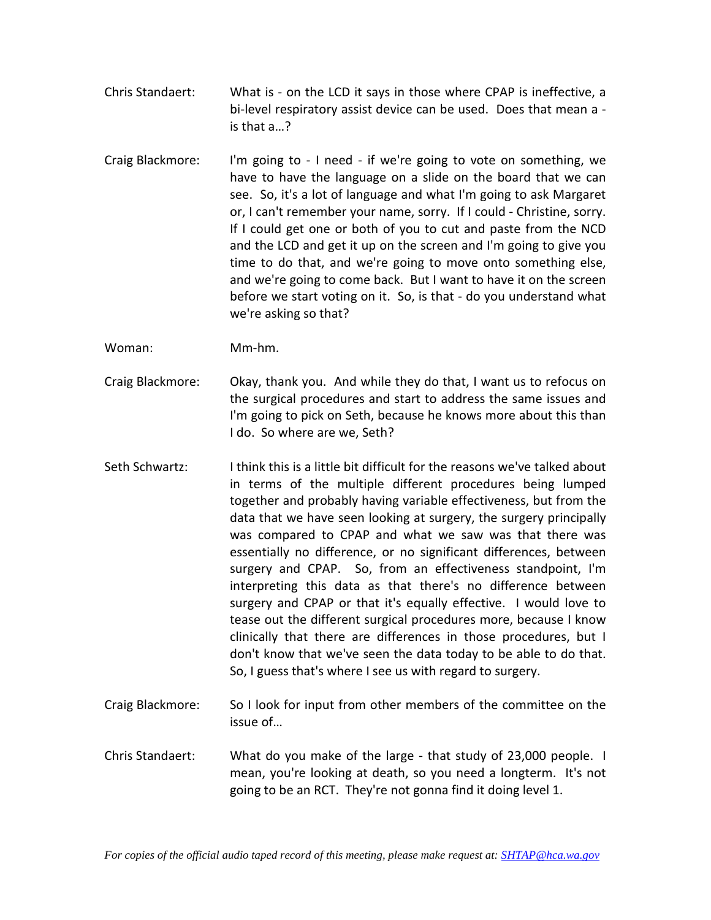Chris Standaert: What is - on the LCD it says in those where CPAP is ineffective, a bi-level respiratory assist device can be used. Does that mean a - is that a…?

Craig Blackmore: I'm going to - I need - if we're going to vote on something, we have to have the language on a slide on the board that we can see. So, it's a lot of language and what I'm going to ask Margaret or, I can't remember your name, sorry. If I could - Christine, sorry. If I could get one or both of you to cut and paste from the NCD and the LCD and get it up on the screen and I'm going to give you time to do that, and we're going to move onto something else, and we're going to come back. But I want to have it on the screen before we start voting on it. So, is that - do you understand what we're asking so that?

Woman: Mm-hm.

Craig Blackmore: Okay, thank you. And while they do that, I want us to refocus on the surgical procedures and start to address the same issues and I'm going to pick on Seth, because he knows more about this than I do. So where are we, Seth?

Seth Schwartz: I think this is a little bit difficult for the reasons we've talked about in terms of the multiple different procedures being lumped together and probably having variable effectiveness, but from the data that we have seen looking at surgery, the surgery principally was compared to CPAP and what we saw was that there was essentially no difference, or no significant differences, between surgery and CPAP. So, from an effectiveness standpoint, I'm interpreting this data as that there's no difference between surgery and CPAP or that it's equally effective. I would love to tease out the different surgical procedures more, because I know clinically that there are differences in those procedures, but I don't know that we've seen the data today to be able to do that. So, I guess that's where I see us with regard to surgery.

Craig Blackmore: So I look for input from other members of the committee on the issue of…

Chris Standaert: What do you make of the large - that study of 23,000 people. I mean, you're looking at death, so you need a longterm. It's not going to be an RCT. They're not gonna find it doing level 1.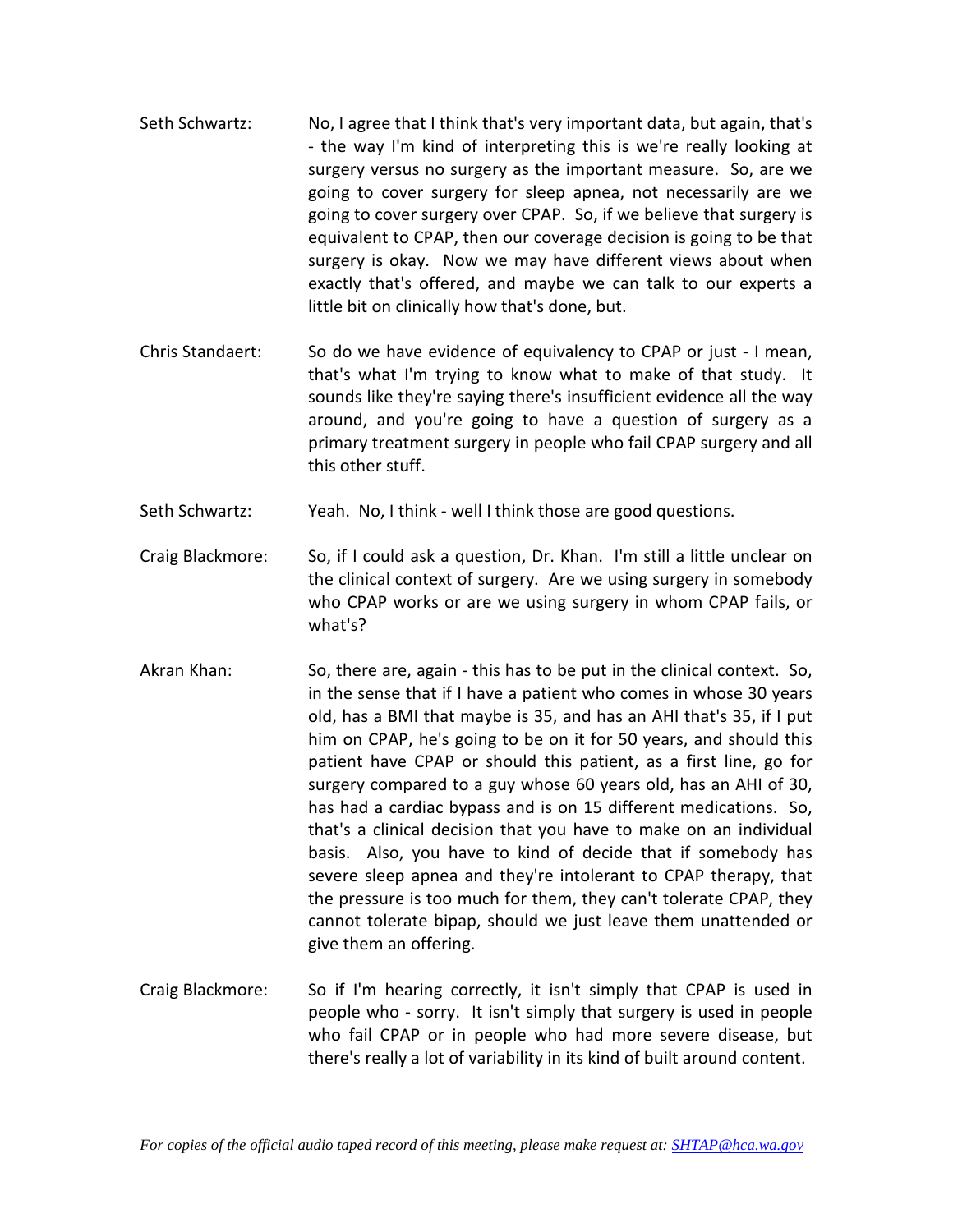Seth Schwartz: No, I agree that I think that's very important data, but again, that's - the way I'm kind of interpreting this is we're really looking at surgery versus no surgery as the important measure. So, are we going to cover surgery for sleep apnea, not necessarily are we going to cover surgery over CPAP. So, if we believe that surgery is equivalent to CPAP, then our coverage decision is going to be that surgery is okay. Now we may have different views about when exactly that's offered, and maybe we can talk to our experts a little bit on clinically how that's done, but.

Chris Standaert: So do we have evidence of equivalency to CPAP or just - I mean, that's what I'm trying to know what to make of that study. It sounds like they're saying there's insufficient evidence all the way around, and you're going to have a question of surgery as a primary treatment surgery in people who fail CPAP surgery and all this other stuff.

Seth Schwartz: Yeah. No, I think - well I think those are good questions.

Craig Blackmore: So, if I could ask a question, Dr. Khan. I'm still a little unclear on the clinical context of surgery. Are we using surgery in somebody who CPAP works or are we using surgery in whom CPAP fails, or what's?

Akran Khan: So, there are, again - this has to be put in the clinical context. So, in the sense that if I have a patient who comes in whose 30 years old, has a BMI that maybe is 35, and has an AHI that's 35, if I put him on CPAP, he's going to be on it for 50 years, and should this patient have CPAP or should this patient, as a first line, go for surgery compared to a guy whose 60 years old, has an AHI of 30, has had a cardiac bypass and is on 15 different medications. So, that's a clinical decision that you have to make on an individual basis. Also, you have to kind of decide that if somebody has severe sleep apnea and they're intolerant to CPAP therapy, that the pressure is too much for them, they can't tolerate CPAP, they cannot tolerate bipap, should we just leave them unattended or give them an offering.

Craig Blackmore: So if I'm hearing correctly, it isn't simply that CPAP is used in people who - sorry. It isn't simply that surgery is used in people who fail CPAP or in people who had more severe disease, but there's really a lot of variability in its kind of built around content.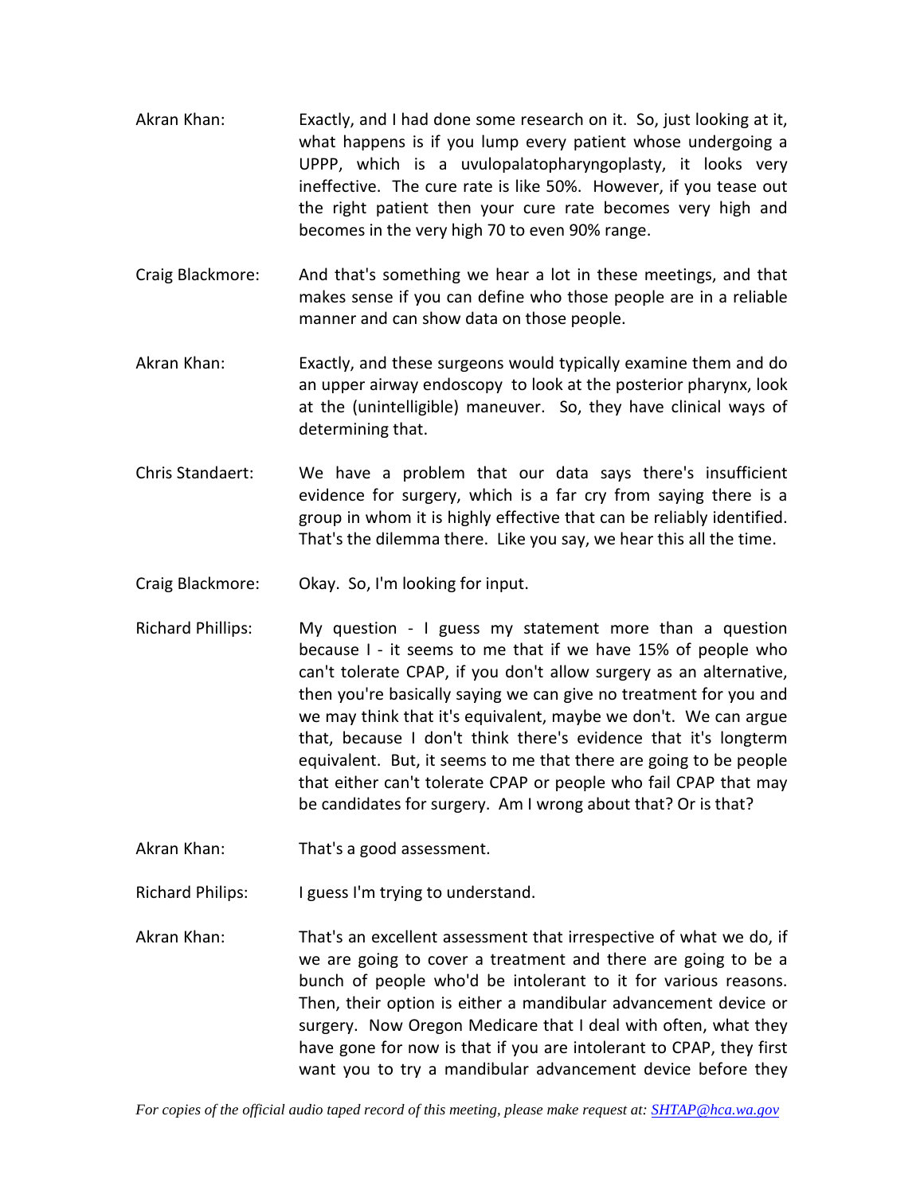Akran Khan: Exactly, and I had done some research on it. So, just looking at it, what happens is if you lump every patient whose undergoing a UPPP, which is a uvulopalatopharyngoplasty, it looks very ineffective. The cure rate is like 50%. However, if you tease out the right patient then your cure rate becomes very high and becomes in the very high 70 to even 90% range.

Craig Blackmore: And that's something we hear a lot in these meetings, and that makes sense if you can define who those people are in a reliable manner and can show data on those people.

Akran Khan: Exactly, and these surgeons would typically examine them and do an upper airway endoscopy to look at the posterior pharynx, look at the (unintelligible) maneuver. So, they have clinical ways of determining that.

Chris Standaert: We have a problem that our data says there's insufficient evidence for surgery, which is a far cry from saying there is a group in whom it is highly effective that can be reliably identified. That's the dilemma there. Like you say, we hear this all the time.

Craig Blackmore: Okay. So, I'm looking for input.

Richard Phillips: My question - I guess my statement more than a question because I - it seems to me that if we have 15% of people who can't tolerate CPAP, if you don't allow surgery as an alternative, then you're basically saying we can give no treatment for you and we may think that it's equivalent, maybe we don't. We can argue that, because I don't think there's evidence that it's longterm equivalent. But, it seems to me that there are going to be people that either can't tolerate CPAP or people who fail CPAP that may be candidates for surgery. Am I wrong about that? Or is that?

Akran Khan: That's a good assessment.

Richard Philips: I guess I'm trying to understand.

Akran Khan: That's an excellent assessment that irrespective of what we do, if we are going to cover a treatment and there are going to be a bunch of people who'd be intolerant to it for various reasons. Then, their option is either a mandibular advancement device or surgery. Now Oregon Medicare that I deal with often, what they have gone for now is that if you are intolerant to CPAP, they first want you to try a mandibular advancement device before they

*For copies of the official audio taped record of this meeting, please make request at: SHTAP@hca.wa.gov*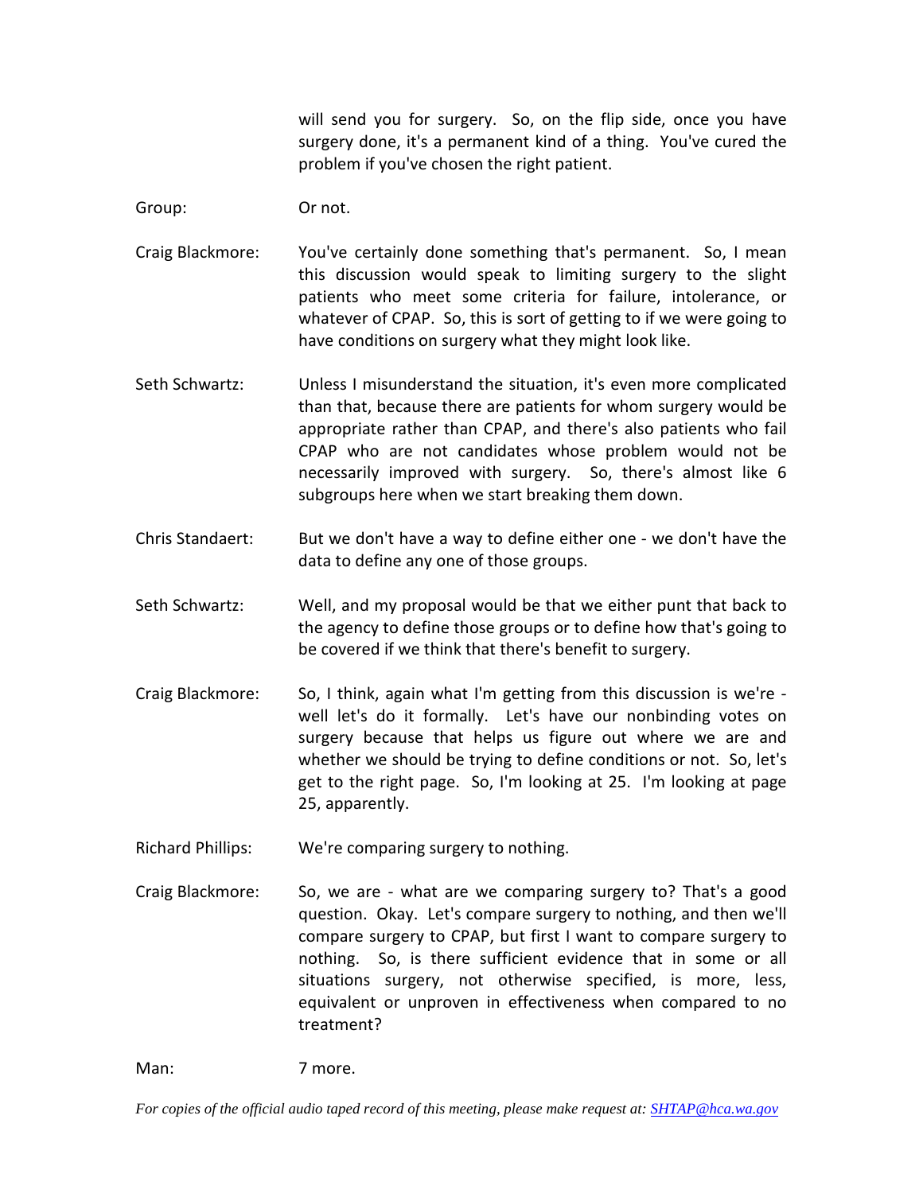will send you for surgery. So, on the flip side, once you have surgery done, it's a permanent kind of a thing. You've cured the problem if you've chosen the right patient.

Group: Or not.

Craig Blackmore: You've certainly done something that's permanent. So, I mean this discussion would speak to limiting surgery to the slight patients who meet some criteria for failure, intolerance, or whatever of CPAP. So, this is sort of getting to if we were going to have conditions on surgery what they might look like.

Seth Schwartz: Unless I misunderstand the situation, it's even more complicated than that, because there are patients for whom surgery would be appropriate rather than CPAP, and there's also patients who fail CPAP who are not candidates whose problem would not be necessarily improved with surgery. So, there's almost like 6 subgroups here when we start breaking them down.

Chris Standaert: But we don't have a way to define either one - we don't have the data to define any one of those groups.

Seth Schwartz: Well, and my proposal would be that we either punt that back to the agency to define those groups or to define how that's going to be covered if we think that there's benefit to surgery.

Craig Blackmore: So, I think, again what I'm getting from this discussion is we're - well let's do it formally. Let's have our nonbinding votes on surgery because that helps us figure out where we are and whether we should be trying to define conditions or not. So, let's get to the right page. So, I'm looking at 25. I'm looking at page 25, apparently.

Richard Phillips: We're comparing surgery to nothing.

Craig Blackmore: So, we are - what are we comparing surgery to? That's a good question. Okay. Let's compare surgery to nothing, and then we'll compare surgery to CPAP, but first I want to compare surgery to nothing. So, is there sufficient evidence that in some or all situations surgery, not otherwise specified, is more, less, equivalent or unproven in effectiveness when compared to no treatment?

Man: 7 more.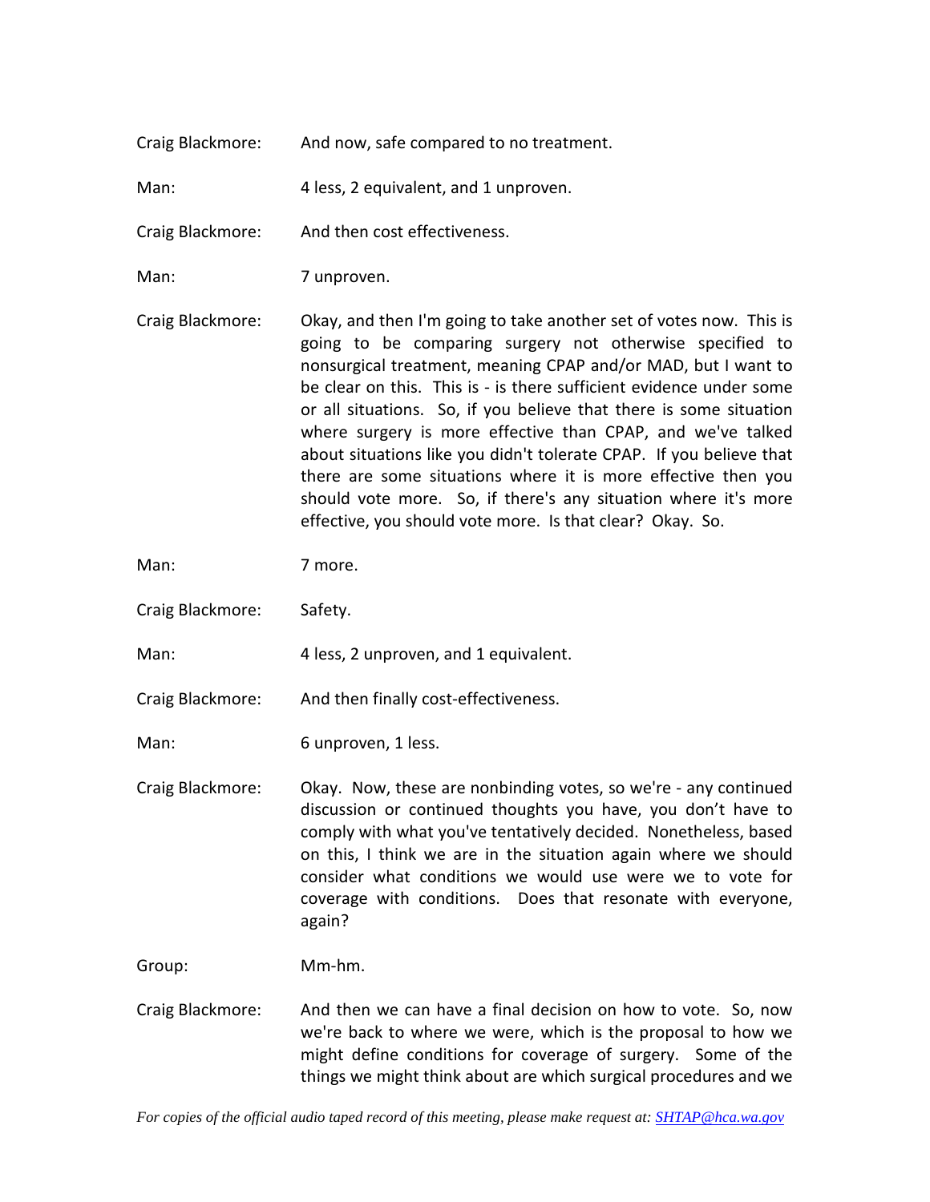Craig Blackmore: And now, safe compared to no treatment.

Man: 4 less, 2 equivalent, and 1 unproven.

Craig Blackmore: And then cost effectiveness.

Man: 7 unproven.

Craig Blackmore: Okay, and then I'm going to take another set of votes now. This is going to be comparing surgery not otherwise specified to nonsurgical treatment, meaning CPAP and/or MAD, but I want to be clear on this. This is - is there sufficient evidence under some or all situations. So, if you believe that there is some situation where surgery is more effective than CPAP, and we've talked about situations like you didn't tolerate CPAP. If you believe that there are some situations where it is more effective then you should vote more. So, if there's any situation where it's more effective, you should vote more. Is that clear? Okay. So.

Man: 7 more.

Craig Blackmore: Safety.

Man: 4 less, 2 unproven, and 1 equivalent.

Craig Blackmore: And then finally cost-effectiveness.

Man: 6 unproven, 1 less.

Craig Blackmore: Okay. Now, these are nonbinding votes, so we're - any continued discussion or continued thoughts you have, you don't have to comply with what you've tentatively decided. Nonetheless, based on this, I think we are in the situation again where we should consider what conditions we would use were we to vote for coverage with conditions. Does that resonate with everyone, again?

Group: Mm-hm.

Craig Blackmore: And then we can have a final decision on how to vote. So, now we're back to where we were, which is the proposal to how we might define conditions for coverage of surgery. Some of the things we might think about are which surgical procedures and we

*For copies of the official audio taped record of this meeting, please make request at: SHTAP@hca.wa.gov*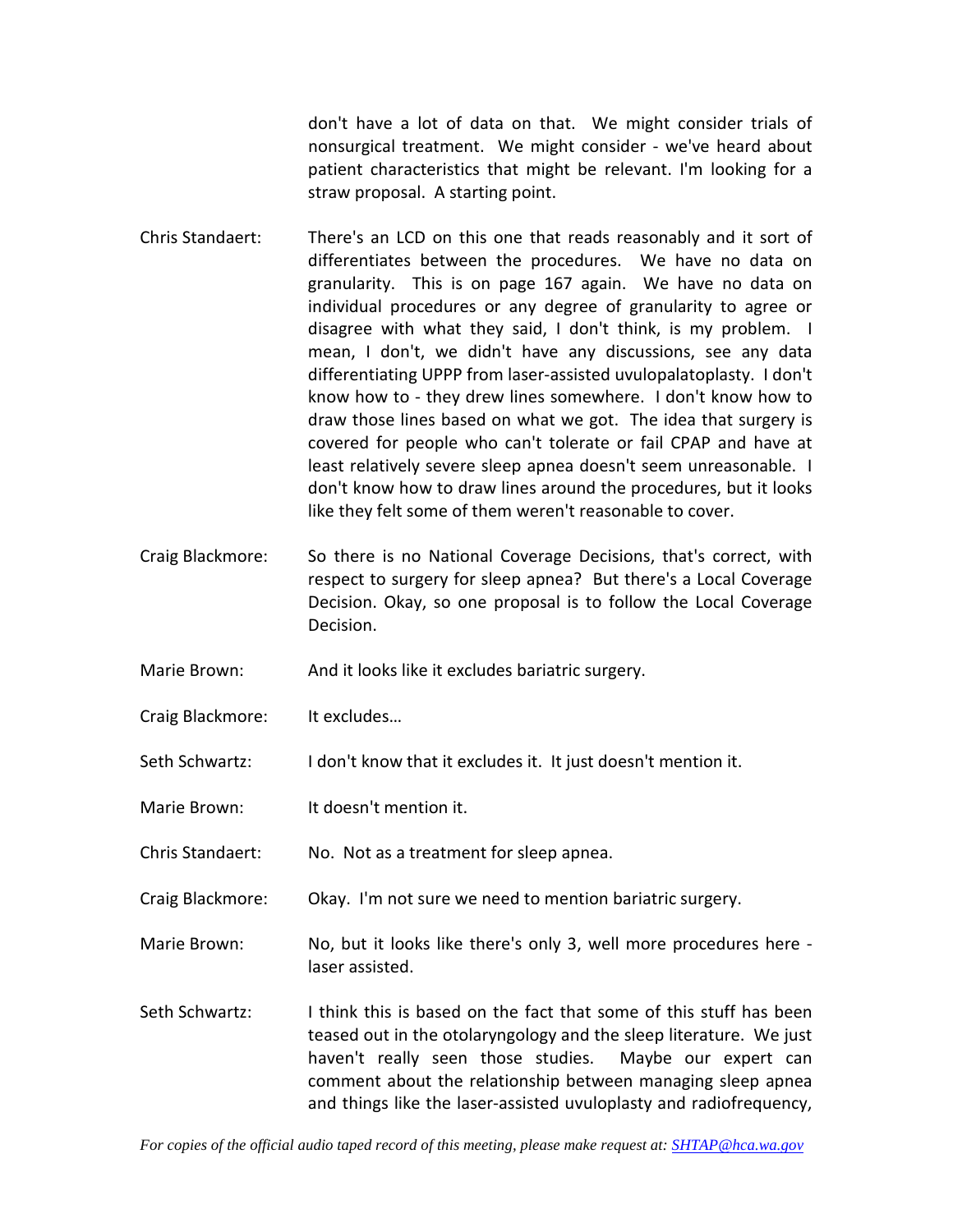don't have a lot of data on that. We might consider trials of nonsurgical treatment. We might consider - we've heard about patient characteristics that might be relevant. I'm looking for a straw proposal. A starting point.

Chris Standaert: There's an LCD on this one that reads reasonably and it sort of differentiates between the procedures. We have no data on granularity. This is on page 167 again. We have no data on individual procedures or any degree of granularity to agree or disagree with what they said, I don't think, is my problem. I mean, I don't, we didn't have any discussions, see any data differentiating UPPP from laser-assisted uvulopalatoplasty. I don't know how to - they drew lines somewhere. I don't know how to draw those lines based on what we got. The idea that surgery is covered for people who can't tolerate or fail CPAP and have at least relatively severe sleep apnea doesn't seem unreasonable. I don't know how to draw lines around the procedures, but it looks like they felt some of them weren't reasonable to cover.

Craig Blackmore: So there is no National Coverage Decisions, that's correct, with respect to surgery for sleep apnea? But there's a Local Coverage Decision. Okay, so one proposal is to follow the Local Coverage Decision.

Marie Brown: And it looks like it excludes bariatric surgery.

Craig Blackmore: It excludes…

Seth Schwartz: I don't know that it excludes it. It just doesn't mention it.

Marie Brown: It doesn't mention it.

Chris Standaert: No. Not as a treatment for sleep apnea.

Craig Blackmore: Okay. I'm not sure we need to mention bariatric surgery.

Marie Brown: No, but it looks like there's only 3, well more procedures here - laser assisted.

Seth Schwartz: I think this is based on the fact that some of this stuff has been teased out in the otolaryngology and the sleep literature. We just haven't really seen those studies. Maybe our expert can comment about the relationship between managing sleep apnea and things like the laser-assisted uvuloplasty and radiofrequency,

*For copies of the official audio taped record of this meeting, please make request at: SHTAP@hca.wa.gov*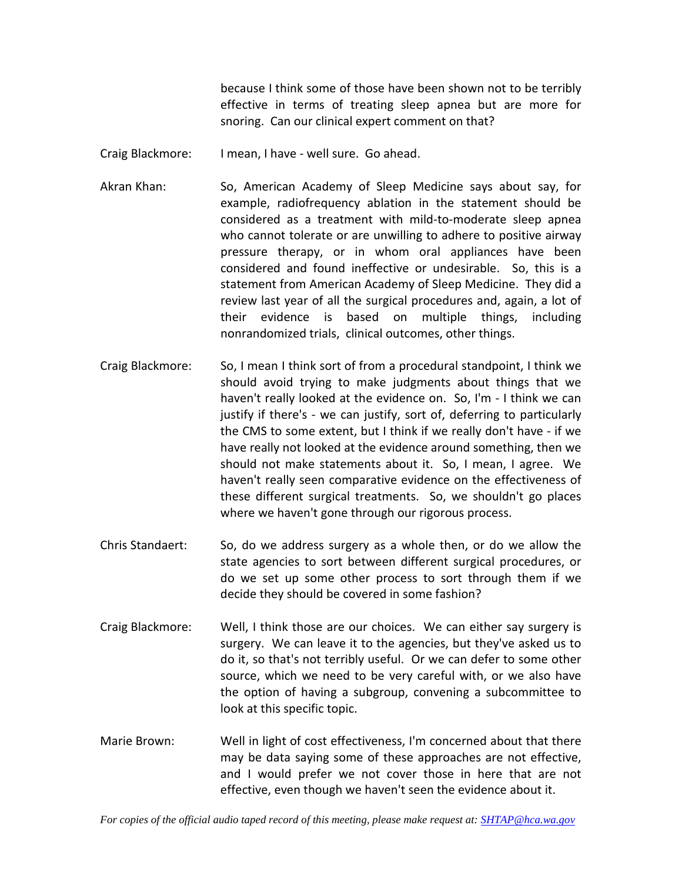because I think some of those have been shown not to be terribly effective in terms of treating sleep apnea but are more for snoring. Can our clinical expert comment on that?

Craig Blackmore: I mean, I have - well sure. Go ahead.

Akran Khan: So, American Academy of Sleep Medicine says about say, for example, radiofrequency ablation in the statement should be considered as a treatment with mild-to-moderate sleep apnea who cannot tolerate or are unwilling to adhere to positive airway pressure therapy, or in whom oral appliances have been considered and found ineffective or undesirable. So, this is a statement from American Academy of Sleep Medicine. They did a review last year of all the surgical procedures and, again, a lot of their evidence is based on multiple things, including nonrandomized trials, clinical outcomes, other things.

Craig Blackmore: So, I mean I think sort of from a procedural standpoint, I think we should avoid trying to make judgments about things that we haven't really looked at the evidence on. So, I'm - I think we can justify if there's - we can justify, sort of, deferring to particularly the CMS to some extent, but I think if we really don't have - if we have really not looked at the evidence around something, then we should not make statements about it. So, I mean, I agree. We haven't really seen comparative evidence on the effectiveness of these different surgical treatments. So, we shouldn't go places where we haven't gone through our rigorous process.

Chris Standaert: So, do we address surgery as a whole then, or do we allow the state agencies to sort between different surgical procedures, or do we set up some other process to sort through them if we decide they should be covered in some fashion?

Craig Blackmore: Well, I think those are our choices. We can either say surgery is surgery. We can leave it to the agencies, but they've asked us to do it, so that's not terribly useful. Or we can defer to some other source, which we need to be very careful with, or we also have the option of having a subgroup, convening a subcommittee to look at this specific topic.

Marie Brown: Well in light of cost effectiveness, I'm concerned about that there may be data saying some of these approaches are not effective, and I would prefer we not cover those in here that are not effective, even though we haven't seen the evidence about it.

*For copies of the official audio taped record of this meeting, please make request at: SHTAP@hca.wa.gov*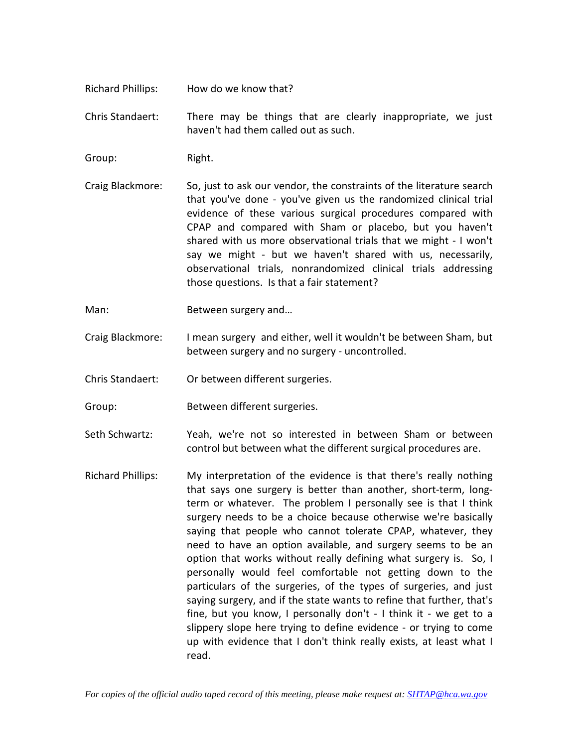Richard Phillips: How do we know that?

Chris Standaert: There may be things that are clearly inappropriate, we just haven't had them called out as such.

Group: Right.

Craig Blackmore: So, just to ask our vendor, the constraints of the literature search that you've done - you've given us the randomized clinical trial evidence of these various surgical procedures compared with CPAP and compared with Sham or placebo, but you haven't shared with us more observational trials that we might - I won't say we might - but we haven't shared with us, necessarily, observational trials, nonrandomized clinical trials addressing those questions. Is that a fair statement?

Man: Between surgery and…

Craig Blackmore: I mean surgery and either, well it wouldn't be between Sham, but between surgery and no surgery - uncontrolled.

Chris Standaert: Or between different surgeries.

Group: Between different surgeries.

Seth Schwartz: Yeah, we're not so interested in between Sham or between control but between what the different surgical procedures are.

Richard Phillips: My interpretation of the evidence is that there's really nothing that says one surgery is better than another, short-term, long-term or whatever. The problem I personally see is that I think surgery needs to be a choice because otherwise we're basically saying that people who cannot tolerate CPAP, whatever, they need to have an option available, and surgery seems to be an option that works without really defining what surgery is. So, I personally would feel comfortable not getting down to the particulars of the surgeries, of the types of surgeries, and just saying surgery, and if the state wants to refine that further, that's fine, but you know, I personally don't - I think it - we get to a slippery slope here trying to define evidence - or trying to come up with evidence that I don't think really exists, at least what I read.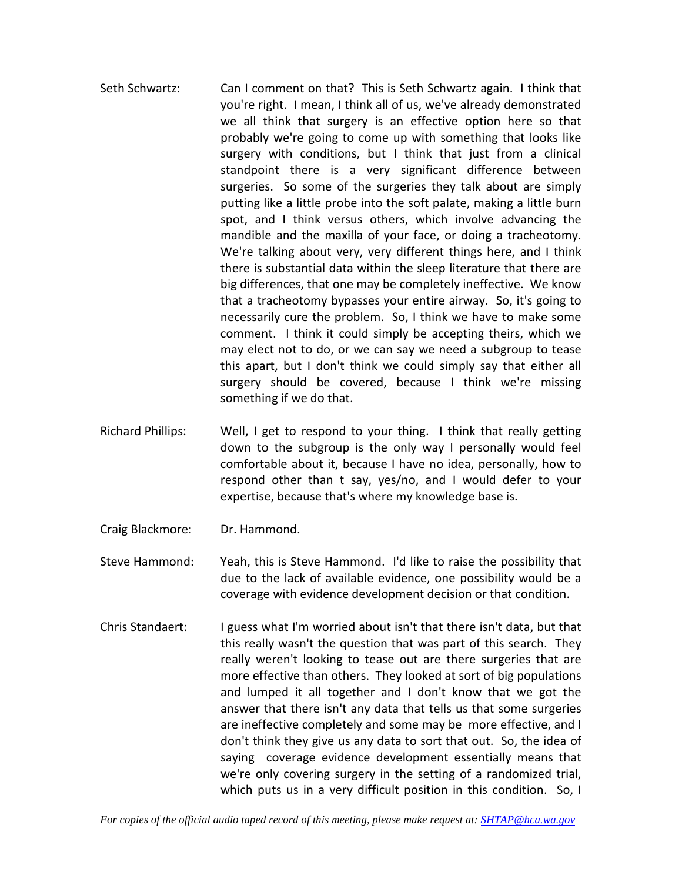Seth Schwartz: Can I comment on that? This is Seth Schwartz again. I think that you're right. I mean, I think all of us, we've already demonstrated we all think that surgery is an effective option here so that probably we're going to come up with something that looks like surgery with conditions, but I think that just from a clinical standpoint there is a very significant difference between surgeries. So some of the surgeries they talk about are simply putting like a little probe into the soft palate, making a little burn spot, and I think versus others, which involve advancing the mandible and the maxilla of your face, or doing a tracheotomy. We're talking about very, very different things here, and I think there is substantial data within the sleep literature that there are big differences, that one may be completely ineffective. We know that a tracheotomy bypasses your entire airway. So, it's going to necessarily cure the problem. So, I think we have to make some comment. I think it could simply be accepting theirs, which we may elect not to do, or we can say we need a subgroup to tease this apart, but I don't think we could simply say that either all surgery should be covered, because I think we're missing something if we do that.

Richard Phillips: Well, I get to respond to your thing. I think that really getting down to the subgroup is the only way I personally would feel comfortable about it, because I have no idea, personally, how to respond other than t say, yes/no, and I would defer to your expertise, because that's where my knowledge base is.

Craig Blackmore: Dr. Hammond.

Steve Hammond: Yeah, this is Steve Hammond. I'd like to raise the possibility that due to the lack of available evidence, one possibility would be a coverage with evidence development decision or that condition.

Chris Standaert: I guess what I'm worried about isn't that there isn't data, but that this really wasn't the question that was part of this search. They really weren't looking to tease out are there surgeries that are more effective than others. They looked at sort of big populations and lumped it all together and I don't know that we got the answer that there isn't any data that tells us that some surgeries are ineffective completely and some may be more effective, and I don't think they give us any data to sort that out. So, the idea of saying coverage evidence development essentially means that we're only covering surgery in the setting of a randomized trial, which puts us in a very difficult position in this condition. So, I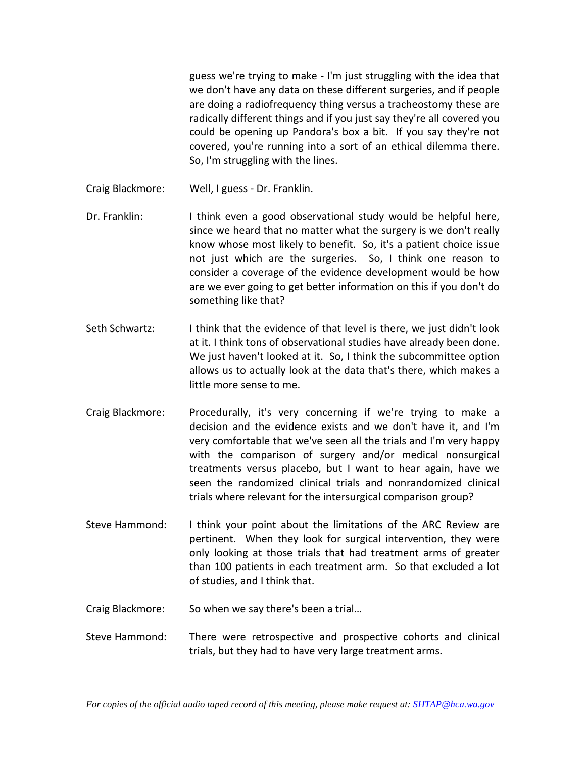guess we're trying to make - I'm just struggling with the idea that we don't have any data on these different surgeries, and if people are doing a radiofrequency thing versus a tracheostomy these are radically different things and if you just say they're all covered you could be opening up Pandora's box a bit. If you say they're not covered, you're running into a sort of an ethical dilemma there. So, I'm struggling with the lines.

Craig Blackmore: Well, I guess - Dr. Franklin.

Dr. Franklin: I think even a good observational study would be helpful here, since we heard that no matter what the surgery is we don't really know whose most likely to benefit. So, it's a patient choice issue not just which are the surgeries. So, I think one reason to consider a coverage of the evidence development would be how are we ever going to get better information on this if you don't do something like that?

Seth Schwartz: I think that the evidence of that level is there, we just didn't look at it. I think tons of observational studies have already been done. We just haven't looked at it. So, I think the subcommittee option allows us to actually look at the data that's there, which makes a little more sense to me.

Craig Blackmore: Procedurally, it's very concerning if we're trying to make a decision and the evidence exists and we don't have it, and I'm very comfortable that we've seen all the trials and I'm very happy with the comparison of surgery and/or medical nonsurgical treatments versus placebo, but I want to hear again, have we seen the randomized clinical trials and nonrandomized clinical trials where relevant for the intersurgical comparison group?

Steve Hammond: I think your point about the limitations of the ARC Review are pertinent. When they look for surgical intervention, they were only looking at those trials that had treatment arms of greater than 100 patients in each treatment arm. So that excluded a lot of studies, and I think that.

Craig Blackmore: So when we say there's been a trial…

Steve Hammond: There were retrospective and prospective cohorts and clinical trials, but they had to have very large treatment arms.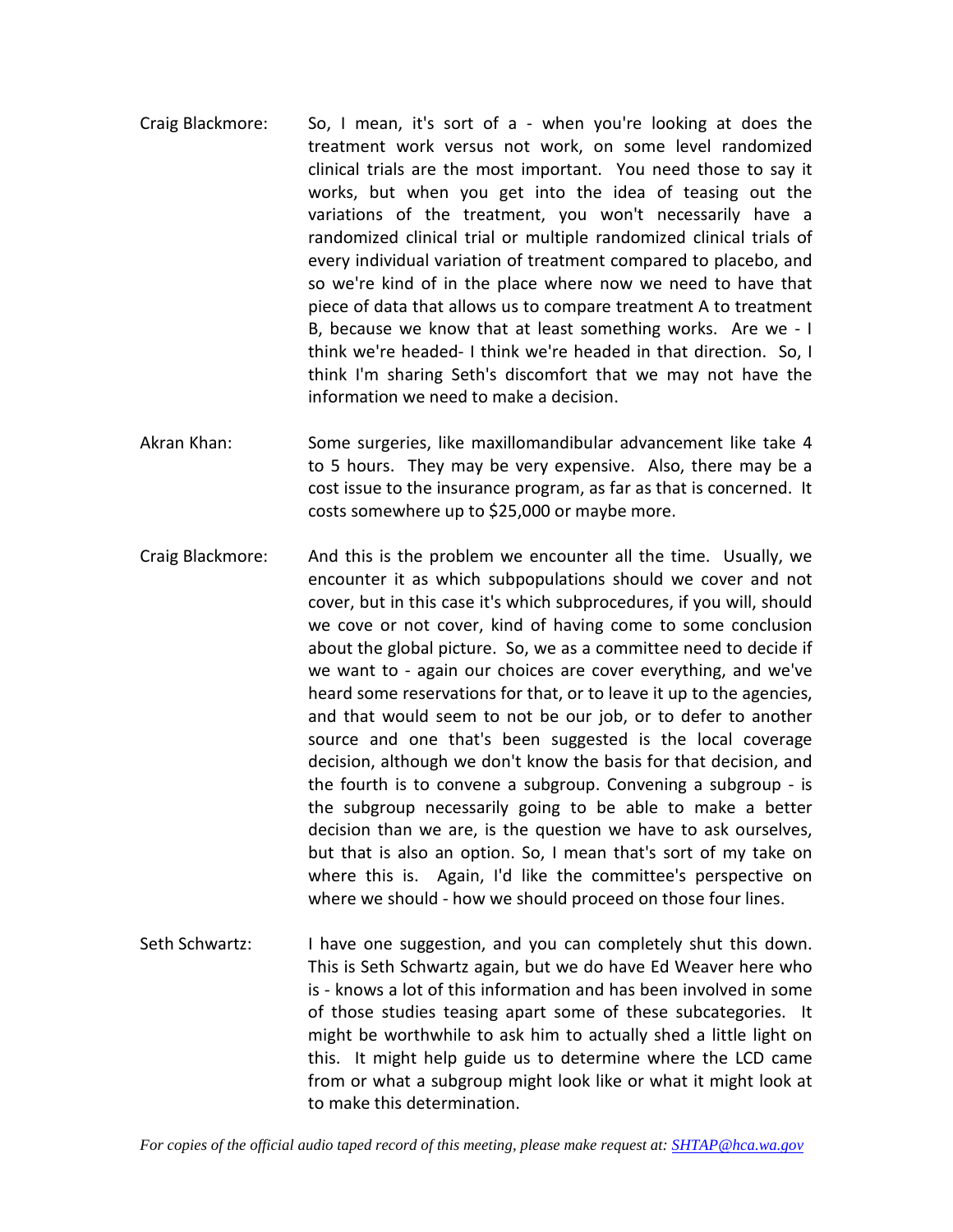Craig Blackmore: So, I mean, it's sort of a - when you're looking at does the treatment work versus not work, on some level randomized clinical trials are the most important. You need those to say it works, but when you get into the idea of teasing out the variations of the treatment, you won't necessarily have a randomized clinical trial or multiple randomized clinical trials of every individual variation of treatment compared to placebo, and so we're kind of in the place where now we need to have that piece of data that allows us to compare treatment A to treatment B, because we know that at least something works. Are we - I think we're headed- I think we're headed in that direction. So, I think I'm sharing Seth's discomfort that we may not have the information we need to make a decision.

Akran Khan: Some surgeries, like maxillomandibular advancement like take 4 to 5 hours. They may be very expensive. Also, there may be a cost issue to the insurance program, as far as that is concerned. It costs somewhere up to $25,000 or maybe more.

Craig Blackmore: And this is the problem we encounter all the time. Usually, we encounter it as which subpopulations should we cover and not cover, but in this case it's which subprocedures, if you will, should we cove or not cover, kind of having come to some conclusion about the global picture. So, we as a committee need to decide if we want to - again our choices are cover everything, and we've heard some reservations for that, or to leave it up to the agencies, and that would seem to not be our job, or to defer to another source and one that's been suggested is the local coverage decision, although we don't know the basis for that decision, and the fourth is to convene a subgroup. Convening a subgroup - is the subgroup necessarily going to be able to make a better decision than we are, is the question we have to ask ourselves, but that is also an option. So, I mean that's sort of my take on where this is. Again, I'd like the committee's perspective on where we should - how we should proceed on those four lines.

Seth Schwartz: I have one suggestion, and you can completely shut this down. This is Seth Schwartz again, but we do have Ed Weaver here who is - knows a lot of this information and has been involved in some of those studies teasing apart some of these subcategories. It might be worthwhile to ask him to actually shed a little light on this. It might help guide us to determine where the LCD came from or what a subgroup might look like or what it might look at to make this determination.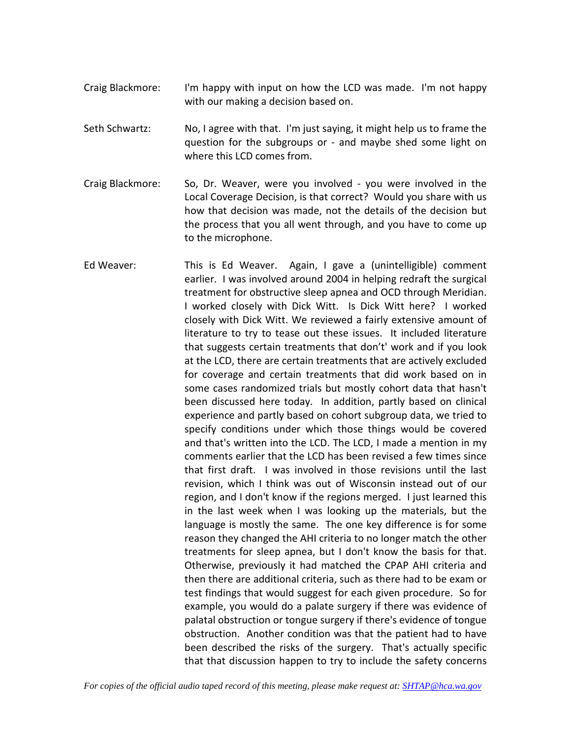Craig Blackmore: I'm happy with input on how the LCD was made. I'm not happy with our making a decision based on.

Seth Schwartz: No, I agree with that. I'm just saying, it might help us to frame the question for the subgroups or - and maybe shed some light on where this LCD comes from.

Craig Blackmore: So, Dr. Weaver, were you involved - you were involved in the Local Coverage Decision, is that correct? Would you share with us how that decision was made, not the details of the decision but the process that you all went through, and you have to come up to the microphone.

Ed Weaver: This is Ed Weaver. Again, I gave a (unintelligible) comment earlier. I was involved around 2004 in helping redraft the surgical treatment for obstructive sleep apnea and OCD through Meridian. I worked closely with Dick Witt. Is Dick Witt here? I worked closely with Dick Witt. We reviewed a fairly extensive amount of literature to try to tease out these issues. It included literature that suggests certain treatments that don't't work and if you look at the LCD, there are certain treatments that are actively excluded for coverage and certain treatments that did work based on in some cases randomized trials but mostly cohort data that hasn't been discussed here today. In addition, partly based on clinical experience and partly based on cohort subgroup data, we tried to specify conditions under which those things would be covered and that's written into the LCD. The LCD, I made a mention in my comments earlier that the LCD has been revised a few times since that first draft. I was involved in those revisions until the last revision, which I think was out of Wisconsin instead out of our region, and I don't know if the regions merged. I just learned this in the last week when I was looking up the materials, but the language is mostly the same. The one key difference is for some reason they changed the AHI criteria to no longer match the other treatments for sleep apnea, but I don't know the basis for that. Otherwise, previously it had matched the CPAP AHI criteria and then there are additional criteria, such as there had to be exam or test findings that would suggest for each given procedure. So for example, you would do a palate surgery if there was evidence of palatal obstruction or tongue surgery if there's evidence of tongue obstruction. Another condition was that the patient had to have been described the risks of the surgery. That's actually specific that that discussion happen to try to include the safety concerns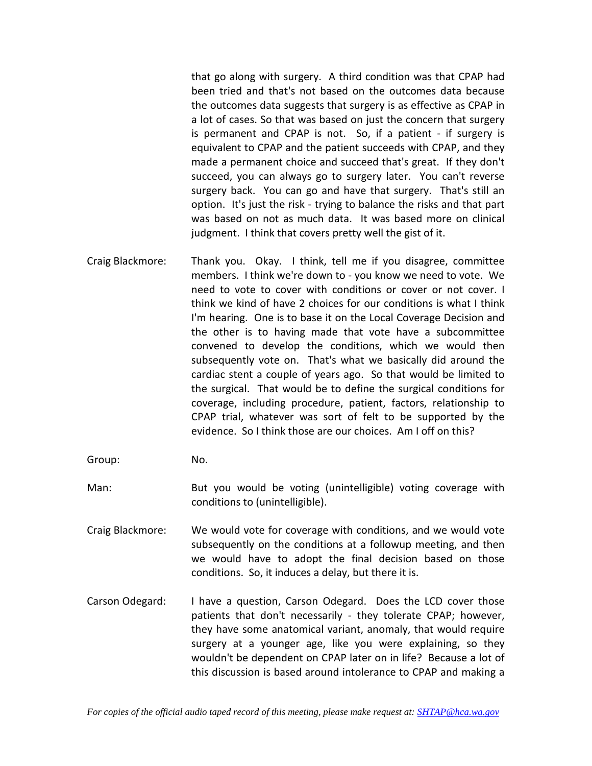that go along with surgery. A third condition was that CPAP had been tried and that's not based on the outcomes data because the outcomes data suggests that surgery is as effective as CPAP in a lot of cases. So that was based on just the concern that surgery is permanent and CPAP is not. So, if a patient - if surgery is equivalent to CPAP and the patient succeeds with CPAP, and they made a permanent choice and succeed that's great. If they don't succeed, you can always go to surgery later. You can't reverse surgery back. You can go and have that surgery. That's still an option. It's just the risk - trying to balance the risks and that part was based on not as much data. It was based more on clinical judgment. I think that covers pretty well the gist of it.

Craig Blackmore: Thank you. Okay. I think, tell me if you disagree, committee members. I think we're down to - you know we need to vote. We need to vote to cover with conditions or cover or not cover. I think we kind of have 2 choices for our conditions is what I think I'm hearing. One is to base it on the Local Coverage Decision and the other is to having made that vote have a subcommittee convened to develop the conditions, which we would then subsequently vote on. That's what we basically did around the cardiac stent a couple of years ago. So that would be limited to the surgical. That would be to define the surgical conditions for coverage, including procedure, patient, factors, relationship to CPAP trial, whatever was sort of felt to be supported by the evidence. So I think those are our choices. Am I off on this?

Group: No.

Man: But you would be voting (unintelligible) voting coverage with conditions to (unintelligible).

Craig Blackmore: We would vote for coverage with conditions, and we would vote subsequently on the conditions at a followup meeting, and then we would have to adopt the final decision based on those conditions. So, it induces a delay, but there it is.

Carson Odegard: I have a question, Carson Odegard. Does the LCD cover those patients that don't necessarily - they tolerate CPAP; however, they have some anatomical variant, anomaly, that would require surgery at a younger age, like you were explaining, so they wouldn't be dependent on CPAP later on in life? Because a lot of this discussion is based around intolerance to CPAP and making a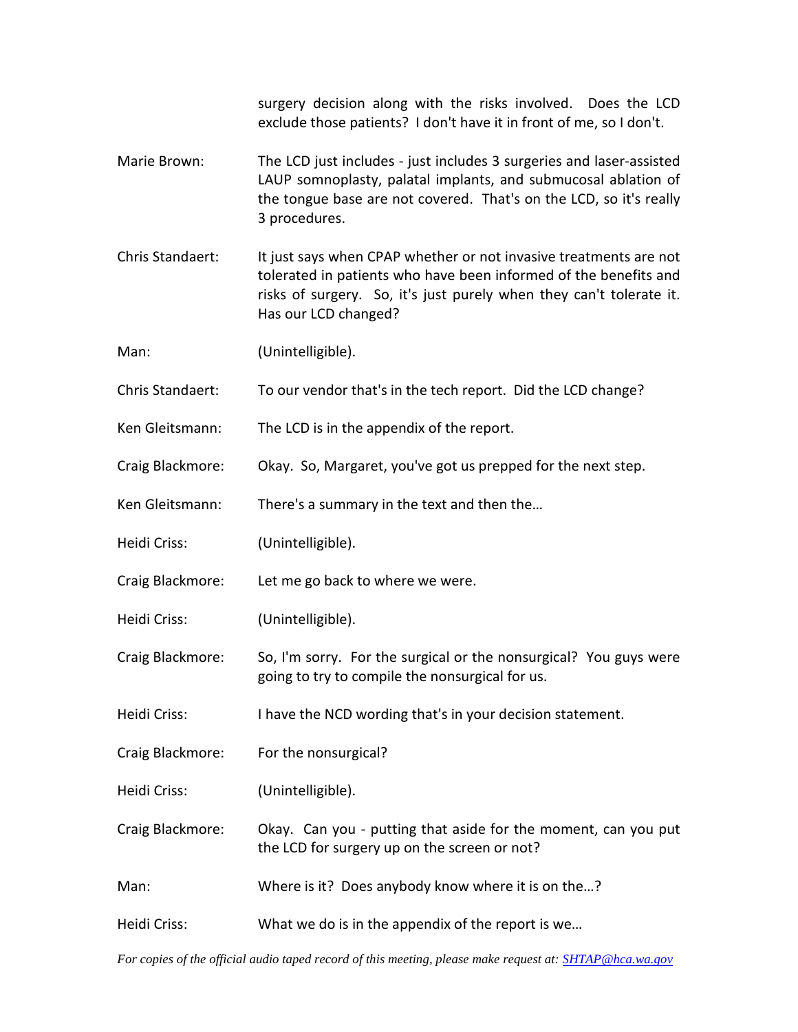surgery decision along with the risks involved. Does the LCD exclude those patients? I don't have it in front of me, so I don't.

Marie Brown: The LCD just includes - just includes 3 surgeries and laser-assisted LAUP somnoplasty, palatal implants, and submucosal ablation of the tongue base are not covered. That's on the LCD, so it's really 3 procedures.

Chris Standaert: It just says when CPAP whether or not invasive treatments are not tolerated in patients who have been informed of the benefits and risks of surgery. So, it's just purely when they can't tolerate it. Has our LCD changed?

Man: (Unintelligible).

Chris Standaert: To our vendor that's in the tech report. Did the LCD change?

Ken Gleitsmann: The LCD is in the appendix of the report.

Craig Blackmore: Okay. So, Margaret, you've got us prepped for the next step.

Ken Gleitsmann: There's a summary in the text and then the…

Heidi Criss: (Unintelligible).

Craig Blackmore: Let me go back to where we were.

Heidi Criss: (Unintelligible).

Craig Blackmore: So, I'm sorry. For the surgical or the nonsurgical? You guys were going to try to compile the nonsurgical for us.

Heidi Criss: I have the NCD wording that's in your decision statement.

Craig Blackmore: For the nonsurgical?

Heidi Criss: (Unintelligible).

Craig Blackmore: Okay. Can you - putting that aside for the moment, can you put the LCD for surgery up on the screen or not?

Man: Where is it? Does anybody know where it is on the…?

Heidi Criss: What we do is in the appendix of the report is we…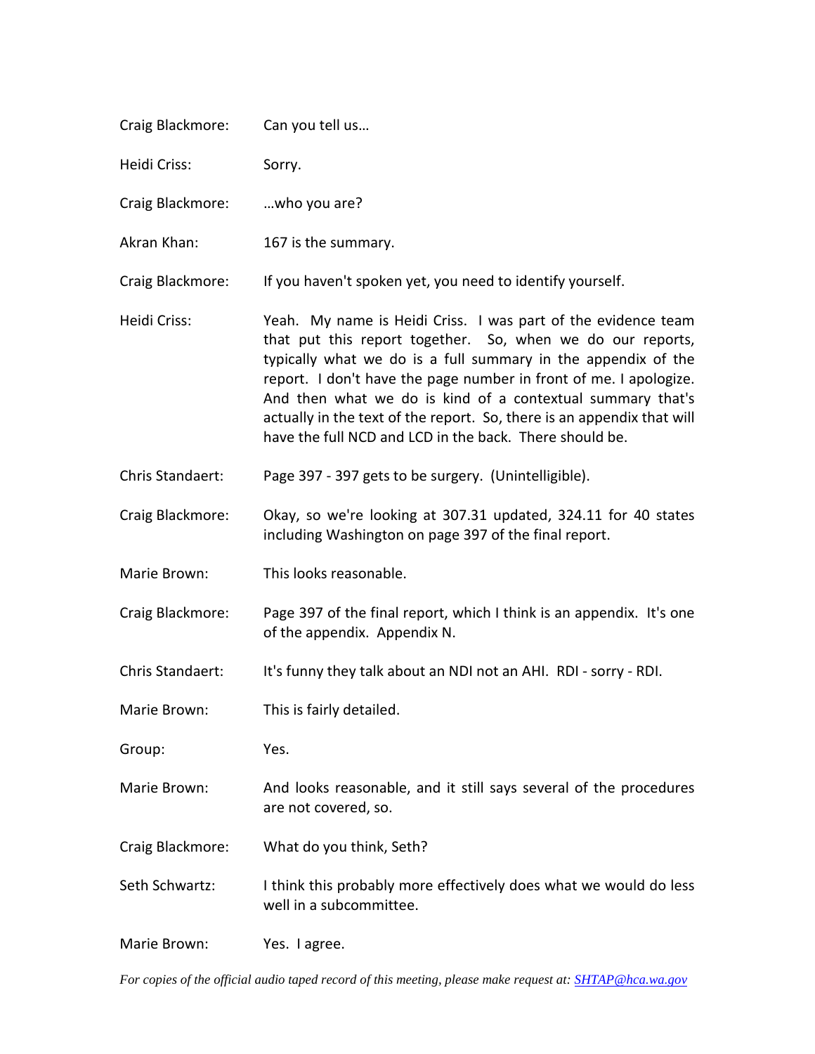Craig Blackmore: Can you tell us…

Heidi Criss: Sorry.

Craig Blackmore: …who you are?

Akran Khan: 167 is the summary.

Craig Blackmore: If you haven't spoken yet, you need to identify yourself.

Heidi Criss: Yeah. My name is Heidi Criss. I was part of the evidence team that put this report together. So, when we do our reports, typically what we do is a full summary in the appendix of the report. I don't have the page number in front of me. I apologize. And then what we do is kind of a contextual summary that's actually in the text of the report. So, there is an appendix that will have the full NCD and LCD in the back. There should be.

Chris Standaert: Page 397 - 397 gets to be surgery. (Unintelligible).

Craig Blackmore: Okay, so we're looking at 307.31 updated, 324.11 for 40 states including Washington on page 397 of the final report.

Marie Brown: This looks reasonable.

Craig Blackmore: Page 397 of the final report, which I think is an appendix. It's one of the appendix. Appendix N.

Chris Standaert: It's funny they talk about an NDI not an AHI. RDI - sorry - RDI.

Marie Brown: This is fairly detailed.

Group: Yes.

Marie Brown: And looks reasonable, and it still says several of the procedures are not covered, so.

Craig Blackmore: What do you think, Seth?

Seth Schwartz: I think this probably more effectively does what we would do less well in a subcommittee.

Marie Brown: Yes. I agree.

*For copies of the official audio taped record of this meeting, please make request at: SHTAP@hca.wa.gov*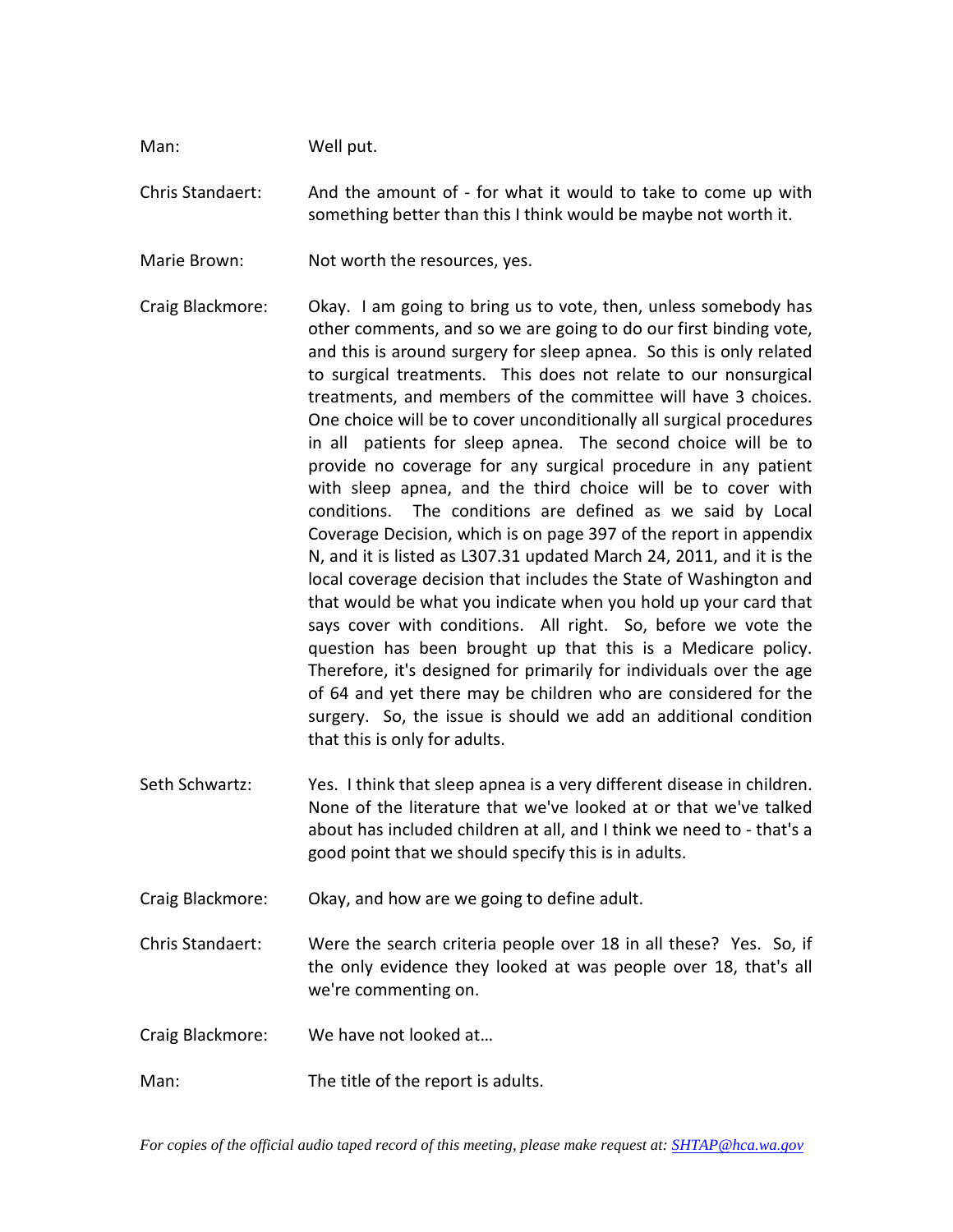Man: Well put.

Chris Standaert: And the amount of - for what it would to take to come up with something better than this I think would be maybe not worth it.

Marie Brown: Not worth the resources, yes.

Craig Blackmore: Okay. I am going to bring us to vote, then, unless somebody has other comments, and so we are going to do our first binding vote, and this is around surgery for sleep apnea. So this is only related to surgical treatments. This does not relate to our nonsurgical treatments, and members of the committee will have 3 choices. One choice will be to cover unconditionally all surgical procedures in all patients for sleep apnea. The second choice will be to provide no coverage for any surgical procedure in any patient with sleep apnea, and the third choice will be to cover with conditions. The conditions are defined as we said by Local Coverage Decision, which is on page 397 of the report in appendix N, and it is listed as L307.31 updated March 24, 2011, and it is the local coverage decision that includes the State of Washington and that would be what you indicate when you hold up your card that says cover with conditions. All right. So, before we vote the question has been brought up that this is a Medicare policy. Therefore, it's designed for primarily for individuals over the age of 64 and yet there may be children who are considered for the surgery. So, the issue is should we add an additional condition that this is only for adults.

Seth Schwartz: Yes. I think that sleep apnea is a very different disease in children. None of the literature that we've looked at or that we've talked about has included children at all, and I think we need to - that's a good point that we should specify this is in adults.

Craig Blackmore: Okay, and how are we going to define adult.

Chris Standaert: Were the search criteria people over 18 in all these? Yes. So, if the only evidence they looked at was people over 18, that's all we're commenting on.

Craig Blackmore: We have not looked at…

Man: The title of the report is adults.

*For copies of the official audio taped record of this meeting, please make request at: SHTAP@hca.wa.gov*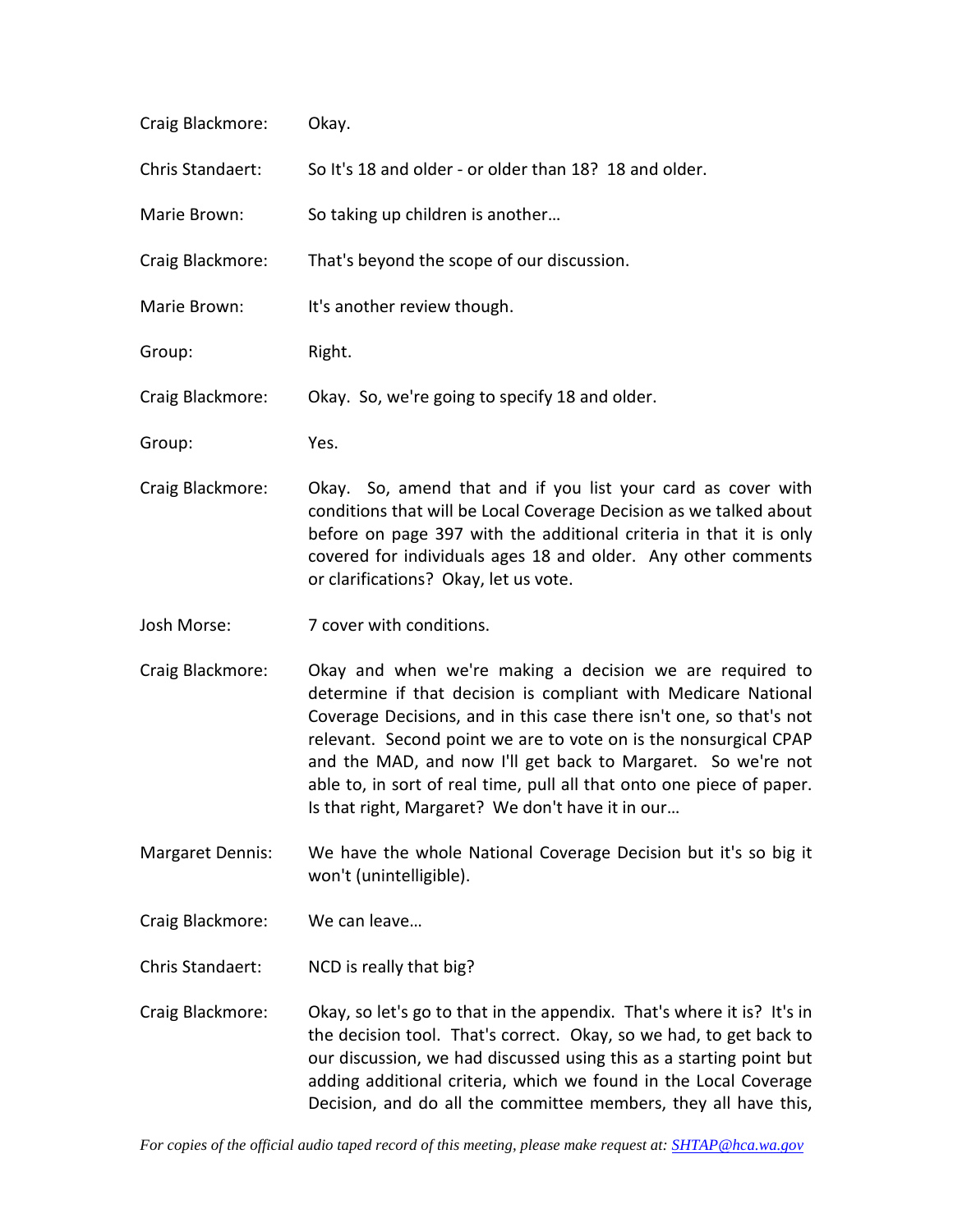Craig Blackmore: Okay.

Chris Standaert: So It's 18 and older - or older than 18? 18 and older.

Marie Brown: So taking up children is another…

Craig Blackmore: That's beyond the scope of our discussion.

Marie Brown: It's another review though.

Group: Right.

Craig Blackmore: Okay. So, we're going to specify 18 and older.

Group: Yes.

Craig Blackmore: Okay. So, amend that and if you list your card as cover with conditions that will be Local Coverage Decision as we talked about before on page 397 with the additional criteria in that it is only covered for individuals ages 18 and older. Any other comments or clarifications? Okay, let us vote.

Josh Morse: 7 cover with conditions.

Craig Blackmore: Okay and when we're making a decision we are required to determine if that decision is compliant with Medicare National Coverage Decisions, and in this case there isn't one, so that's not relevant. Second point we are to vote on is the nonsurgical CPAP and the MAD, and now I'll get back to Margaret. So we're not able to, in sort of real time, pull all that onto one piece of paper. Is that right, Margaret? We don't have it in our…

Margaret Dennis: We have the whole National Coverage Decision but it's so big it won't (unintelligible).

Craig Blackmore: We can leave…

Chris Standaert: NCD is really that big?

Craig Blackmore: Okay, so let's go to that in the appendix. That's where it is? It's in the decision tool. That's correct. Okay, so we had, to get back to our discussion, we had discussed using this as a starting point but adding additional criteria, which we found in the Local Coverage Decision, and do all the committee members, they all have this,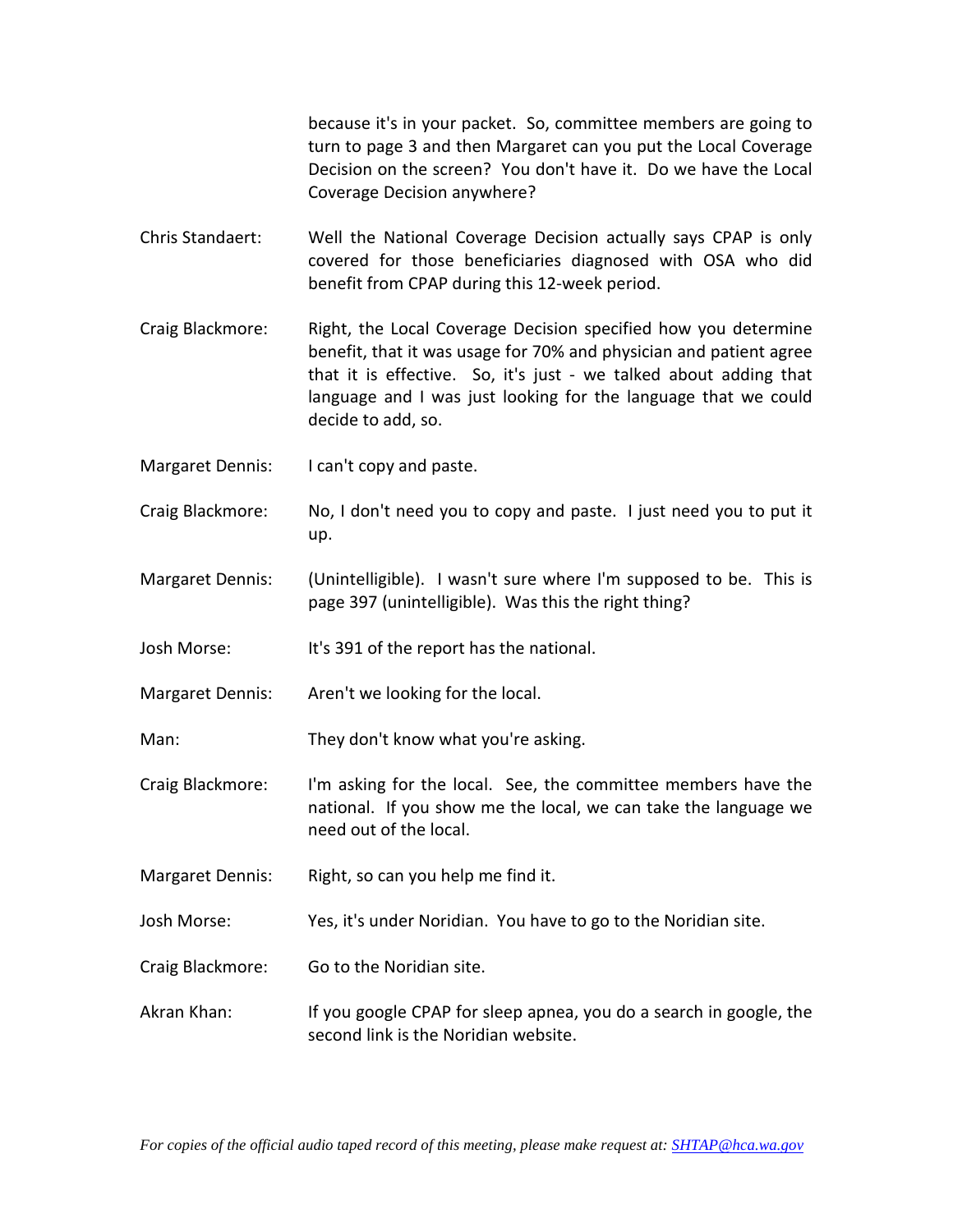because it's in your packet. So, committee members are going to turn to page 3 and then Margaret can you put the Local Coverage Decision on the screen? You don't have it. Do we have the Local Coverage Decision anywhere?

Chris Standaert: Well the National Coverage Decision actually says CPAP is only covered for those beneficiaries diagnosed with OSA who did benefit from CPAP during this 12-week period.

Craig Blackmore: Right, the Local Coverage Decision specified how you determine benefit, that it was usage for 70% and physician and patient agree that it is effective. So, it's just - we talked about adding that language and I was just looking for the language that we could decide to add, so.

Margaret Dennis: I can't copy and paste.

Craig Blackmore: No, I don't need you to copy and paste. I just need you to put it up.

Margaret Dennis: (Unintelligible). I wasn't sure where I'm supposed to be. This is page 397 (unintelligible). Was this the right thing?

Josh Morse: It's 391 of the report has the national.

Margaret Dennis: Aren't we looking for the local.

Man: They don't know what you're asking.

Craig Blackmore: I'm asking for the local. See, the committee members have the national. If you show me the local, we can take the language we need out of the local.

Margaret Dennis: Right, so can you help me find it.

Josh Morse: Yes, it's under Noridian. You have to go to the Noridian site.

Craig Blackmore: Go to the Noridian site.

Akran Khan: If you google CPAP for sleep apnea, you do a search in google, the second link is the Noridian website.

*For copies of the official audio taped record of this meeting, please make request at: SHTAP@hca.wa.gov*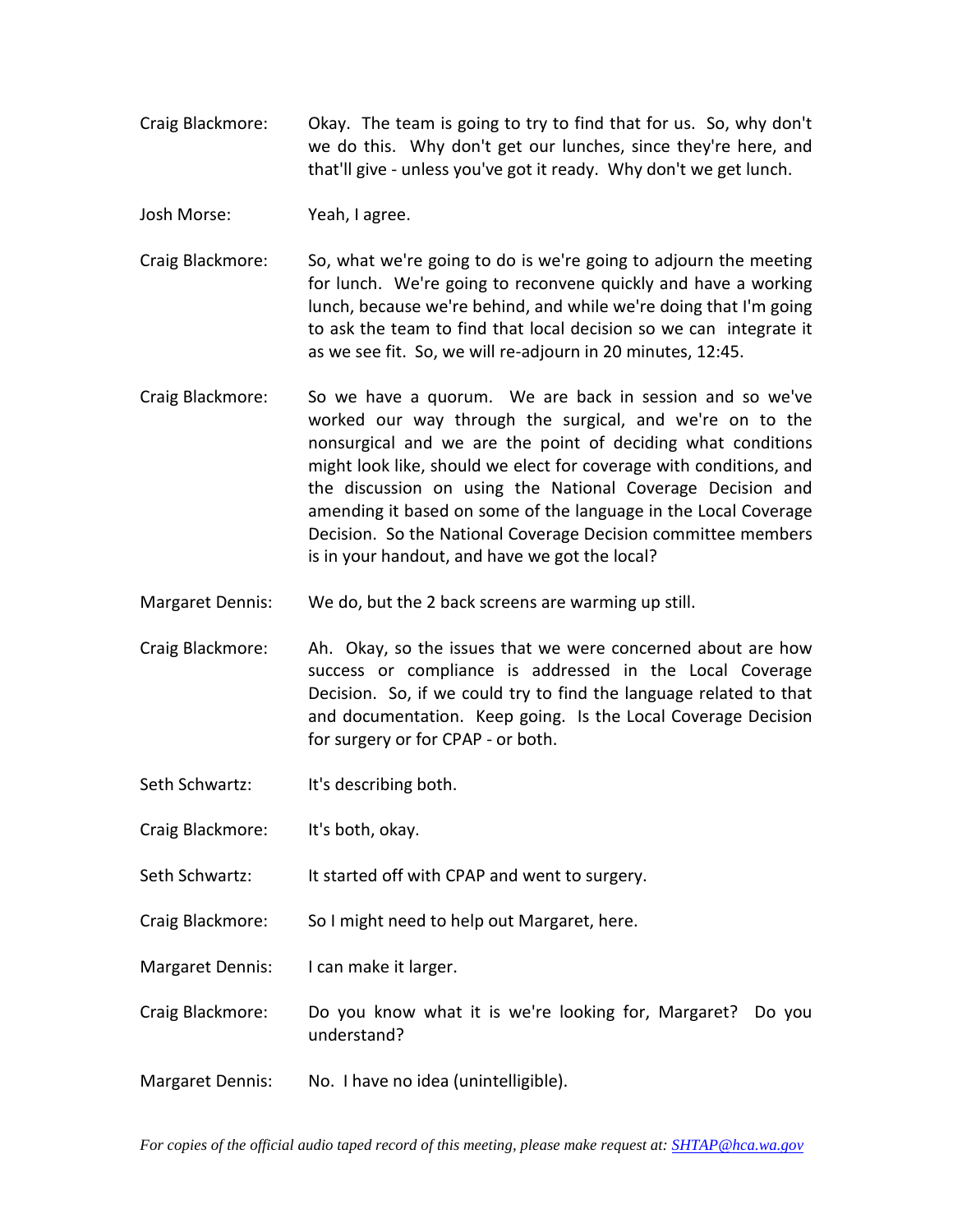Craig Blackmore: Okay. The team is going to try to find that for us. So, why don't we do this. Why don't get our lunches, since they're here, and that'll give - unless you've got it ready. Why don't we get lunch.

Josh Morse: Yeah, I agree.

Craig Blackmore: So, what we're going to do is we're going to adjourn the meeting for lunch. We're going to reconvene quickly and have a working lunch, because we're behind, and while we're doing that I'm going to ask the team to find that local decision so we can integrate it as we see fit. So, we will re-adjourn in 20 minutes, 12:45.

Craig Blackmore: So we have a quorum. We are back in session and so we've worked our way through the surgical, and we're on to the nonsurgical and we are the point of deciding what conditions might look like, should we elect for coverage with conditions, and the discussion on using the National Coverage Decision and amending it based on some of the language in the Local Coverage Decision. So the National Coverage Decision committee members is in your handout, and have we got the local?

Margaret Dennis: We do, but the 2 back screens are warming up still.

Craig Blackmore: Ah. Okay, so the issues that we were concerned about are how success or compliance is addressed in the Local Coverage Decision. So, if we could try to find the language related to that and documentation. Keep going. Is the Local Coverage Decision for surgery or for CPAP - or both.

Seth Schwartz: It's describing both.

Craig Blackmore: It's both, okay.

Seth Schwartz: It started off with CPAP and went to surgery.

Craig Blackmore: So I might need to help out Margaret, here.

Margaret Dennis: I can make it larger.

Craig Blackmore: Do you know what it is we're looking for, Margaret? Do you understand?

Margaret Dennis: No. I have no idea (unintelligible).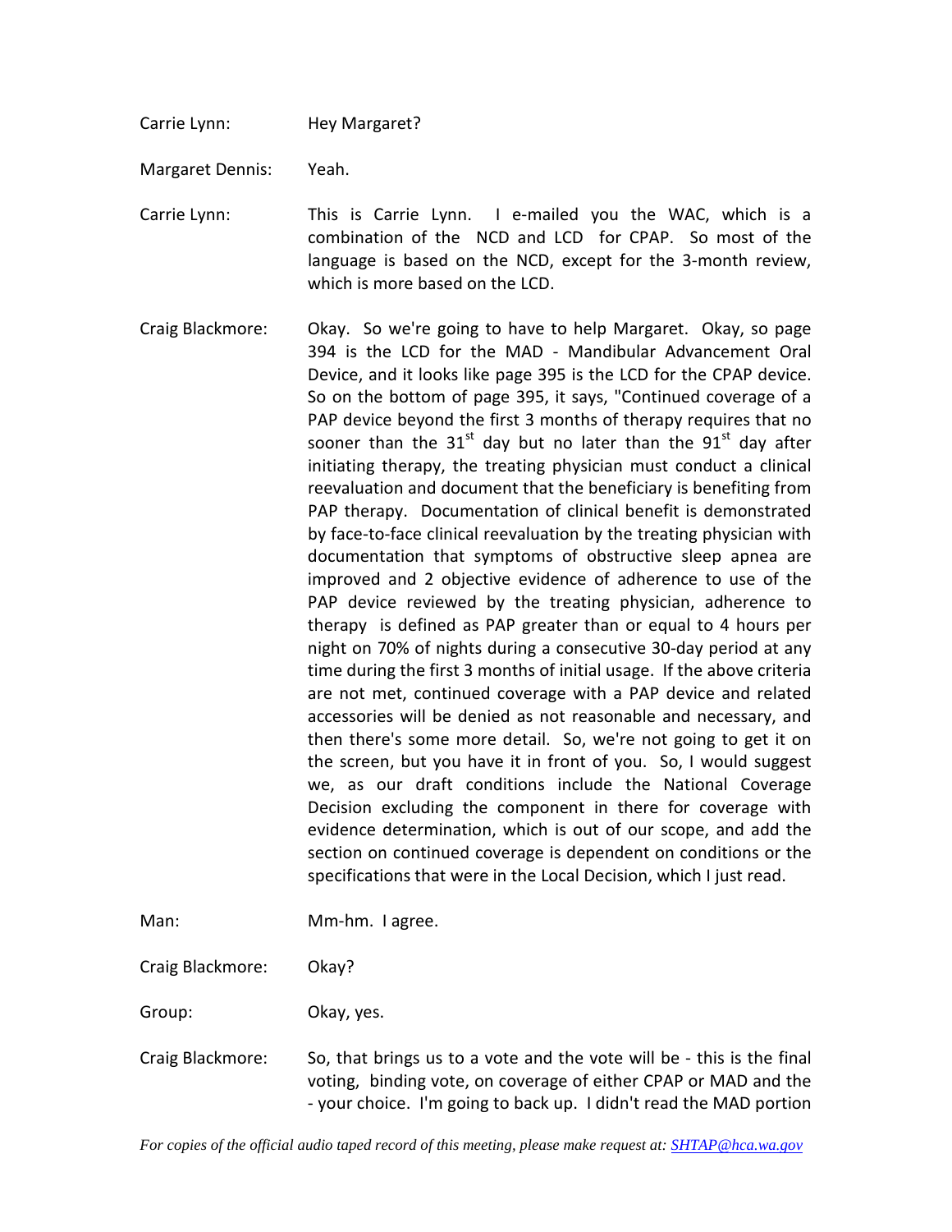Carrie Lynn: Hey Margaret?

Margaret Dennis: Yeah.

Carrie Lynn: This is Carrie Lynn. I e-mailed you the WAC, which is a combination of the NCD and LCD for CPAP. So most of the language is based on the NCD, except for the 3-month review, which is more based on the LCD.

Craig Blackmore: Okay. So we're going to have to help Margaret. Okay, so page 394 is the LCD for the MAD - Mandibular Advancement Oral Device, and it looks like page 395 is the LCD for the CPAP device. So on the bottom of page 395, it says, "Continued coverage of a PAP device beyond the first 3 months of therapy requires that no sooner than the 31st day but no later than the 91st day after initiating therapy, the treating physician must conduct a clinical reevaluation and document that the beneficiary is benefiting from PAP therapy. Documentation of clinical benefit is demonstrated by face-to-face clinical reevaluation by the treating physician with documentation that symptoms of obstructive sleep apnea are improved and 2 objective evidence of adherence to use of the PAP device reviewed by the treating physician, adherence to therapy is defined as PAP greater than or equal to 4 hours per night on 70% of nights during a consecutive 30-day period at any time during the first 3 months of initial usage. If the above criteria are not met, continued coverage with a PAP device and related accessories will be denied as not reasonable and necessary, and then there's some more detail. So, we're not going to get it on the screen, but you have it in front of you. So, I would suggest we, as our draft conditions include the National Coverage Decision excluding the component in there for coverage with evidence determination, which is out of our scope, and add the section on continued coverage is dependent on conditions or the specifications that were in the Local Decision, which I just read.

Man: Mm-hm. I agree.

Craig Blackmore: Okay?

Group: Okay, yes.

Craig Blackmore: So, that brings us to a vote and the vote will be - this is the final voting, binding vote, on coverage of either CPAP or MAD and the - your choice. I'm going to back up. I didn't read the MAD portion

*For copies of the official audio taped record of this meeting, please make request at: SHTAP@hca.wa.gov*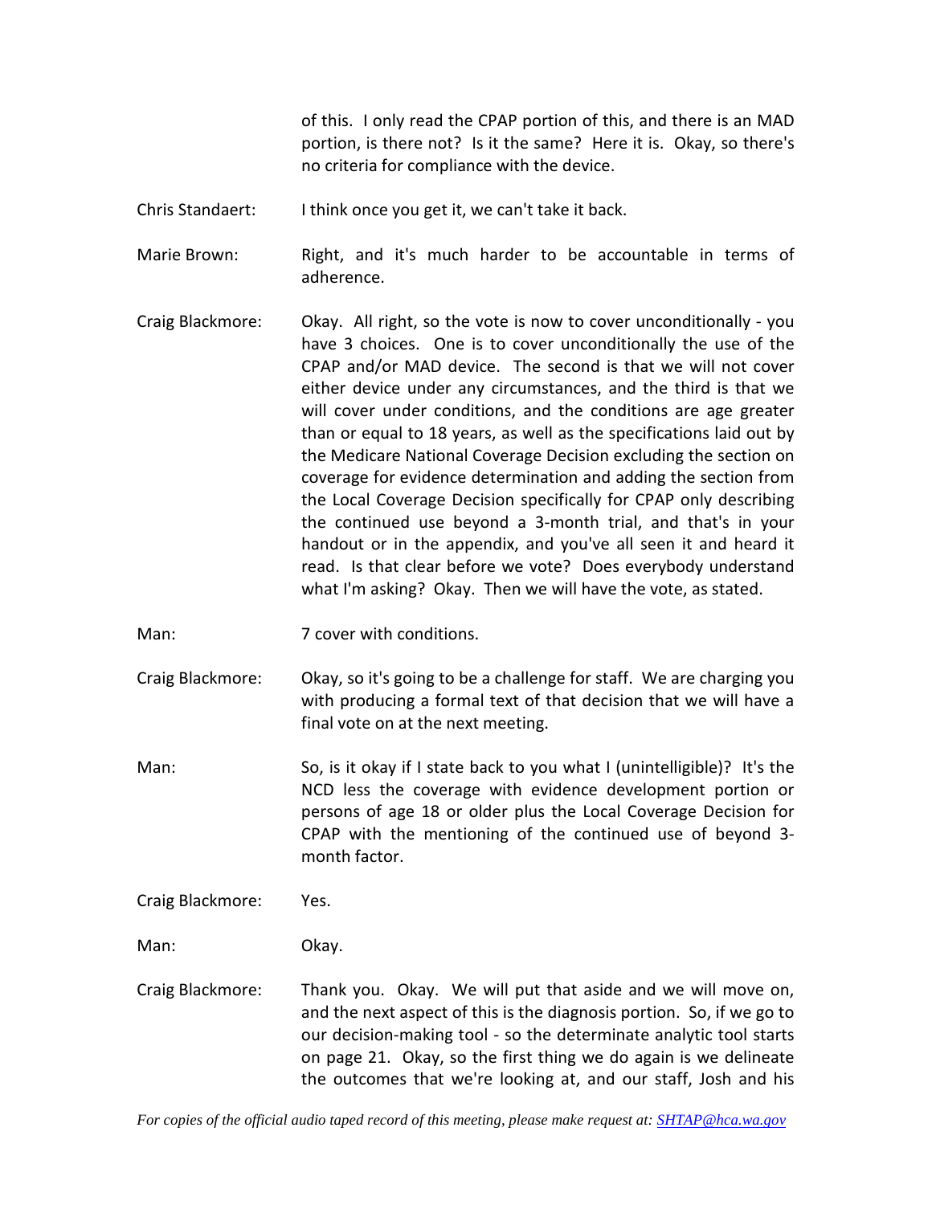of this. I only read the CPAP portion of this, and there is an MAD portion, is there not? Is it the same? Here it is. Okay, so there's no criteria for compliance with the device.

Chris Standaert: I think once you get it, we can't take it back.

Marie Brown: Right, and it's much harder to be accountable in terms of adherence.

Craig Blackmore: Okay. All right, so the vote is now to cover unconditionally - you have 3 choices. One is to cover unconditionally the use of the CPAP and/or MAD device. The second is that we will not cover either device under any circumstances, and the third is that we will cover under conditions, and the conditions are age greater than or equal to 18 years, as well as the specifications laid out by the Medicare National Coverage Decision excluding the section on coverage for evidence determination and adding the section from the Local Coverage Decision specifically for CPAP only describing the continued use beyond a 3-month trial, and that's in your handout or in the appendix, and you've all seen it and heard it read. Is that clear before we vote? Does everybody understand what I'm asking? Okay. Then we will have the vote, as stated.

Man: 7 cover with conditions.

Craig Blackmore: Okay, so it's going to be a challenge for staff. We are charging you with producing a formal text of that decision that we will have a final vote on at the next meeting.

Man: So, is it okay if I state back to you what I (unintelligible)? It's the NCD less the coverage with evidence development portion or persons of age 18 or older plus the Local Coverage Decision for CPAP with the mentioning of the continued use of beyond 3-month factor.

Craig Blackmore: Yes.

Man: Okay.

Craig Blackmore: Thank you. Okay. We will put that aside and we will move on, and the next aspect of this is the diagnosis portion. So, if we go to our decision-making tool - so the determinate analytic tool starts on page 21. Okay, so the first thing we do again is we delineate the outcomes that we're looking at, and our staff, Josh and his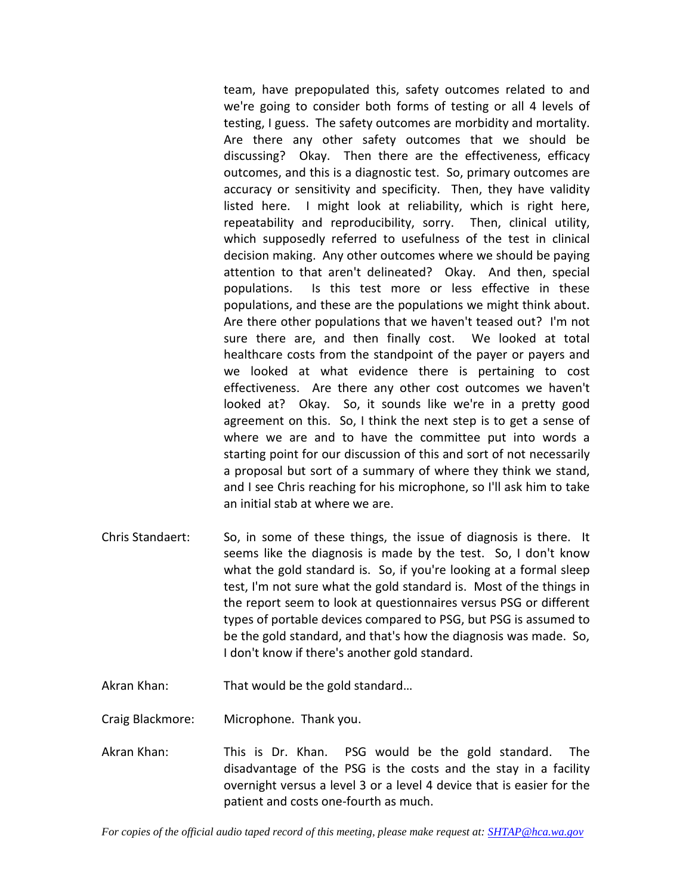team, have prepopulated this, safety outcomes related to and we're going to consider both forms of testing or all 4 levels of testing, I guess. The safety outcomes are morbidity and mortality. Are there any other safety outcomes that we should be discussing? Okay. Then there are the effectiveness, efficacy outcomes, and this is a diagnostic test. So, primary outcomes are accuracy or sensitivity and specificity. Then, they have validity listed here. I might look at reliability, which is right here, repeatability and reproducibility, sorry. Then, clinical utility, which supposedly referred to usefulness of the test in clinical decision making. Any other outcomes where we should be paying attention to that aren't delineated? Okay. And then, special populations. Is this test more or less effective in these populations, and these are the populations we might think about. Are there other populations that we haven't teased out? I'm not sure there are, and then finally cost. We looked at total healthcare costs from the standpoint of the payer or payers and we looked at what evidence there is pertaining to cost effectiveness. Are there any other cost outcomes we haven't looked at? Okay. So, it sounds like we're in a pretty good agreement on this. So, I think the next step is to get a sense of where we are and to have the committee put into words a starting point for our discussion of this and sort of not necessarily a proposal but sort of a summary of where they think we stand, and I see Chris reaching for his microphone, so I'll ask him to take an initial stab at where we are.

Chris Standaert: So, in some of these things, the issue of diagnosis is there. It seems like the diagnosis is made by the test. So, I don't know what the gold standard is. So, if you're looking at a formal sleep test, I'm not sure what the gold standard is. Most of the things in the report seem to look at questionnaires versus PSG or different types of portable devices compared to PSG, but PSG is assumed to be the gold standard, and that's how the diagnosis was made. So, I don't know if there's another gold standard.

Akran Khan: That would be the gold standard…

Craig Blackmore: Microphone. Thank you.

Akran Khan: This is Dr. Khan. PSG would be the gold standard. The disadvantage of the PSG is the costs and the stay in a facility overnight versus a level 3 or a level 4 device that is easier for the patient and costs one-fourth as much.

*For copies of the official audio taped record of this meeting, please make request at: SHTAP@hca.wa.gov*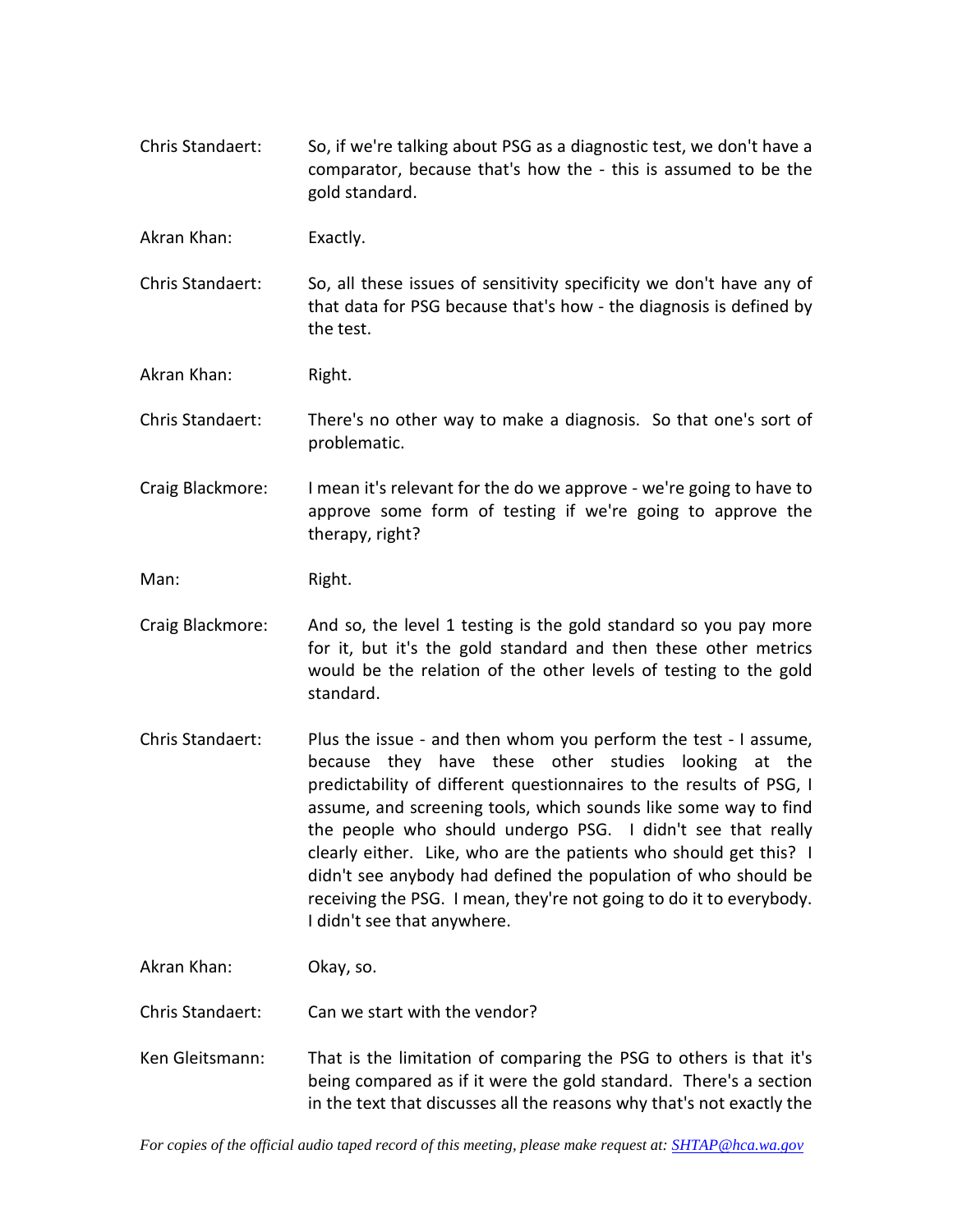Chris Standaert: So, if we're talking about PSG as a diagnostic test, we don't have a comparator, because that's how the - this is assumed to be the gold standard.

Akran Khan: Exactly.

Chris Standaert: So, all these issues of sensitivity specificity we don't have any of that data for PSG because that's how - the diagnosis is defined by the test.

Akran Khan: Right.

Chris Standaert: There's no other way to make a diagnosis. So that one's sort of problematic.

Craig Blackmore: I mean it's relevant for the do we approve - we're going to have to approve some form of testing if we're going to approve the therapy, right?

Man: Right.

Craig Blackmore: And so, the level 1 testing is the gold standard so you pay more for it, but it's the gold standard and then these other metrics would be the relation of the other levels of testing to the gold standard.

Chris Standaert: Plus the issue - and then whom you perform the test - I assume, because they have these other studies looking at the predictability of different questionnaires to the results of PSG, I assume, and screening tools, which sounds like some way to find the people who should undergo PSG. I didn't see that really clearly either. Like, who are the patients who should get this? I didn't see anybody had defined the population of who should be receiving the PSG. I mean, they're not going to do it to everybody. I didn't see that anywhere.

Akran Khan: Okay, so.

Chris Standaert: Can we start with the vendor?

Ken Gleitsmann: That is the limitation of comparing the PSG to others is that it's being compared as if it were the gold standard. There's a section in the text that discusses all the reasons why that's not exactly the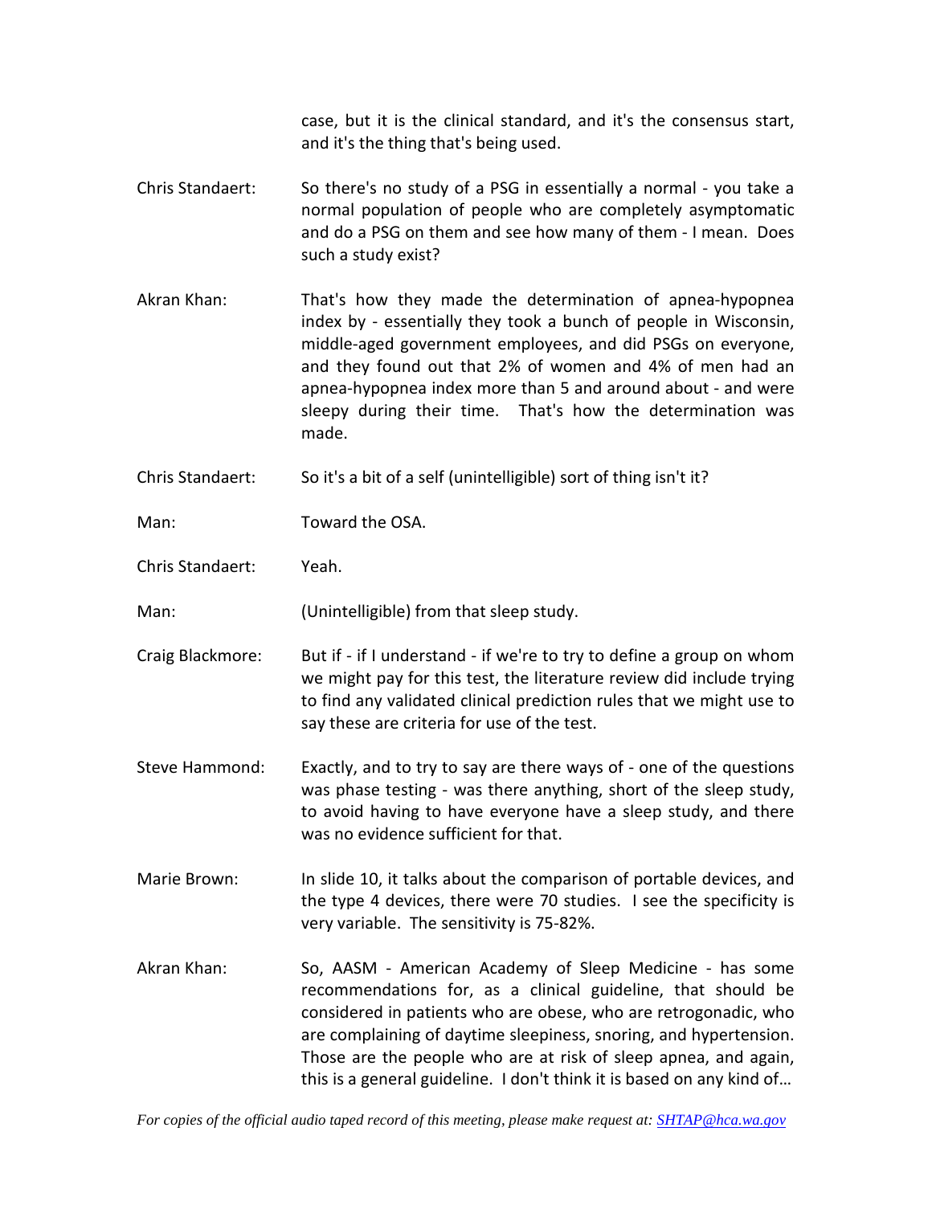case, but it is the clinical standard, and it's the consensus start, and it's the thing that's being used.

Chris Standaert: So there's no study of a PSG in essentially a normal - you take a normal population of people who are completely asymptomatic and do a PSG on them and see how many of them - I mean. Does such a study exist?

Akran Khan: That's how they made the determination of apnea-hypopnea index by - essentially they took a bunch of people in Wisconsin, middle-aged government employees, and did PSGs on everyone, and they found out that 2% of women and 4% of men had an apnea-hypopnea index more than 5 and around about - and were sleepy during their time. That's how the determination was made.

Chris Standaert: So it's a bit of a self (unintelligible) sort of thing isn't it?

Man: Toward the OSA.

Chris Standaert: Yeah.

Man: (Unintelligible) from that sleep study.

Craig Blackmore: But if - if I understand - if we're to try to define a group on whom we might pay for this test, the literature review did include trying to find any validated clinical prediction rules that we might use to say these are criteria for use of the test.

Steve Hammond: Exactly, and to try to say are there ways of - one of the questions was phase testing - was there anything, short of the sleep study, to avoid having to have everyone have a sleep study, and there was no evidence sufficient for that.

Marie Brown: In slide 10, it talks about the comparison of portable devices, and the type 4 devices, there were 70 studies. I see the specificity is very variable. The sensitivity is 75-82%.

Akran Khan: So, AASM - American Academy of Sleep Medicine - has some recommendations for, as a clinical guideline, that should be considered in patients who are obese, who are retrogonadic, who are complaining of daytime sleepiness, snoring, and hypertension. Those are the people who are at risk of sleep apnea, and again, this is a general guideline. I don't think it is based on any kind of…

*For copies of the official audio taped record of this meeting, please make request at: [SHTAP@hca.wa.gov](mailto:SHTAP@hca.wa.gov)*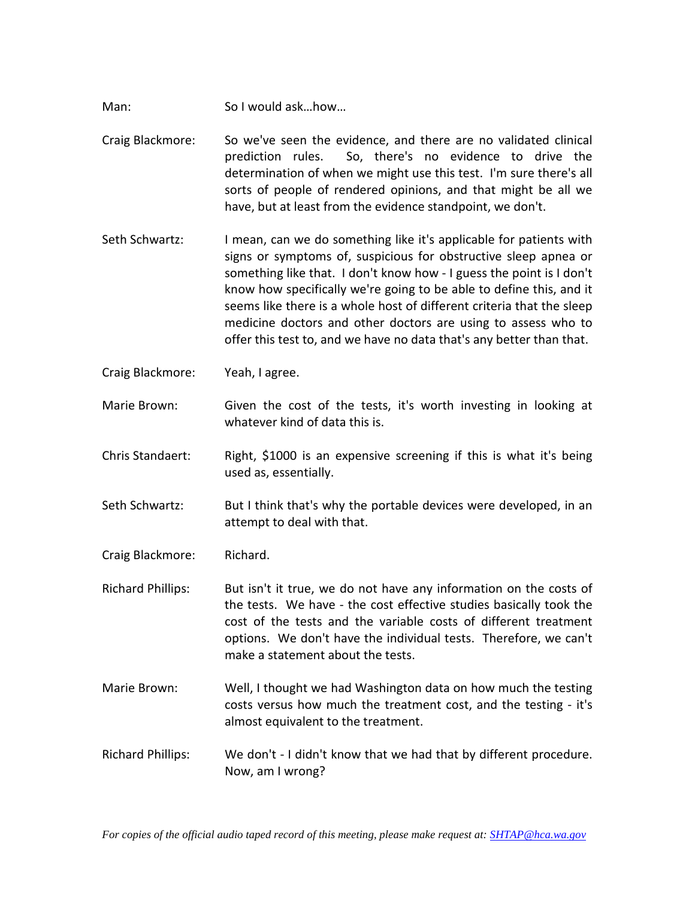Man: So I would ask…how…

Craig Blackmore: So we've seen the evidence, and there are no validated clinical prediction rules. So, there's no evidence to drive the determination of when we might use this test. I'm sure there's all sorts of people of rendered opinions, and that might be all we have, but at least from the evidence standpoint, we don't.

Seth Schwartz: I mean, can we do something like it's applicable for patients with signs or symptoms of, suspicious for obstructive sleep apnea or something like that. I don't know how - I guess the point is I don't know how specifically we're going to be able to define this, and it seems like there is a whole host of different criteria that the sleep medicine doctors and other doctors are using to assess who to offer this test to, and we have no data that's any better than that.

Craig Blackmore: Yeah, I agree.

Marie Brown: Given the cost of the tests, it's worth investing in looking at whatever kind of data this is.

Chris Standaert: Right, $1000 is an expensive screening if this is what it's being used as, essentially.

Seth Schwartz: But I think that's why the portable devices were developed, in an attempt to deal with that.

Craig Blackmore: Richard.

Richard Phillips: But isn't it true, we do not have any information on the costs of the tests. We have - the cost effective studies basically took the cost of the tests and the variable costs of different treatment options. We don't have the individual tests. Therefore, we can't make a statement about the tests.

Marie Brown: Well, I thought we had Washington data on how much the testing costs versus how much the treatment cost, and the testing - it's almost equivalent to the treatment.

Richard Phillips: We don't - I didn't know that we had that by different procedure. Now, am I wrong?

*For copies of the official audio taped record of this meeting, please make request at: [SHTAP@hca.wa.gov](mailto:SHTAP@hca.wa.gov)*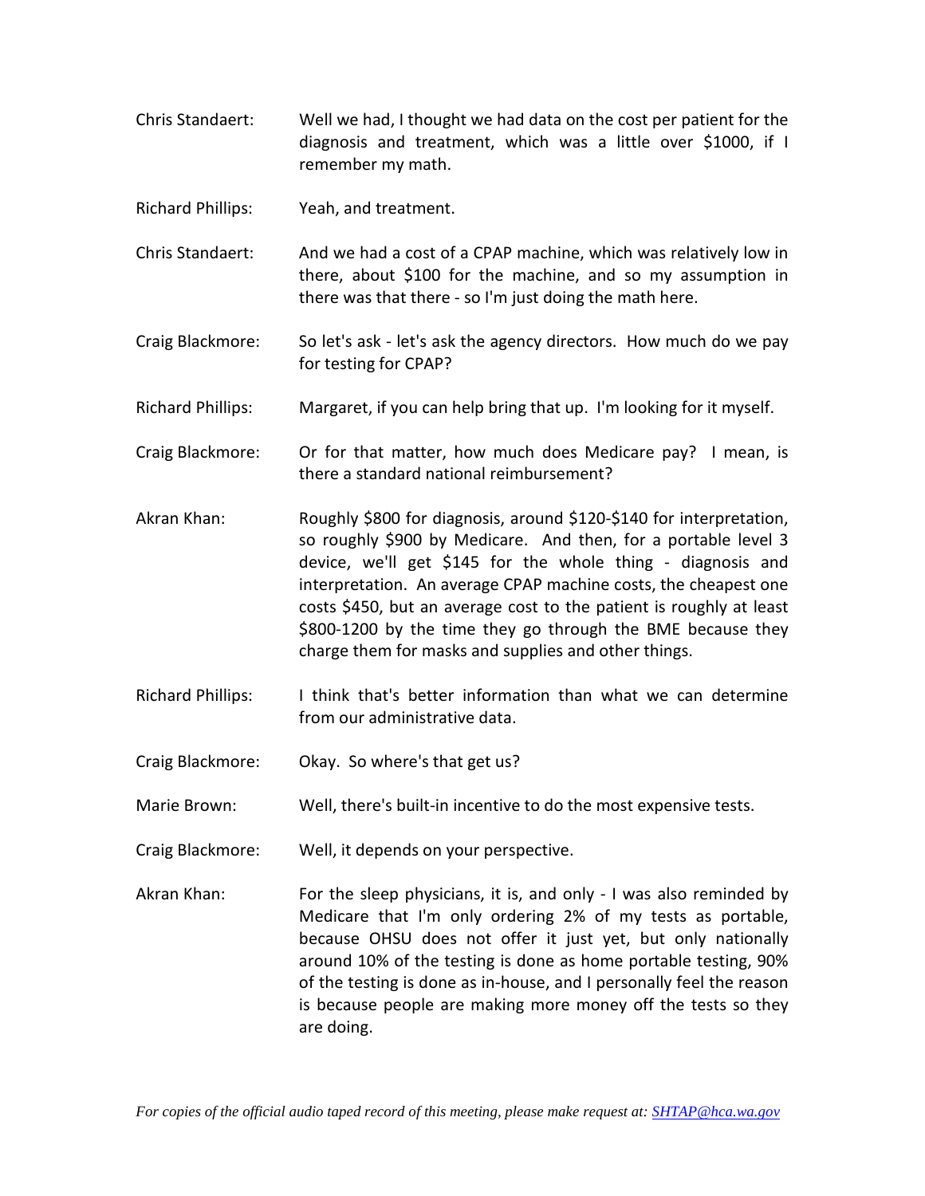Chris Standaert: Well we had, I thought we had data on the cost per patient for the diagnosis and treatment, which was a little over $1000, if I remember my math.

Richard Phillips: Yeah, and treatment.

Chris Standaert: And we had a cost of a CPAP machine, which was relatively low in there, about $100 for the machine, and so my assumption in there was that there - so I'm just doing the math here.

Craig Blackmore: So let's ask - let's ask the agency directors. How much do we pay for testing for CPAP?

Richard Phillips: Margaret, if you can help bring that up. I'm looking for it myself.

Craig Blackmore: Or for that matter, how much does Medicare pay? I mean, is there a standard national reimbursement?

Akran Khan: Roughly $800 for diagnosis, around $120-$140 for interpretation, so roughly $900 by Medicare. And then, for a portable level 3 device, we'll get $145 for the whole thing - diagnosis and interpretation. An average CPAP machine costs, the cheapest one costs $450, but an average cost to the patient is roughly at least $800-1200 by the time they go through the BME because they charge them for masks and supplies and other things.

Richard Phillips: I think that's better information than what we can determine from our administrative data.

Craig Blackmore: Okay. So where's that get us?

Marie Brown: Well, there's built-in incentive to do the most expensive tests.

Craig Blackmore: Well, it depends on your perspective.

Akran Khan: For the sleep physicians, it is, and only - I was also reminded by Medicare that I'm only ordering 2% of my tests as portable, because OHSU does not offer it just yet, but only nationally around 10% of the testing is done as home portable testing, 90% of the testing is done as in-house, and I personally feel the reason is because people are making more money off the tests so they are doing.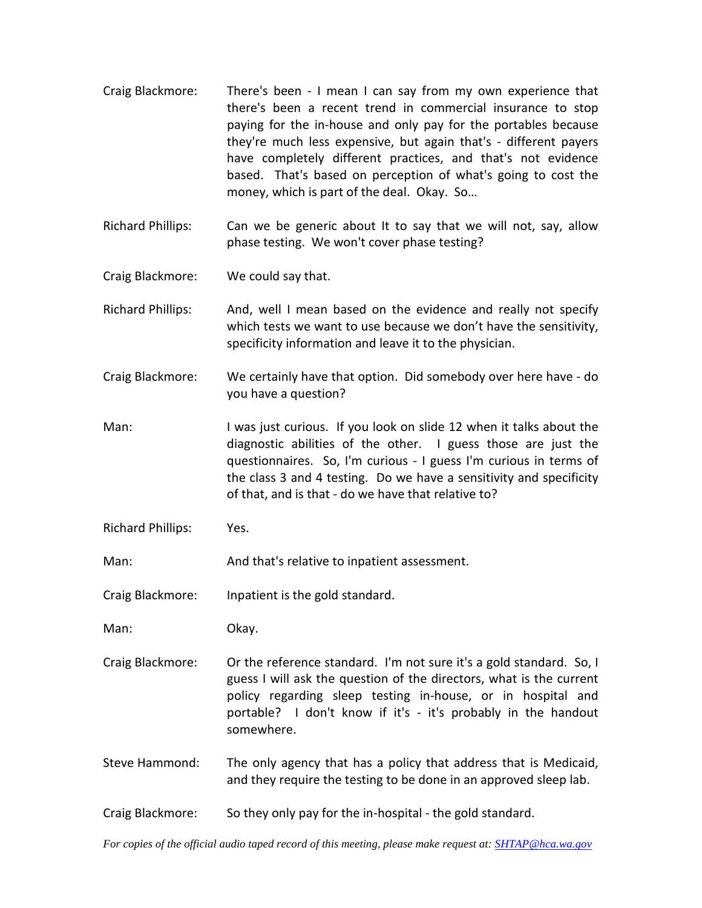Craig Blackmore: There's been - I mean I can say from my own experience that there's been a recent trend in commercial insurance to stop paying for the in-house and only pay for the portables because they're much less expensive, but again that's - different payers have completely different practices, and that's not evidence based. That's based on perception of what's going to cost the money, which is part of the deal. Okay. So…

Richard Phillips: Can we be generic about It to say that we will not, say, allow phase testing. We won't cover phase testing?

Craig Blackmore: We could say that.

Richard Phillips: And, well I mean based on the evidence and really not specify which tests we want to use because we don't have the sensitivity, specificity information and leave it to the physician.

Craig Blackmore: We certainly have that option. Did somebody over here have - do you have a question?

Man: I was just curious. If you look on slide 12 when it talks about the diagnostic abilities of the other. I guess those are just the questionnaires. So, I'm curious - I guess I'm curious in terms of the class 3 and 4 testing. Do we have a sensitivity and specificity of that, and is that - do we have that relative to?

Richard Phillips: Yes.

Man: And that's relative to inpatient assessment.

Craig Blackmore: Inpatient is the gold standard.

Man: Okay.

Craig Blackmore: Or the reference standard. I'm not sure it's a gold standard. So, I guess I will ask the question of the directors, what is the current policy regarding sleep testing in-house, or in hospital and portable? I don't know if it's - it's probably in the handout somewhere.

Steve Hammond: The only agency that has a policy that address that is Medicaid, and they require the testing to be done in an approved sleep lab.

Craig Blackmore: So they only pay for the in-hospital - the gold standard.

*For copies of the official audio taped record of this meeting, please make request at: SHTAP@hca.wa.gov*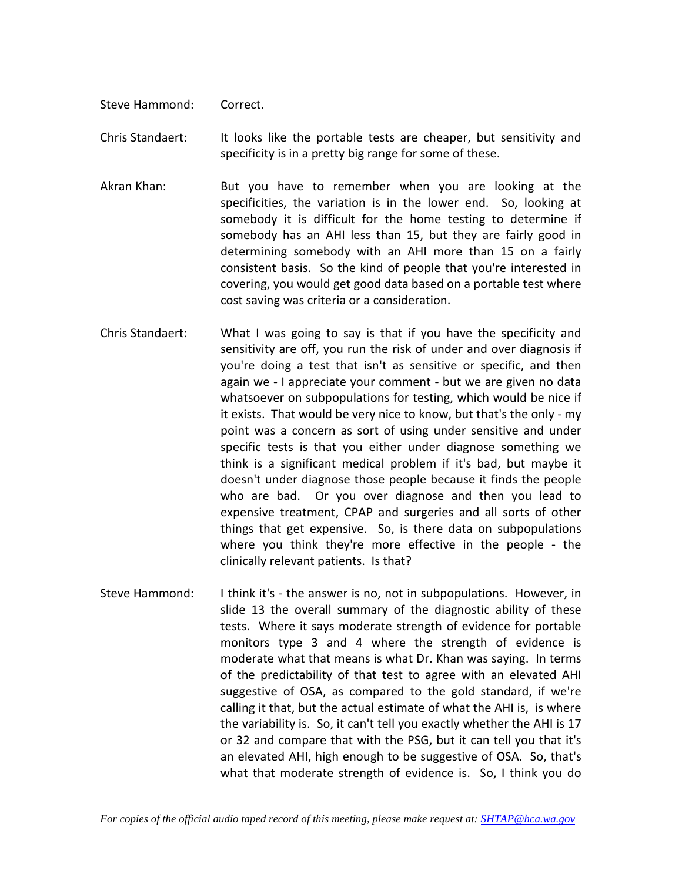Steve Hammond: Correct.

Chris Standaert: It looks like the portable tests are cheaper, but sensitivity and specificity is in a pretty big range for some of these.

Akran Khan: But you have to remember when you are looking at the specificities, the variation is in the lower end. So, looking at somebody it is difficult for the home testing to determine if somebody has an AHI less than 15, but they are fairly good in determining somebody with an AHI more than 15 on a fairly consistent basis. So the kind of people that you're interested in covering, you would get good data based on a portable test where cost saving was criteria or a consideration.

Chris Standaert: What I was going to say is that if you have the specificity and sensitivity are off, you run the risk of under and over diagnosis if you're doing a test that isn't as sensitive or specific, and then again we - I appreciate your comment - but we are given no data whatsoever on subpopulations for testing, which would be nice if it exists. That would be very nice to know, but that's the only - my point was a concern as sort of using under sensitive and under specific tests is that you either under diagnose something we think is a significant medical problem if it's bad, but maybe it doesn't under diagnose those people because it finds the people who are bad. Or you over diagnose and then you lead to expensive treatment, CPAP and surgeries and all sorts of other things that get expensive. So, is there data on subpopulations where you think they're more effective in the people - the clinically relevant patients. Is that?

Steve Hammond: I think it's - the answer is no, not in subpopulations. However, in slide 13 the overall summary of the diagnostic ability of these tests. Where it says moderate strength of evidence for portable monitors type 3 and 4 where the strength of evidence is moderate what that means is what Dr. Khan was saying. In terms of the predictability of that test to agree with an elevated AHI suggestive of OSA, as compared to the gold standard, if we're calling it that, but the actual estimate of what the AHI is, is where the variability is. So, it can't tell you exactly whether the AHI is 17 or 32 and compare that with the PSG, but it can tell you that it's an elevated AHI, high enough to be suggestive of OSA. So, that's what that moderate strength of evidence is. So, I think you do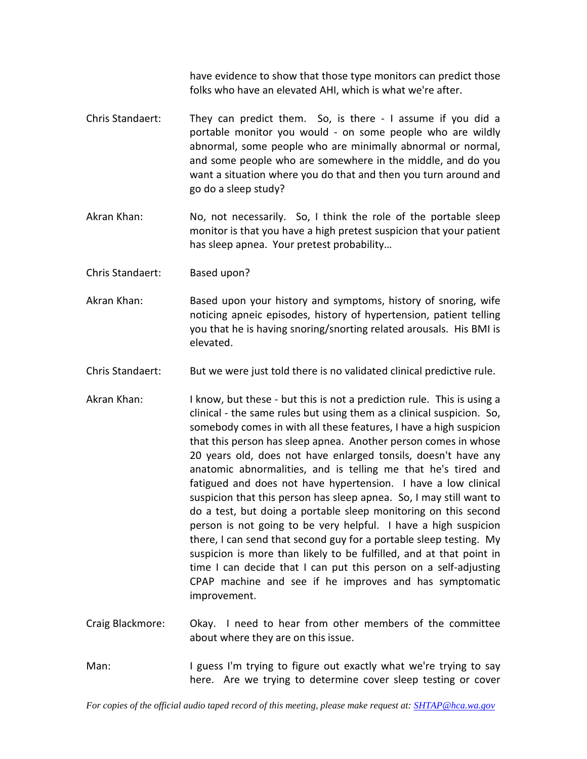have evidence to show that those type monitors can predict those folks who have an elevated AHI, which is what we're after.

Chris Standaert: They can predict them. So, is there - I assume if you did a portable monitor you would - on some people who are wildly abnormal, some people who are minimally abnormal or normal, and some people who are somewhere in the middle, and do you want a situation where you do that and then you turn around and go do a sleep study?

Akran Khan: No, not necessarily. So, I think the role of the portable sleep monitor is that you have a high pretest suspicion that your patient has sleep apnea. Your pretest probability…

Chris Standaert: Based upon?

Akran Khan: Based upon your history and symptoms, history of snoring, wife noticing apneic episodes, history of hypertension, patient telling you that he is having snoring/snorting related arousals. His BMI is elevated.

Chris Standaert: But we were just told there is no validated clinical predictive rule.

Akran Khan: I know, but these - but this is not a prediction rule. This is using a clinical - the same rules but using them as a clinical suspicion. So, somebody comes in with all these features, I have a high suspicion that this person has sleep apnea. Another person comes in whose 20 years old, does not have enlarged tonsils, doesn't have any anatomic abnormalities, and is telling me that he's tired and fatigued and does not have hypertension. I have a low clinical suspicion that this person has sleep apnea. So, I may still want to do a test, but doing a portable sleep monitoring on this second person is not going to be very helpful. I have a high suspicion there, I can send that second guy for a portable sleep testing. My suspicion is more than likely to be fulfilled, and at that point in time I can decide that I can put this person on a self-adjusting CPAP machine and see if he improves and has symptomatic improvement.

Craig Blackmore: Okay. I need to hear from other members of the committee about where they are on this issue.

Man: I guess I'm trying to figure out exactly what we're trying to say here. Are we trying to determine cover sleep testing or cover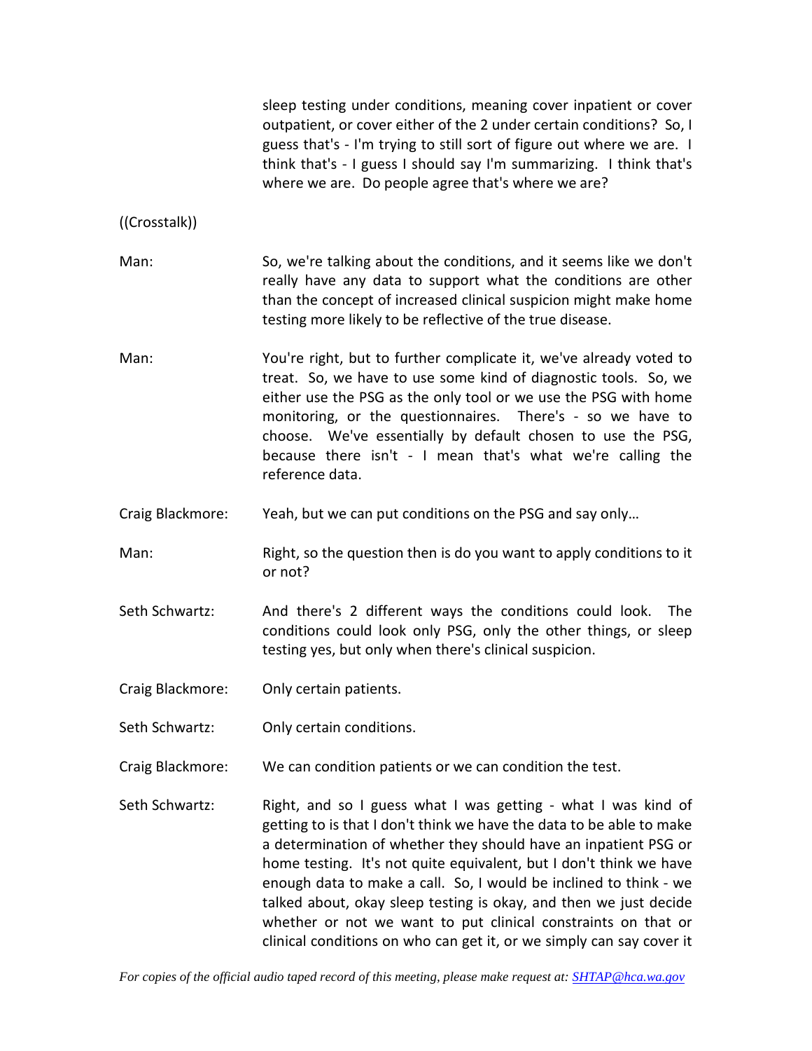sleep testing under conditions, meaning cover inpatient or cover outpatient, or cover either of the 2 under certain conditions? So, I guess that's - I'm trying to still sort of figure out where we are. I think that's - I guess I should say I'm summarizing. I think that's where we are. Do people agree that's where we are?

((Crosstalk))

Man: So, we're talking about the conditions, and it seems like we don't really have any data to support what the conditions are other than the concept of increased clinical suspicion might make home testing more likely to be reflective of the true disease.

Man: You're right, but to further complicate it, we've already voted to treat. So, we have to use some kind of diagnostic tools. So, we either use the PSG as the only tool or we use the PSG with home monitoring, or the questionnaires. There's - so we have to choose. We've essentially by default chosen to use the PSG, because there isn't - I mean that's what we're calling the reference data.

Craig Blackmore: Yeah, but we can put conditions on the PSG and say only…

Man: Right, so the question then is do you want to apply conditions to it or not?

Seth Schwartz: And there's 2 different ways the conditions could look. The conditions could look only PSG, only the other things, or sleep testing yes, but only when there's clinical suspicion.

Craig Blackmore: Only certain patients.

Seth Schwartz: Only certain conditions.

Craig Blackmore: We can condition patients or we can condition the test.

Seth Schwartz: Right, and so I guess what I was getting - what I was kind of getting to is that I don't think we have the data to be able to make a determination of whether they should have an inpatient PSG or home testing. It's not quite equivalent, but I don't think we have enough data to make a call. So, I would be inclined to think - we talked about, okay sleep testing is okay, and then we just decide whether or not we want to put clinical constraints on that or clinical conditions on who can get it, or we simply can say cover it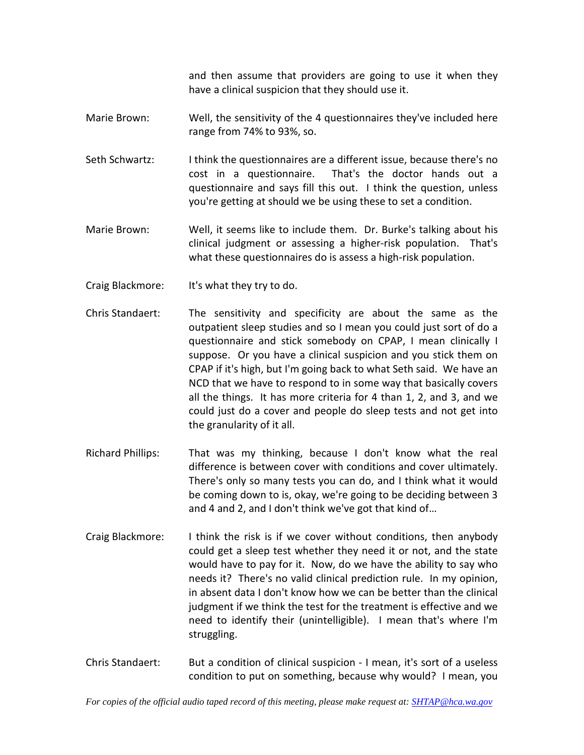and then assume that providers are going to use it when they have a clinical suspicion that they should use it.

Marie Brown: Well, the sensitivity of the 4 questionnaires they've included here range from 74% to 93%, so.

Seth Schwartz: I think the questionnaires are a different issue, because there's no cost in a questionnaire. That's the doctor hands out a questionnaire and says fill this out. I think the question, unless you're getting at should we be using these to set a condition.

Marie Brown: Well, it seems like to include them. Dr. Burke's talking about his clinical judgment or assessing a higher-risk population. That's what these questionnaires do is assess a high-risk population.

Craig Blackmore: It's what they try to do.

Chris Standaert: The sensitivity and specificity are about the same as the outpatient sleep studies and so I mean you could just sort of do a questionnaire and stick somebody on CPAP, I mean clinically I suppose. Or you have a clinical suspicion and you stick them on CPAP if it's high, but I'm going back to what Seth said. We have an NCD that we have to respond to in some way that basically covers all the things. It has more criteria for 4 than 1, 2, and 3, and we could just do a cover and people do sleep tests and not get into the granularity of it all.

Richard Phillips: That was my thinking, because I don't know what the real difference is between cover with conditions and cover ultimately. There's only so many tests you can do, and I think what it would be coming down to is, okay, we're going to be deciding between 3 and 4 and 2, and I don't think we've got that kind of…

Craig Blackmore: I think the risk is if we cover without conditions, then anybody could get a sleep test whether they need it or not, and the state would have to pay for it. Now, do we have the ability to say who needs it? There's no valid clinical prediction rule. In my opinion, in absent data I don't know how we can be better than the clinical judgment if we think the test for the treatment is effective and we need to identify their (unintelligible). I mean that's where I'm struggling.

Chris Standaert: But a condition of clinical suspicion - I mean, it's sort of a useless condition to put on something, because why would? I mean, you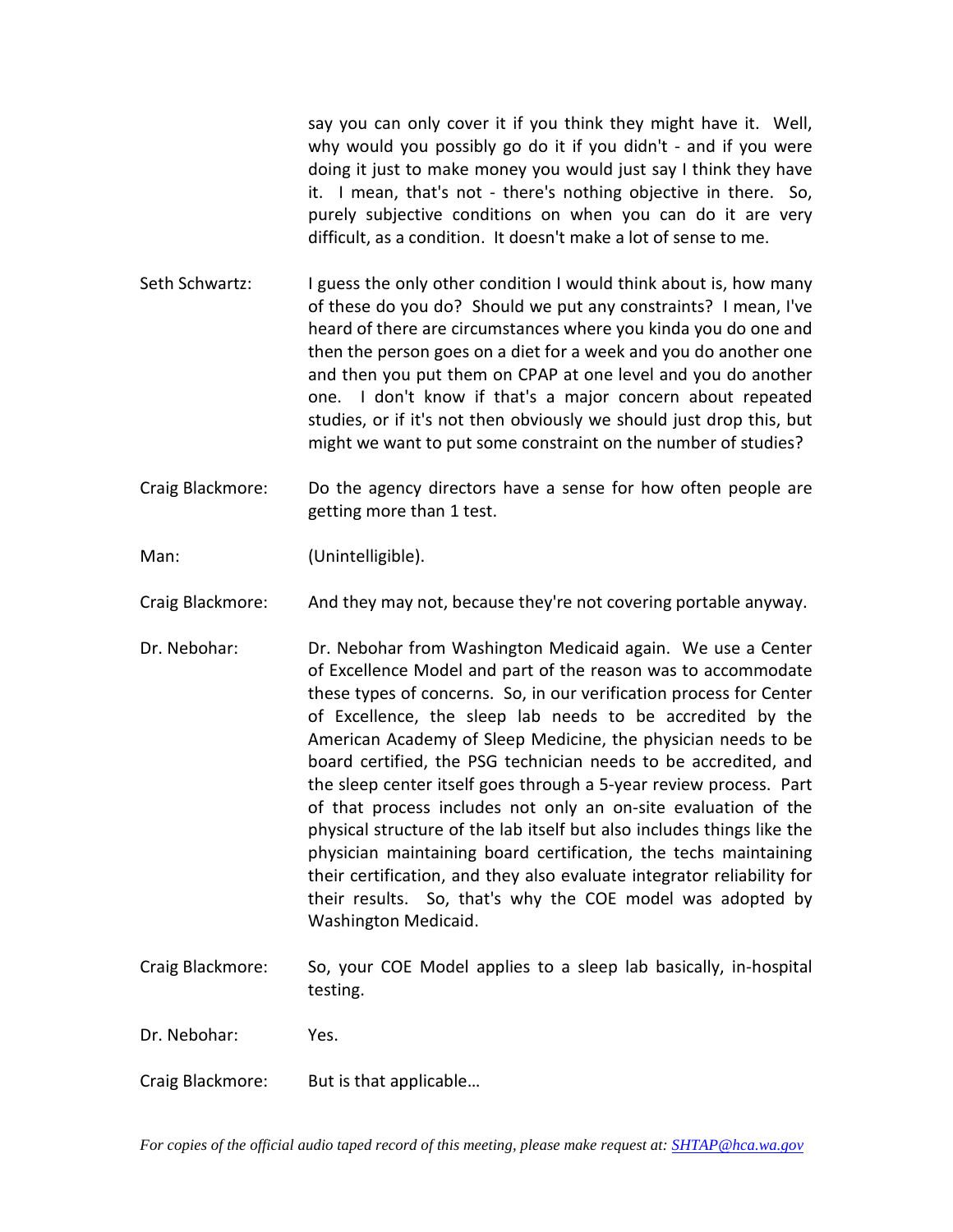say you can only cover it if you think they might have it. Well, why would you possibly go do it if you didn't - and if you were doing it just to make money you would just say I think they have it. I mean, that's not - there's nothing objective in there. So, purely subjective conditions on when you can do it are very difficult, as a condition. It doesn't make a lot of sense to me.

Seth Schwartz: I guess the only other condition I would think about is, how many of these do you do? Should we put any constraints? I mean, I've heard of there are circumstances where you kinda you do one and then the person goes on a diet for a week and you do another one and then you put them on CPAP at one level and you do another one. I don't know if that's a major concern about repeated studies, or if it's not then obviously we should just drop this, but might we want to put some constraint on the number of studies?

Craig Blackmore: Do the agency directors have a sense for how often people are getting more than 1 test.

Man: (Unintelligible).

Craig Blackmore: And they may not, because they're not covering portable anyway.

Dr. Nebohar: Dr. Nebohar from Washington Medicaid again. We use a Center of Excellence Model and part of the reason was to accommodate these types of concerns. So, in our verification process for Center of Excellence, the sleep lab needs to be accredited by the American Academy of Sleep Medicine, the physician needs to be board certified, the PSG technician needs to be accredited, and the sleep center itself goes through a 5-year review process. Part of that process includes not only an on-site evaluation of the physical structure of the lab itself but also includes things like the physician maintaining board certification, the techs maintaining their certification, and they also evaluate integrator reliability for their results. So, that's why the COE model was adopted by Washington Medicaid.

Craig Blackmore: So, your COE Model applies to a sleep lab basically, in-hospital testing.

Dr. Nebohar: Yes.

Craig Blackmore: But is that applicable…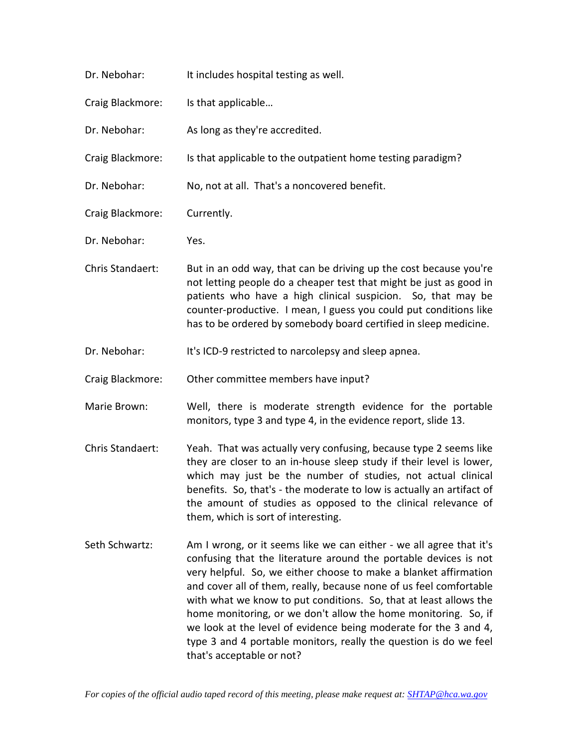Dr. Nebohar: It includes hospital testing as well.

Craig Blackmore: Is that applicable…

Dr. Nebohar: As long as they're accredited.

Craig Blackmore: Is that applicable to the outpatient home testing paradigm?

Dr. Nebohar: No, not at all. That's a noncovered benefit.

Craig Blackmore: Currently.

Dr. Nebohar: Yes.

Chris Standaert: But in an odd way, that can be driving up the cost because you're not letting people do a cheaper test that might be just as good in patients who have a high clinical suspicion. So, that may be counter-productive. I mean, I guess you could put conditions like has to be ordered by somebody board certified in sleep medicine.

Dr. Nebohar: It's ICD-9 restricted to narcolepsy and sleep apnea.

Craig Blackmore: Other committee members have input?

Marie Brown: Well, there is moderate strength evidence for the portable monitors, type 3 and type 4, in the evidence report, slide 13.

Chris Standaert: Yeah. That was actually very confusing, because type 2 seems like they are closer to an in-house sleep study if their level is lower, which may just be the number of studies, not actual clinical benefits. So, that's - the moderate to low is actually an artifact of the amount of studies as opposed to the clinical relevance of them, which is sort of interesting.

Seth Schwartz: Am I wrong, or it seems like we can either - we all agree that it's confusing that the literature around the portable devices is not very helpful. So, we either choose to make a blanket affirmation and cover all of them, really, because none of us feel comfortable with what we know to put conditions. So, that at least allows the home monitoring, or we don't allow the home monitoring. So, if we look at the level of evidence being moderate for the 3 and 4, type 3 and 4 portable monitors, really the question is do we feel that's acceptable or not?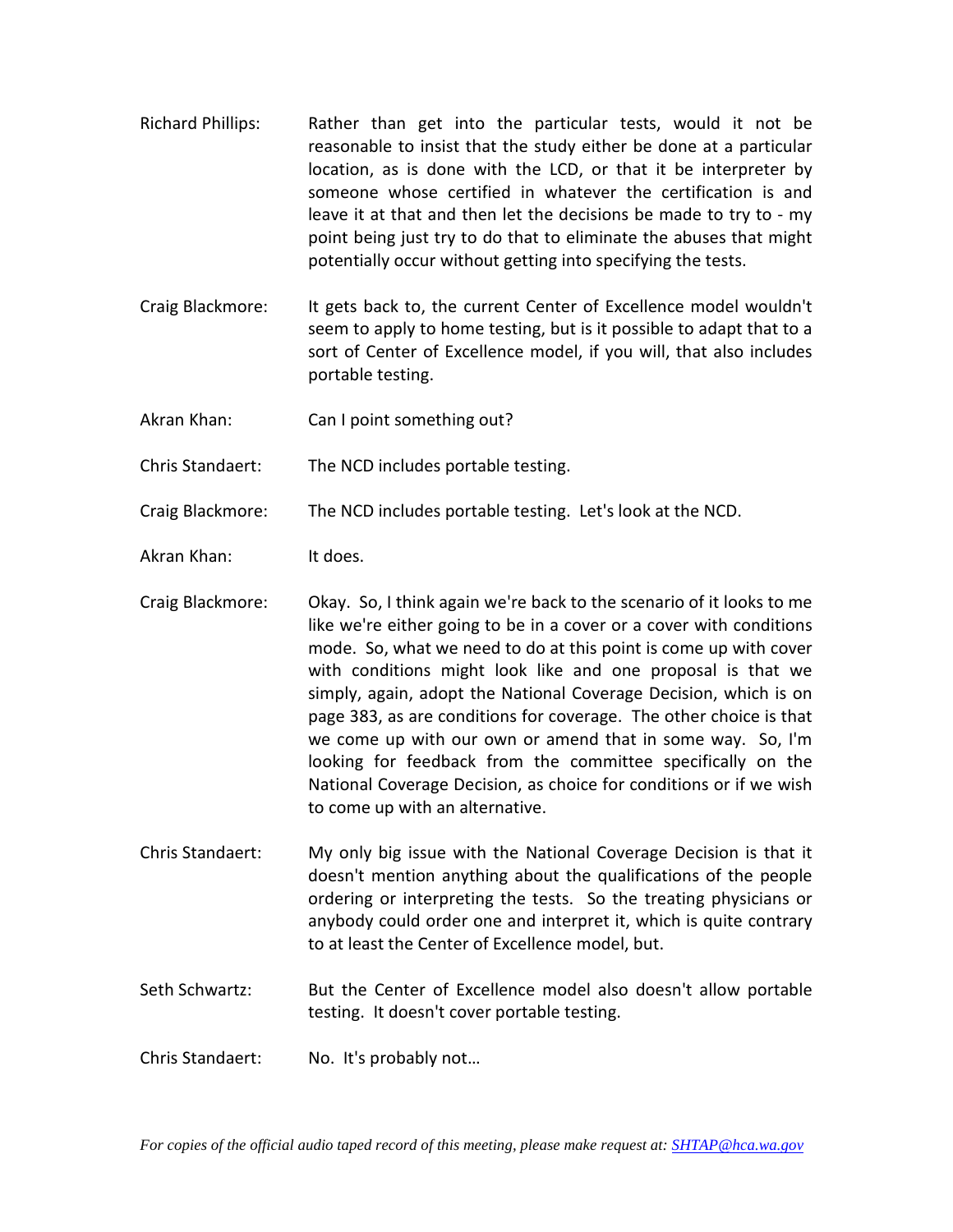Richard Phillips: Rather than get into the particular tests, would it not be reasonable to insist that the study either be done at a particular location, as is done with the LCD, or that it be interpreter by someone whose certified in whatever the certification is and leave it at that and then let the decisions be made to try to - my point being just try to do that to eliminate the abuses that might potentially occur without getting into specifying the tests.

Craig Blackmore: It gets back to, the current Center of Excellence model wouldn't seem to apply to home testing, but is it possible to adapt that to a sort of Center of Excellence model, if you will, that also includes portable testing.

Akran Khan: Can I point something out?

Chris Standaert: The NCD includes portable testing.

Craig Blackmore: The NCD includes portable testing. Let's look at the NCD.

Akran Khan: It does.

Craig Blackmore: Okay. So, I think again we're back to the scenario of it looks to me like we're either going to be in a cover or a cover with conditions mode. So, what we need to do at this point is come up with cover with conditions might look like and one proposal is that we simply, again, adopt the National Coverage Decision, which is on page 383, as are conditions for coverage. The other choice is that we come up with our own or amend that in some way. So, I'm looking for feedback from the committee specifically on the National Coverage Decision, as choice for conditions or if we wish to come up with an alternative.

Chris Standaert: My only big issue with the National Coverage Decision is that it doesn't mention anything about the qualifications of the people ordering or interpreting the tests. So the treating physicians or anybody could order one and interpret it, which is quite contrary to at least the Center of Excellence model, but.

Seth Schwartz: But the Center of Excellence model also doesn't allow portable testing. It doesn't cover portable testing.

Chris Standaert: No. It's probably not…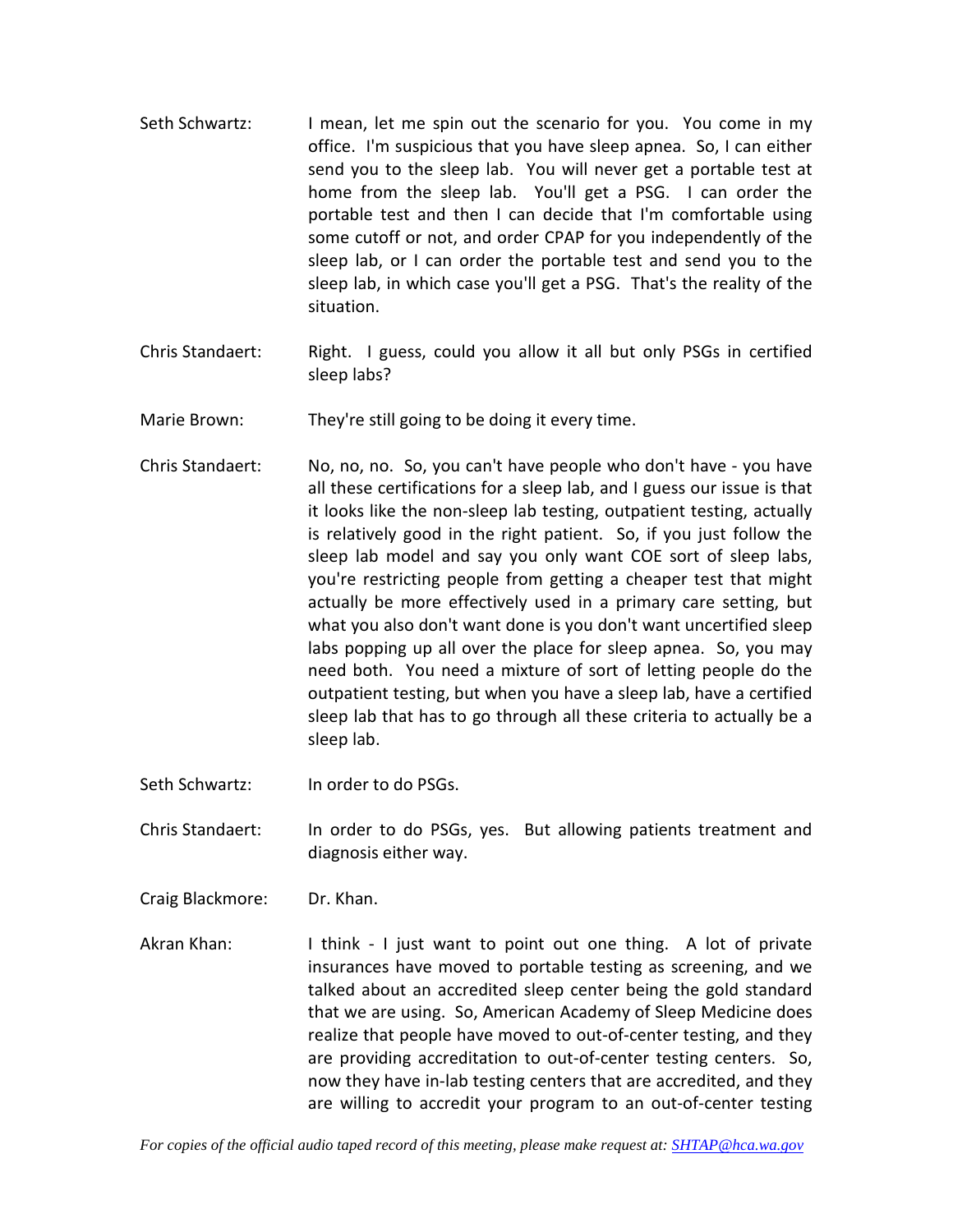Seth Schwartz: I mean, let me spin out the scenario for you. You come in my office. I'm suspicious that you have sleep apnea. So, I can either send you to the sleep lab. You will never get a portable test at home from the sleep lab. You'll get a PSG. I can order the portable test and then I can decide that I'm comfortable using some cutoff or not, and order CPAP for you independently of the sleep lab, or I can order the portable test and send you to the sleep lab, in which case you'll get a PSG. That's the reality of the situation.

Chris Standaert: Right. I guess, could you allow it all but only PSGs in certified sleep labs?

Marie Brown: They're still going to be doing it every time.

Chris Standaert: No, no, no. So, you can't have people who don't have - you have all these certifications for a sleep lab, and I guess our issue is that it looks like the non-sleep lab testing, outpatient testing, actually is relatively good in the right patient. So, if you just follow the sleep lab model and say you only want COE sort of sleep labs, you're restricting people from getting a cheaper test that might actually be more effectively used in a primary care setting, but what you also don't want done is you don't want uncertified sleep labs popping up all over the place for sleep apnea. So, you may need both. You need a mixture of sort of letting people do the outpatient testing, but when you have a sleep lab, have a certified sleep lab that has to go through all these criteria to actually be a sleep lab.

Seth Schwartz: In order to do PSGs.

Chris Standaert: In order to do PSGs, yes. But allowing patients treatment and diagnosis either way.

Craig Blackmore: Dr. Khan.

Akran Khan: I think - I just want to point out one thing. A lot of private insurances have moved to portable testing as screening, and we talked about an accredited sleep center being the gold standard that we are using. So, American Academy of Sleep Medicine does realize that people have moved to out-of-center testing, and they are providing accreditation to out-of-center testing centers. So, now they have in-lab testing centers that are accredited, and they are willing to accredit your program to an out-of-center testing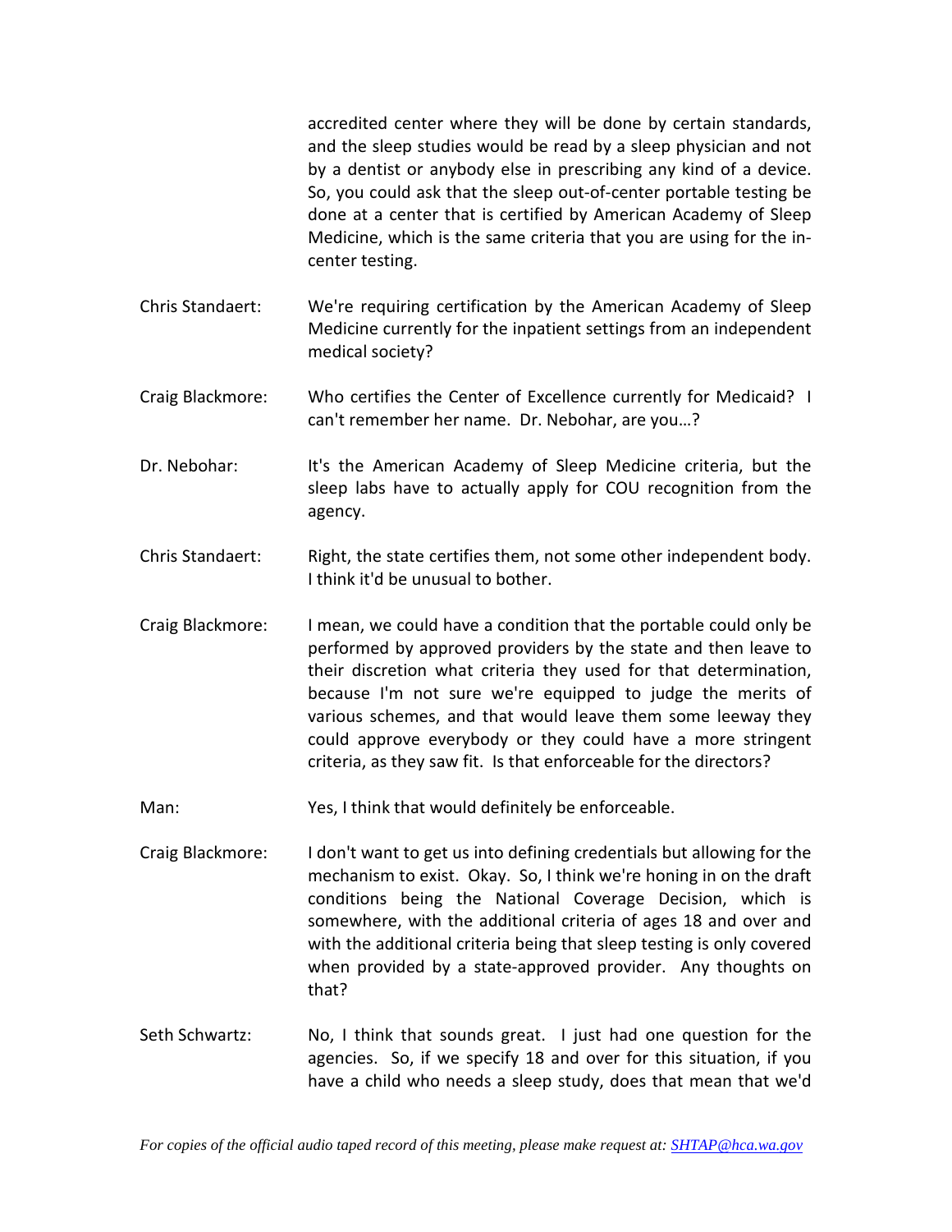accredited center where they will be done by certain standards, and the sleep studies would be read by a sleep physician and not by a dentist or anybody else in prescribing any kind of a device. So, you could ask that the sleep out-of-center portable testing be done at a center that is certified by American Academy of Sleep Medicine, which is the same criteria that you are using for the in-center testing.

Chris Standaert: We're requiring certification by the American Academy of Sleep Medicine currently for the inpatient settings from an independent medical society?

Craig Blackmore: Who certifies the Center of Excellence currently for Medicaid? I can't remember her name. Dr. Nebohar, are you…?

Dr. Nebohar: It's the American Academy of Sleep Medicine criteria, but the sleep labs have to actually apply for COU recognition from the agency.

Chris Standaert: Right, the state certifies them, not some other independent body. I think it'd be unusual to bother.

Craig Blackmore: I mean, we could have a condition that the portable could only be performed by approved providers by the state and then leave to their discretion what criteria they used for that determination, because I'm not sure we're equipped to judge the merits of various schemes, and that would leave them some leeway they could approve everybody or they could have a more stringent criteria, as they saw fit. Is that enforceable for the directors?

Man: Yes, I think that would definitely be enforceable.

Craig Blackmore: I don't want to get us into defining credentials but allowing for the mechanism to exist. Okay. So, I think we're honing in on the draft conditions being the National Coverage Decision, which is somewhere, with the additional criteria of ages 18 and over and with the additional criteria being that sleep testing is only covered when provided by a state-approved provider. Any thoughts on that?

Seth Schwartz: No, I think that sounds great. I just had one question for the agencies. So, if we specify 18 and over for this situation, if you have a child who needs a sleep study, does that mean that we'd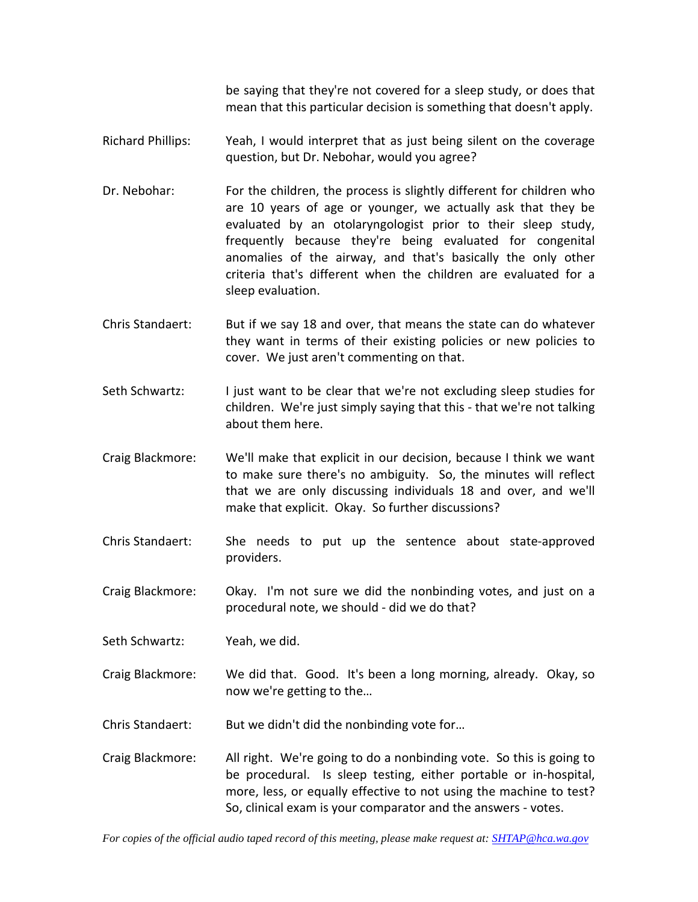be saying that they're not covered for a sleep study, or does that mean that this particular decision is something that doesn't apply.

Richard Phillips: Yeah, I would interpret that as just being silent on the coverage question, but Dr. Nebohar, would you agree?

Dr. Nebohar: For the children, the process is slightly different for children who are 10 years of age or younger, we actually ask that they be evaluated by an otolaryngologist prior to their sleep study, frequently because they're being evaluated for congenital anomalies of the airway, and that's basically the only other criteria that's different when the children are evaluated for a sleep evaluation.

Chris Standaert: But if we say 18 and over, that means the state can do whatever they want in terms of their existing policies or new policies to cover. We just aren't commenting on that.

Seth Schwartz: I just want to be clear that we're not excluding sleep studies for children. We're just simply saying that this - that we're not talking about them here.

Craig Blackmore: We'll make that explicit in our decision, because I think we want to make sure there's no ambiguity. So, the minutes will reflect that we are only discussing individuals 18 and over, and we'll make that explicit. Okay. So further discussions?

Chris Standaert: She needs to put up the sentence about state-approved providers.

Craig Blackmore: Okay. I'm not sure we did the nonbinding votes, and just on a procedural note, we should - did we do that?

Seth Schwartz: Yeah, we did.

Craig Blackmore: We did that. Good. It's been a long morning, already. Okay, so now we're getting to the…

Chris Standaert: But we didn't did the nonbinding vote for…

Craig Blackmore: All right. We're going to do a nonbinding vote. So this is going to be procedural. Is sleep testing, either portable or in-hospital, more, less, or equally effective to not using the machine to test? So, clinical exam is your comparator and the answers - votes.

*For copies of the official audio taped record of this meeting, please make request at: SHTAP@hca.wa.gov*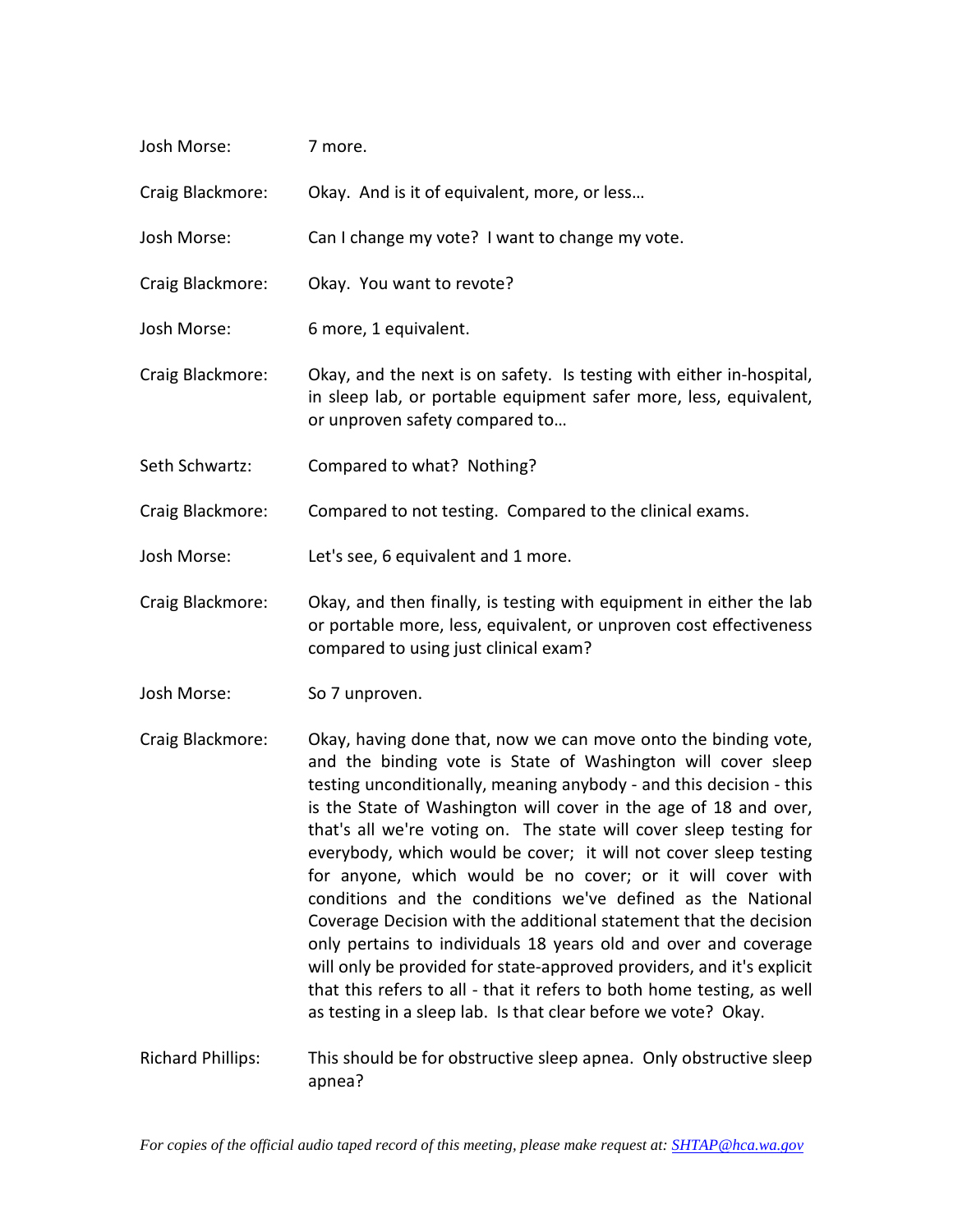Josh Morse: 7 more.

Craig Blackmore: Okay. And is it of equivalent, more, or less…

Josh Morse: Can I change my vote? I want to change my vote.

Craig Blackmore: Okay. You want to revote?

Josh Morse: 6 more, 1 equivalent.

Craig Blackmore: Okay, and the next is on safety. Is testing with either in-hospital, in sleep lab, or portable equipment safer more, less, equivalent, or unproven safety compared to…

Seth Schwartz: Compared to what? Nothing?

Craig Blackmore: Compared to not testing. Compared to the clinical exams.

Josh Morse: Let's see, 6 equivalent and 1 more.

Craig Blackmore: Okay, and then finally, is testing with equipment in either the lab or portable more, less, equivalent, or unproven cost effectiveness compared to using just clinical exam?

Josh Morse: So 7 unproven.

Craig Blackmore: Okay, having done that, now we can move onto the binding vote, and the binding vote is State of Washington will cover sleep testing unconditionally, meaning anybody - and this decision - this is the State of Washington will cover in the age of 18 and over, that's all we're voting on. The state will cover sleep testing for everybody, which would be cover; it will not cover sleep testing for anyone, which would be no cover; or it will cover with conditions and the conditions we've defined as the National Coverage Decision with the additional statement that the decision only pertains to individuals 18 years old and over and coverage will only be provided for state-approved providers, and it's explicit that this refers to all - that it refers to both home testing, as well as testing in a sleep lab. Is that clear before we vote? Okay.

Richard Phillips: This should be for obstructive sleep apnea. Only obstructive sleep apnea?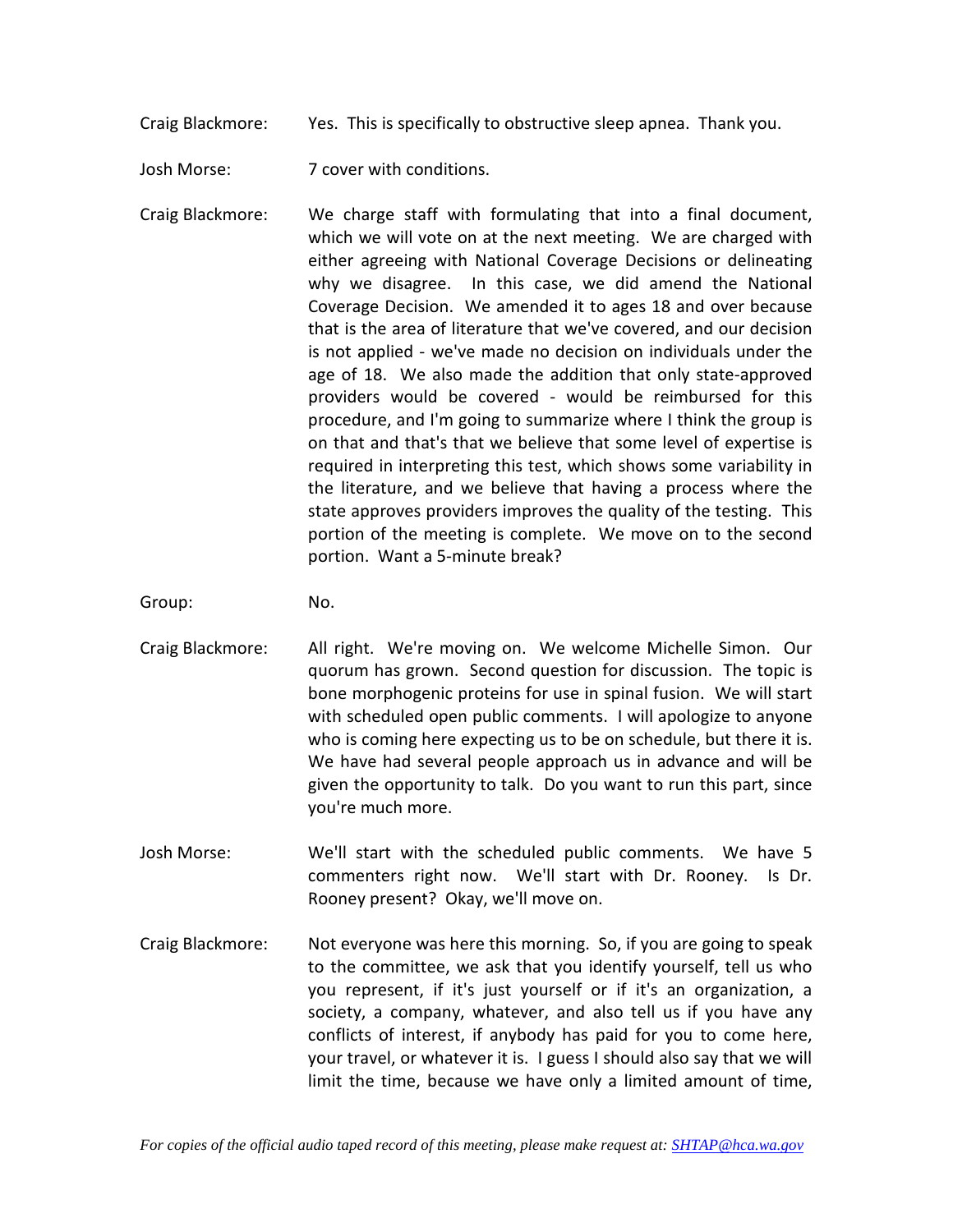Craig Blackmore: Yes. This is specifically to obstructive sleep apnea. Thank you.

Josh Morse: 7 cover with conditions.

Craig Blackmore: We charge staff with formulating that into a final document, which we will vote on at the next meeting. We are charged with either agreeing with National Coverage Decisions or delineating why we disagree. In this case, we did amend the National Coverage Decision. We amended it to ages 18 and over because that is the area of literature that we've covered, and our decision is not applied - we've made no decision on individuals under the age of 18. We also made the addition that only state-approved providers would be covered - would be reimbursed for this procedure, and I'm going to summarize where I think the group is on that and that's that we believe that some level of expertise is required in interpreting this test, which shows some variability in the literature, and we believe that having a process where the state approves providers improves the quality of the testing. This portion of the meeting is complete. We move on to the second portion. Want a 5-minute break?

Group: No.

Craig Blackmore: All right. We're moving on. We welcome Michelle Simon. Our quorum has grown. Second question for discussion. The topic is bone morphogenic proteins for use in spinal fusion. We will start with scheduled open public comments. I will apologize to anyone who is coming here expecting us to be on schedule, but there it is. We have had several people approach us in advance and will be given the opportunity to talk. Do you want to run this part, since you're much more.

Josh Morse: We'll start with the scheduled public comments. We have 5 commenters right now. We'll start with Dr. Rooney. Is Dr. Rooney present? Okay, we'll move on.

Craig Blackmore: Not everyone was here this morning. So, if you are going to speak to the committee, we ask that you identify yourself, tell us who you represent, if it's just yourself or if it's an organization, a society, a company, whatever, and also tell us if you have any conflicts of interest, if anybody has paid for you to come here, your travel, or whatever it is. I guess I should also say that we will limit the time, because we have only a limited amount of time,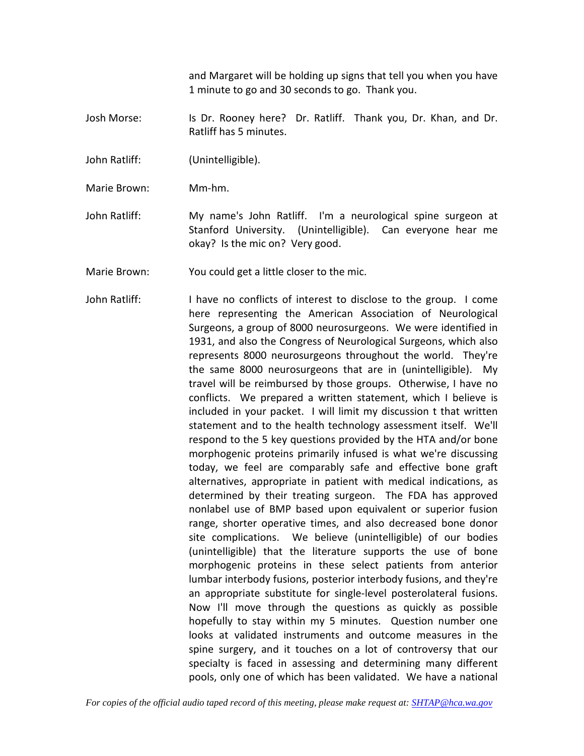and Margaret will be holding up signs that tell you when you have 1 minute to go and 30 seconds to go. Thank you.

Josh Morse: Is Dr. Rooney here? Dr. Ratliff. Thank you, Dr. Khan, and Dr. Ratliff has 5 minutes.

John Ratliff: (Unintelligible).

Marie Brown: Mm-hm.

John Ratliff: My name's John Ratliff. I'm a neurological spine surgeon at Stanford University. (Unintelligible). Can everyone hear me okay? Is the mic on? Very good.

Marie Brown: You could get a little closer to the mic.

John Ratliff: I have no conflicts of interest to disclose to the group. I come here representing the American Association of Neurological Surgeons, a group of 8000 neurosurgeons. We were identified in 1931, and also the Congress of Neurological Surgeons, which also represents 8000 neurosurgeons throughout the world. They're the same 8000 neurosurgeons that are in (unintelligible). My travel will be reimbursed by those groups. Otherwise, I have no conflicts. We prepared a written statement, which I believe is included in your packet. I will limit my discussion t that written statement and to the health technology assessment itself. We'll respond to the 5 key questions provided by the HTA and/or bone morphogenic proteins primarily infused is what we're discussing today, we feel are comparably safe and effective bone graft alternatives, appropriate in patient with medical indications, as determined by their treating surgeon. The FDA has approved nonlabel use of BMP based upon equivalent or superior fusion range, shorter operative times, and also decreased bone donor site complications. We believe (unintelligible) of our bodies (unintelligible) that the literature supports the use of bone morphogenic proteins in these select patients from anterior lumbar interbody fusions, posterior interbody fusions, and they're an appropriate substitute for single-level posterolateral fusions. Now I'll move through the questions as quickly as possible hopefully to stay within my 5 minutes. Question number one looks at validated instruments and outcome measures in the spine surgery, and it touches on a lot of controversy that our specialty is faced in assessing and determining many different pools, only one of which has been validated. We have a national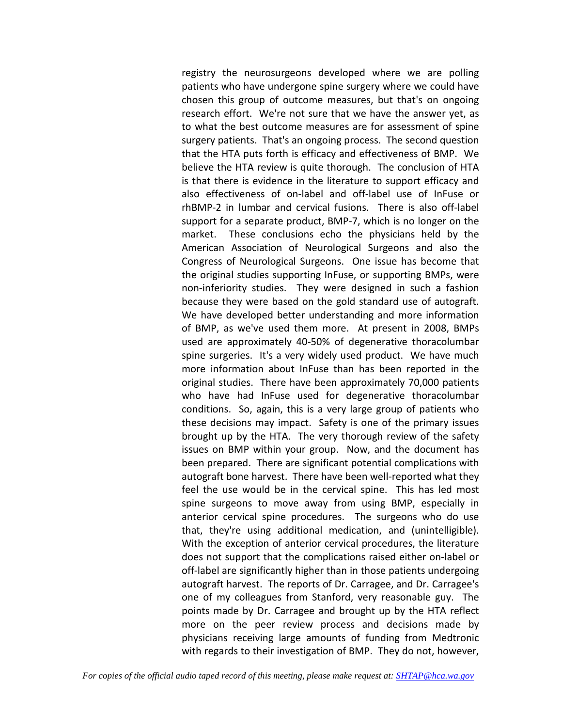registry the neurosurgeons developed where we are polling patients who have undergone spine surgery where we could have chosen this group of outcome measures, but that's on ongoing research effort. We're not sure that we have the answer yet, as to what the best outcome measures are for assessment of spine surgery patients. That's an ongoing process. The second question that the HTA puts forth is efficacy and effectiveness of BMP. We believe the HTA review is quite thorough. The conclusion of HTA is that there is evidence in the literature to support efficacy and also effectiveness of on-label and off-label use of InFuse or rhBMP-2 in lumbar and cervical fusions. There is also off-label support for a separate product, BMP-7, which is no longer on the market. These conclusions echo the physicians held by the American Association of Neurological Surgeons and also the Congress of Neurological Surgeons. One issue has become that the original studies supporting InFuse, or supporting BMPs, were non-inferiority studies. They were designed in such a fashion because they were based on the gold standard use of autograft. We have developed better understanding and more information of BMP, as we've used them more. At present in 2008, BMPs used are approximately 40-50% of degenerative thoracolumbar spine surgeries. It's a very widely used product. We have much more information about InFuse than has been reported in the original studies. There have been approximately 70,000 patients who have had InFuse used for degenerative thoracolumbar conditions. So, again, this is a very large group of patients who these decisions may impact. Safety is one of the primary issues brought up by the HTA. The very thorough review of the safety issues on BMP within your group. Now, and the document has been prepared. There are significant potential complications with autograft bone harvest. There have been well-reported what they feel the use would be in the cervical spine. This has led most spine surgeons to move away from using BMP, especially in anterior cervical spine procedures. The surgeons who do use that, they're using additional medication, and (unintelligible). With the exception of anterior cervical procedures, the literature does not support that the complications raised either on-label or off-label are significantly higher than in those patients undergoing autograft harvest. The reports of Dr. Carragee, and Dr. Carragee's one of my colleagues from Stanford, very reasonable guy. The points made by Dr. Carragee and brought up by the HTA reflect more on the peer review process and decisions made by physicians receiving large amounts of funding from Medtronic with regards to their investigation of BMP. They do not, however,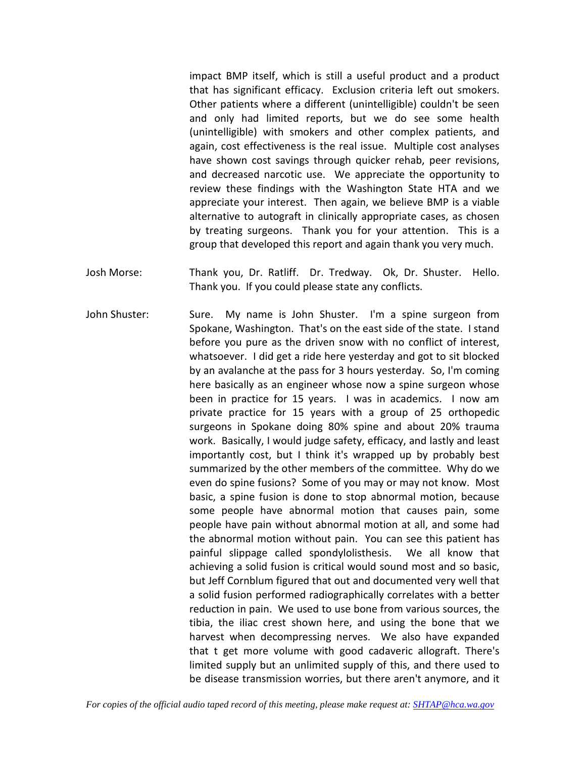impact BMP itself, which is still a useful product and a product that has significant efficacy. Exclusion criteria left out smokers. Other patients where a different (unintelligible) couldn't be seen and only had limited reports, but we do see some health (unintelligible) with smokers and other complex patients, and again, cost effectiveness is the real issue. Multiple cost analyses have shown cost savings through quicker rehab, peer revisions, and decreased narcotic use. We appreciate the opportunity to review these findings with the Washington State HTA and we appreciate your interest. Then again, we believe BMP is a viable alternative to autograft in clinically appropriate cases, as chosen by treating surgeons. Thank you for your attention. This is a group that developed this report and again thank you very much.

Josh Morse: Thank you, Dr. Ratliff. Dr. Tredway. Ok, Dr. Shuster. Hello. Thank you. If you could please state any conflicts.

John Shuster: Sure. My name is John Shuster. I'm a spine surgeon from Spokane, Washington. That's on the east side of the state. I stand before you pure as the driven snow with no conflict of interest, whatsoever. I did get a ride here yesterday and got to sit blocked by an avalanche at the pass for 3 hours yesterday. So, I'm coming here basically as an engineer whose now a spine surgeon whose been in practice for 15 years. I was in academics. I now am private practice for 15 years with a group of 25 orthopedic surgeons in Spokane doing 80% spine and about 20% trauma work. Basically, I would judge safety, efficacy, and lastly and least importantly cost, but I think it's wrapped up by probably best summarized by the other members of the committee. Why do we even do spine fusions? Some of you may or may not know. Most basic, a spine fusion is done to stop abnormal motion, because some people have abnormal motion that causes pain, some people have pain without abnormal motion at all, and some had the abnormal motion without pain. You can see this patient has painful slippage called spondylolisthesis. We all know that achieving a solid fusion is critical would sound most and so basic, but Jeff Cornblum figured that out and documented very well that a solid fusion performed radiographically correlates with a better reduction in pain. We used to use bone from various sources, the tibia, the iliac crest shown here, and using the bone that we harvest when decompressing nerves. We also have expanded that t get more volume with good cadaveric allograft. There's limited supply but an unlimited supply of this, and there used to be disease transmission worries, but there aren't anymore, and it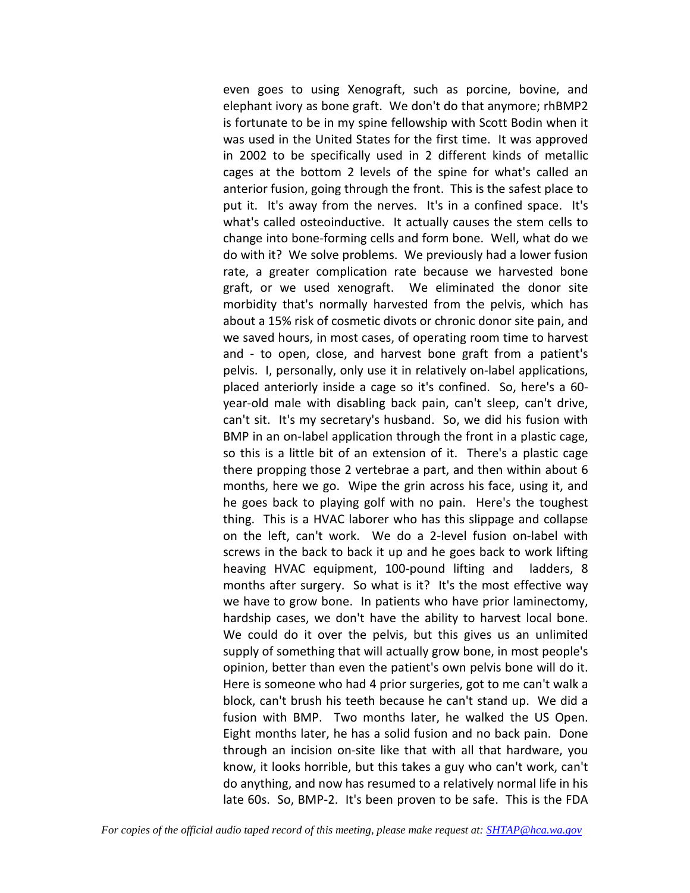even goes to using Xenograft, such as porcine, bovine, and elephant ivory as bone graft. We don't do that anymore; rhBMP2 is fortunate to be in my spine fellowship with Scott Bodin when it was used in the United States for the first time. It was approved in 2002 to be specifically used in 2 different kinds of metallic cages at the bottom 2 levels of the spine for what's called an anterior fusion, going through the front. This is the safest place to put it. It's away from the nerves. It's in a confined space. It's what's called osteoinductive. It actually causes the stem cells to change into bone-forming cells and form bone. Well, what do we do with it? We solve problems. We previously had a lower fusion rate, a greater complication rate because we harvested bone graft, or we used xenograft. We eliminated the donor site morbidity that's normally harvested from the pelvis, which has about a 15% risk of cosmetic divots or chronic donor site pain, and we saved hours, in most cases, of operating room time to harvest and - to open, close, and harvest bone graft from a patient's pelvis. I, personally, only use it in relatively on-label applications, placed anteriorly inside a cage so it's confined. So, here's a 60-year-old male with disabling back pain, can't sleep, can't drive, can't sit. It's my secretary's husband. So, we did his fusion with BMP in an on-label application through the front in a plastic cage, so this is a little bit of an extension of it. There's a plastic cage there propping those 2 vertebrae a part, and then within about 6 months, here we go. Wipe the grin across his face, using it, and he goes back to playing golf with no pain. Here's the toughest thing. This is a HVAC laborer who has this slippage and collapse on the left, can't work. We do a 2-level fusion on-label with screws in the back to back it up and he goes back to work lifting heaving HVAC equipment, 100-pound lifting and ladders, 8 months after surgery. So what is it? It's the most effective way we have to grow bone. In patients who have prior laminectomy, hardship cases, we don't have the ability to harvest local bone. We could do it over the pelvis, but this gives us an unlimited supply of something that will actually grow bone, in most people's opinion, better than even the patient's own pelvis bone will do it. Here is someone who had 4 prior surgeries, got to me can't walk a block, can't brush his teeth because he can't stand up. We did a fusion with BMP. Two months later, he walked the US Open. Eight months later, he has a solid fusion and no back pain. Done through an incision on-site like that with all that hardware, you know, it looks horrible, but this takes a guy who can't work, can't do anything, and now has resumed to a relatively normal life in his late 60s. So, BMP-2. It's been proven to be safe. This is the FDA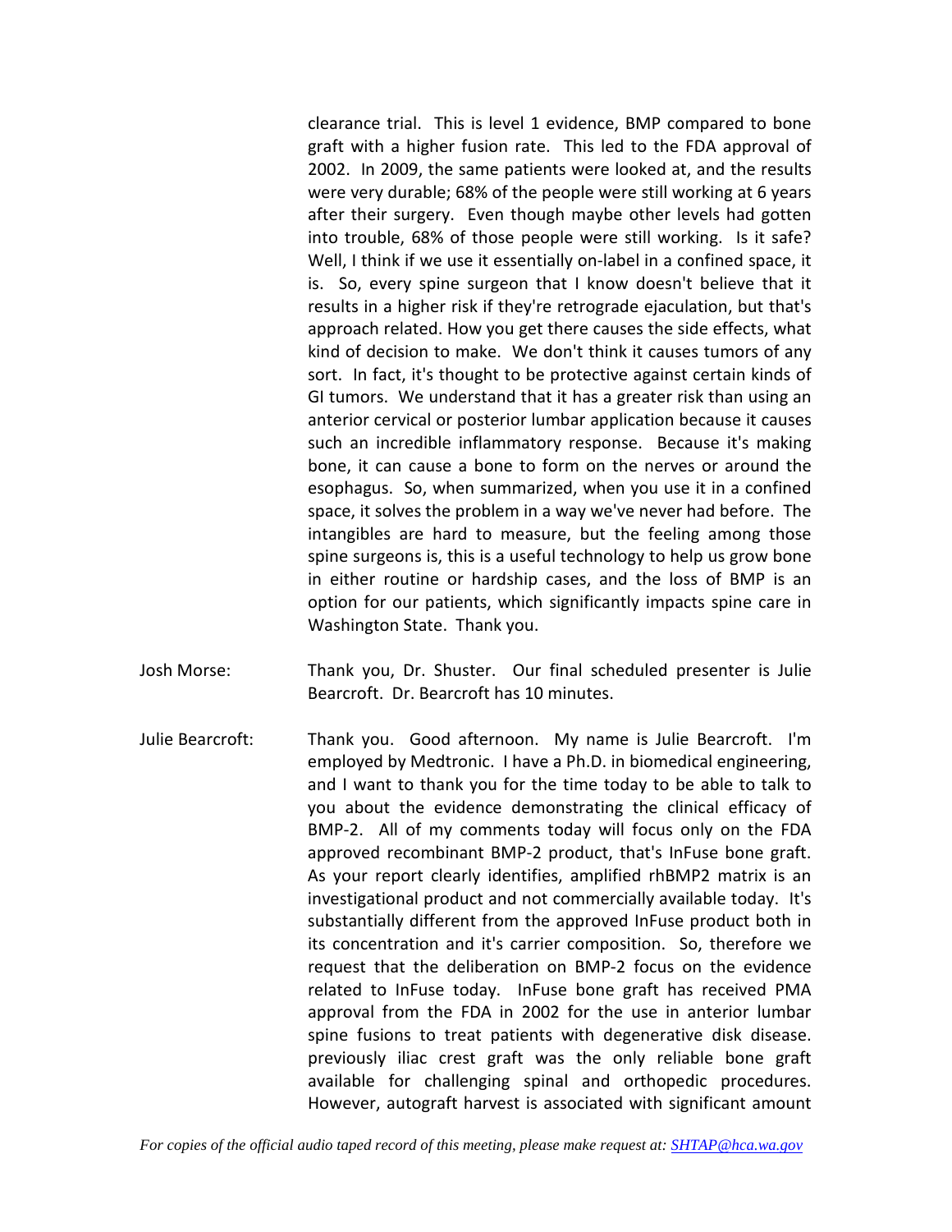clearance trial. This is level 1 evidence, BMP compared to bone graft with a higher fusion rate. This led to the FDA approval of 2002. In 2009, the same patients were looked at, and the results were very durable; 68% of the people were still working at 6 years after their surgery. Even though maybe other levels had gotten into trouble, 68% of those people were still working. Is it safe? Well, I think if we use it essentially on-label in a confined space, it is. So, every spine surgeon that I know doesn't believe that it results in a higher risk if they're retrograde ejaculation, but that's approach related. How you get there causes the side effects, what kind of decision to make. We don't think it causes tumors of any sort. In fact, it's thought to be protective against certain kinds of GI tumors. We understand that it has a greater risk than using an anterior cervical or posterior lumbar application because it causes such an incredible inflammatory response. Because it's making bone, it can cause a bone to form on the nerves or around the esophagus. So, when summarized, when you use it in a confined space, it solves the problem in a way we've never had before. The intangibles are hard to measure, but the feeling among those spine surgeons is, this is a useful technology to help us grow bone in either routine or hardship cases, and the loss of BMP is an option for our patients, which significantly impacts spine care in Washington State. Thank you.

Josh Morse: Thank you, Dr. Shuster. Our final scheduled presenter is Julie Bearcroft. Dr. Bearcroft has 10 minutes.

Julie Bearcroft: Thank you. Good afternoon. My name is Julie Bearcroft. I'm employed by Medtronic. I have a Ph.D. in biomedical engineering, and I want to thank you for the time today to be able to talk to you about the evidence demonstrating the clinical efficacy of BMP-2. All of my comments today will focus only on the FDA approved recombinant BMP-2 product, that's InFuse bone graft. As your report clearly identifies, amplified rhBMP2 matrix is an investigational product and not commercially available today. It's substantially different from the approved InFuse product both in its concentration and it's carrier composition. So, therefore we request that the deliberation on BMP-2 focus on the evidence related to InFuse today. InFuse bone graft has received PMA approval from the FDA in 2002 for the use in anterior lumbar spine fusions to treat patients with degenerative disk disease. previously iliac crest graft was the only reliable bone graft available for challenging spinal and orthopedic procedures. However, autograft harvest is associated with significant amount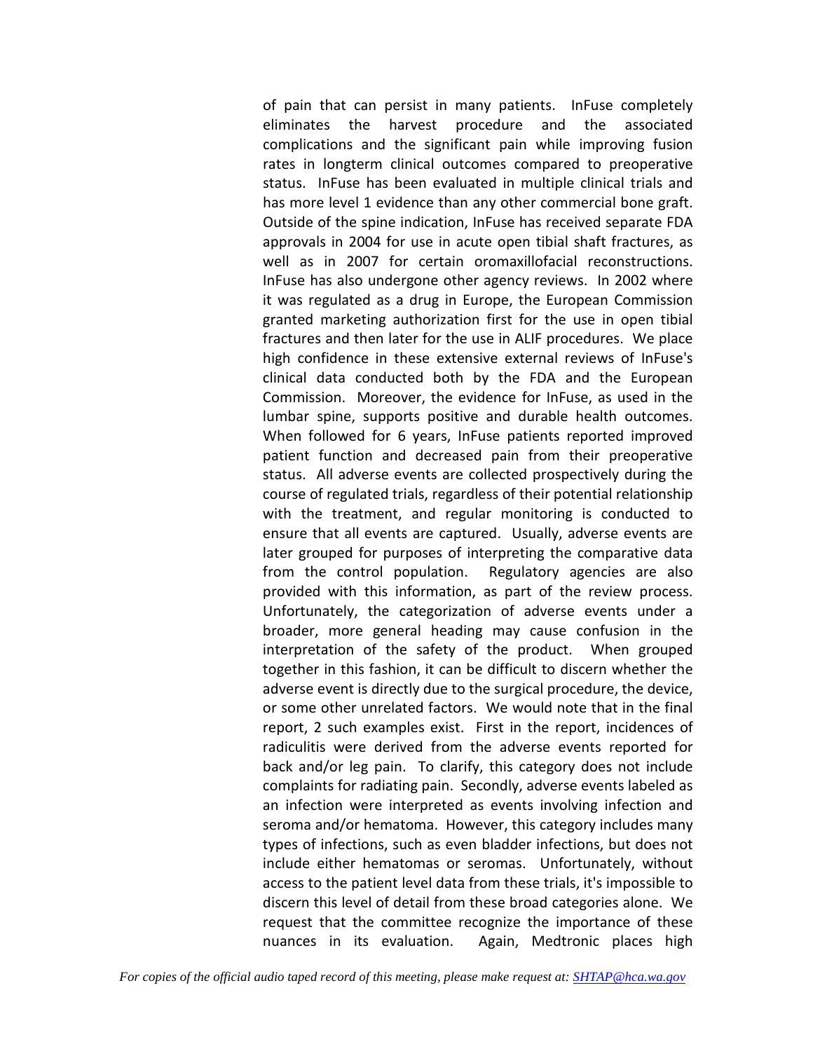of pain that can persist in many patients. InFuse completely eliminates the harvest procedure and the associated complications and the significant pain while improving fusion rates in longterm clinical outcomes compared to preoperative status. InFuse has been evaluated in multiple clinical trials and has more level 1 evidence than any other commercial bone graft. Outside of the spine indication, InFuse has received separate FDA approvals in 2004 for use in acute open tibial shaft fractures, as well as in 2007 for certain oromaxillofacial reconstructions. InFuse has also undergone other agency reviews. In 2002 where it was regulated as a drug in Europe, the European Commission granted marketing authorization first for the use in open tibial fractures and then later for the use in ALIF procedures. We place high confidence in these extensive external reviews of InFuse's clinical data conducted both by the FDA and the European Commission. Moreover, the evidence for InFuse, as used in the lumbar spine, supports positive and durable health outcomes. When followed for 6 years, InFuse patients reported improved patient function and decreased pain from their preoperative status. All adverse events are collected prospectively during the course of regulated trials, regardless of their potential relationship with the treatment, and regular monitoring is conducted to ensure that all events are captured. Usually, adverse events are later grouped for purposes of interpreting the comparative data from the control population. Regulatory agencies are also provided with this information, as part of the review process. Unfortunately, the categorization of adverse events under a broader, more general heading may cause confusion in the interpretation of the safety of the product. When grouped together in this fashion, it can be difficult to discern whether the adverse event is directly due to the surgical procedure, the device, or some other unrelated factors. We would note that in the final report, 2 such examples exist. First in the report, incidences of radiculitis were derived from the adverse events reported for back and/or leg pain. To clarify, this category does not include complaints for radiating pain. Secondly, adverse events labeled as an infection were interpreted as events involving infection and seroma and/or hematoma. However, this category includes many types of infections, such as even bladder infections, but does not include either hematomas or seromas. Unfortunately, without access to the patient level data from these trials, it's impossible to discern this level of detail from these broad categories alone. We request that the committee recognize the importance of these nuances in its evaluation. Again, Medtronic places high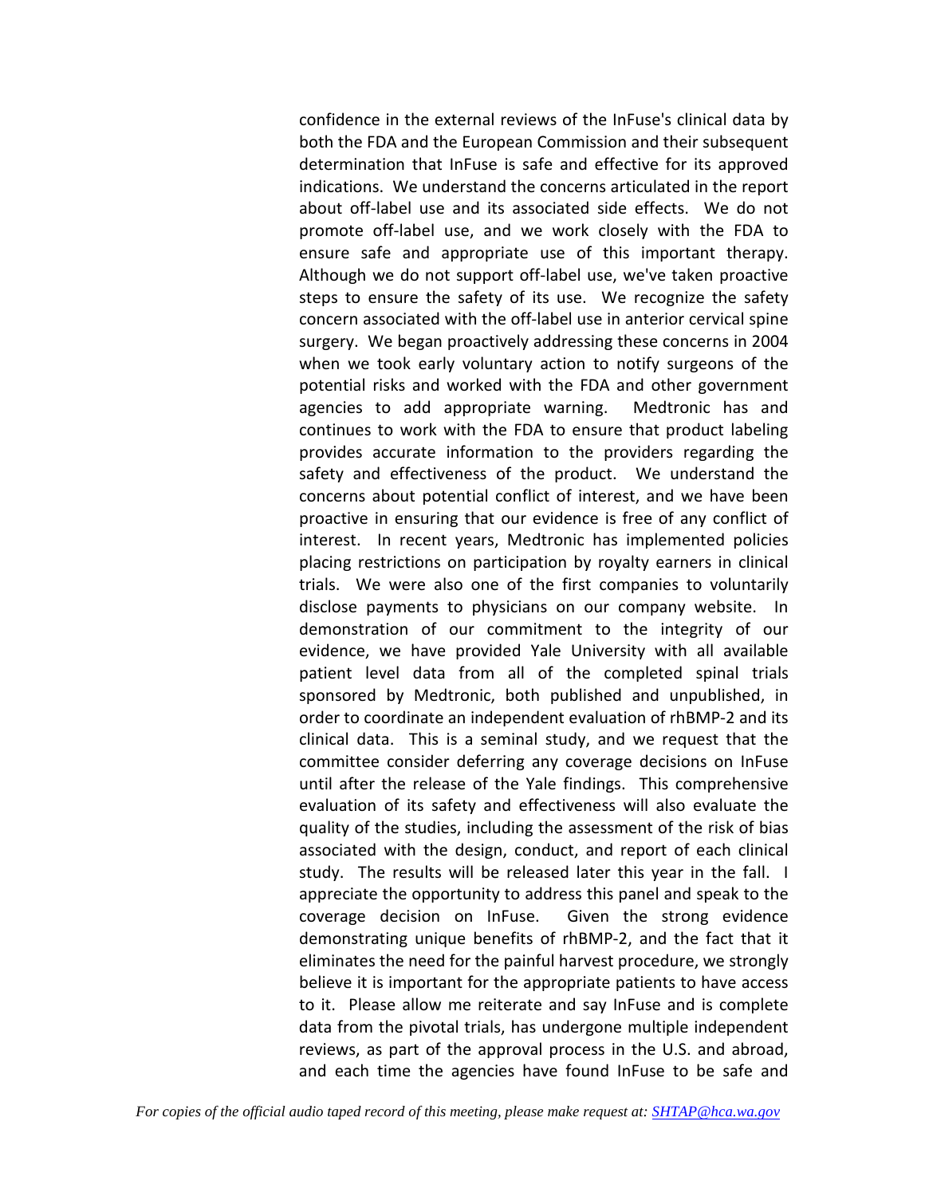confidence in the external reviews of the InFuse's clinical data by both the FDA and the European Commission and their subsequent determination that InFuse is safe and effective for its approved indications. We understand the concerns articulated in the report about off-label use and its associated side effects. We do not promote off-label use, and we work closely with the FDA to ensure safe and appropriate use of this important therapy. Although we do not support off-label use, we've taken proactive steps to ensure the safety of its use. We recognize the safety concern associated with the off-label use in anterior cervical spine surgery. We began proactively addressing these concerns in 2004 when we took early voluntary action to notify surgeons of the potential risks and worked with the FDA and other government agencies to add appropriate warning. Medtronic has and continues to work with the FDA to ensure that product labeling provides accurate information to the providers regarding the safety and effectiveness of the product. We understand the concerns about potential conflict of interest, and we have been proactive in ensuring that our evidence is free of any conflict of interest. In recent years, Medtronic has implemented policies placing restrictions on participation by royalty earners in clinical trials. We were also one of the first companies to voluntarily disclose payments to physicians on our company website. In demonstration of our commitment to the integrity of our evidence, we have provided Yale University with all available patient level data from all of the completed spinal trials sponsored by Medtronic, both published and unpublished, in order to coordinate an independent evaluation of rhBMP-2 and its clinical data. This is a seminal study, and we request that the committee consider deferring any coverage decisions on InFuse until after the release of the Yale findings. This comprehensive evaluation of its safety and effectiveness will also evaluate the quality of the studies, including the assessment of the risk of bias associated with the design, conduct, and report of each clinical study. The results will be released later this year in the fall. I appreciate the opportunity to address this panel and speak to the coverage decision on InFuse. Given the strong evidence demonstrating unique benefits of rhBMP-2, and the fact that it eliminates the need for the painful harvest procedure, we strongly believe it is important for the appropriate patients to have access to it. Please allow me reiterate and say InFuse and is complete data from the pivotal trials, has undergone multiple independent reviews, as part of the approval process in the U.S. and abroad, and each time the agencies have found InFuse to be safe and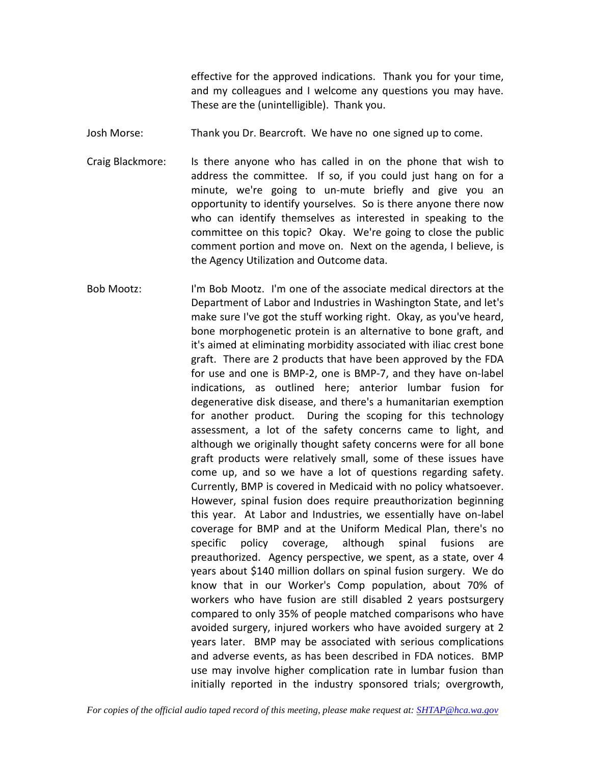effective for the approved indications. Thank you for your time, and my colleagues and I welcome any questions you may have. These are the (unintelligible). Thank you.

Josh Morse: Thank you Dr. Bearcroft. We have no one signed up to come.

Craig Blackmore: Is there anyone who has called in on the phone that wish to address the committee. If so, if you could just hang on for a minute, we're going to un-mute briefly and give you an opportunity to identify yourselves. So is there anyone there now who can identify themselves as interested in speaking to the committee on this topic? Okay. We're going to close the public comment portion and move on. Next on the agenda, I believe, is the Agency Utilization and Outcome data.

Bob Mootz: I'm Bob Mootz. I'm one of the associate medical directors at the Department of Labor and Industries in Washington State, and let's make sure I've got the stuff working right. Okay, as you've heard, bone morphogenetic protein is an alternative to bone graft, and it's aimed at eliminating morbidity associated with iliac crest bone graft. There are 2 products that have been approved by the FDA for use and one is BMP-2, one is BMP-7, and they have on-label indications, as outlined here; anterior lumbar fusion for degenerative disk disease, and there's a humanitarian exemption for another product. During the scoping for this technology assessment, a lot of the safety concerns came to light, and although we originally thought safety concerns were for all bone graft products were relatively small, some of these issues have come up, and so we have a lot of questions regarding safety. Currently, BMP is covered in Medicaid with no policy whatsoever. However, spinal fusion does require preauthorization beginning this year. At Labor and Industries, we essentially have on-label coverage for BMP and at the Uniform Medical Plan, there's no specific policy coverage, although spinal fusions are preauthorized. Agency perspective, we spent, as a state, over 4 years about $140 million dollars on spinal fusion surgery. We do know that in our Worker's Comp population, about 70% of workers who have fusion are still disabled 2 years postsurgery compared to only 35% of people matched comparisons who have avoided surgery, injured workers who have avoided surgery at 2 years later. BMP may be associated with serious complications and adverse events, as has been described in FDA notices. BMP use may involve higher complication rate in lumbar fusion than initially reported in the industry sponsored trials; overgrowth,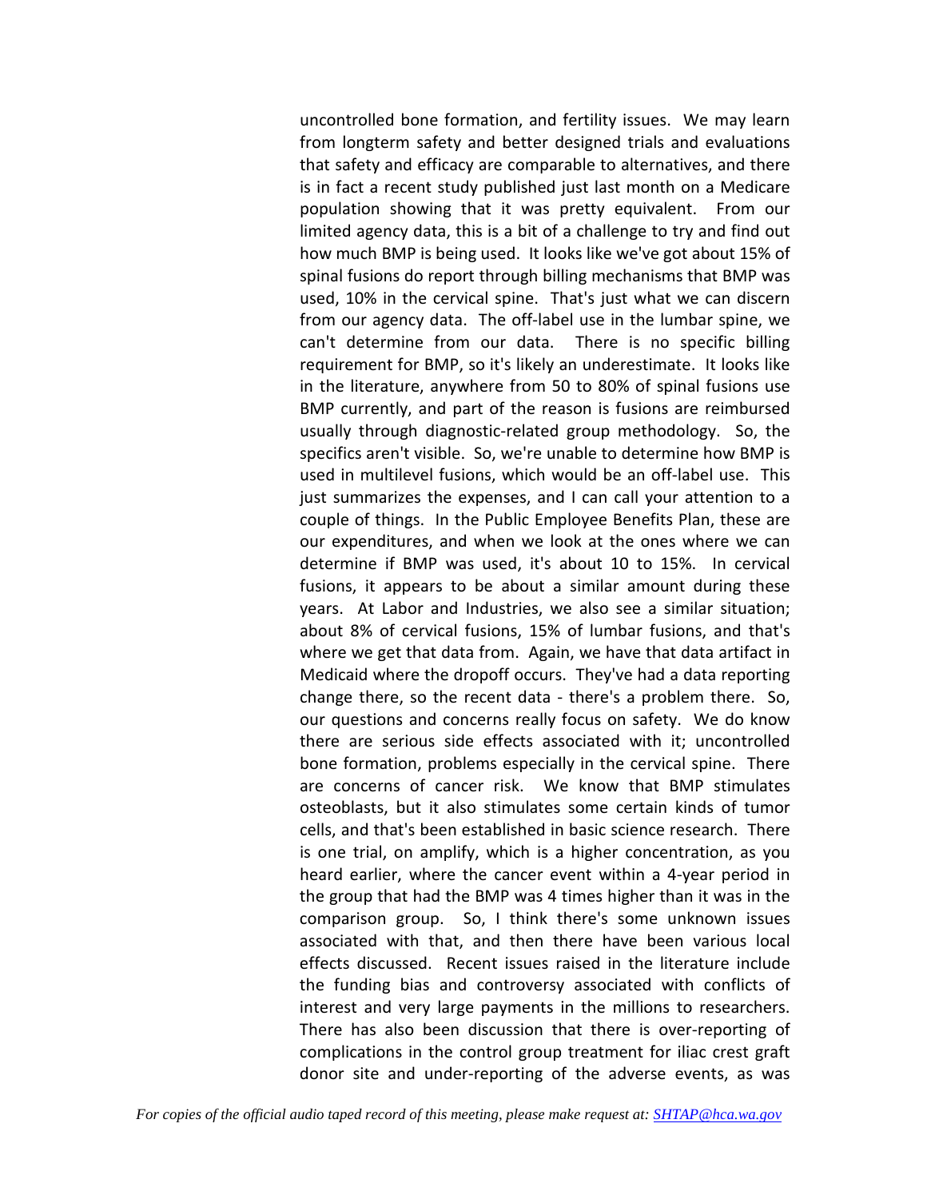uncontrolled bone formation, and fertility issues. We may learn from longterm safety and better designed trials and evaluations that safety and efficacy are comparable to alternatives, and there is in fact a recent study published just last month on a Medicare population showing that it was pretty equivalent. From our limited agency data, this is a bit of a challenge to try and find out how much BMP is being used. It looks like we've got about 15% of spinal fusions do report through billing mechanisms that BMP was used, 10% in the cervical spine. That's just what we can discern from our agency data. The off-label use in the lumbar spine, we can't determine from our data. There is no specific billing requirement for BMP, so it's likely an underestimate. It looks like in the literature, anywhere from 50 to 80% of spinal fusions use BMP currently, and part of the reason is fusions are reimbursed usually through diagnostic-related group methodology. So, the specifics aren't visible. So, we're unable to determine how BMP is used in multilevel fusions, which would be an off-label use. This just summarizes the expenses, and I can call your attention to a couple of things. In the Public Employee Benefits Plan, these are our expenditures, and when we look at the ones where we can determine if BMP was used, it's about 10 to 15%. In cervical fusions, it appears to be about a similar amount during these years. At Labor and Industries, we also see a similar situation; about 8% of cervical fusions, 15% of lumbar fusions, and that's where we get that data from. Again, we have that data artifact in Medicaid where the dropoff occurs. They've had a data reporting change there, so the recent data - there's a problem there. So, our questions and concerns really focus on safety. We do know there are serious side effects associated with it; uncontrolled bone formation, problems especially in the cervical spine. There are concerns of cancer risk. We know that BMP stimulates osteoblasts, but it also stimulates some certain kinds of tumor cells, and that's been established in basic science research. There is one trial, on amplify, which is a higher concentration, as you heard earlier, where the cancer event within a 4-year period in the group that had the BMP was 4 times higher than it was in the comparison group. So, I think there's some unknown issues associated with that, and then there have been various local effects discussed. Recent issues raised in the literature include the funding bias and controversy associated with conflicts of interest and very large payments in the millions to researchers. There has also been discussion that there is over-reporting of complications in the control group treatment for iliac crest graft donor site and under-reporting of the adverse events, as was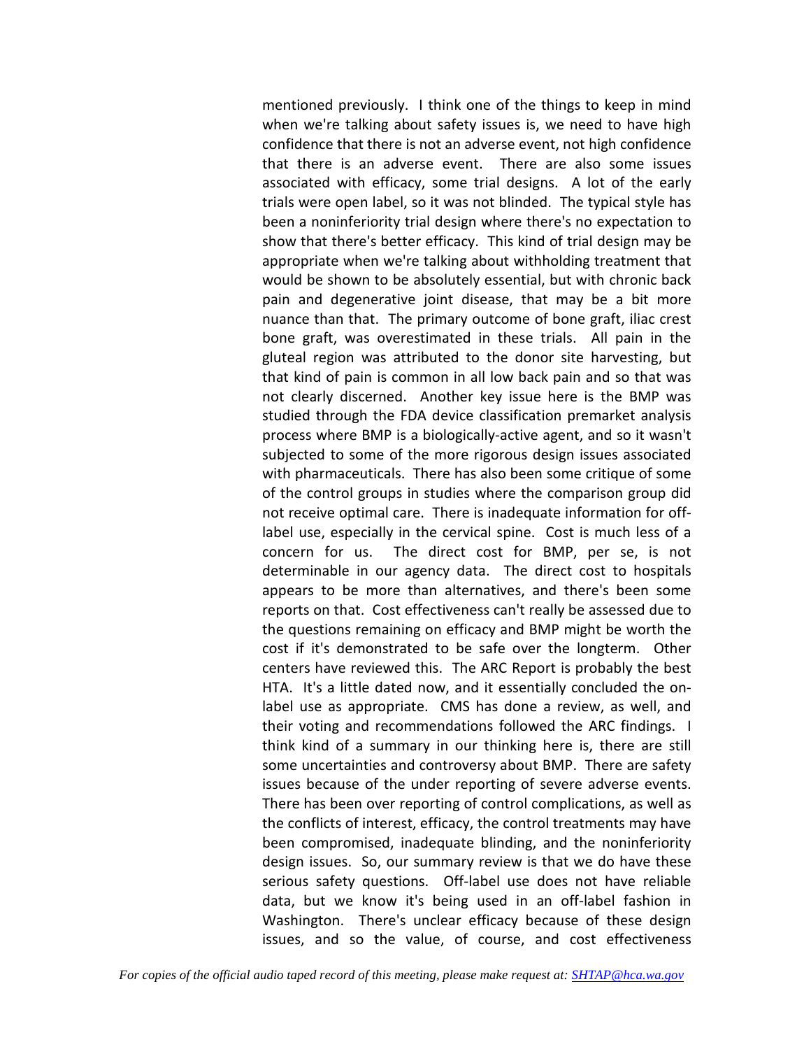mentioned previously. I think one of the things to keep in mind when we're talking about safety issues is, we need to have high confidence that there is not an adverse event, not high confidence that there is an adverse event. There are also some issues associated with efficacy, some trial designs. A lot of the early trials were open label, so it was not blinded. The typical style has been a noninferiority trial design where there's no expectation to show that there's better efficacy. This kind of trial design may be appropriate when we're talking about withholding treatment that would be shown to be absolutely essential, but with chronic back pain and degenerative joint disease, that may be a bit more nuance than that. The primary outcome of bone graft, iliac crest bone graft, was overestimated in these trials. All pain in the gluteal region was attributed to the donor site harvesting, but that kind of pain is common in all low back pain and so that was not clearly discerned. Another key issue here is the BMP was studied through the FDA device classification premarket analysis process where BMP is a biologically-active agent, and so it wasn't subjected to some of the more rigorous design issues associated with pharmaceuticals. There has also been some critique of some of the control groups in studies where the comparison group did not receive optimal care. There is inadequate information for off-label use, especially in the cervical spine. Cost is much less of a concern for us. The direct cost for BMP, per se, is not determinable in our agency data. The direct cost to hospitals appears to be more than alternatives, and there's been some reports on that. Cost effectiveness can't really be assessed due to the questions remaining on efficacy and BMP might be worth the cost if it's demonstrated to be safe over the longterm. Other centers have reviewed this. The ARC Report is probably the best HTA. It's a little dated now, and it essentially concluded the on-label use as appropriate. CMS has done a review, as well, and their voting and recommendations followed the ARC findings. I think kind of a summary in our thinking here is, there are still some uncertainties and controversy about BMP. There are safety issues because of the under reporting of severe adverse events. There has been over reporting of control complications, as well as the conflicts of interest, efficacy, the control treatments may have been compromised, inadequate blinding, and the noninferiority design issues. So, our summary review is that we do have these serious safety questions. Off-label use does not have reliable data, but we know it's being used in an off-label fashion in Washington. There's unclear efficacy because of these design issues, and so the value, of course, and cost effectiveness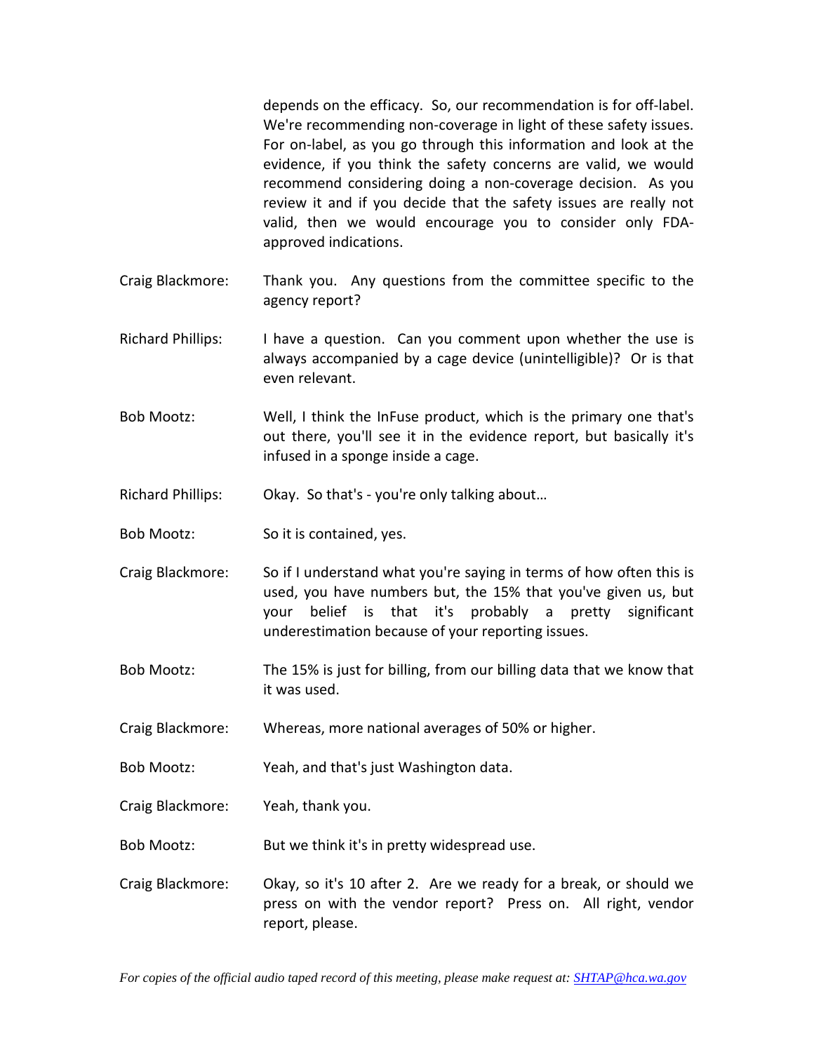depends on the efficacy. So, our recommendation is for off-label. We're recommending non-coverage in light of these safety issues. For on-label, as you go through this information and look at the evidence, if you think the safety concerns are valid, we would recommend considering doing a non-coverage decision. As you review it and if you decide that the safety issues are really not valid, then we would encourage you to consider only FDA-approved indications.

Craig Blackmore: Thank you. Any questions from the committee specific to the agency report?

Richard Phillips: I have a question. Can you comment upon whether the use is always accompanied by a cage device (unintelligible)? Or is that even relevant.

Bob Mootz: Well, I think the InFuse product, which is the primary one that's out there, you'll see it in the evidence report, but basically it's infused in a sponge inside a cage.

Richard Phillips: Okay. So that's - you're only talking about…

Bob Mootz: So it is contained, yes.

Craig Blackmore: So if I understand what you're saying in terms of how often this is used, you have numbers but, the 15% that you've given us, but your belief is that it's probably a pretty significant underestimation because of your reporting issues.

Bob Mootz: The 15% is just for billing, from our billing data that we know that it was used.

Craig Blackmore: Whereas, more national averages of 50% or higher.

Bob Mootz: Yeah, and that's just Washington data.

Craig Blackmore: Yeah, thank you.

Bob Mootz: But we think it's in pretty widespread use.

Craig Blackmore: Okay, so it's 10 after 2. Are we ready for a break, or should we press on with the vendor report? Press on. All right, vendor report, please.

*For copies of the official audio taped record of this meeting, please make request at: SHTAP@hca.wa.gov*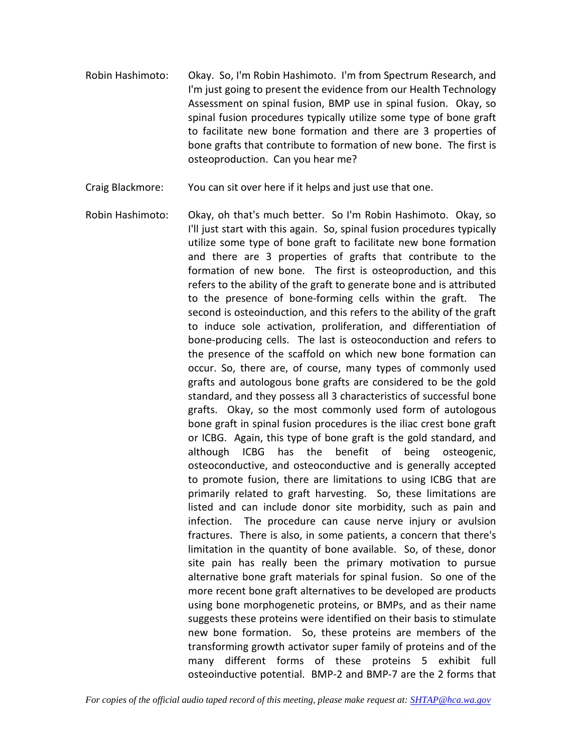Robin Hashimoto: Okay. So, I'm Robin Hashimoto. I'm from Spectrum Research, and I'm just going to present the evidence from our Health Technology Assessment on spinal fusion, BMP use in spinal fusion. Okay, so spinal fusion procedures typically utilize some type of bone graft to facilitate new bone formation and there are 3 properties of bone grafts that contribute to formation of new bone. The first is osteoproduction. Can you hear me?

Craig Blackmore: You can sit over here if it helps and just use that one.

Robin Hashimoto: Okay, oh that's much better. So I'm Robin Hashimoto. Okay, so I'll just start with this again. So, spinal fusion procedures typically utilize some type of bone graft to facilitate new bone formation and there are 3 properties of grafts that contribute to the formation of new bone. The first is osteoproduction, and this refers to the ability of the graft to generate bone and is attributed to the presence of bone-forming cells within the graft. The second is osteoinduction, and this refers to the ability of the graft to induce sole activation, proliferation, and differentiation of bone-producing cells. The last is osteoconduction and refers to the presence of the scaffold on which new bone formation can occur. So, there are, of course, many types of commonly used grafts and autologous bone grafts are considered to be the gold standard, and they possess all 3 characteristics of successful bone grafts. Okay, so the most commonly used form of autologous bone graft in spinal fusion procedures is the iliac crest bone graft or ICBG. Again, this type of bone graft is the gold standard, and although ICBG has the benefit of being osteogenic, osteoconductive, and osteoconductive and is generally accepted to promote fusion, there are limitations to using ICBG that are primarily related to graft harvesting. So, these limitations are listed and can include donor site morbidity, such as pain and infection. The procedure can cause nerve injury or avulsion fractures. There is also, in some patients, a concern that there's limitation in the quantity of bone available. So, of these, donor site pain has really been the primary motivation to pursue alternative bone graft materials for spinal fusion. So one of the more recent bone graft alternatives to be developed are products using bone morphogenetic proteins, or BMPs, and as their name suggests these proteins were identified on their basis to stimulate new bone formation. So, these proteins are members of the transforming growth activator super family of proteins and of the many different forms of these proteins 5 exhibit full osteoinductive potential. BMP-2 and BMP-7 are the 2 forms that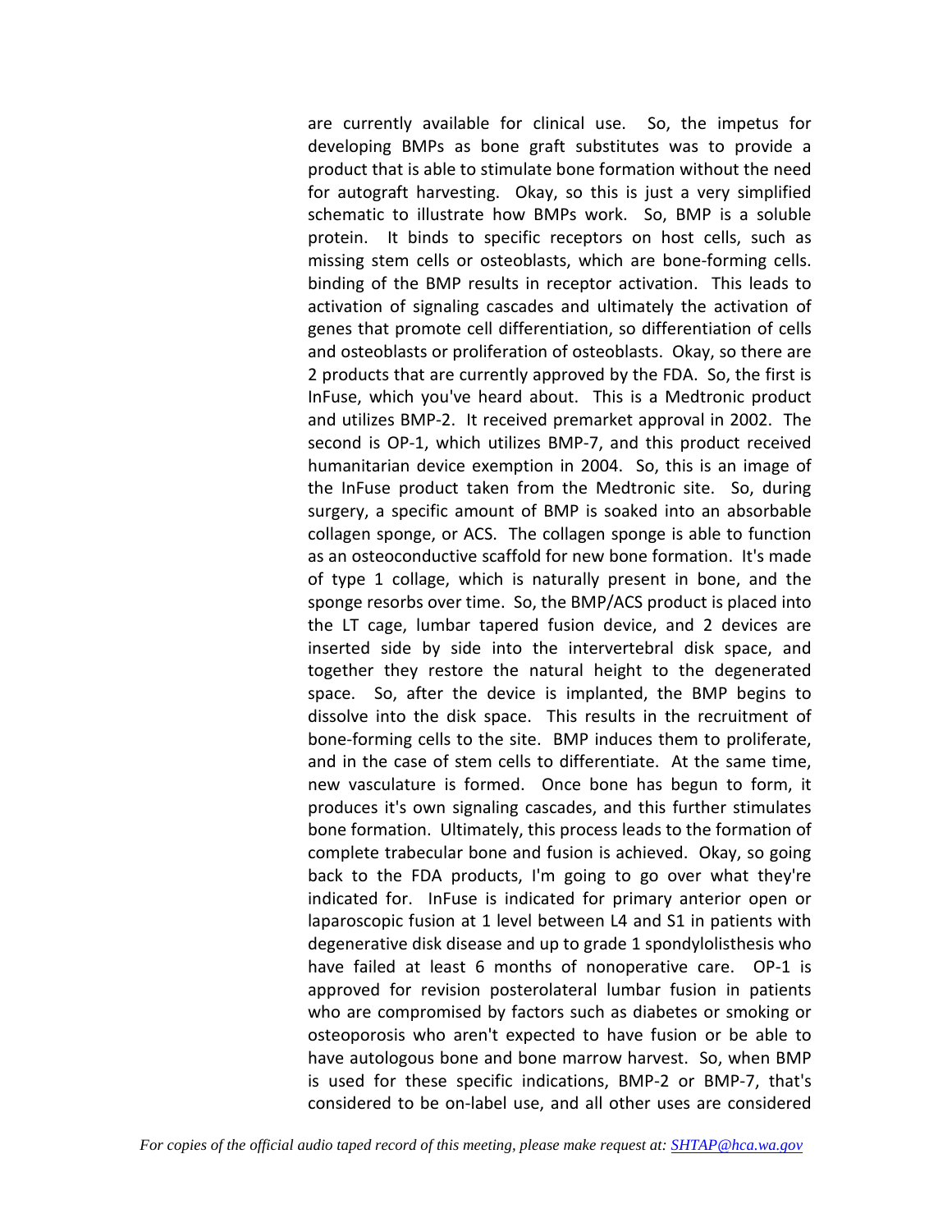are currently available for clinical use. So, the impetus for developing BMPs as bone graft substitutes was to provide a product that is able to stimulate bone formation without the need for autograft harvesting. Okay, so this is just a very simplified schematic to illustrate how BMPs work. So, BMP is a soluble protein. It binds to specific receptors on host cells, such as missing stem cells or osteoblasts, which are bone-forming cells. binding of the BMP results in receptor activation. This leads to activation of signaling cascades and ultimately the activation of genes that promote cell differentiation, so differentiation of cells and osteoblasts or proliferation of osteoblasts. Okay, so there are 2 products that are currently approved by the FDA. So, the first is InFuse, which you've heard about. This is a Medtronic product and utilizes BMP-2. It received premarket approval in 2002. The second is OP-1, which utilizes BMP-7, and this product received humanitarian device exemption in 2004. So, this is an image of the InFuse product taken from the Medtronic site. So, during surgery, a specific amount of BMP is soaked into an absorbable collagen sponge, or ACS. The collagen sponge is able to function as an osteoconductive scaffold for new bone formation. It's made of type 1 collage, which is naturally present in bone, and the sponge resorbs over time. So, the BMP/ACS product is placed into the LT cage, lumbar tapered fusion device, and 2 devices are inserted side by side into the intervertebral disk space, and together they restore the natural height to the degenerated space. So, after the device is implanted, the BMP begins to dissolve into the disk space. This results in the recruitment of bone-forming cells to the site. BMP induces them to proliferate, and in the case of stem cells to differentiate. At the same time, new vasculature is formed. Once bone has begun to form, it produces it's own signaling cascades, and this further stimulates bone formation. Ultimately, this process leads to the formation of complete trabecular bone and fusion is achieved. Okay, so going back to the FDA products, I'm going to go over what they're indicated for. InFuse is indicated for primary anterior open or laparoscopic fusion at 1 level between L4 and S1 in patients with degenerative disk disease and up to grade 1 spondylolisthesis who have failed at least 6 months of nonoperative care. OP-1 is approved for revision posterolateral lumbar fusion in patients who are compromised by factors such as diabetes or smoking or osteoporosis who aren't expected to have fusion or be able to have autologous bone and bone marrow harvest. So, when BMP is used for these specific indications, BMP-2 or BMP-7, that's considered to be on-label use, and all other uses are considered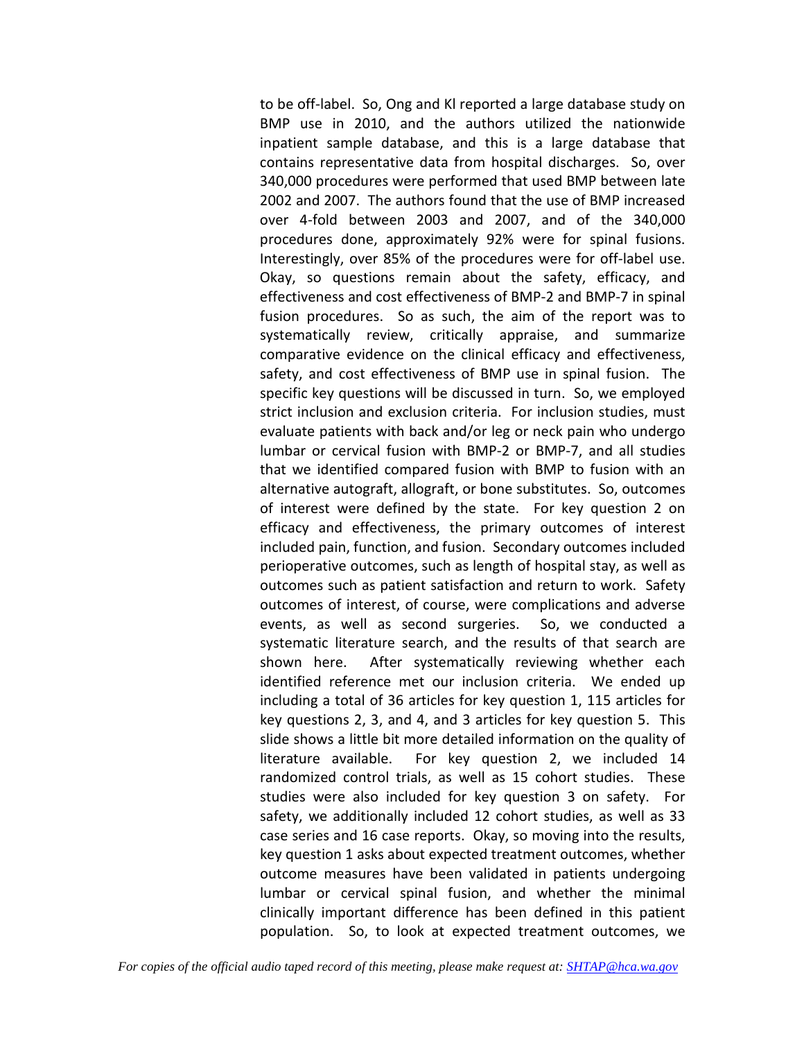to be off-label. So, Ong and Kl reported a large database study on BMP use in 2010, and the authors utilized the nationwide inpatient sample database, and this is a large database that contains representative data from hospital discharges. So, over 340,000 procedures were performed that used BMP between late 2002 and 2007. The authors found that the use of BMP increased over 4-fold between 2003 and 2007, and of the 340,000 procedures done, approximately 92% were for spinal fusions. Interestingly, over 85% of the procedures were for off-label use. Okay, so questions remain about the safety, efficacy, and effectiveness and cost effectiveness of BMP-2 and BMP-7 in spinal fusion procedures. So as such, the aim of the report was to systematically review, critically appraise, and summarize comparative evidence on the clinical efficacy and effectiveness, safety, and cost effectiveness of BMP use in spinal fusion. The specific key questions will be discussed in turn. So, we employed strict inclusion and exclusion criteria. For inclusion studies, must evaluate patients with back and/or leg or neck pain who undergo lumbar or cervical fusion with BMP-2 or BMP-7, and all studies that we identified compared fusion with BMP to fusion with an alternative autograft, allograft, or bone substitutes. So, outcomes of interest were defined by the state. For key question 2 on efficacy and effectiveness, the primary outcomes of interest included pain, function, and fusion. Secondary outcomes included perioperative outcomes, such as length of hospital stay, as well as outcomes such as patient satisfaction and return to work. Safety outcomes of interest, of course, were complications and adverse events, as well as second surgeries. So, we conducted a systematic literature search, and the results of that search are shown here. After systematically reviewing whether each identified reference met our inclusion criteria. We ended up including a total of 36 articles for key question 1, 115 articles for key questions 2, 3, and 4, and 3 articles for key question 5. This slide shows a little bit more detailed information on the quality of literature available. For key question 2, we included 14 randomized control trials, as well as 15 cohort studies. These studies were also included for key question 3 on safety. For safety, we additionally included 12 cohort studies, as well as 33 case series and 16 case reports. Okay, so moving into the results, key question 1 asks about expected treatment outcomes, whether outcome measures have been validated in patients undergoing lumbar or cervical spinal fusion, and whether the minimal clinically important difference has been defined in this patient population. So, to look at expected treatment outcomes, we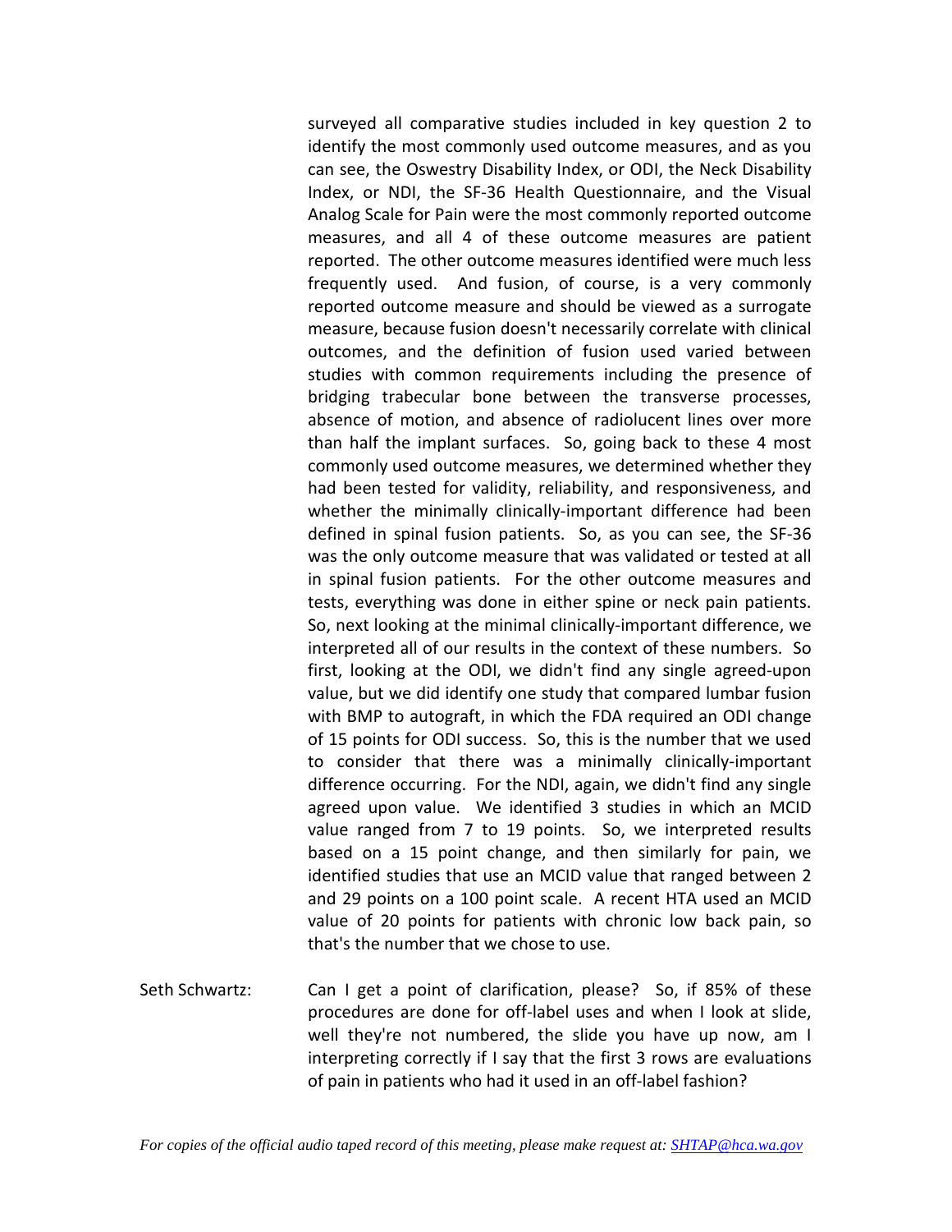surveyed all comparative studies included in key question 2 to identify the most commonly used outcome measures, and as you can see, the Oswestry Disability Index, or ODI, the Neck Disability Index, or NDI, the SF-36 Health Questionnaire, and the Visual Analog Scale for Pain were the most commonly reported outcome measures, and all 4 of these outcome measures are patient reported. The other outcome measures identified were much less frequently used. And fusion, of course, is a very commonly reported outcome measure and should be viewed as a surrogate measure, because fusion doesn't necessarily correlate with clinical outcomes, and the definition of fusion used varied between studies with common requirements including the presence of bridging trabecular bone between the transverse processes, absence of motion, and absence of radiolucent lines over more than half the implant surfaces. So, going back to these 4 most commonly used outcome measures, we determined whether they had been tested for validity, reliability, and responsiveness, and whether the minimally clinically-important difference had been defined in spinal fusion patients. So, as you can see, the SF-36 was the only outcome measure that was validated or tested at all in spinal fusion patients. For the other outcome measures and tests, everything was done in either spine or neck pain patients. So, next looking at the minimal clinically-important difference, we interpreted all of our results in the context of these numbers. So first, looking at the ODI, we didn't find any single agreed-upon value, but we did identify one study that compared lumbar fusion with BMP to autograft, in which the FDA required an ODI change of 15 points for ODI success. So, this is the number that we used to consider that there was a minimally clinically-important difference occurring. For the NDI, again, we didn't find any single agreed upon value. We identified 3 studies in which an MCID value ranged from 7 to 19 points. So, we interpreted results based on a 15 point change, and then similarly for pain, we identified studies that use an MCID value that ranged between 2 and 29 points on a 100 point scale. A recent HTA used an MCID value of 20 points for patients with chronic low back pain, so that's the number that we chose to use.

Seth Schwartz: Can I get a point of clarification, please? So, if 85% of these procedures are done for off-label uses and when I look at slide, well they're not numbered, the slide you have up now, am I interpreting correctly if I say that the first 3 rows are evaluations of pain in patients who had it used in an off-label fashion?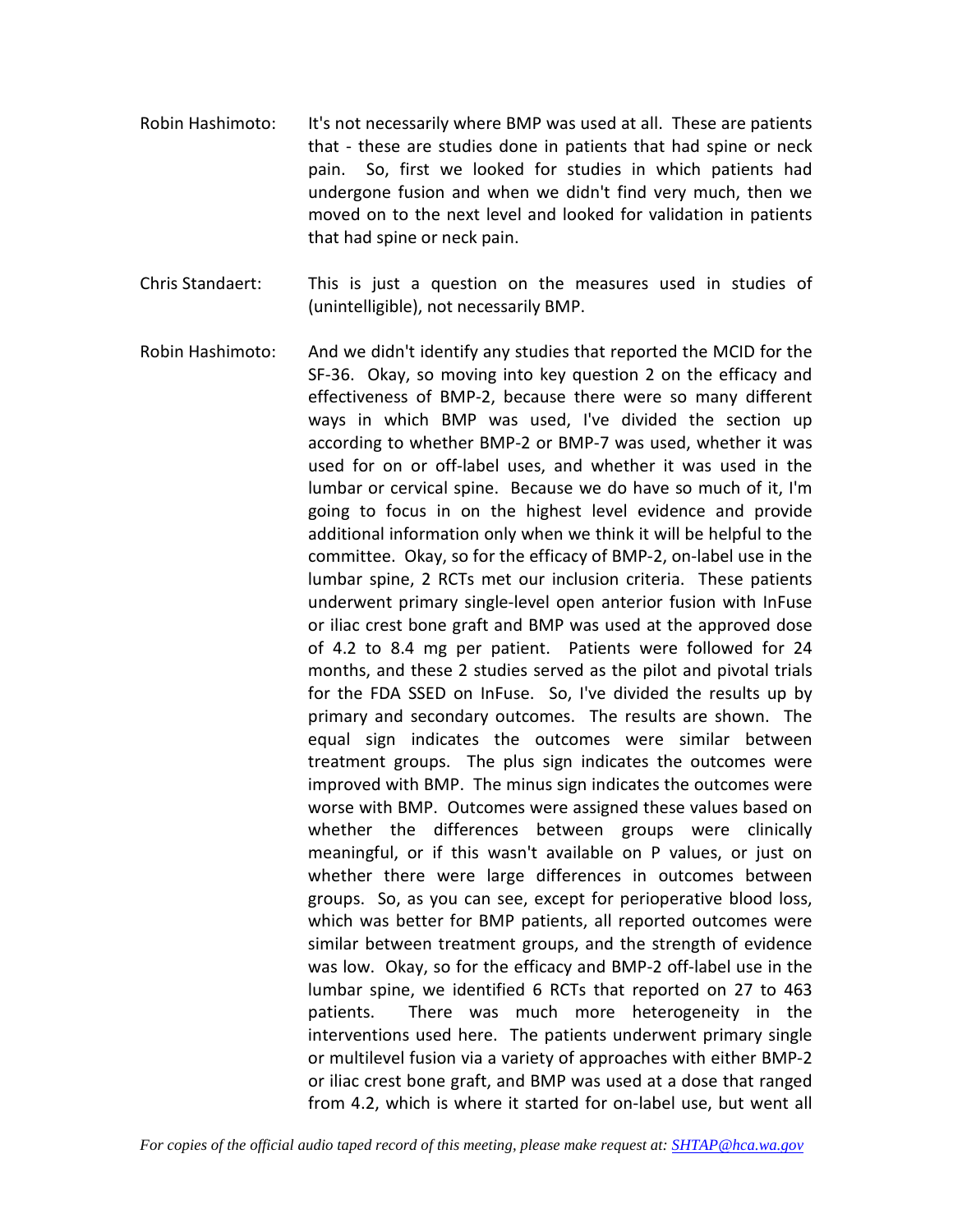Robin Hashimoto: It's not necessarily where BMP was used at all. These are patients that - these are studies done in patients that had spine or neck pain. So, first we looked for studies in which patients had undergone fusion and when we didn't find very much, then we moved on to the next level and looked for validation in patients that had spine or neck pain.

Chris Standaert: This is just a question on the measures used in studies of (unintelligible), not necessarily BMP.

Robin Hashimoto: And we didn't identify any studies that reported the MCID for the SF-36. Okay, so moving into key question 2 on the efficacy and effectiveness of BMP-2, because there were so many different ways in which BMP was used, I've divided the section up according to whether BMP-2 or BMP-7 was used, whether it was used for on or off-label uses, and whether it was used in the lumbar or cervical spine. Because we do have so much of it, I'm going to focus in on the highest level evidence and provide additional information only when we think it will be helpful to the committee. Okay, so for the efficacy of BMP-2, on-label use in the lumbar spine, 2 RCTs met our inclusion criteria. These patients underwent primary single-level open anterior fusion with InFuse or iliac crest bone graft and BMP was used at the approved dose of 4.2 to 8.4 mg per patient. Patients were followed for 24 months, and these 2 studies served as the pilot and pivotal trials for the FDA SSED on InFuse. So, I've divided the results up by primary and secondary outcomes. The results are shown. The equal sign indicates the outcomes were similar between treatment groups. The plus sign indicates the outcomes were improved with BMP. The minus sign indicates the outcomes were worse with BMP. Outcomes were assigned these values based on whether the differences between groups were clinically meaningful, or if this wasn't available on P values, or just on whether there were large differences in outcomes between groups. So, as you can see, except for perioperative blood loss, which was better for BMP patients, all reported outcomes were similar between treatment groups, and the strength of evidence was low. Okay, so for the efficacy and BMP-2 off-label use in the lumbar spine, we identified 6 RCTs that reported on 27 to 463 patients. There was much more heterogeneity in the interventions used here. The patients underwent primary single or multilevel fusion via a variety of approaches with either BMP-2 or iliac crest bone graft, and BMP was used at a dose that ranged from 4.2, which is where it started for on-label use, but went all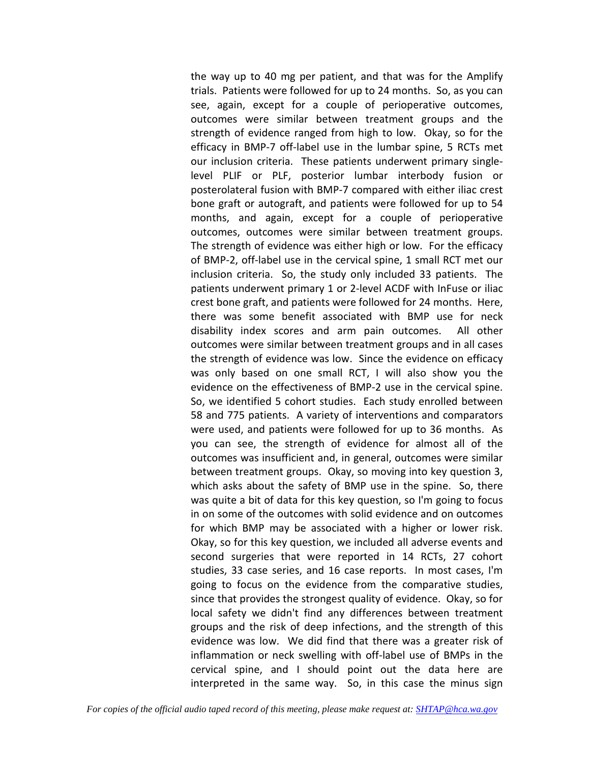the way up to 40 mg per patient, and that was for the Amplify trials. Patients were followed for up to 24 months. So, as you can see, again, except for a couple of perioperative outcomes, outcomes were similar between treatment groups and the strength of evidence ranged from high to low. Okay, so for the efficacy in BMP-7 off-label use in the lumbar spine, 5 RCTs met our inclusion criteria. These patients underwent primary single-level PLIF or PLF, posterior lumbar interbody fusion or posterolateral fusion with BMP-7 compared with either iliac crest bone graft or autograft, and patients were followed for up to 54 months, and again, except for a couple of perioperative outcomes, outcomes were similar between treatment groups. The strength of evidence was either high or low. For the efficacy of BMP-2, off-label use in the cervical spine, 1 small RCT met our inclusion criteria. So, the study only included 33 patients. The patients underwent primary 1 or 2-level ACDF with InFuse or iliac crest bone graft, and patients were followed for 24 months. Here, there was some benefit associated with BMP use for neck disability index scores and arm pain outcomes. All other outcomes were similar between treatment groups and in all cases the strength of evidence was low. Since the evidence on efficacy was only based on one small RCT, I will also show you the evidence on the effectiveness of BMP-2 use in the cervical spine. So, we identified 5 cohort studies. Each study enrolled between 58 and 775 patients. A variety of interventions and comparators were used, and patients were followed for up to 36 months. As you can see, the strength of evidence for almost all of the outcomes was insufficient and, in general, outcomes were similar between treatment groups. Okay, so moving into key question 3, which asks about the safety of BMP use in the spine. So, there was quite a bit of data for this key question, so I'm going to focus in on some of the outcomes with solid evidence and on outcomes for which BMP may be associated with a higher or lower risk. Okay, so for this key question, we included all adverse events and second surgeries that were reported in 14 RCTs, 27 cohort studies, 33 case series, and 16 case reports. In most cases, I'm going to focus on the evidence from the comparative studies, since that provides the strongest quality of evidence. Okay, so for local safety we didn't find any differences between treatment groups and the risk of deep infections, and the strength of this evidence was low. We did find that there was a greater risk of inflammation or neck swelling with off-label use of BMPs in the cervical spine, and I should point out the data here are interpreted in the same way. So, in this case the minus sign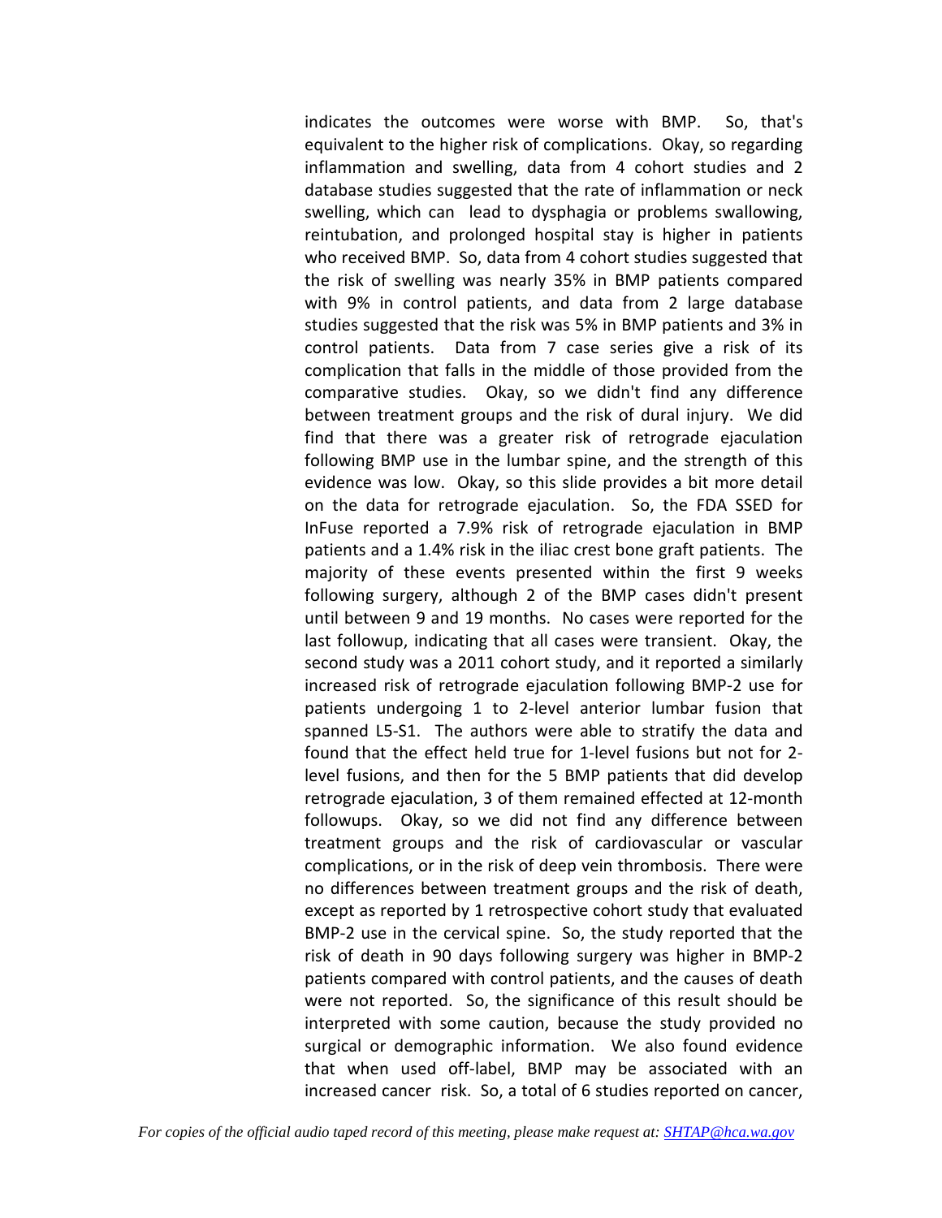indicates the outcomes were worse with BMP. So, that's equivalent to the higher risk of complications. Okay, so regarding inflammation and swelling, data from 4 cohort studies and 2 database studies suggested that the rate of inflammation or neck swelling, which can lead to dysphagia or problems swallowing, reintubation, and prolonged hospital stay is higher in patients who received BMP. So, data from 4 cohort studies suggested that the risk of swelling was nearly 35% in BMP patients compared with 9% in control patients, and data from 2 large database studies suggested that the risk was 5% in BMP patients and 3% in control patients. Data from 7 case series give a risk of its complication that falls in the middle of those provided from the comparative studies. Okay, so we didn't find any difference between treatment groups and the risk of dural injury. We did find that there was a greater risk of retrograde ejaculation following BMP use in the lumbar spine, and the strength of this evidence was low. Okay, so this slide provides a bit more detail on the data for retrograde ejaculation. So, the FDA SSED for InFuse reported a 7.9% risk of retrograde ejaculation in BMP patients and a 1.4% risk in the iliac crest bone graft patients. The majority of these events presented within the first 9 weeks following surgery, although 2 of the BMP cases didn't present until between 9 and 19 months. No cases were reported for the last followup, indicating that all cases were transient. Okay, the second study was a 2011 cohort study, and it reported a similarly increased risk of retrograde ejaculation following BMP-2 use for patients undergoing 1 to 2-level anterior lumbar fusion that spanned L5-S1. The authors were able to stratify the data and found that the effect held true for 1-level fusions but not for 2-level fusions, and then for the 5 BMP patients that did develop retrograde ejaculation, 3 of them remained effected at 12-month followups. Okay, so we did not find any difference between treatment groups and the risk of cardiovascular or vascular complications, or in the risk of deep vein thrombosis. There were no differences between treatment groups and the risk of death, except as reported by 1 retrospective cohort study that evaluated BMP-2 use in the cervical spine. So, the study reported that the risk of death in 90 days following surgery was higher in BMP-2 patients compared with control patients, and the causes of death were not reported. So, the significance of this result should be interpreted with some caution, because the study provided no surgical or demographic information. We also found evidence that when used off-label, BMP may be associated with an increased cancer risk. So, a total of 6 studies reported on cancer,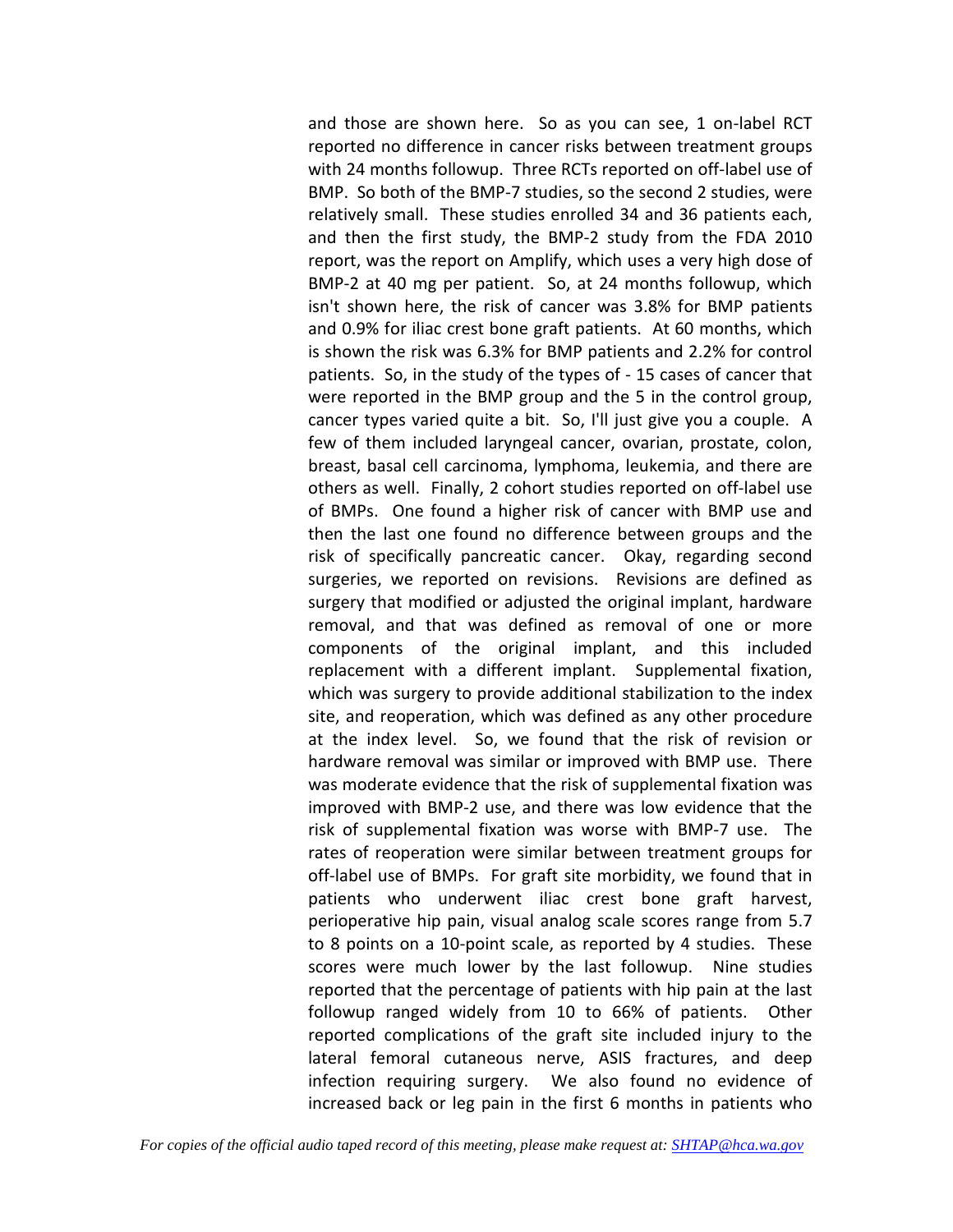and those are shown here. So as you can see, 1 on-label RCT reported no difference in cancer risks between treatment groups with 24 months followup. Three RCTs reported on off-label use of BMP. So both of the BMP-7 studies, so the second 2 studies, were relatively small. These studies enrolled 34 and 36 patients each, and then the first study, the BMP-2 study from the FDA 2010 report, was the report on Amplify, which uses a very high dose of BMP-2 at 40 mg per patient. So, at 24 months followup, which isn't shown here, the risk of cancer was 3.8% for BMP patients and 0.9% for iliac crest bone graft patients. At 60 months, which is shown the risk was 6.3% for BMP patients and 2.2% for control patients. So, in the study of the types of - 15 cases of cancer that were reported in the BMP group and the 5 in the control group, cancer types varied quite a bit. So, I'll just give you a couple. A few of them included laryngeal cancer, ovarian, prostate, colon, breast, basal cell carcinoma, lymphoma, leukemia, and there are others as well. Finally, 2 cohort studies reported on off-label use of BMPs. One found a higher risk of cancer with BMP use and then the last one found no difference between groups and the risk of specifically pancreatic cancer. Okay, regarding second surgeries, we reported on revisions. Revisions are defined as surgery that modified or adjusted the original implant, hardware removal, and that was defined as removal of one or more components of the original implant, and this included replacement with a different implant. Supplemental fixation, which was surgery to provide additional stabilization to the index site, and reoperation, which was defined as any other procedure at the index level. So, we found that the risk of revision or hardware removal was similar or improved with BMP use. There was moderate evidence that the risk of supplemental fixation was improved with BMP-2 use, and there was low evidence that the risk of supplemental fixation was worse with BMP-7 use. The rates of reoperation were similar between treatment groups for off-label use of BMPs. For graft site morbidity, we found that in patients who underwent iliac crest bone graft harvest, perioperative hip pain, visual analog scale scores range from 5.7 to 8 points on a 10-point scale, as reported by 4 studies. These scores were much lower by the last followup. Nine studies reported that the percentage of patients with hip pain at the last followup ranged widely from 10 to 66% of patients. Other reported complications of the graft site included injury to the lateral femoral cutaneous nerve, ASIS fractures, and deep infection requiring surgery. We also found no evidence of increased back or leg pain in the first 6 months in patients who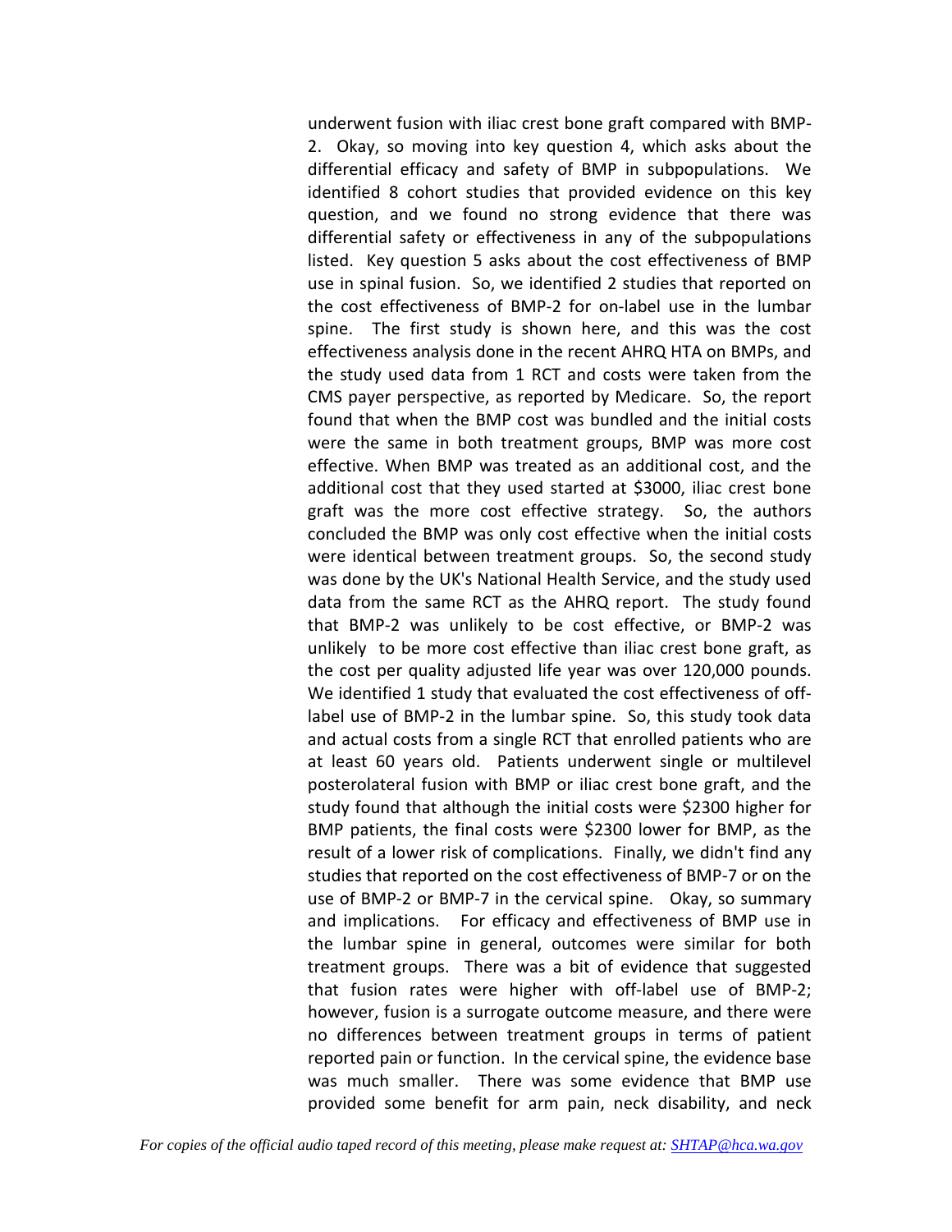underwent fusion with iliac crest bone graft compared with BMP-2. Okay, so moving into key question 4, which asks about the differential efficacy and safety of BMP in subpopulations. We identified 8 cohort studies that provided evidence on this key question, and we found no strong evidence that there was differential safety or effectiveness in any of the subpopulations listed. Key question 5 asks about the cost effectiveness of BMP use in spinal fusion. So, we identified 2 studies that reported on the cost effectiveness of BMP-2 for on-label use in the lumbar spine. The first study is shown here, and this was the cost effectiveness analysis done in the recent AHRQ HTA on BMPs, and the study used data from 1 RCT and costs were taken from the CMS payer perspective, as reported by Medicare. So, the report found that when the BMP cost was bundled and the initial costs were the same in both treatment groups, BMP was more cost effective. When BMP was treated as an additional cost, and the additional cost that they used started at $3000, iliac crest bone graft was the more cost effective strategy. So, the authors concluded the BMP was only cost effective when the initial costs were identical between treatment groups. So, the second study was done by the UK's National Health Service, and the study used data from the same RCT as the AHRQ report. The study found that BMP-2 was unlikely to be cost effective, or BMP-2 was unlikely to be more cost effective than iliac crest bone graft, as the cost per quality adjusted life year was over 120,000 pounds. We identified 1 study that evaluated the cost effectiveness of off-label use of BMP-2 in the lumbar spine. So, this study took data and actual costs from a single RCT that enrolled patients who are at least 60 years old. Patients underwent single or multilevel posterolateral fusion with BMP or iliac crest bone graft, and the study found that although the initial costs were $2300 higher for BMP patients, the final costs were $2300 lower for BMP, as the result of a lower risk of complications. Finally, we didn't find any studies that reported on the cost effectiveness of BMP-7 or on the use of BMP-2 or BMP-7 in the cervical spine. Okay, so summary and implications. For efficacy and effectiveness of BMP use in the lumbar spine in general, outcomes were similar for both treatment groups. There was a bit of evidence that suggested that fusion rates were higher with off-label use of BMP-2; however, fusion is a surrogate outcome measure, and there were no differences between treatment groups in terms of patient reported pain or function. In the cervical spine, the evidence base was much smaller. There was some evidence that BMP use provided some benefit for arm pain, neck disability, and neck

*For copies of the official audio taped record of this meeting, please make request at: SHTAP@hca.wa.gov*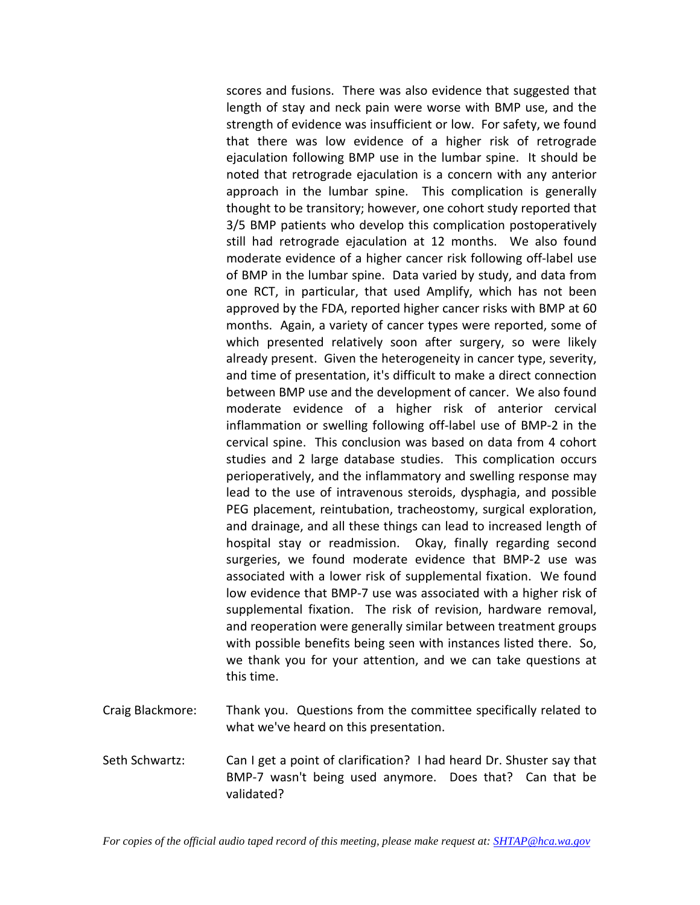scores and fusions. There was also evidence that suggested that length of stay and neck pain were worse with BMP use, and the strength of evidence was insufficient or low. For safety, we found that there was low evidence of a higher risk of retrograde ejaculation following BMP use in the lumbar spine. It should be noted that retrograde ejaculation is a concern with any anterior approach in the lumbar spine. This complication is generally thought to be transitory; however, one cohort study reported that 3/5 BMP patients who develop this complication postoperatively still had retrograde ejaculation at 12 months. We also found moderate evidence of a higher cancer risk following off-label use of BMP in the lumbar spine. Data varied by study, and data from one RCT, in particular, that used Amplify, which has not been approved by the FDA, reported higher cancer risks with BMP at 60 months. Again, a variety of cancer types were reported, some of which presented relatively soon after surgery, so were likely already present. Given the heterogeneity in cancer type, severity, and time of presentation, it's difficult to make a direct connection between BMP use and the development of cancer. We also found moderate evidence of a higher risk of anterior cervical inflammation or swelling following off-label use of BMP-2 in the cervical spine. This conclusion was based on data from 4 cohort studies and 2 large database studies. This complication occurs perioperatively, and the inflammatory and swelling response may lead to the use of intravenous steroids, dysphagia, and possible PEG placement, reintubation, tracheostomy, surgical exploration, and drainage, and all these things can lead to increased length of hospital stay or readmission. Okay, finally regarding second surgeries, we found moderate evidence that BMP-2 use was associated with a lower risk of supplemental fixation. We found low evidence that BMP-7 use was associated with a higher risk of supplemental fixation. The risk of revision, hardware removal, and reoperation were generally similar between treatment groups with possible benefits being seen with instances listed there. So, we thank you for your attention, and we can take questions at this time.

Craig Blackmore: Thank you. Questions from the committee specifically related to what we've heard on this presentation.

Seth Schwartz: Can I get a point of clarification? I had heard Dr. Shuster say that BMP-7 wasn't being used anymore. Does that? Can that be validated?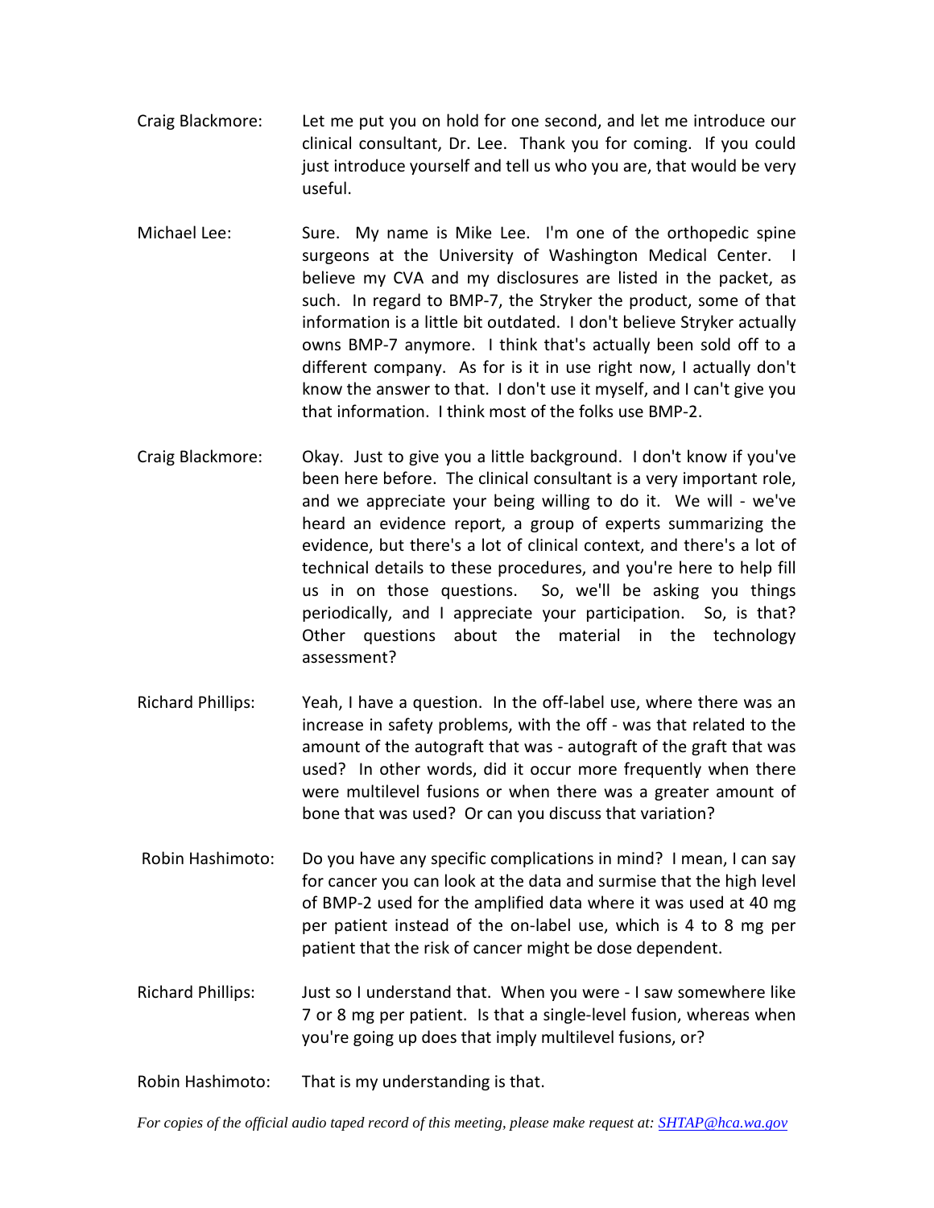Craig Blackmore: Let me put you on hold for one second, and let me introduce our clinical consultant, Dr. Lee. Thank you for coming. If you could just introduce yourself and tell us who you are, that would be very useful.

Michael Lee: Sure. My name is Mike Lee. I'm one of the orthopedic spine surgeons at the University of Washington Medical Center. I believe my CVA and my disclosures are listed in the packet, as such. In regard to BMP-7, the Stryker the product, some of that information is a little bit outdated. I don't believe Stryker actually owns BMP-7 anymore. I think that's actually been sold off to a different company. As for is it in use right now, I actually don't know the answer to that. I don't use it myself, and I can't give you that information. I think most of the folks use BMP-2.

Craig Blackmore: Okay. Just to give you a little background. I don't know if you've been here before. The clinical consultant is a very important role, and we appreciate your being willing to do it. We will - we've heard an evidence report, a group of experts summarizing the evidence, but there's a lot of clinical context, and there's a lot of technical details to these procedures, and you're here to help fill us in on those questions. So, we'll be asking you things periodically, and I appreciate your participation. So, is that? Other questions about the material in the technology assessment?

Richard Phillips: Yeah, I have a question. In the off-label use, where there was an increase in safety problems, with the off - was that related to the amount of the autograft that was - autograft of the graft that was used? In other words, did it occur more frequently when there were multilevel fusions or when there was a greater amount of bone that was used? Or can you discuss that variation?

Robin Hashimoto: Do you have any specific complications in mind? I mean, I can say for cancer you can look at the data and surmise that the high level of BMP-2 used for the amplified data where it was used at 40 mg per patient instead of the on-label use, which is 4 to 8 mg per patient that the risk of cancer might be dose dependent.

Richard Phillips: Just so I understand that. When you were - I saw somewhere like 7 or 8 mg per patient. Is that a single-level fusion, whereas when you're going up does that imply multilevel fusions, or?

Robin Hashimoto: That is my understanding is that.

*For copies of the official audio taped record of this meeting, please make request at: [SHTAP@hca.wa.gov](mailto:SHTAP@hca.wa.gov)*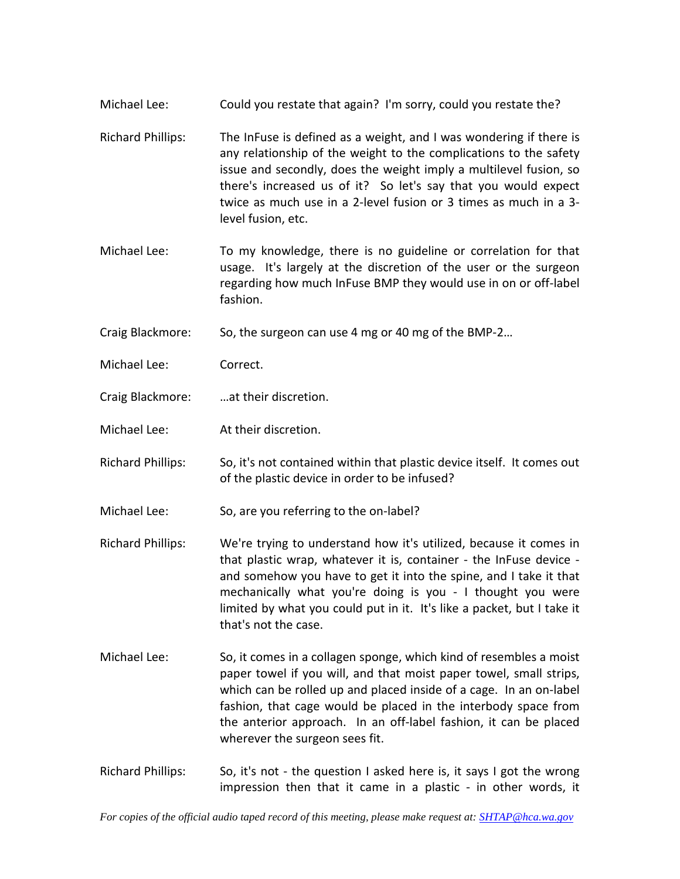Michael Lee: Could you restate that again? I'm sorry, could you restate the?

Richard Phillips: The InFuse is defined as a weight, and I was wondering if there is any relationship of the weight to the complications to the safety issue and secondly, does the weight imply a multilevel fusion, so there's increased us of it? So let's say that you would expect twice as much use in a 2-level fusion or 3 times as much in a 3-level fusion, etc.

Michael Lee: To my knowledge, there is no guideline or correlation for that usage. It's largely at the discretion of the user or the surgeon regarding how much InFuse BMP they would use in on or off-label fashion.

Craig Blackmore: So, the surgeon can use 4 mg or 40 mg of the BMP-2…

Michael Lee: Correct.

Craig Blackmore: …at their discretion.

Michael Lee: At their discretion.

Richard Phillips: So, it's not contained within that plastic device itself. It comes out of the plastic device in order to be infused?

Michael Lee: So, are you referring to the on-label?

Richard Phillips: We're trying to understand how it's utilized, because it comes in that plastic wrap, whatever it is, container - the InFuse device - and somehow you have to get it into the spine, and I take it that mechanically what you're doing is you - I thought you were limited by what you could put in it. It's like a packet, but I take it that's not the case.

Michael Lee: So, it comes in a collagen sponge, which kind of resembles a moist paper towel if you will, and that moist paper towel, small strips, which can be rolled up and placed inside of a cage. In an on-label fashion, that cage would be placed in the interbody space from the anterior approach. In an off-label fashion, it can be placed wherever the surgeon sees fit.

Richard Phillips: So, it's not - the question I asked here is, it says I got the wrong impression then that it came in a plastic - in other words, it

*For copies of the official audio taped record of this meeting, please make request at: SHTAP@hca.wa.gov*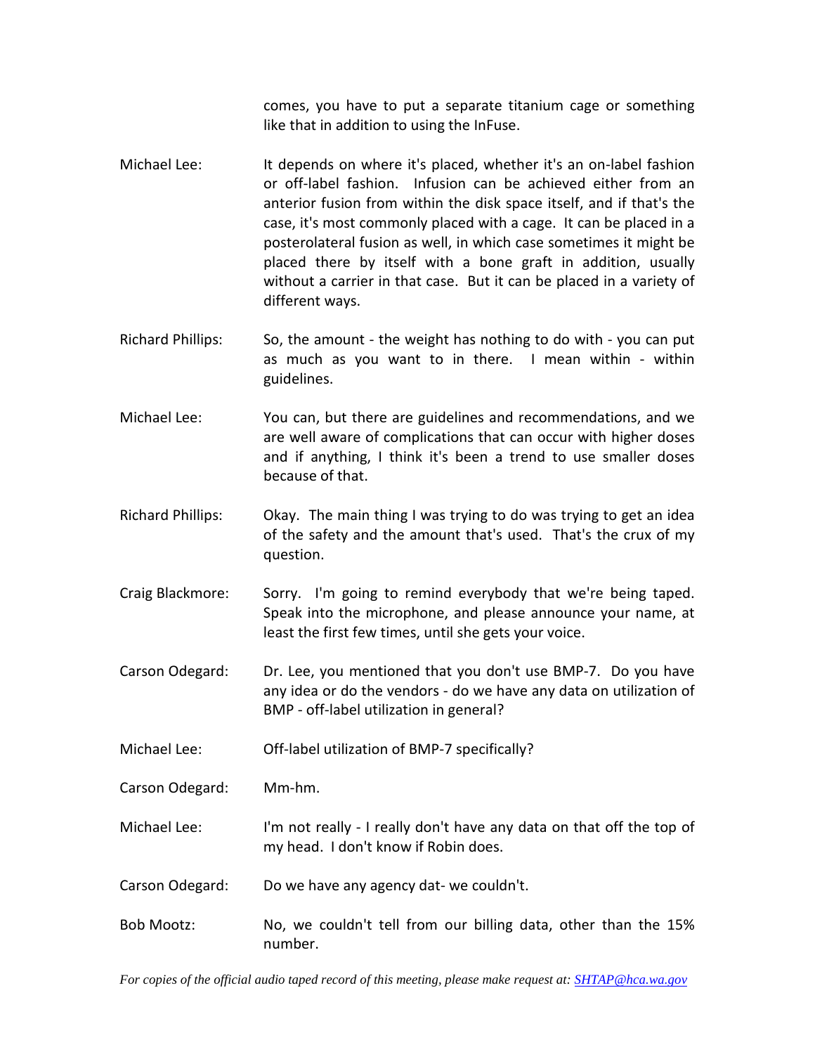comes, you have to put a separate titanium cage or something like that in addition to using the InFuse.

Michael Lee: It depends on where it's placed, whether it's an on-label fashion or off-label fashion. Infusion can be achieved either from an anterior fusion from within the disk space itself, and if that's the case, it's most commonly placed with a cage. It can be placed in a posterolateral fusion as well, in which case sometimes it might be placed there by itself with a bone graft in addition, usually without a carrier in that case. But it can be placed in a variety of different ways.

Richard Phillips: So, the amount - the weight has nothing to do with - you can put as much as you want to in there. I mean within - within guidelines.

Michael Lee: You can, but there are guidelines and recommendations, and we are well aware of complications that can occur with higher doses and if anything, I think it's been a trend to use smaller doses because of that.

Richard Phillips: Okay. The main thing I was trying to do was trying to get an idea of the safety and the amount that's used. That's the crux of my question.

Craig Blackmore: Sorry. I'm going to remind everybody that we're being taped. Speak into the microphone, and please announce your name, at least the first few times, until she gets your voice.

Carson Odegard: Dr. Lee, you mentioned that you don't use BMP-7. Do you have any idea or do the vendors - do we have any data on utilization of BMP - off-label utilization in general?

Michael Lee: Off-label utilization of BMP-7 specifically?

Carson Odegard: Mm-hm.

Michael Lee: I'm not really - I really don't have any data on that off the top of my head. I don't know if Robin does.

Carson Odegard: Do we have any agency dat- we couldn't.

Bob Mootz: No, we couldn't tell from our billing data, other than the 15% number.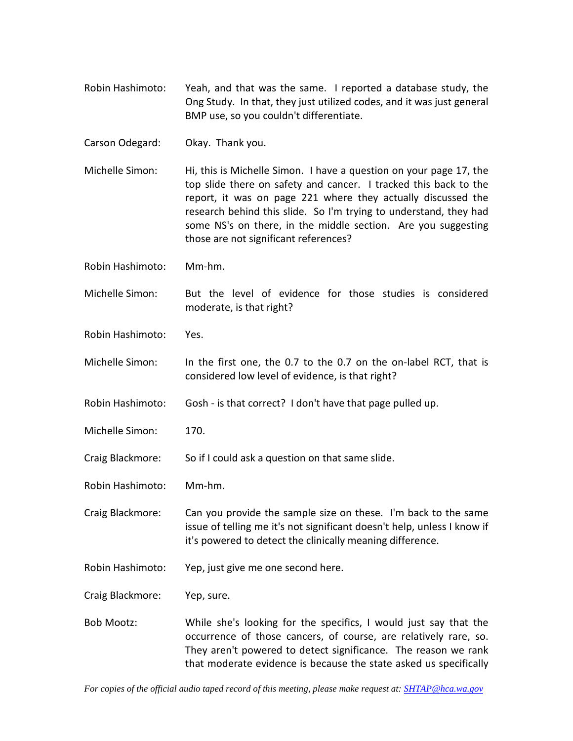Robin Hashimoto: Yeah, and that was the same. I reported a database study, the Ong Study. In that, they just utilized codes, and it was just general BMP use, so you couldn't differentiate.

Carson Odegard: Okay. Thank you.

Michelle Simon: Hi, this is Michelle Simon. I have a question on your page 17, the top slide there on safety and cancer. I tracked this back to the report, it was on page 221 where they actually discussed the research behind this slide. So I'm trying to understand, they had some NS's on there, in the middle section. Are you suggesting those are not significant references?

Robin Hashimoto: Mm-hm.

Michelle Simon: But the level of evidence for those studies is considered moderate, is that right?

Robin Hashimoto: Yes.

Michelle Simon: In the first one, the 0.7 to the 0.7 on the on-label RCT, that is considered low level of evidence, is that right?

Robin Hashimoto: Gosh - is that correct? I don't have that page pulled up.

Michelle Simon: 170.

Craig Blackmore: So if I could ask a question on that same slide.

Robin Hashimoto: Mm-hm.

Craig Blackmore: Can you provide the sample size on these. I'm back to the same issue of telling me it's not significant doesn't help, unless I know if it's powered to detect the clinically meaning difference.

Robin Hashimoto: Yep, just give me one second here.

Craig Blackmore: Yep, sure.

Bob Mootz: While she's looking for the specifics, I would just say that the occurrence of those cancers, of course, are relatively rare, so. They aren't powered to detect significance. The reason we rank that moderate evidence is because the state asked us specifically

*For copies of the official audio taped record of this meeting, please make request at: SHTAP@hca.wa.gov*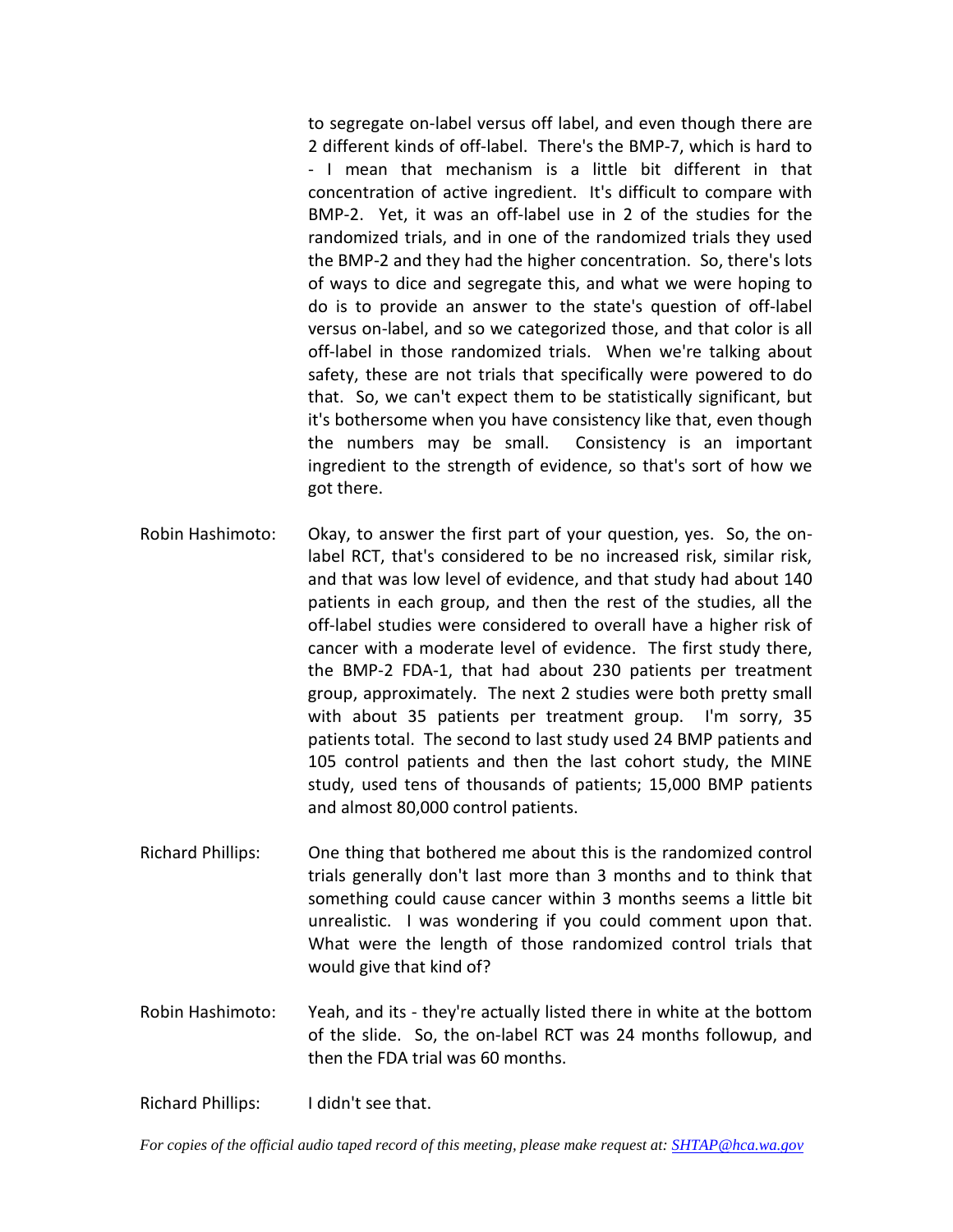to segregate on-label versus off label, and even though there are 2 different kinds of off-label. There's the BMP-7, which is hard to - I mean that mechanism is a little bit different in that concentration of active ingredient. It's difficult to compare with BMP-2. Yet, it was an off-label use in 2 of the studies for the randomized trials, and in one of the randomized trials they used the BMP-2 and they had the higher concentration. So, there's lots of ways to dice and segregate this, and what we were hoping to do is to provide an answer to the state's question of off-label versus on-label, and so we categorized those, and that color is all off-label in those randomized trials. When we're talking about safety, these are not trials that specifically were powered to do that. So, we can't expect them to be statistically significant, but it's bothersome when you have consistency like that, even though the numbers may be small. Consistency is an important ingredient to the strength of evidence, so that's sort of how we got there.

Robin Hashimoto: Okay, to answer the first part of your question, yes. So, the on-label RCT, that's considered to be no increased risk, similar risk, and that was low level of evidence, and that study had about 140 patients in each group, and then the rest of the studies, all the off-label studies were considered to overall have a higher risk of cancer with a moderate level of evidence. The first study there, the BMP-2 FDA-1, that had about 230 patients per treatment group, approximately. The next 2 studies were both pretty small with about 35 patients per treatment group. I'm sorry, 35 patients total. The second to last study used 24 BMP patients and 105 control patients and then the last cohort study, the MINE study, used tens of thousands of patients; 15,000 BMP patients and almost 80,000 control patients.

Richard Phillips: One thing that bothered me about this is the randomized control trials generally don't last more than 3 months and to think that something could cause cancer within 3 months seems a little bit unrealistic. I was wondering if you could comment upon that. What were the length of those randomized control trials that would give that kind of?

Robin Hashimoto: Yeah, and its - they're actually listed there in white at the bottom of the slide. So, the on-label RCT was 24 months followup, and then the FDA trial was 60 months.

Richard Phillips: I didn't see that.

*For copies of the official audio taped record of this meeting, please make request at: SHTAP@hca.wa.gov*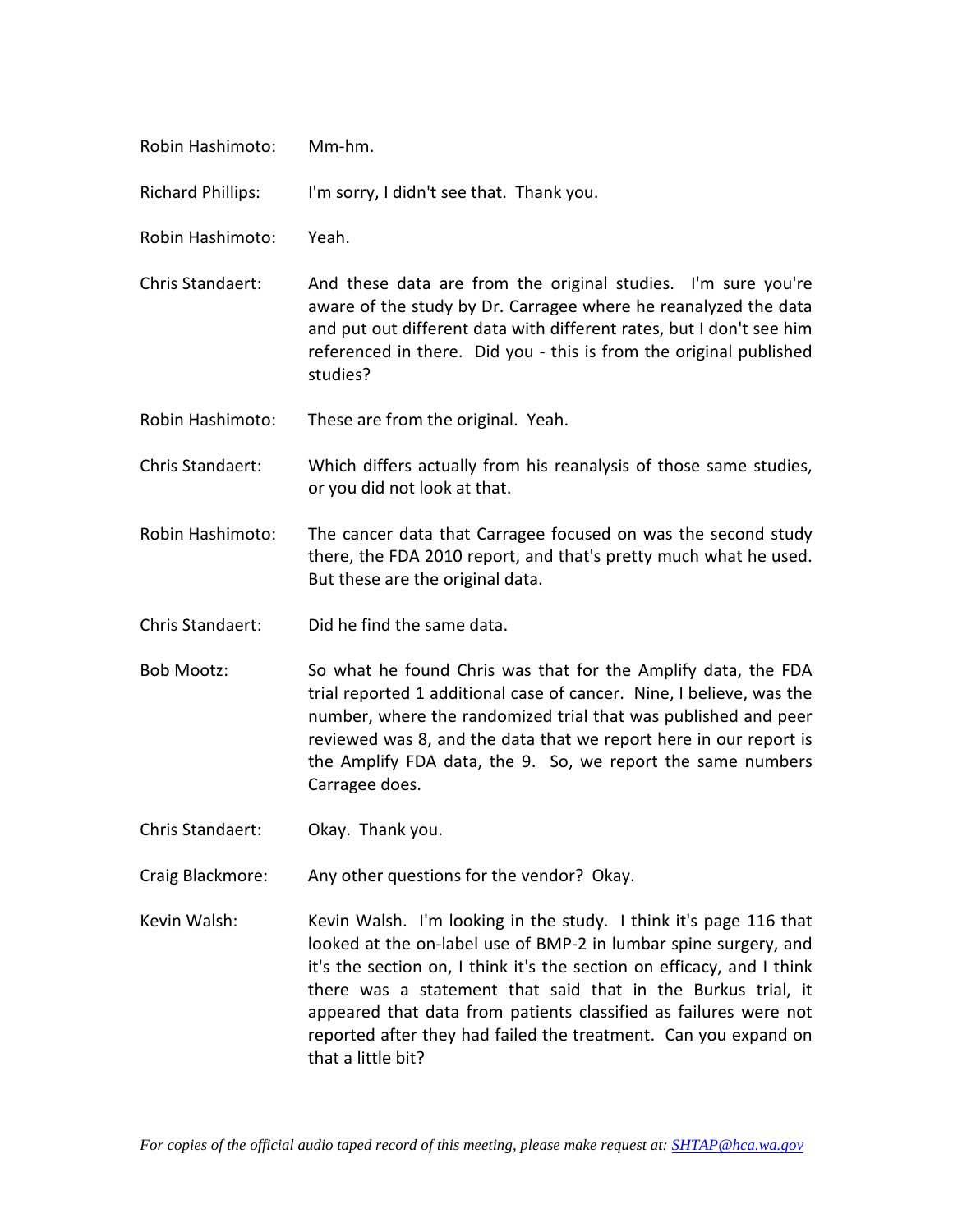Robin Hashimoto: Mm-hm.

Richard Phillips: I'm sorry, I didn't see that. Thank you.

Robin Hashimoto: Yeah.

Chris Standaert: And these data are from the original studies. I'm sure you're aware of the study by Dr. Carragee where he reanalyzed the data and put out different data with different rates, but I don't see him referenced in there. Did you - this is from the original published studies?

Robin Hashimoto: These are from the original. Yeah.

Chris Standaert: Which differs actually from his reanalysis of those same studies, or you did not look at that.

Robin Hashimoto: The cancer data that Carragee focused on was the second study there, the FDA 2010 report, and that's pretty much what he used. But these are the original data.

Chris Standaert: Did he find the same data.

Bob Mootz: So what he found Chris was that for the Amplify data, the FDA trial reported 1 additional case of cancer. Nine, I believe, was the number, where the randomized trial that was published and peer reviewed was 8, and the data that we report here in our report is the Amplify FDA data, the 9. So, we report the same numbers Carragee does.

Chris Standaert: Okay. Thank you.

Craig Blackmore: Any other questions for the vendor? Okay.

Kevin Walsh: Kevin Walsh. I'm looking in the study. I think it's page 116 that looked at the on-label use of BMP-2 in lumbar spine surgery, and it's the section on, I think it's the section on efficacy, and I think there was a statement that said that in the Burkus trial, it appeared that data from patients classified as failures were not reported after they had failed the treatment. Can you expand on that a little bit?

*For copies of the official audio taped record of this meeting, please make request at: SHTAP@hca.wa.gov*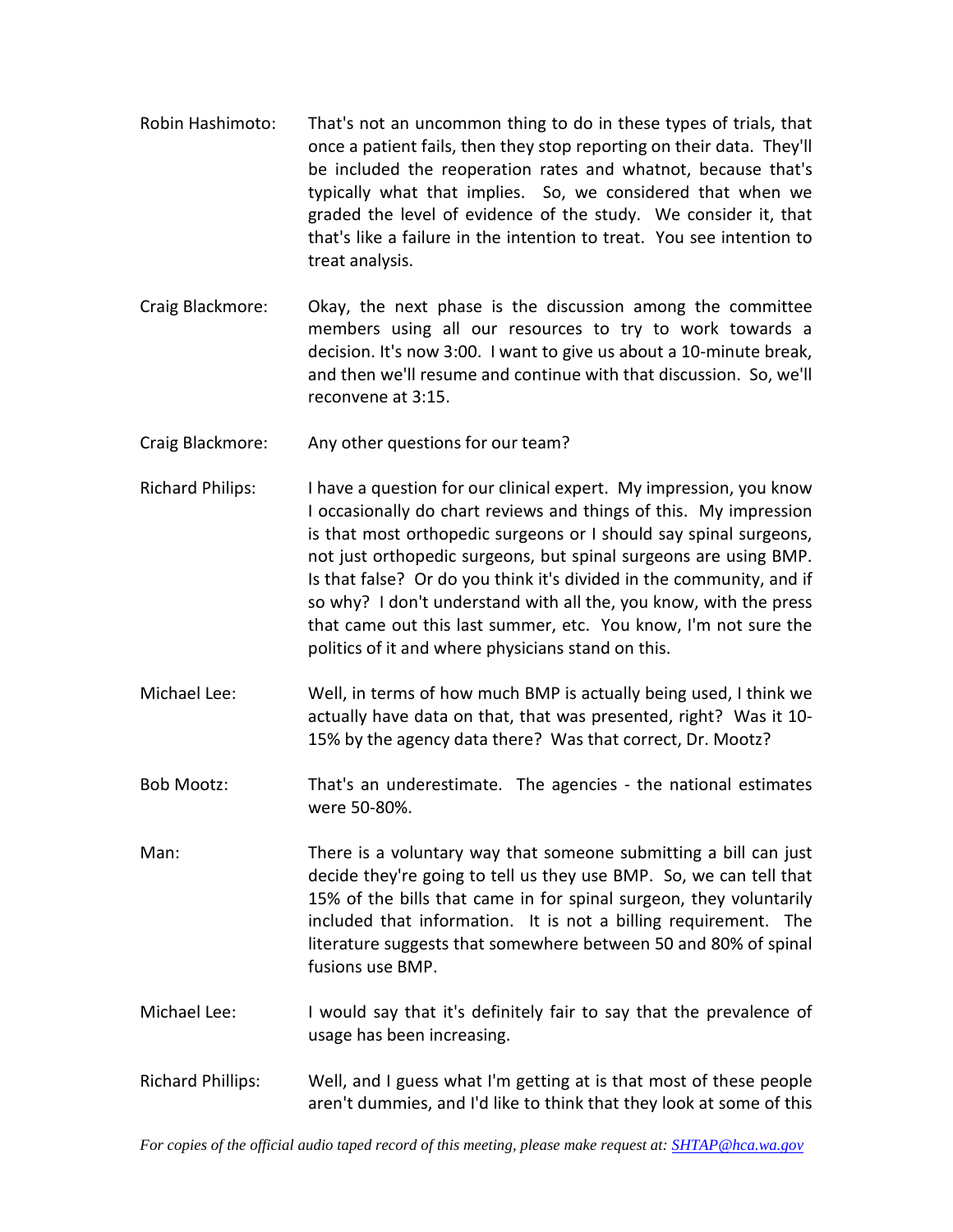Robin Hashimoto: That's not an uncommon thing to do in these types of trials, that once a patient fails, then they stop reporting on their data. They'll be included the reoperation rates and whatnot, because that's typically what that implies. So, we considered that when we graded the level of evidence of the study. We consider it, that that's like a failure in the intention to treat. You see intention to treat analysis.

Craig Blackmore: Okay, the next phase is the discussion among the committee members using all our resources to try to work towards a decision. It's now 3:00. I want to give us about a 10-minute break, and then we'll resume and continue with that discussion. So, we'll reconvene at 3:15.

Craig Blackmore: Any other questions for our team?

Richard Philips: I have a question for our clinical expert. My impression, you know I occasionally do chart reviews and things of this. My impression is that most orthopedic surgeons or I should say spinal surgeons, not just orthopedic surgeons, but spinal surgeons are using BMP. Is that false? Or do you think it's divided in the community, and if so why? I don't understand with all the, you know, with the press that came out this last summer, etc. You know, I'm not sure the politics of it and where physicians stand on this.

Michael Lee: Well, in terms of how much BMP is actually being used, I think we actually have data on that, that was presented, right? Was it 10-15% by the agency data there? Was that correct, Dr. Mootz?

Bob Mootz: That's an underestimate. The agencies - the national estimates were 50-80%.

Man: There is a voluntary way that someone submitting a bill can just decide they're going to tell us they use BMP. So, we can tell that 15% of the bills that came in for spinal surgeon, they voluntarily included that information. It is not a billing requirement. The literature suggests that somewhere between 50 and 80% of spinal fusions use BMP.

Michael Lee: I would say that it's definitely fair to say that the prevalence of usage has been increasing.

Richard Phillips: Well, and I guess what I'm getting at is that most of these people aren't dummies, and I'd like to think that they look at some of this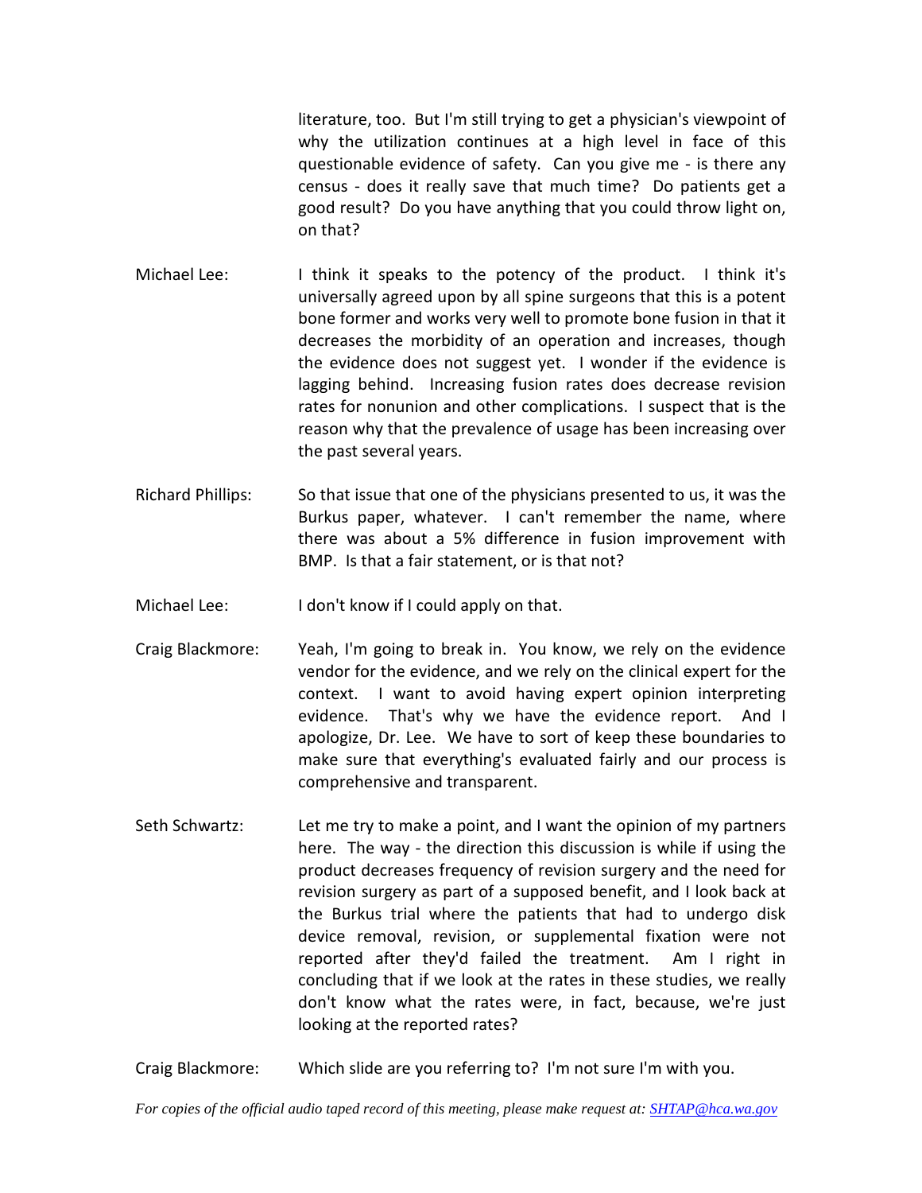literature, too. But I'm still trying to get a physician's viewpoint of why the utilization continues at a high level in face of this questionable evidence of safety. Can you give me - is there any census - does it really save that much time? Do patients get a good result? Do you have anything that you could throw light on, on that?

Michael Lee: I think it speaks to the potency of the product. I think it's universally agreed upon by all spine surgeons that this is a potent bone former and works very well to promote bone fusion in that it decreases the morbidity of an operation and increases, though the evidence does not suggest yet. I wonder if the evidence is lagging behind. Increasing fusion rates does decrease revision rates for nonunion and other complications. I suspect that is the reason why that the prevalence of usage has been increasing over the past several years.

Richard Phillips: So that issue that one of the physicians presented to us, it was the Burkus paper, whatever. I can't remember the name, where there was about a 5% difference in fusion improvement with BMP. Is that a fair statement, or is that not?

Michael Lee: I don't know if I could apply on that.

Craig Blackmore: Yeah, I'm going to break in. You know, we rely on the evidence vendor for the evidence, and we rely on the clinical expert for the context. I want to avoid having expert opinion interpreting evidence. That's why we have the evidence report. And I apologize, Dr. Lee. We have to sort of keep these boundaries to make sure that everything's evaluated fairly and our process is comprehensive and transparent.

Seth Schwartz: Let me try to make a point, and I want the opinion of my partners here. The way - the direction this discussion is while if using the product decreases frequency of revision surgery and the need for revision surgery as part of a supposed benefit, and I look back at the Burkus trial where the patients that had to undergo disk device removal, revision, or supplemental fixation were not reported after they'd failed the treatment. Am I right in concluding that if we look at the rates in these studies, we really don't know what the rates were, in fact, because, we're just looking at the reported rates?

Craig Blackmore: Which slide are you referring to? I'm not sure I'm with you.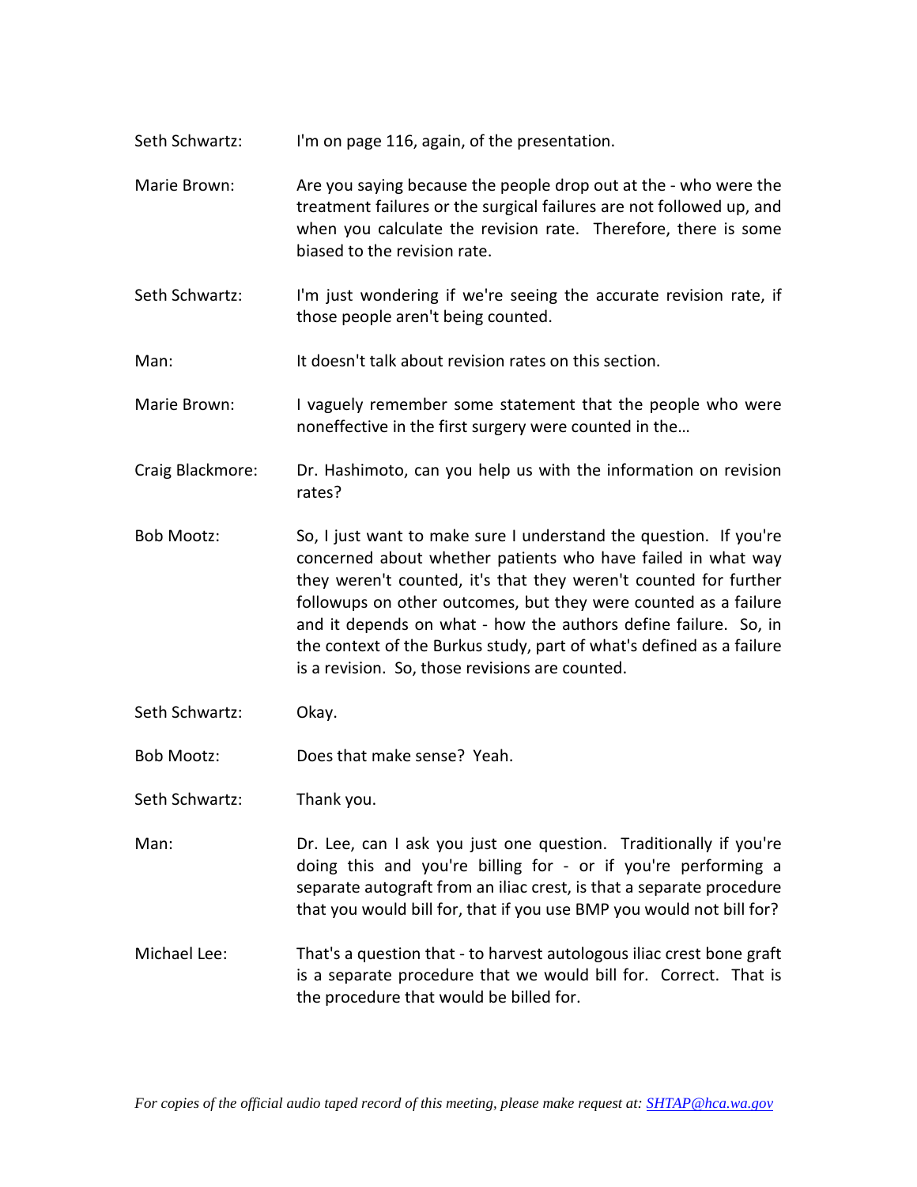Seth Schwartz: I'm on page 116, again, of the presentation.

Marie Brown: Are you saying because the people drop out at the - who were the treatment failures or the surgical failures are not followed up, and when you calculate the revision rate. Therefore, there is some biased to the revision rate.

Seth Schwartz: I'm just wondering if we're seeing the accurate revision rate, if those people aren't being counted.

Man: It doesn't talk about revision rates on this section.

Marie Brown: I vaguely remember some statement that the people who were noneffective in the first surgery were counted in the…

Craig Blackmore: Dr. Hashimoto, can you help us with the information on revision rates?

Bob Mootz: So, I just want to make sure I understand the question. If you're concerned about whether patients who have failed in what way they weren't counted, it's that they weren't counted for further followups on other outcomes, but they were counted as a failure and it depends on what - how the authors define failure. So, in the context of the Burkus study, part of what's defined as a failure is a revision. So, those revisions are counted.

Seth Schwartz: Okay.

Bob Mootz: Does that make sense? Yeah.

Seth Schwartz: Thank you.

Man: Dr. Lee, can I ask you just one question. Traditionally if you're doing this and you're billing for - or if you're performing a separate autograft from an iliac crest, is that a separate procedure that you would bill for, that if you use BMP you would not bill for?

Michael Lee: That's a question that - to harvest autologous iliac crest bone graft is a separate procedure that we would bill for. Correct. That is the procedure that would be billed for.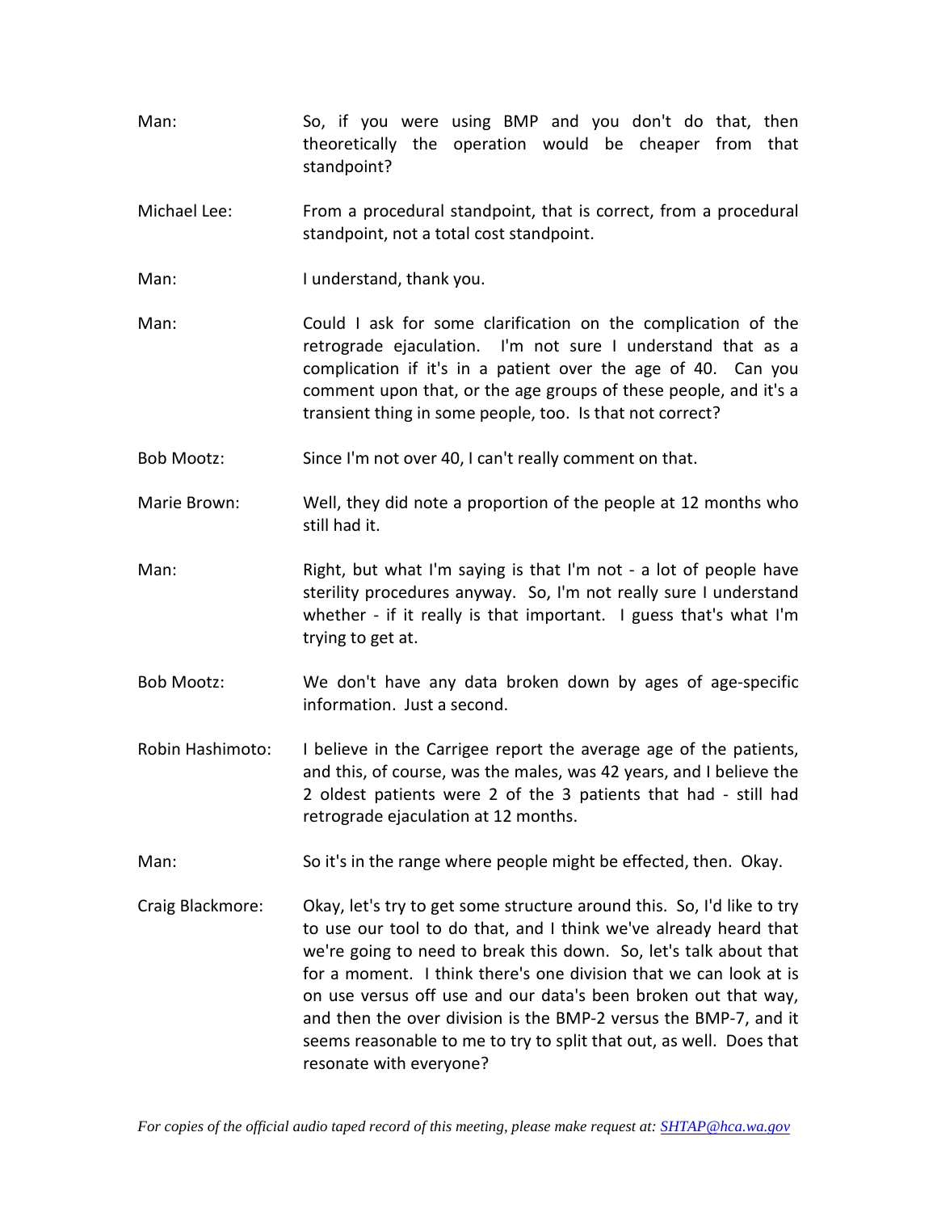Man: So, if you were using BMP and you don't do that, then theoretically the operation would be cheaper from that standpoint?

Michael Lee: From a procedural standpoint, that is correct, from a procedural standpoint, not a total cost standpoint.

Man: I understand, thank you.

Man: Could I ask for some clarification on the complication of the retrograde ejaculation. I'm not sure I understand that as a complication if it's in a patient over the age of 40. Can you comment upon that, or the age groups of these people, and it's a transient thing in some people, too. Is that not correct?

Bob Mootz: Since I'm not over 40, I can't really comment on that.

Marie Brown: Well, they did note a proportion of the people at 12 months who still had it.

Man: Right, but what I'm saying is that I'm not - a lot of people have sterility procedures anyway. So, I'm not really sure I understand whether - if it really is that important. I guess that's what I'm trying to get at.

Bob Mootz: We don't have any data broken down by ages of age-specific information. Just a second.

Robin Hashimoto: I believe in the Carrigee report the average age of the patients, and this, of course, was the males, was 42 years, and I believe the 2 oldest patients were 2 of the 3 patients that had - still had retrograde ejaculation at 12 months.

Man: So it's in the range where people might be effected, then. Okay.

Craig Blackmore: Okay, let's try to get some structure around this. So, I'd like to try to use our tool to do that, and I think we've already heard that we're going to need to break this down. So, let's talk about that for a moment. I think there's one division that we can look at is on use versus off use and our data's been broken out that way, and then the over division is the BMP-2 versus the BMP-7, and it seems reasonable to me to try to split that out, as well. Does that resonate with everyone?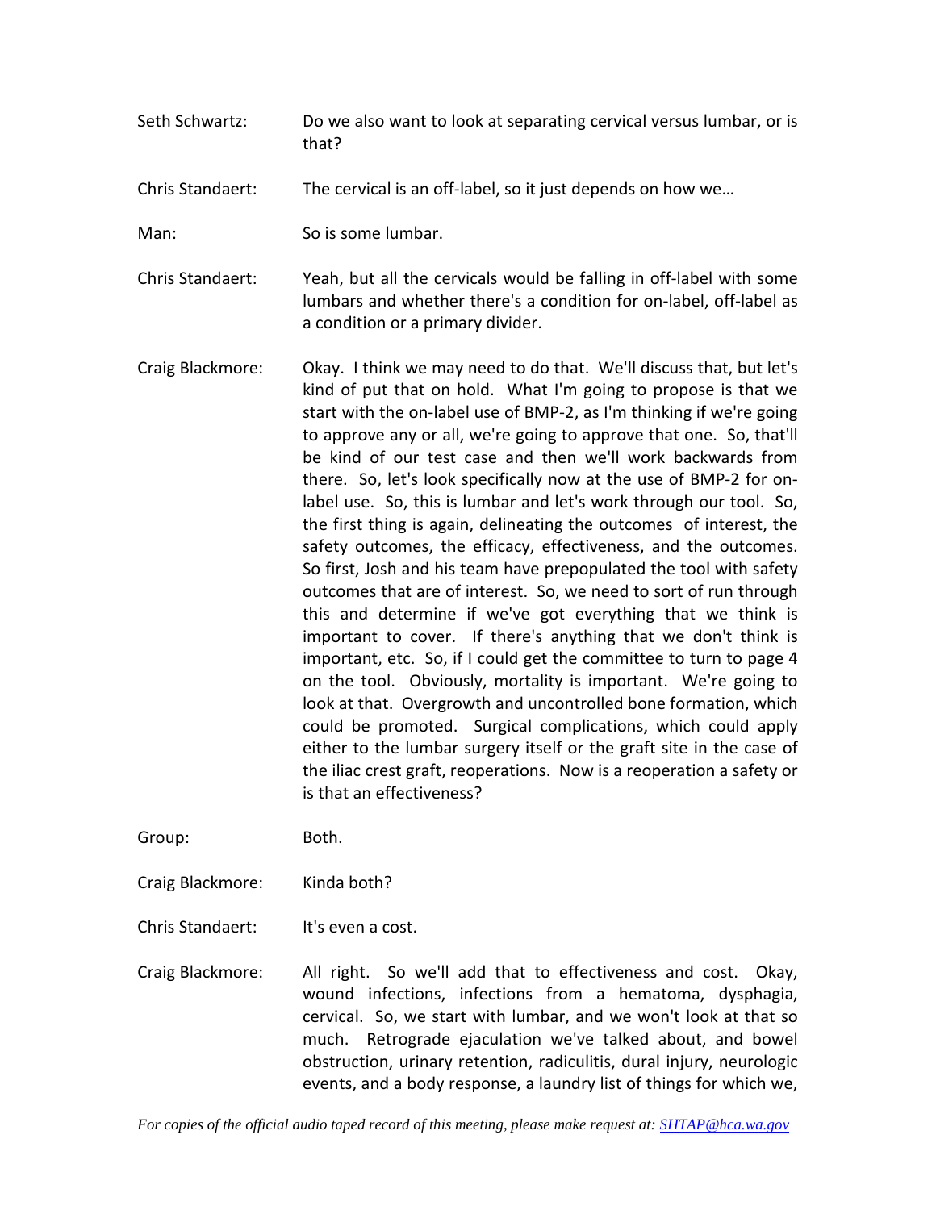Seth Schwartz: Do we also want to look at separating cervical versus lumbar, or is that?

Chris Standaert: The cervical is an off-label, so it just depends on how we…

Man: So is some lumbar.

Chris Standaert: Yeah, but all the cervicals would be falling in off-label with some lumbars and whether there's a condition for on-label, off-label as a condition or a primary divider.

Craig Blackmore: Okay. I think we may need to do that. We'll discuss that, but let's kind of put that on hold. What I'm going to propose is that we start with the on-label use of BMP-2, as I'm thinking if we're going to approve any or all, we're going to approve that one. So, that'll be kind of our test case and then we'll work backwards from there. So, let's look specifically now at the use of BMP-2 for on-label use. So, this is lumbar and let's work through our tool. So, the first thing is again, delineating the outcomes of interest, the safety outcomes, the efficacy, effectiveness, and the outcomes. So first, Josh and his team have prepopulated the tool with safety outcomes that are of interest. So, we need to sort of run through this and determine if we've got everything that we think is important to cover. If there's anything that we don't think is important, etc. So, if I could get the committee to turn to page 4 on the tool. Obviously, mortality is important. We're going to look at that. Overgrowth and uncontrolled bone formation, which could be promoted. Surgical complications, which could apply either to the lumbar surgery itself or the graft site in the case of the iliac crest graft, reoperations. Now is a reoperation a safety or is that an effectiveness?

Group: Both.

Craig Blackmore: Kinda both?

Chris Standaert: It's even a cost.

Craig Blackmore: All right. So we'll add that to effectiveness and cost. Okay, wound infections, infections from a hematoma, dysphagia, cervical. So, we start with lumbar, and we won't look at that so much. Retrograde ejaculation we've talked about, and bowel obstruction, urinary retention, radiculitis, dural injury, neurologic events, and a body response, a laundry list of things for which we,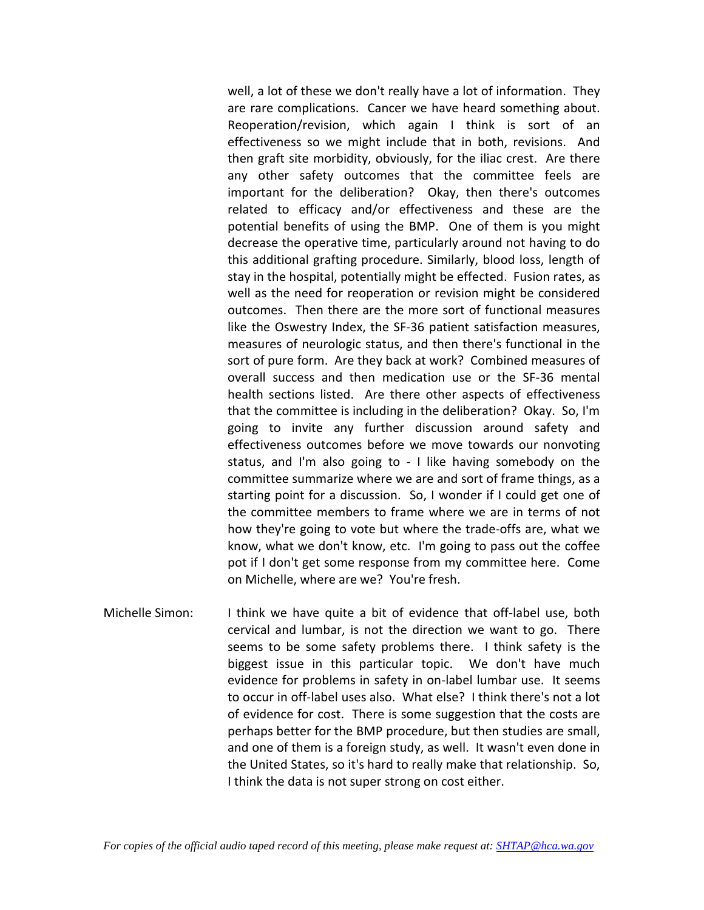well, a lot of these we don't really have a lot of information. They are rare complications. Cancer we have heard something about. Reoperation/revision, which again I think is sort of an effectiveness so we might include that in both, revisions. And then graft site morbidity, obviously, for the iliac crest. Are there any other safety outcomes that the committee feels are important for the deliberation? Okay, then there's outcomes related to efficacy and/or effectiveness and these are the potential benefits of using the BMP. One of them is you might decrease the operative time, particularly around not having to do this additional grafting procedure. Similarly, blood loss, length of stay in the hospital, potentially might be effected. Fusion rates, as well as the need for reoperation or revision might be considered outcomes. Then there are the more sort of functional measures like the Oswestry Index, the SF-36 patient satisfaction measures, measures of neurologic status, and then there's functional in the sort of pure form. Are they back at work? Combined measures of overall success and then medication use or the SF-36 mental health sections listed. Are there other aspects of effectiveness that the committee is including in the deliberation? Okay. So, I'm going to invite any further discussion around safety and effectiveness outcomes before we move towards our nonvoting status, and I'm also going to - I like having somebody on the committee summarize where we are and sort of frame things, as a starting point for a discussion. So, I wonder if I could get one of the committee members to frame where we are in terms of not how they're going to vote but where the trade-offs are, what we know, what we don't know, etc. I'm going to pass out the coffee pot if I don't get some response from my committee here. Come on Michelle, where are we? You're fresh.

Michelle Simon: I think we have quite a bit of evidence that off-label use, both cervical and lumbar, is not the direction we want to go. There seems to be some safety problems there. I think safety is the biggest issue in this particular topic. We don't have much evidence for problems in safety in on-label lumbar use. It seems to occur in off-label uses also. What else? I think there's not a lot of evidence for cost. There is some suggestion that the costs are perhaps better for the BMP procedure, but then studies are small, and one of them is a foreign study, as well. It wasn't even done in the United States, so it's hard to really make that relationship. So, I think the data is not super strong on cost either.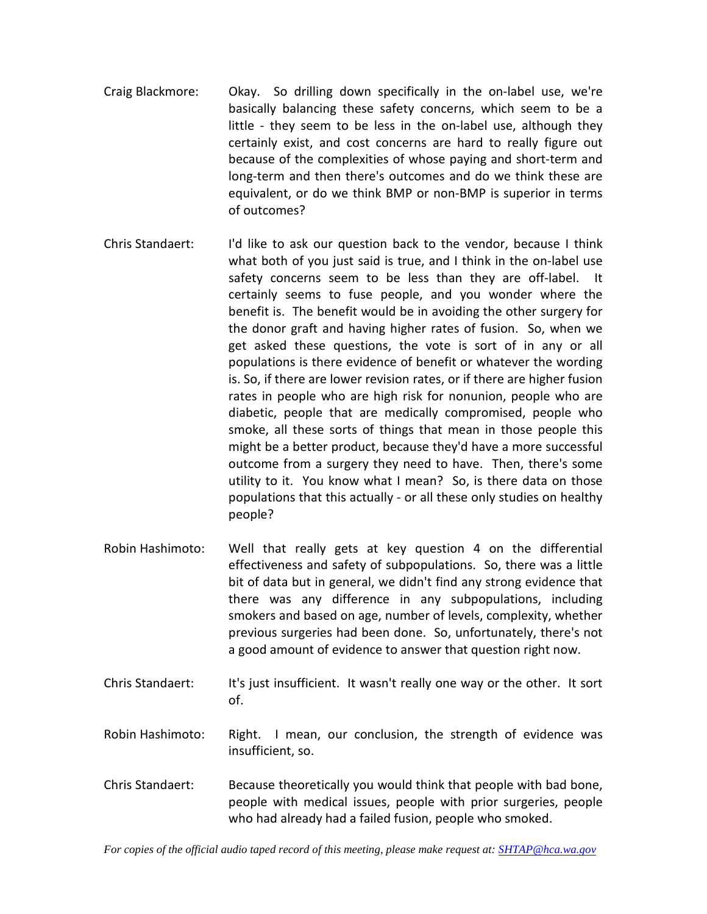Craig Blackmore: Okay. So drilling down specifically in the on-label use, we're basically balancing these safety concerns, which seem to be a little - they seem to be less in the on-label use, although they certainly exist, and cost concerns are hard to really figure out because of the complexities of whose paying and short-term and long-term and then there's outcomes and do we think these are equivalent, or do we think BMP or non-BMP is superior in terms of outcomes?

Chris Standaert: I'd like to ask our question back to the vendor, because I think what both of you just said is true, and I think in the on-label use safety concerns seem to be less than they are off-label. It certainly seems to fuse people, and you wonder where the benefit is. The benefit would be in avoiding the other surgery for the donor graft and having higher rates of fusion. So, when we get asked these questions, the vote is sort of in any or all populations is there evidence of benefit or whatever the wording is. So, if there are lower revision rates, or if there are higher fusion rates in people who are high risk for nonunion, people who are diabetic, people that are medically compromised, people who smoke, all these sorts of things that mean in those people this might be a better product, because they'd have a more successful outcome from a surgery they need to have. Then, there's some utility to it. You know what I mean? So, is there data on those populations that this actually - or all these only studies on healthy people?

Robin Hashimoto: Well that really gets at key question 4 on the differential effectiveness and safety of subpopulations. So, there was a little bit of data but in general, we didn't find any strong evidence that there was any difference in any subpopulations, including smokers and based on age, number of levels, complexity, whether previous surgeries had been done. So, unfortunately, there's not a good amount of evidence to answer that question right now.

Chris Standaert: It's just insufficient. It wasn't really one way or the other. It sort of.

Robin Hashimoto: Right. I mean, our conclusion, the strength of evidence was insufficient, so.

Chris Standaert: Because theoretically you would think that people with bad bone, people with medical issues, people with prior surgeries, people who had already had a failed fusion, people who smoked.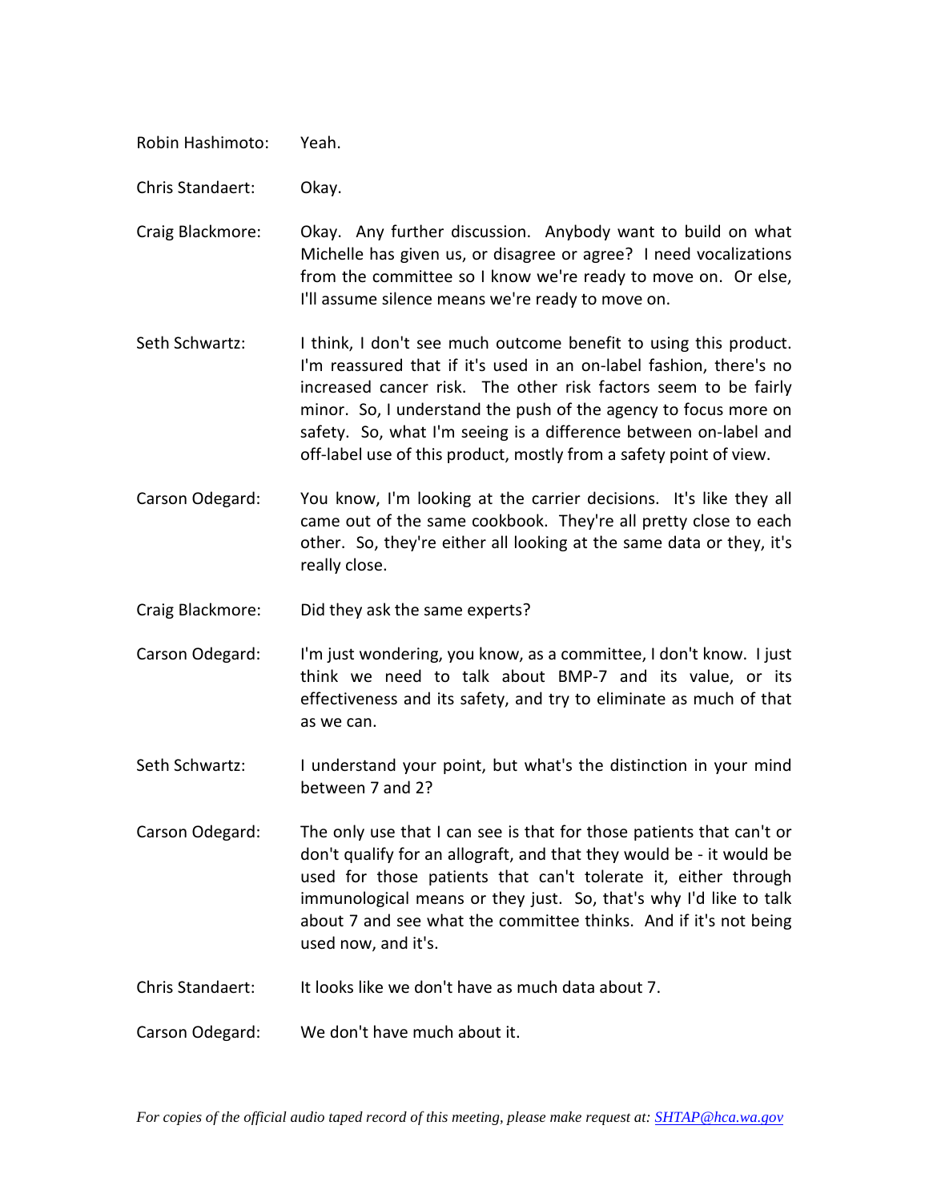Robin Hashimoto: Yeah.

Chris Standaert: Okay.

Craig Blackmore: Okay. Any further discussion. Anybody want to build on what Michelle has given us, or disagree or agree? I need vocalizations from the committee so I know we're ready to move on. Or else, I'll assume silence means we're ready to move on.

Seth Schwartz: I think, I don't see much outcome benefit to using this product. I'm reassured that if it's used in an on-label fashion, there's no increased cancer risk. The other risk factors seem to be fairly minor. So, I understand the push of the agency to focus more on safety. So, what I'm seeing is a difference between on-label and off-label use of this product, mostly from a safety point of view.

Carson Odegard: You know, I'm looking at the carrier decisions. It's like they all came out of the same cookbook. They're all pretty close to each other. So, they're either all looking at the same data or they, it's really close.

Craig Blackmore: Did they ask the same experts?

Carson Odegard: I'm just wondering, you know, as a committee, I don't know. I just think we need to talk about BMP-7 and its value, or its effectiveness and its safety, and try to eliminate as much of that as we can.

Seth Schwartz: I understand your point, but what's the distinction in your mind between 7 and 2?

Carson Odegard: The only use that I can see is that for those patients that can't or don't qualify for an allograft, and that they would be - it would be used for those patients that can't tolerate it, either through immunological means or they just. So, that's why I'd like to talk about 7 and see what the committee thinks. And if it's not being used now, and it's.

Chris Standaert: It looks like we don't have as much data about 7.

Carson Odegard: We don't have much about it.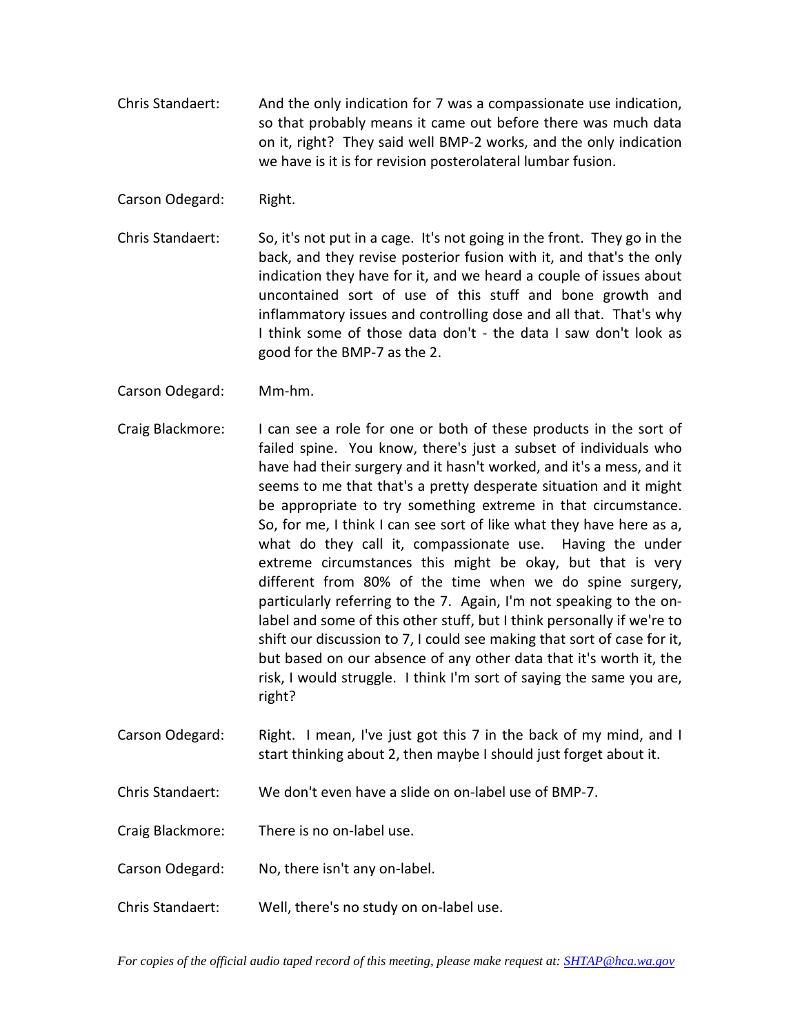Chris Standaert: And the only indication for 7 was a compassionate use indication, so that probably means it came out before there was much data on it, right? They said well BMP-2 works, and the only indication we have is it is for revision posterolateral lumbar fusion.

Carson Odegard: Right.

Chris Standaert: So, it's not put in a cage. It's not going in the front. They go in the back, and they revise posterior fusion with it, and that's the only indication they have for it, and we heard a couple of issues about uncontained sort of use of this stuff and bone growth and inflammatory issues and controlling dose and all that. That's why I think some of those data don't - the data I saw don't look as good for the BMP-7 as the 2.

Carson Odegard: Mm-hm.

Craig Blackmore: I can see a role for one or both of these products in the sort of failed spine. You know, there's just a subset of individuals who have had their surgery and it hasn't worked, and it's a mess, and it seems to me that that's a pretty desperate situation and it might be appropriate to try something extreme in that circumstance. So, for me, I think I can see sort of like what they have here as a, what do they call it, compassionate use. Having the under extreme circumstances this might be okay, but that is very different from 80% of the time when we do spine surgery, particularly referring to the 7. Again, I'm not speaking to the on-label and some of this other stuff, but I think personally if we're to shift our discussion to 7, I could see making that sort of case for it, but based on our absence of any other data that it's worth it, the risk, I would struggle. I think I'm sort of saying the same you are, right?

Carson Odegard: Right. I mean, I've just got this 7 in the back of my mind, and I start thinking about 2, then maybe I should just forget about it.

Chris Standaert: We don't even have a slide on on-label use of BMP-7.

Craig Blackmore: There is no on-label use.

Carson Odegard: No, there isn't any on-label.

Chris Standaert: Well, there's no study on on-label use.

*For copies of the official audio taped record of this meeting, please make request at: [SHTAP@hca.wa.gov](mailto:SHTAP@hca.wa.gov)*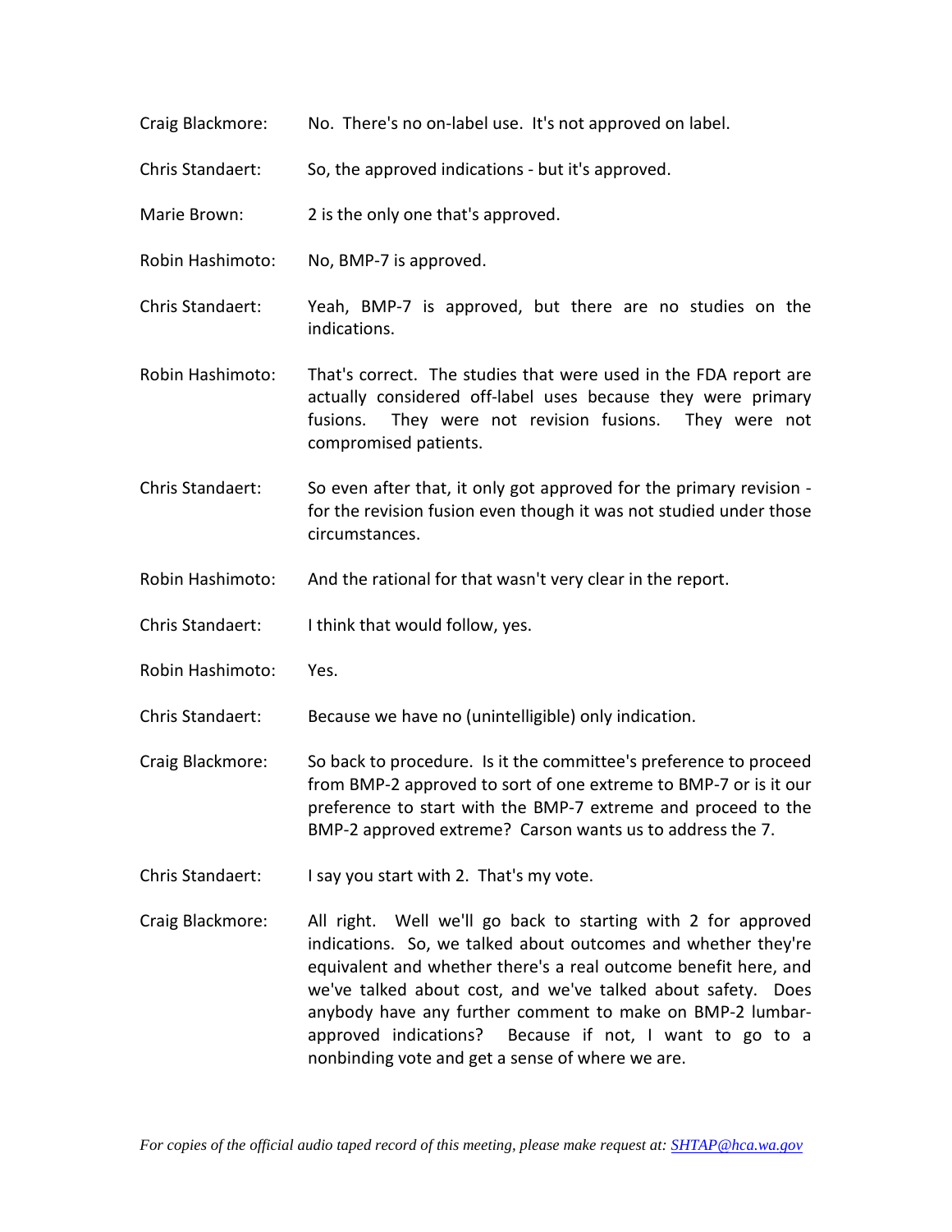Craig Blackmore: No. There's no on-label use. It's not approved on label.

Chris Standaert: So, the approved indications - but it's approved.

Marie Brown: 2 is the only one that's approved.

Robin Hashimoto: No, BMP-7 is approved.

Chris Standaert: Yeah, BMP-7 is approved, but there are no studies on the indications.

Robin Hashimoto: That's correct. The studies that were used in the FDA report are actually considered off-label uses because they were primary fusions. They were not revision fusions. They were not compromised patients.

Chris Standaert: So even after that, it only got approved for the primary revision - for the revision fusion even though it was not studied under those circumstances.

Robin Hashimoto: And the rational for that wasn't very clear in the report.

Chris Standaert: I think that would follow, yes.

Robin Hashimoto: Yes.

Chris Standaert: Because we have no (unintelligible) only indication.

Craig Blackmore: So back to procedure. Is it the committee's preference to proceed from BMP-2 approved to sort of one extreme to BMP-7 or is it our preference to start with the BMP-7 extreme and proceed to the BMP-2 approved extreme? Carson wants us to address the 7.

Chris Standaert: I say you start with 2. That's my vote.

Craig Blackmore: All right. Well we'll go back to starting with 2 for approved indications. So, we talked about outcomes and whether they're equivalent and whether there's a real outcome benefit here, and we've talked about cost, and we've talked about safety. Does anybody have any further comment to make on BMP-2 lumbar-approved indications? Because if not, I want to go to a nonbinding vote and get a sense of where we are.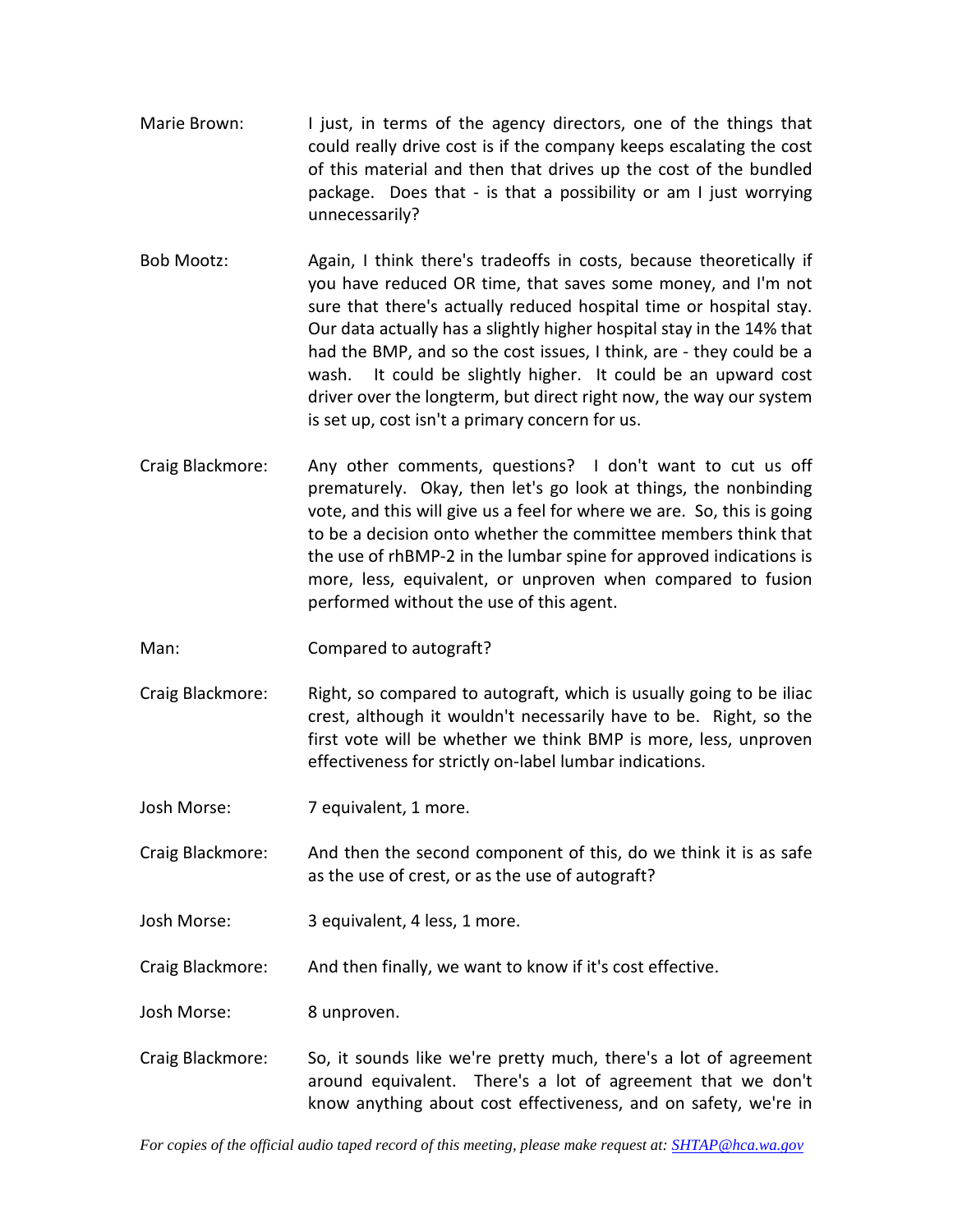Marie Brown: I just, in terms of the agency directors, one of the things that could really drive cost is if the company keeps escalating the cost of this material and then that drives up the cost of the bundled package. Does that - is that a possibility or am I just worrying unnecessarily?

Bob Mootz: Again, I think there's tradeoffs in costs, because theoretically if you have reduced OR time, that saves some money, and I'm not sure that there's actually reduced hospital time or hospital stay. Our data actually has a slightly higher hospital stay in the 14% that had the BMP, and so the cost issues, I think, are - they could be a wash. It could be slightly higher. It could be an upward cost driver over the longterm, but direct right now, the way our system is set up, cost isn't a primary concern for us.

Craig Blackmore: Any other comments, questions? I don't want to cut us off prematurely. Okay, then let's go look at things, the nonbinding vote, and this will give us a feel for where we are. So, this is going to be a decision onto whether the committee members think that the use of rhBMP-2 in the lumbar spine for approved indications is more, less, equivalent, or unproven when compared to fusion performed without the use of this agent.

Man: Compared to autograft?

Craig Blackmore: Right, so compared to autograft, which is usually going to be iliac crest, although it wouldn't necessarily have to be. Right, so the first vote will be whether we think BMP is more, less, unproven effectiveness for strictly on-label lumbar indications.

Josh Morse: 7 equivalent, 1 more.

Craig Blackmore: And then the second component of this, do we think it is as safe as the use of crest, or as the use of autograft?

Josh Morse: 3 equivalent, 4 less, 1 more.

Craig Blackmore: And then finally, we want to know if it's cost effective.

Josh Morse: 8 unproven.

Craig Blackmore: So, it sounds like we're pretty much, there's a lot of agreement around equivalent. There's a lot of agreement that we don't know anything about cost effectiveness, and on safety, we're in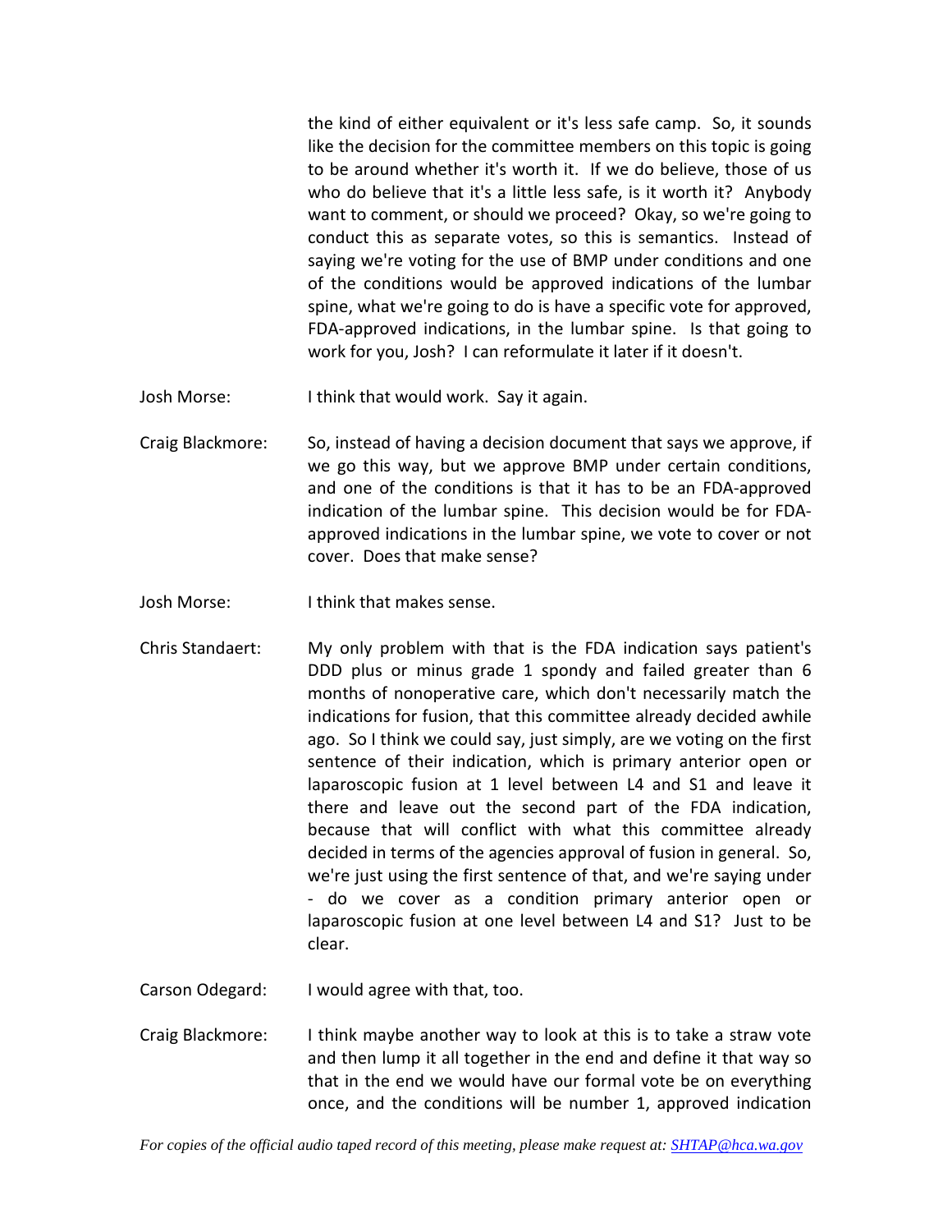the kind of either equivalent or it's less safe camp. So, it sounds like the decision for the committee members on this topic is going to be around whether it's worth it. If we do believe, those of us who do believe that it's a little less safe, is it worth it? Anybody want to comment, or should we proceed? Okay, so we're going to conduct this as separate votes, so this is semantics. Instead of saying we're voting for the use of BMP under conditions and one of the conditions would be approved indications of the lumbar spine, what we're going to do is have a specific vote for approved, FDA-approved indications, in the lumbar spine. Is that going to work for you, Josh? I can reformulate it later if it doesn't.

Josh Morse: I think that would work. Say it again.

Craig Blackmore: So, instead of having a decision document that says we approve, if we go this way, but we approve BMP under certain conditions, and one of the conditions is that it has to be an FDA-approved indication of the lumbar spine. This decision would be for FDA-approved indications in the lumbar spine, we vote to cover or not cover. Does that make sense?

Josh Morse: I think that makes sense.

Chris Standaert: My only problem with that is the FDA indication says patient's DDD plus or minus grade 1 spondy and failed greater than 6 months of nonoperative care, which don't necessarily match the indications for fusion, that this committee already decided awhile ago. So I think we could say, just simply, are we voting on the first sentence of their indication, which is primary anterior open or laparoscopic fusion at 1 level between L4 and S1 and leave it there and leave out the second part of the FDA indication, because that will conflict with what this committee already decided in terms of the agencies approval of fusion in general. So, we're just using the first sentence of that, and we're saying under - do we cover as a condition primary anterior open or laparoscopic fusion at one level between L4 and S1? Just to be clear.

Carson Odegard: I would agree with that, too.

Craig Blackmore: I think maybe another way to look at this is to take a straw vote and then lump it all together in the end and define it that way so that in the end we would have our formal vote be on everything once, and the conditions will be number 1, approved indication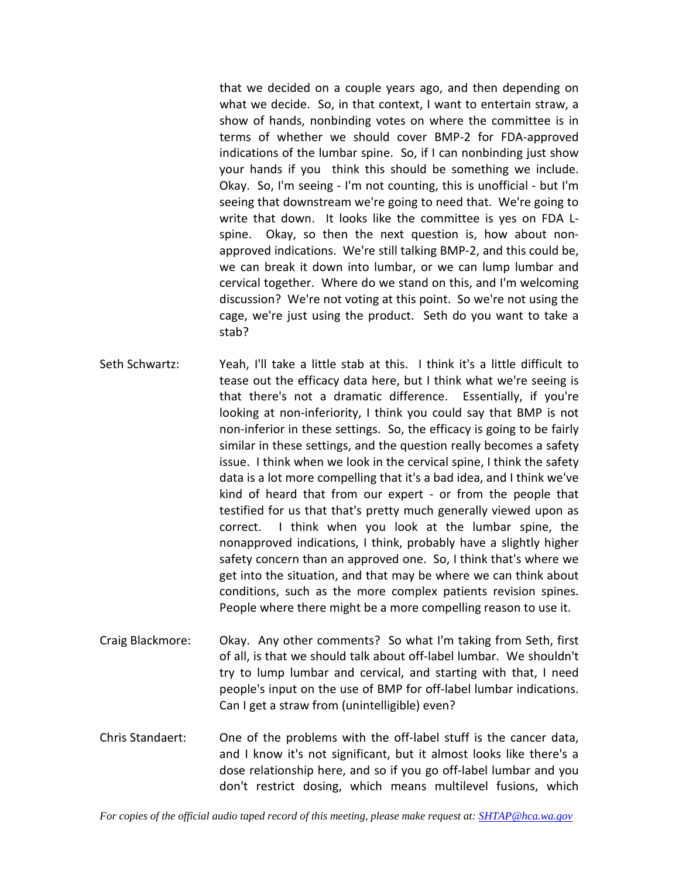that we decided on a couple years ago, and then depending on what we decide. So, in that context, I want to entertain straw, a show of hands, nonbinding votes on where the committee is in terms of whether we should cover BMP-2 for FDA-approved indications of the lumbar spine. So, if I can nonbinding just show your hands if you think this should be something we include. Okay. So, I'm seeing - I'm not counting, this is unofficial - but I'm seeing that downstream we're going to need that. We're going to write that down. It looks like the committee is yes on FDA L-spine. Okay, so then the next question is, how about non-approved indications. We're still talking BMP-2, and this could be, we can break it down into lumbar, or we can lump lumbar and cervical together. Where do we stand on this, and I'm welcoming discussion? We're not voting at this point. So we're not using the cage, we're just using the product. Seth do you want to take a stab?

Seth Schwartz: Yeah, I'll take a little stab at this. I think it's a little difficult to tease out the efficacy data here, but I think what we're seeing is that there's not a dramatic difference. Essentially, if you're looking at non-inferiority, I think you could say that BMP is not non-inferior in these settings. So, the efficacy is going to be fairly similar in these settings, and the question really becomes a safety issue. I think when we look in the cervical spine, I think the safety data is a lot more compelling that it's a bad idea, and I think we've kind of heard that from our expert - or from the people that testified for us that that's pretty much generally viewed upon as correct. I think when you look at the lumbar spine, the nonapproved indications, I think, probably have a slightly higher safety concern than an approved one. So, I think that's where we get into the situation, and that may be where we can think about conditions, such as the more complex patients revision spines. People where there might be a more compelling reason to use it.

Craig Blackmore: Okay. Any other comments? So what I'm taking from Seth, first of all, is that we should talk about off-label lumbar. We shouldn't try to lump lumbar and cervical, and starting with that, I need people's input on the use of BMP for off-label lumbar indications. Can I get a straw from (unintelligible) even?

Chris Standaert: One of the problems with the off-label stuff is the cancer data, and I know it's not significant, but it almost looks like there's a dose relationship here, and so if you go off-label lumbar and you don't restrict dosing, which means multilevel fusions, which

*For copies of the official audio taped record of this meeting, please make request at: SHTAP@hca.wa.gov*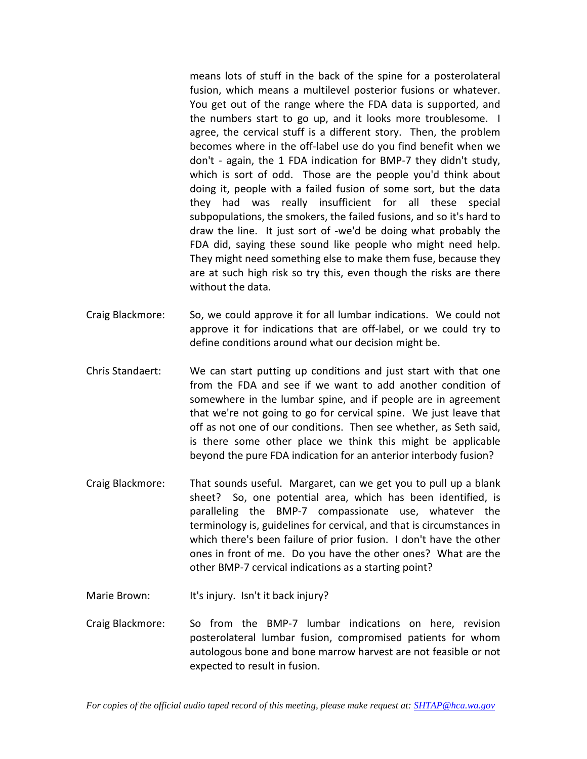means lots of stuff in the back of the spine for a posterolateral fusion, which means a multilevel posterior fusions or whatever. You get out of the range where the FDA data is supported, and the numbers start to go up, and it looks more troublesome. I agree, the cervical stuff is a different story. Then, the problem becomes where in the off-label use do you find benefit when we don't - again, the 1 FDA indication for BMP-7 they didn't study, which is sort of odd. Those are the people you'd think about doing it, people with a failed fusion of some sort, but the data they had was really insufficient for all these special subpopulations, the smokers, the failed fusions, and so it's hard to draw the line. It just sort of -we'd be doing what probably the FDA did, saying these sound like people who might need help. They might need something else to make them fuse, because they are at such high risk so try this, even though the risks are there without the data.

Craig Blackmore: So, we could approve it for all lumbar indications. We could not approve it for indications that are off-label, or we could try to define conditions around what our decision might be.

Chris Standaert: We can start putting up conditions and just start with that one from the FDA and see if we want to add another condition of somewhere in the lumbar spine, and if people are in agreement that we're not going to go for cervical spine. We just leave that off as not one of our conditions. Then see whether, as Seth said, is there some other place we think this might be applicable beyond the pure FDA indication for an anterior interbody fusion?

Craig Blackmore: That sounds useful. Margaret, can we get you to pull up a blank sheet? So, one potential area, which has been identified, is paralleling the BMP-7 compassionate use, whatever the terminology is, guidelines for cervical, and that is circumstances in which there's been failure of prior fusion. I don't have the other ones in front of me. Do you have the other ones? What are the other BMP-7 cervical indications as a starting point?

Marie Brown: It's injury. Isn't it back injury?

Craig Blackmore: So from the BMP-7 lumbar indications on here, revision posterolateral lumbar fusion, compromised patients for whom autologous bone and bone marrow harvest are not feasible or not expected to result in fusion.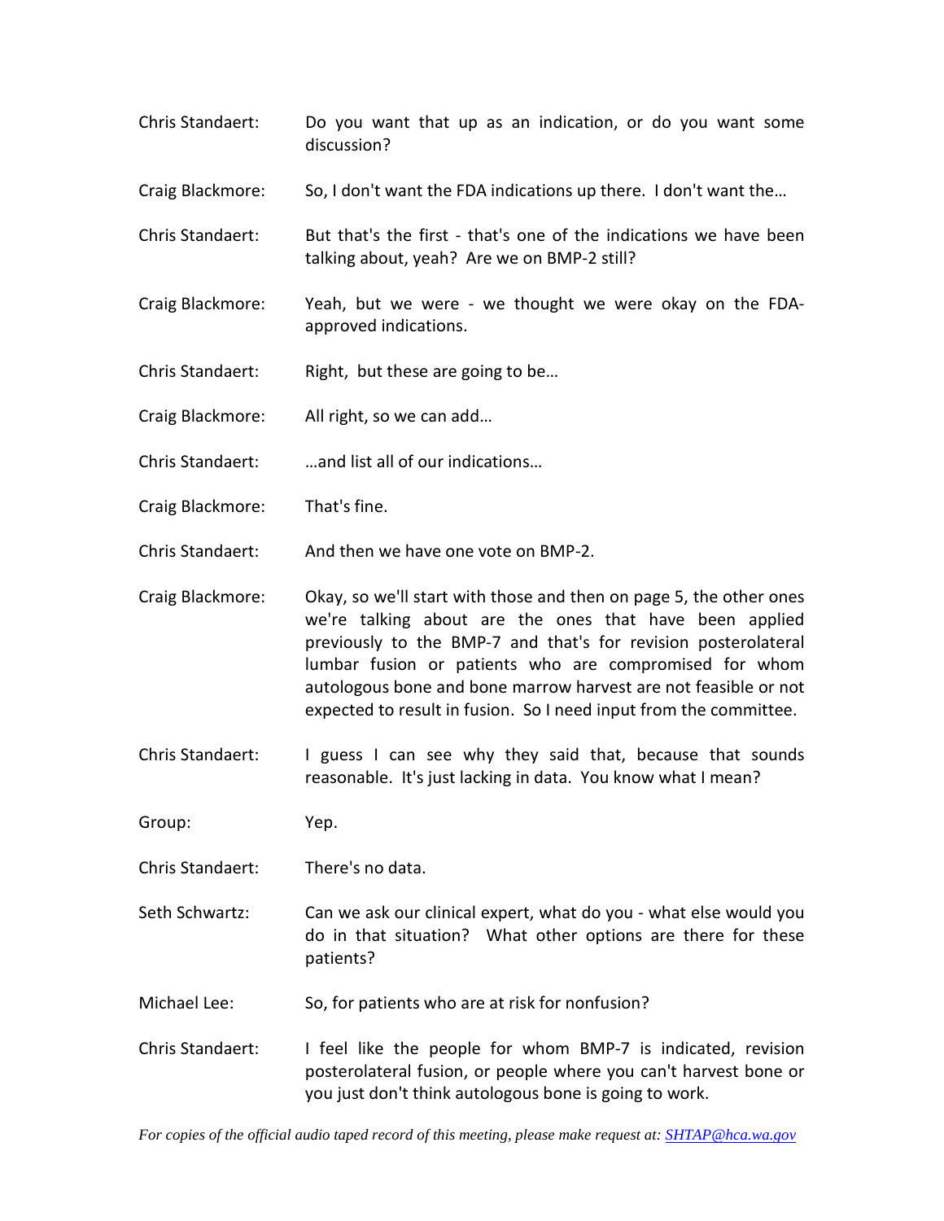Chris Standaert: Do you want that up as an indication, or do you want some discussion?

Craig Blackmore: So, I don't want the FDA indications up there. I don't want the…

Chris Standaert: But that's the first - that's one of the indications we have been talking about, yeah? Are we on BMP-2 still?

Craig Blackmore: Yeah, but we were - we thought we were okay on the FDA-approved indications.

Chris Standaert: Right, but these are going to be…

Craig Blackmore: All right, so we can add…

Chris Standaert: …and list all of our indications…

Craig Blackmore: That's fine.

Chris Standaert: And then we have one vote on BMP-2.

Craig Blackmore: Okay, so we'll start with those and then on page 5, the other ones we're talking about are the ones that have been applied previously to the BMP-7 and that's for revision posterolateral lumbar fusion or patients who are compromised for whom autologous bone and bone marrow harvest are not feasible or not expected to result in fusion. So I need input from the committee.

Chris Standaert: I guess I can see why they said that, because that sounds reasonable. It's just lacking in data. You know what I mean?

Group: Yep.

Chris Standaert: There's no data.

Seth Schwartz: Can we ask our clinical expert, what do you - what else would you do in that situation? What other options are there for these patients?

Michael Lee: So, for patients who are at risk for nonfusion?

Chris Standaert: I feel like the people for whom BMP-7 is indicated, revision posterolateral fusion, or people where you can't harvest bone or you just don't think autologous bone is going to work.

*For copies of the official audio taped record of this meeting, please make request at: SHTAP@hca.wa.gov*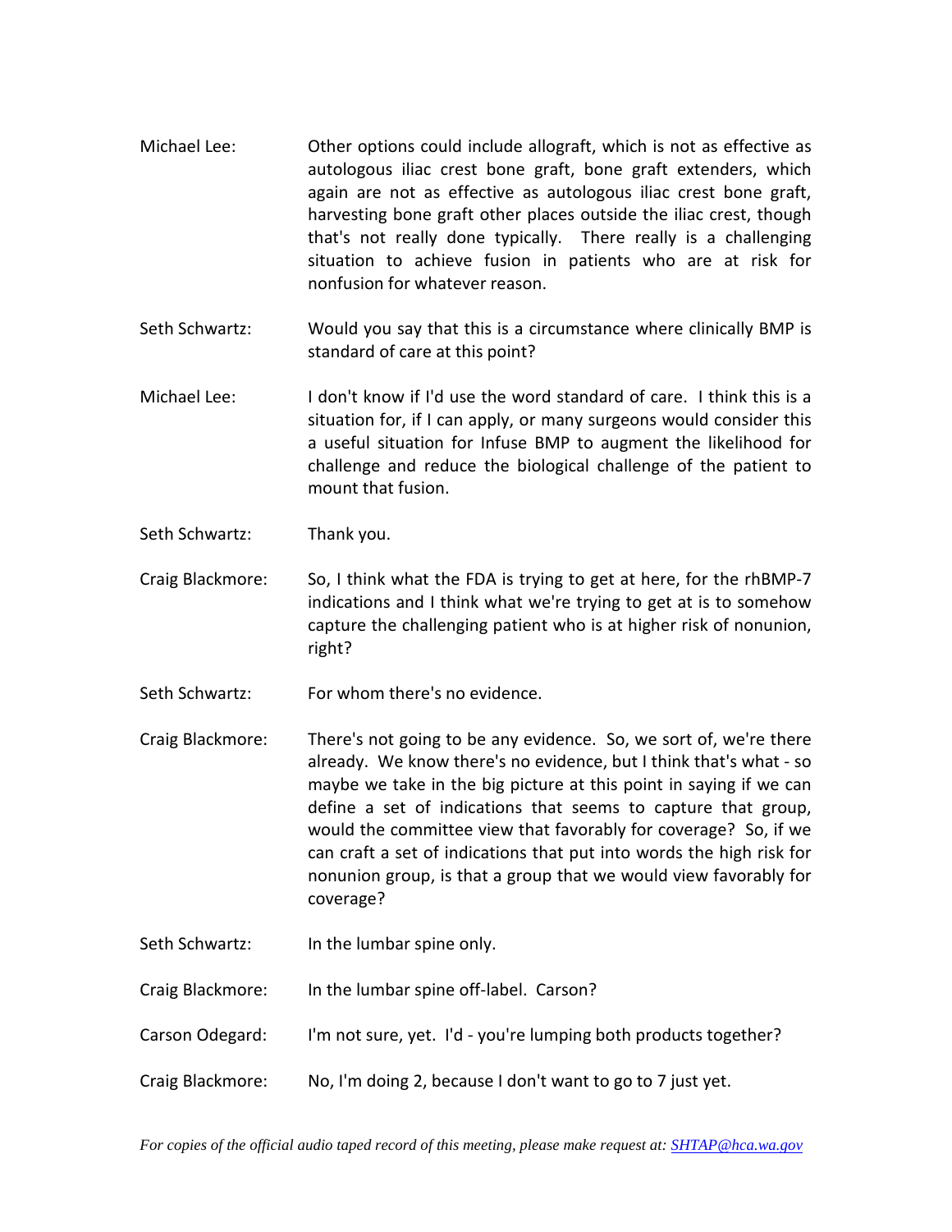Michael Lee: Other options could include allograft, which is not as effective as autologous iliac crest bone graft, bone graft extenders, which again are not as effective as autologous iliac crest bone graft, harvesting bone graft other places outside the iliac crest, though that's not really done typically. There really is a challenging situation to achieve fusion in patients who are at risk for nonfusion for whatever reason.

Seth Schwartz: Would you say that this is a circumstance where clinically BMP is standard of care at this point?

Michael Lee: I don't know if I'd use the word standard of care. I think this is a situation for, if I can apply, or many surgeons would consider this a useful situation for Infuse BMP to augment the likelihood for challenge and reduce the biological challenge of the patient to mount that fusion.

Seth Schwartz: Thank you.

Craig Blackmore: So, I think what the FDA is trying to get at here, for the rhBMP-7 indications and I think what we're trying to get at is to somehow capture the challenging patient who is at higher risk of nonunion, right?

Seth Schwartz: For whom there's no evidence.

Craig Blackmore: There's not going to be any evidence. So, we sort of, we're there already. We know there's no evidence, but I think that's what - so maybe we take in the big picture at this point in saying if we can define a set of indications that seems to capture that group, would the committee view that favorably for coverage? So, if we can craft a set of indications that put into words the high risk for nonunion group, is that a group that we would view favorably for coverage?

Seth Schwartz: In the lumbar spine only.

Craig Blackmore: In the lumbar spine off-label. Carson?

Carson Odegard: I'm not sure, yet. I'd - you're lumping both products together?

Craig Blackmore: No, I'm doing 2, because I don't want to go to 7 just yet.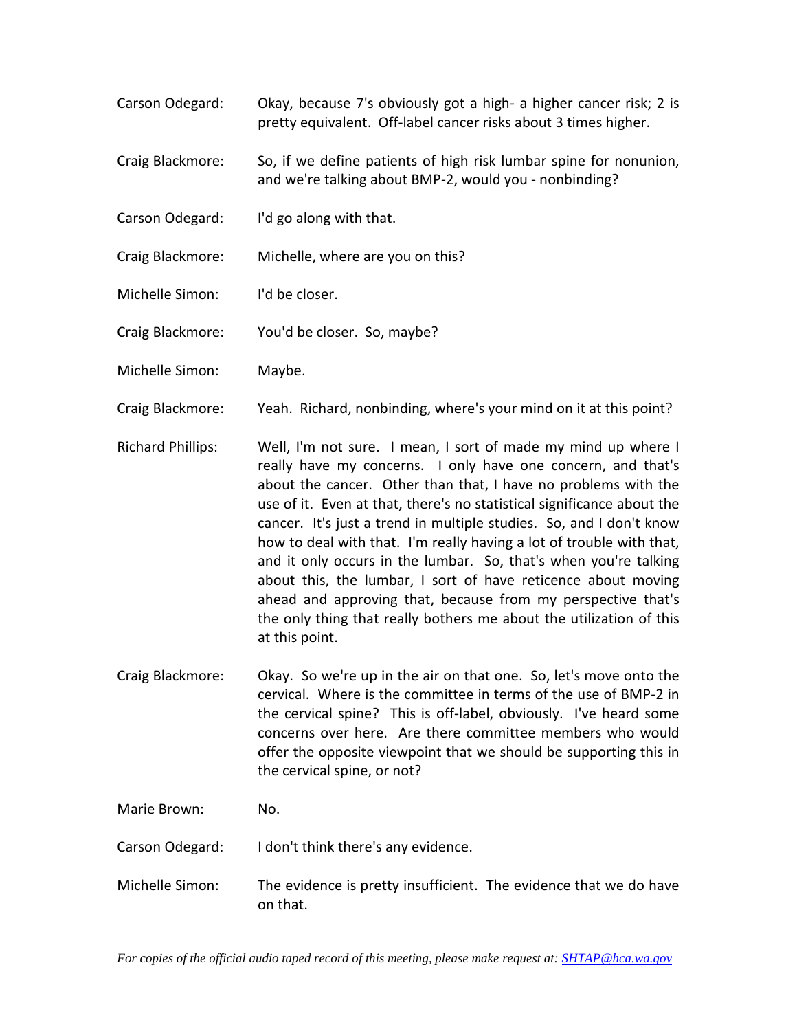Carson Odegard: Okay, because 7's obviously got a high- a higher cancer risk; 2 is pretty equivalent. Off-label cancer risks about 3 times higher.

Craig Blackmore: So, if we define patients of high risk lumbar spine for nonunion, and we're talking about BMP-2, would you - nonbinding?

Carson Odegard: I'd go along with that.

Craig Blackmore: Michelle, where are you on this?

Michelle Simon: I'd be closer.

Craig Blackmore: You'd be closer. So, maybe?

Michelle Simon: Maybe.

Craig Blackmore: Yeah. Richard, nonbinding, where's your mind on it at this point?

Richard Phillips: Well, I'm not sure. I mean, I sort of made my mind up where I really have my concerns. I only have one concern, and that's about the cancer. Other than that, I have no problems with the use of it. Even at that, there's no statistical significance about the cancer. It's just a trend in multiple studies. So, and I don't know how to deal with that. I'm really having a lot of trouble with that, and it only occurs in the lumbar. So, that's when you're talking about this, the lumbar, I sort of have reticence about moving ahead and approving that, because from my perspective that's the only thing that really bothers me about the utilization of this at this point.

Craig Blackmore: Okay. So we're up in the air on that one. So, let's move onto the cervical. Where is the committee in terms of the use of BMP-2 in the cervical spine? This is off-label, obviously. I've heard some concerns over here. Are there committee members who would offer the opposite viewpoint that we should be supporting this in the cervical spine, or not?

Marie Brown: No.

Carson Odegard: I don't think there's any evidence.

Michelle Simon: The evidence is pretty insufficient. The evidence that we do have on that.

*For copies of the official audio taped record of this meeting, please make request at: SHTAP@hca.wa.gov*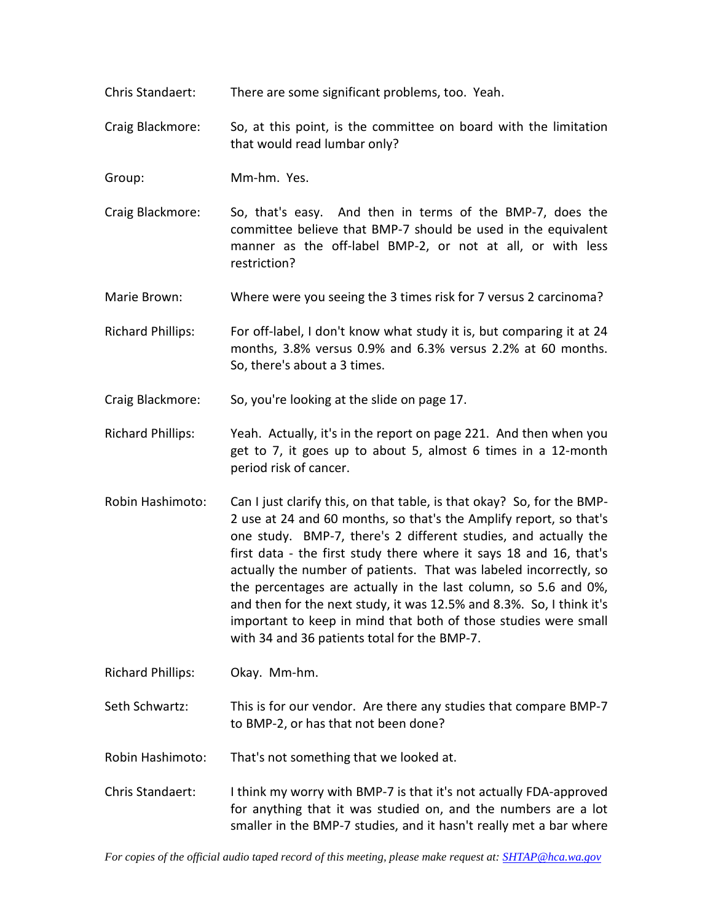Chris Standaert: There are some significant problems, too. Yeah.

Craig Blackmore: So, at this point, is the committee on board with the limitation that would read lumbar only?

Group: Mm-hm. Yes.

Craig Blackmore: So, that's easy. And then in terms of the BMP-7, does the committee believe that BMP-7 should be used in the equivalent manner as the off-label BMP-2, or not at all, or with less restriction?

Marie Brown: Where were you seeing the 3 times risk for 7 versus 2 carcinoma?

Richard Phillips: For off-label, I don't know what study it is, but comparing it at 24 months, 3.8% versus 0.9% and 6.3% versus 2.2% at 60 months. So, there's about a 3 times.

Craig Blackmore: So, you're looking at the slide on page 17.

Richard Phillips: Yeah. Actually, it's in the report on page 221. And then when you get to 7, it goes up to about 5, almost 6 times in a 12-month period risk of cancer.

Robin Hashimoto: Can I just clarify this, on that table, is that okay? So, for the BMP-2 use at 24 and 60 months, so that's the Amplify report, so that's one study. BMP-7, there's 2 different studies, and actually the first data - the first study there where it says 18 and 16, that's actually the number of patients. That was labeled incorrectly, so the percentages are actually in the last column, so 5.6 and 0%, and then for the next study, it was 12.5% and 8.3%. So, I think it's important to keep in mind that both of those studies were small with 34 and 36 patients total for the BMP-7.

Richard Phillips: Okay. Mm-hm.

Seth Schwartz: This is for our vendor. Are there any studies that compare BMP-7 to BMP-2, or has that not been done?

Robin Hashimoto: That's not something that we looked at.

Chris Standaert: I think my worry with BMP-7 is that it's not actually FDA-approved for anything that it was studied on, and the numbers are a lot smaller in the BMP-7 studies, and it hasn't really met a bar where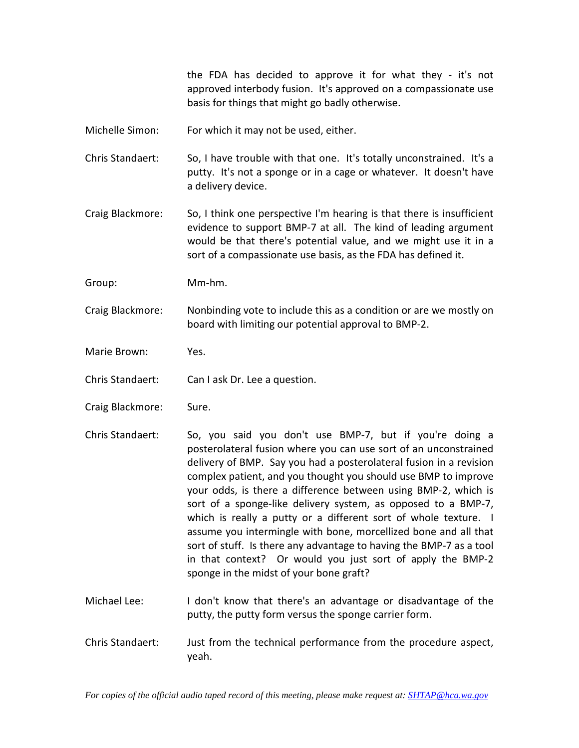the FDA has decided to approve it for what they - it's not approved interbody fusion. It's approved on a compassionate use basis for things that might go badly otherwise.

Michelle Simon: For which it may not be used, either.

Chris Standaert: So, I have trouble with that one. It's totally unconstrained. It's a putty. It's not a sponge or in a cage or whatever. It doesn't have a delivery device.

Craig Blackmore: So, I think one perspective I'm hearing is that there is insufficient evidence to support BMP-7 at all. The kind of leading argument would be that there's potential value, and we might use it in a sort of a compassionate use basis, as the FDA has defined it.

Group: Mm-hm.

Craig Blackmore: Nonbinding vote to include this as a condition or are we mostly on board with limiting our potential approval to BMP-2.

Marie Brown: Yes.

Chris Standaert: Can I ask Dr. Lee a question.

Craig Blackmore: Sure.

Chris Standaert: So, you said you don't use BMP-7, but if you're doing a posterolateral fusion where you can use sort of an unconstrained delivery of BMP. Say you had a posterolateral fusion in a revision complex patient, and you thought you should use BMP to improve your odds, is there a difference between using BMP-2, which is sort of a sponge-like delivery system, as opposed to a BMP-7, which is really a putty or a different sort of whole texture. I assume you intermingle with bone, morcellized bone and all that sort of stuff. Is there any advantage to having the BMP-7 as a tool in that context? Or would you just sort of apply the BMP-2 sponge in the midst of your bone graft?

Michael Lee: I don't know that there's an advantage or disadvantage of the putty, the putty form versus the sponge carrier form.

Chris Standaert: Just from the technical performance from the procedure aspect, yeah.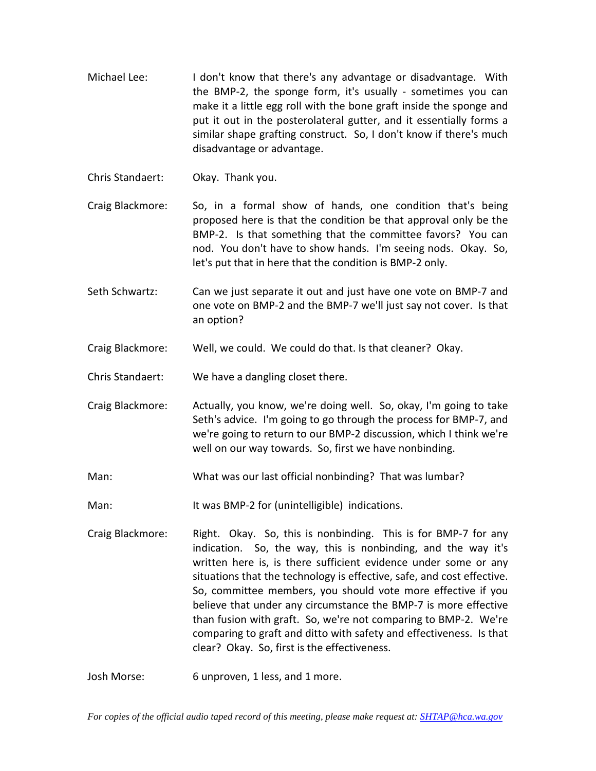Michael Lee: I don't know that there's any advantage or disadvantage. With the BMP-2, the sponge form, it's usually - sometimes you can make it a little egg roll with the bone graft inside the sponge and put it out in the posterolateral gutter, and it essentially forms a similar shape grafting construct. So, I don't know if there's much disadvantage or advantage.

Chris Standaert: Okay. Thank you.

Craig Blackmore: So, in a formal show of hands, one condition that's being proposed here is that the condition be that approval only be the BMP-2. Is that something that the committee favors? You can nod. You don't have to show hands. I'm seeing nods. Okay. So, let's put that in here that the condition is BMP-2 only.

Seth Schwartz: Can we just separate it out and just have one vote on BMP-7 and one vote on BMP-2 and the BMP-7 we'll just say not cover. Is that an option?

Craig Blackmore: Well, we could. We could do that. Is that cleaner? Okay.

Chris Standaert: We have a dangling closet there.

Craig Blackmore: Actually, you know, we're doing well. So, okay, I'm going to take Seth's advice. I'm going to go through the process for BMP-7, and we're going to return to our BMP-2 discussion, which I think we're well on our way towards. So, first we have nonbinding.

Man: What was our last official nonbinding? That was lumbar?

Man: It was BMP-2 for (unintelligible) indications.

Craig Blackmore: Right. Okay. So, this is nonbinding. This is for BMP-7 for any indication. So, the way, this is nonbinding, and the way it's written here is, is there sufficient evidence under some or any situations that the technology is effective, safe, and cost effective. So, committee members, you should vote more effective if you believe that under any circumstance the BMP-7 is more effective than fusion with graft. So, we're not comparing to BMP-2. We're comparing to graft and ditto with safety and effectiveness. Is that clear? Okay. So, first is the effectiveness.

Josh Morse: 6 unproven, 1 less, and 1 more.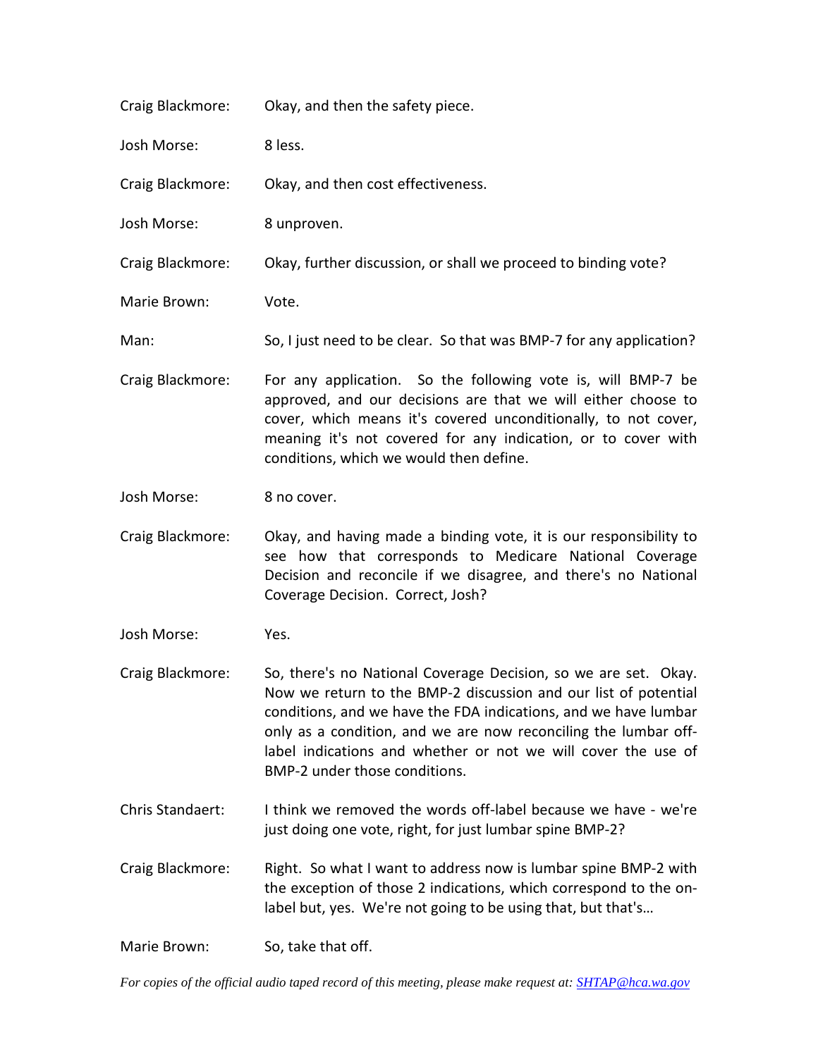Craig Blackmore: Okay, and then the safety piece.

Josh Morse: 8 less.

Craig Blackmore: Okay, and then cost effectiveness.

Josh Morse: 8 unproven.

Craig Blackmore: Okay, further discussion, or shall we proceed to binding vote?

Marie Brown: Vote.

Man: So, I just need to be clear. So that was BMP-7 for any application?

Craig Blackmore: For any application. So the following vote is, will BMP-7 be approved, and our decisions are that we will either choose to cover, which means it's covered unconditionally, to not cover, meaning it's not covered for any indication, or to cover with conditions, which we would then define.

Josh Morse: 8 no cover.

Craig Blackmore: Okay, and having made a binding vote, it is our responsibility to see how that corresponds to Medicare National Coverage Decision and reconcile if we disagree, and there's no National Coverage Decision. Correct, Josh?

Josh Morse: Yes.

Craig Blackmore: So, there's no National Coverage Decision, so we are set. Okay. Now we return to the BMP-2 discussion and our list of potential conditions, and we have the FDA indications, and we have lumbar only as a condition, and we are now reconciling the lumbar off-label indications and whether or not we will cover the use of BMP-2 under those conditions.

Chris Standaert: I think we removed the words off-label because we have - we're just doing one vote, right, for just lumbar spine BMP-2?

Craig Blackmore: Right. So what I want to address now is lumbar spine BMP-2 with the exception of those 2 indications, which correspond to the on-label but, yes. We're not going to be using that, but that's…

Marie Brown: So, take that off.

*For copies of the official audio taped record of this meeting, please make request at: [SHTAP@hca.wa.gov](mailto:SHTAP@hca.wa.gov)*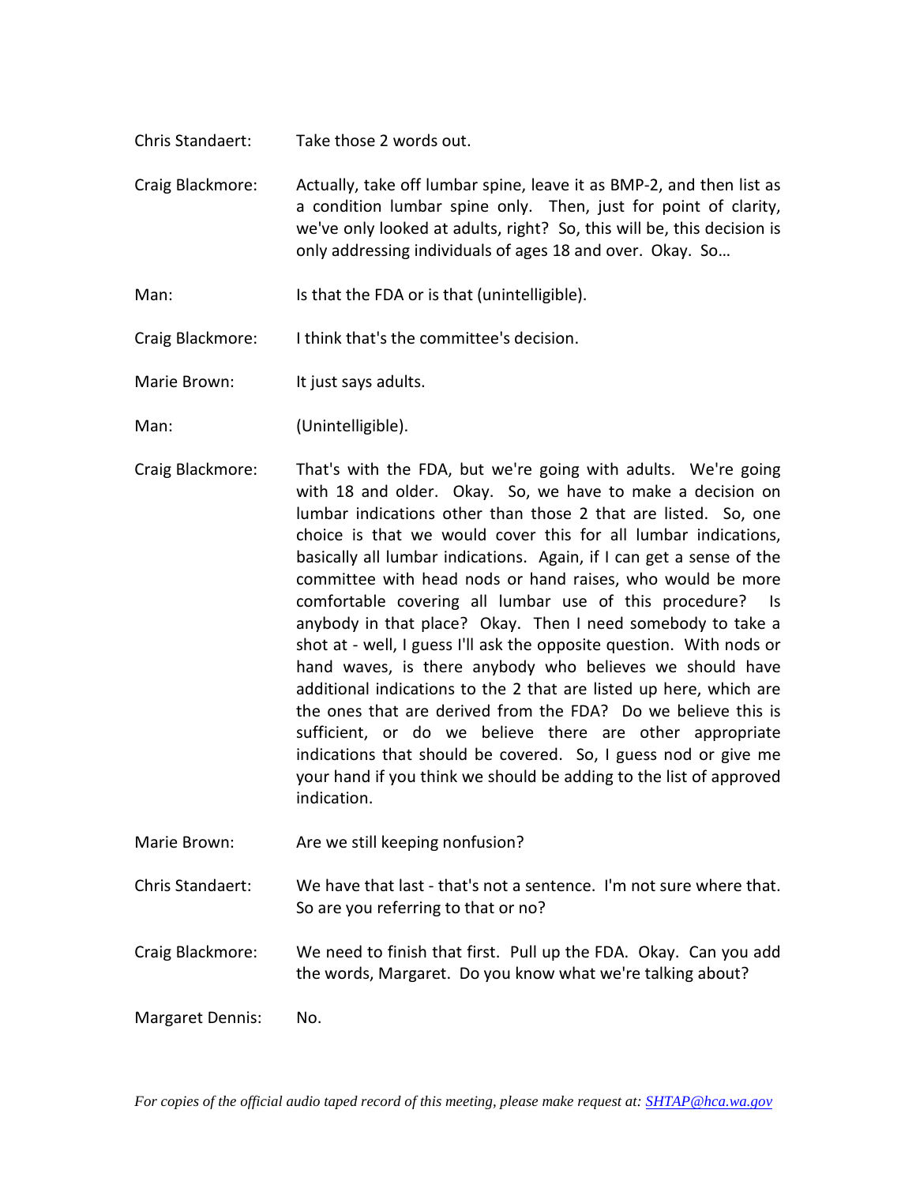Chris Standaert: Take those 2 words out.

Craig Blackmore: Actually, take off lumbar spine, leave it as BMP-2, and then list as a condition lumbar spine only. Then, just for point of clarity, we've only looked at adults, right? So, this will be, this decision is only addressing individuals of ages 18 and over. Okay. So…

Man: Is that the FDA or is that (unintelligible).

Craig Blackmore: I think that's the committee's decision.

Marie Brown: It just says adults.

Man: (Unintelligible).

Craig Blackmore: That's with the FDA, but we're going with adults. We're going with 18 and older. Okay. So, we have to make a decision on lumbar indications other than those 2 that are listed. So, one choice is that we would cover this for all lumbar indications, basically all lumbar indications. Again, if I can get a sense of the committee with head nods or hand raises, who would be more comfortable covering all lumbar use of this procedure? Is anybody in that place? Okay. Then I need somebody to take a shot at - well, I guess I'll ask the opposite question. With nods or hand waves, is there anybody who believes we should have additional indications to the 2 that are listed up here, which are the ones that are derived from the FDA? Do we believe this is sufficient, or do we believe there are other appropriate indications that should be covered. So, I guess nod or give me your hand if you think we should be adding to the list of approved indication.

Marie Brown: Are we still keeping nonfusion?

Chris Standaert: We have that last - that's not a sentence. I'm not sure where that. So are you referring to that or no?

Craig Blackmore: We need to finish that first. Pull up the FDA. Okay. Can you add the words, Margaret. Do you know what we're talking about?

Margaret Dennis: No.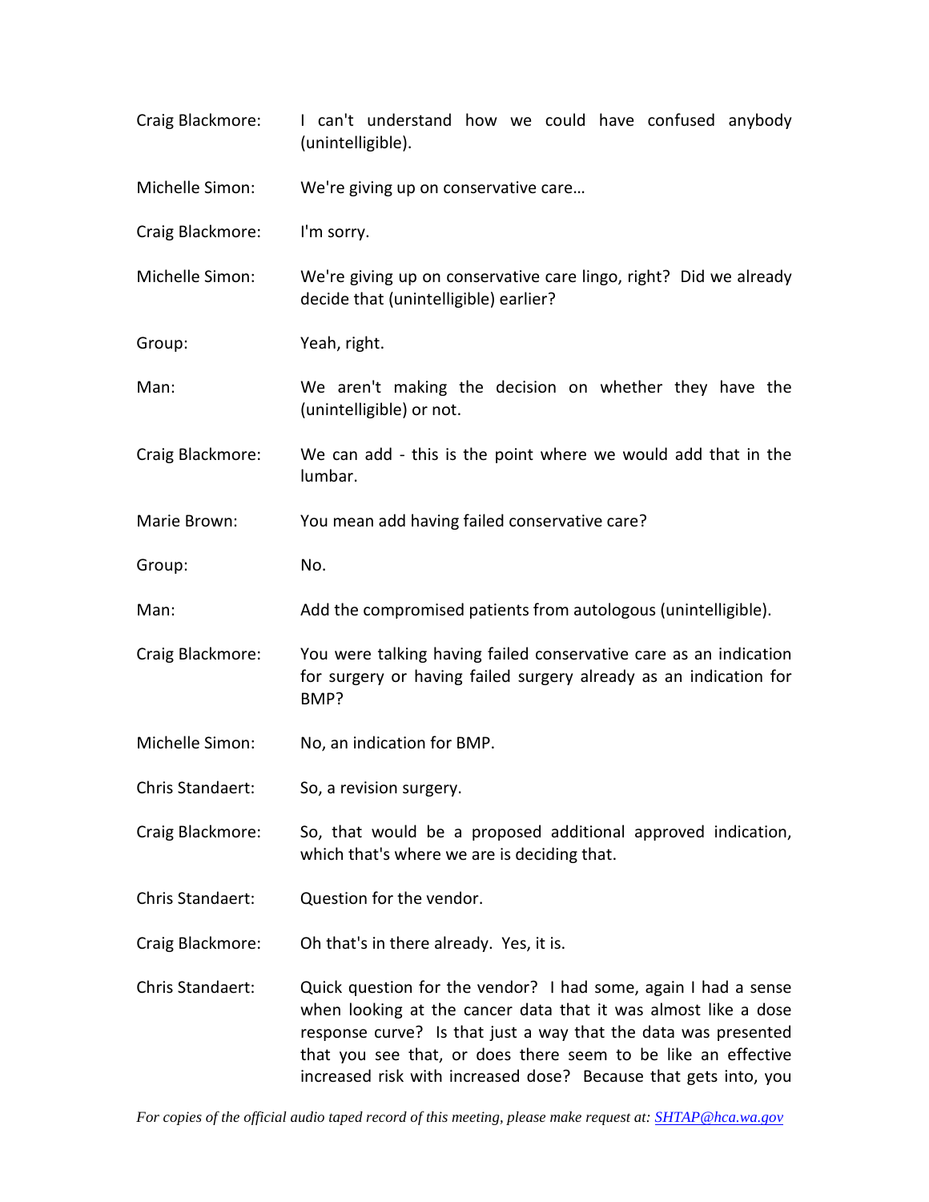Craig Blackmore: I can't understand how we could have confused anybody (unintelligible).

Michelle Simon: We're giving up on conservative care…

Craig Blackmore: I'm sorry.

Michelle Simon: We're giving up on conservative care lingo, right? Did we already decide that (unintelligible) earlier?

Group: Yeah, right.

Man: We aren't making the decision on whether they have the (unintelligible) or not.

Craig Blackmore: We can add - this is the point where we would add that in the lumbar.

Marie Brown: You mean add having failed conservative care?

Group: No.

Man: Add the compromised patients from autologous (unintelligible).

Craig Blackmore: You were talking having failed conservative care as an indication for surgery or having failed surgery already as an indication for BMP?

Michelle Simon: No, an indication for BMP.

Chris Standaert: So, a revision surgery.

Craig Blackmore: So, that would be a proposed additional approved indication, which that's where we are is deciding that.

Chris Standaert: Question for the vendor.

Craig Blackmore: Oh that's in there already. Yes, it is.

Chris Standaert: Quick question for the vendor? I had some, again I had a sense when looking at the cancer data that it was almost like a dose response curve? Is that just a way that the data was presented that you see that, or does there seem to be like an effective increased risk with increased dose? Because that gets into, you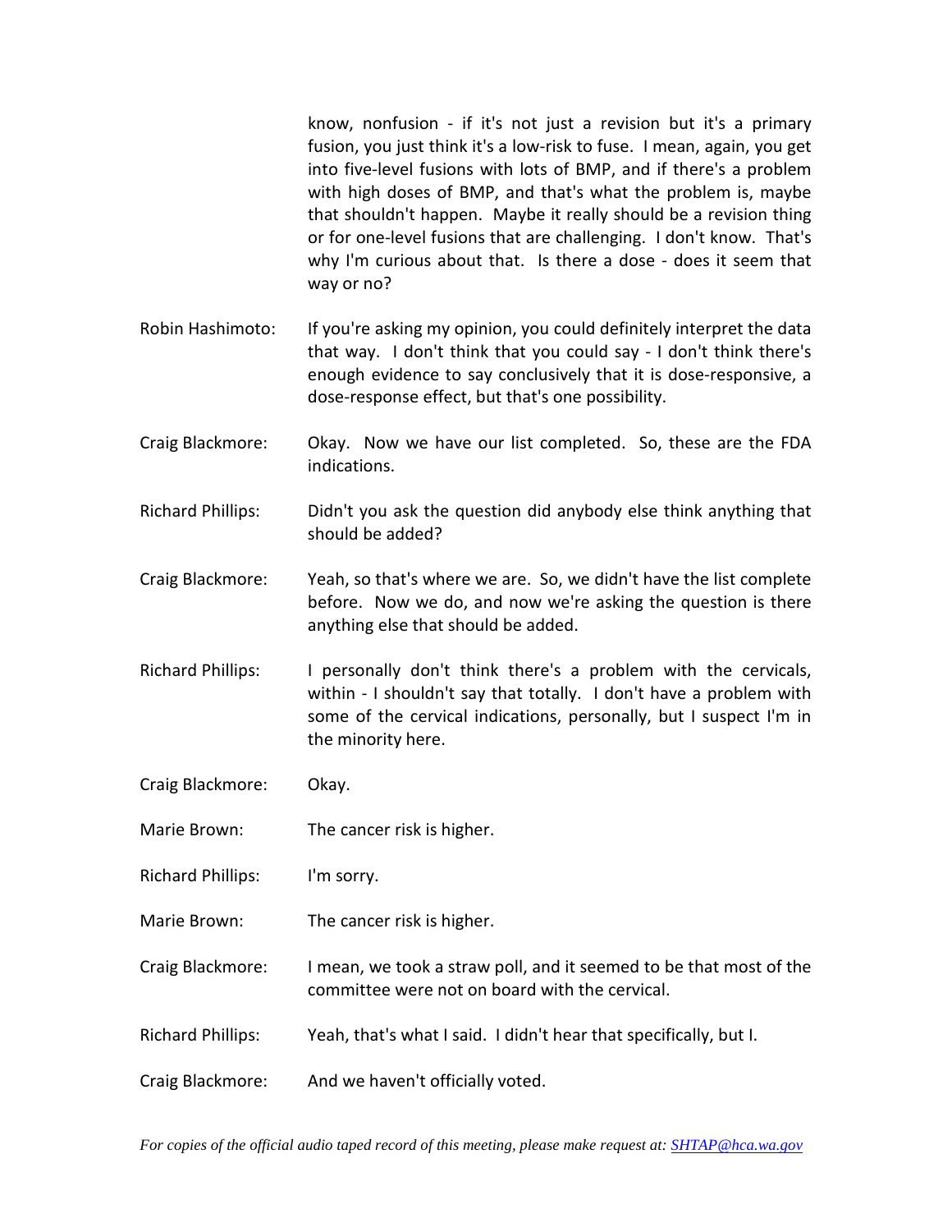know, nonfusion - if it's not just a revision but it's a primary fusion, you just think it's a low-risk to fuse. I mean, again, you get into five-level fusions with lots of BMP, and if there's a problem with high doses of BMP, and that's what the problem is, maybe that shouldn't happen. Maybe it really should be a revision thing or for one-level fusions that are challenging. I don't know. That's why I'm curious about that. Is there a dose - does it seem that way or no?

Robin Hashimoto: If you're asking my opinion, you could definitely interpret the data that way. I don't think that you could say - I don't think there's enough evidence to say conclusively that it is dose-responsive, a dose-response effect, but that's one possibility.

Craig Blackmore: Okay. Now we have our list completed. So, these are the FDA indications.

Richard Phillips: Didn't you ask the question did anybody else think anything that should be added?

Craig Blackmore: Yeah, so that's where we are. So, we didn't have the list complete before. Now we do, and now we're asking the question is there anything else that should be added.

Richard Phillips: I personally don't think there's a problem with the cervicals, within - I shouldn't say that totally. I don't have a problem with some of the cervical indications, personally, but I suspect I'm in the minority here.

Craig Blackmore: Okay.

Marie Brown: The cancer risk is higher.

Richard Phillips: I'm sorry.

Marie Brown: The cancer risk is higher.

Craig Blackmore: I mean, we took a straw poll, and it seemed to be that most of the committee were not on board with the cervical.

Richard Phillips: Yeah, that's what I said. I didn't hear that specifically, but I.

Craig Blackmore: And we haven't officially voted.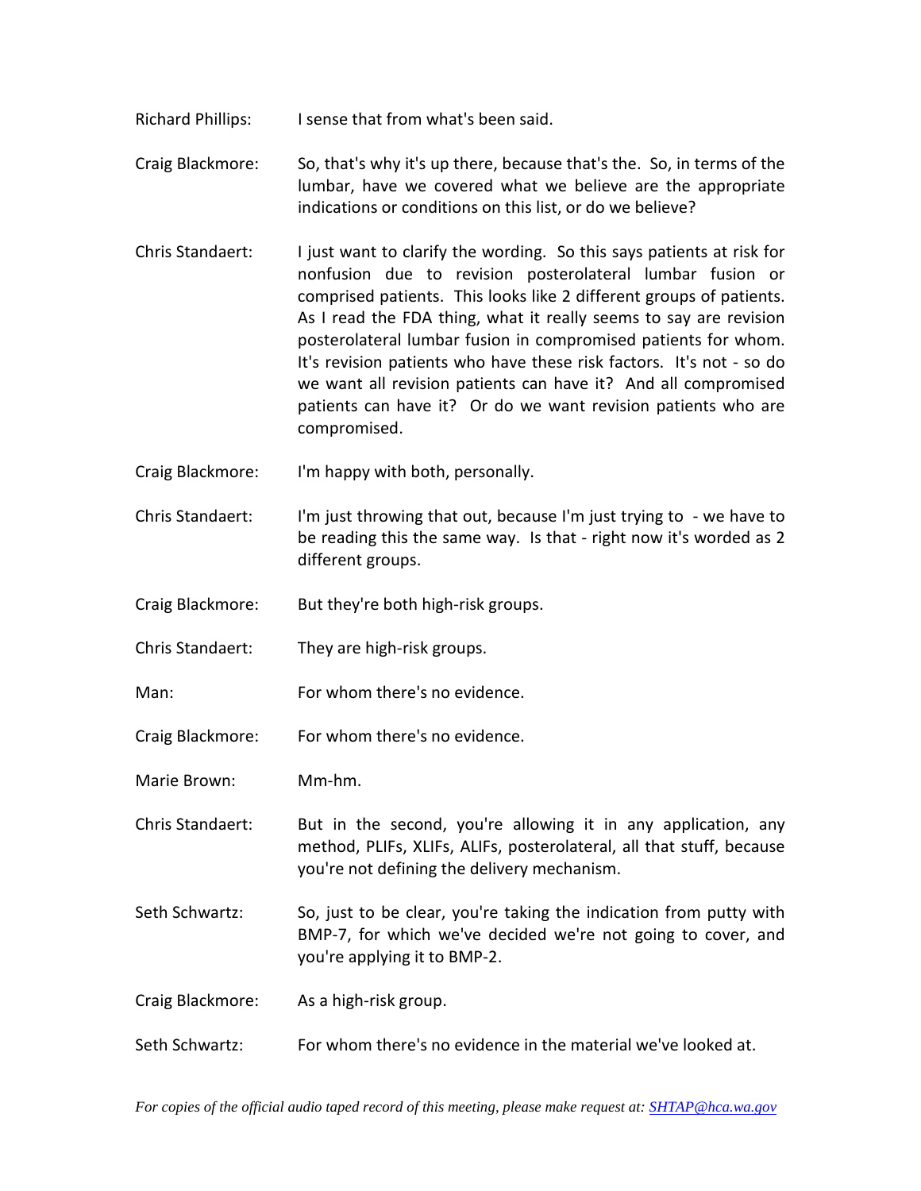Richard Phillips: I sense that from what's been said.

Craig Blackmore: So, that's why it's up there, because that's the. So, in terms of the lumbar, have we covered what we believe are the appropriate indications or conditions on this list, or do we believe?

Chris Standaert: I just want to clarify the wording. So this says patients at risk for nonfusion due to revision posterolateral lumbar fusion or comprised patients. This looks like 2 different groups of patients. As I read the FDA thing, what it really seems to say are revision posterolateral lumbar fusion in compromised patients for whom. It's revision patients who have these risk factors. It's not - so do we want all revision patients can have it? And all compromised patients can have it? Or do we want revision patients who are compromised.

Craig Blackmore: I'm happy with both, personally.

Chris Standaert: I'm just throwing that out, because I'm just trying to - we have to be reading this the same way. Is that - right now it's worded as 2 different groups.

Craig Blackmore: But they're both high-risk groups.

Chris Standaert: They are high-risk groups.

Man: For whom there's no evidence.

Craig Blackmore: For whom there's no evidence.

Marie Brown: Mm-hm.

Chris Standaert: But in the second, you're allowing it in any application, any method, PLIFs, XLIFs, ALIFs, posterolateral, all that stuff, because you're not defining the delivery mechanism.

Seth Schwartz: So, just to be clear, you're taking the indication from putty with BMP-7, for which we've decided we're not going to cover, and you're applying it to BMP-2.

Craig Blackmore: As a high-risk group.

Seth Schwartz: For whom there's no evidence in the material we've looked at.

*For copies of the official audio taped record of this meeting, please make request at: SHTAP@hca.wa.gov*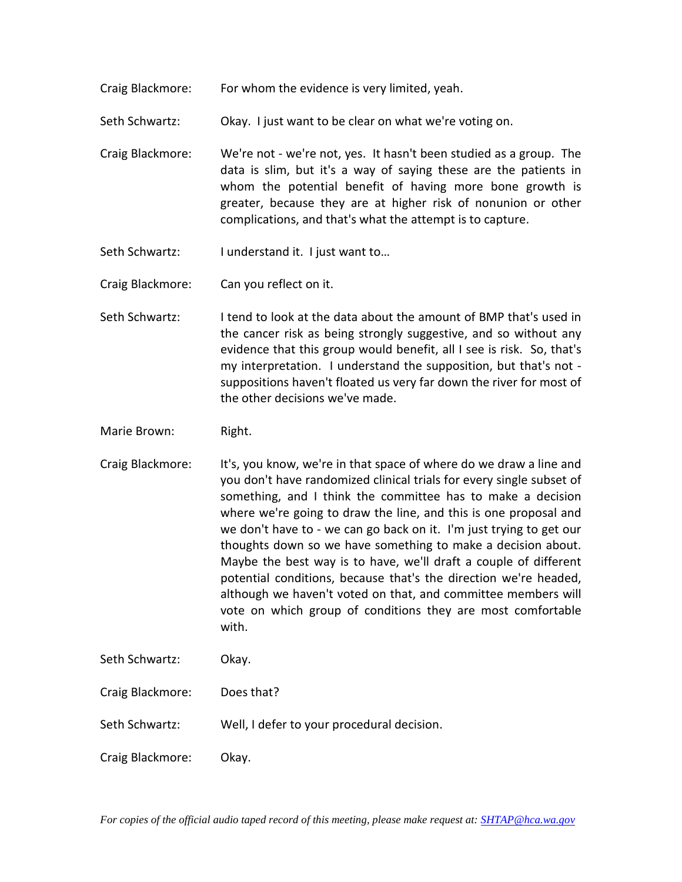Craig Blackmore: For whom the evidence is very limited, yeah.

Seth Schwartz: Okay. I just want to be clear on what we're voting on.

Craig Blackmore: We're not - we're not, yes. It hasn't been studied as a group. The data is slim, but it's a way of saying these are the patients in whom the potential benefit of having more bone growth is greater, because they are at higher risk of nonunion or other complications, and that's what the attempt is to capture.

Seth Schwartz: I understand it. I just want to…

Craig Blackmore: Can you reflect on it.

Seth Schwartz: I tend to look at the data about the amount of BMP that's used in the cancer risk as being strongly suggestive, and so without any evidence that this group would benefit, all I see is risk. So, that's my interpretation. I understand the supposition, but that's not - suppositions haven't floated us very far down the river for most of the other decisions we've made.

Marie Brown: Right.

Craig Blackmore: It's, you know, we're in that space of where do we draw a line and you don't have randomized clinical trials for every single subset of something, and I think the committee has to make a decision where we're going to draw the line, and this is one proposal and we don't have to - we can go back on it. I'm just trying to get our thoughts down so we have something to make a decision about. Maybe the best way is to have, we'll draft a couple of different potential conditions, because that's the direction we're headed, although we haven't voted on that, and committee members will vote on which group of conditions they are most comfortable with.

Seth Schwartz: Okay.

Craig Blackmore: Does that?

Seth Schwartz: Well, I defer to your procedural decision.

Craig Blackmore: Okay.

*For copies of the official audio taped record of this meeting, please make request at: SHTAP@hca.wa.gov*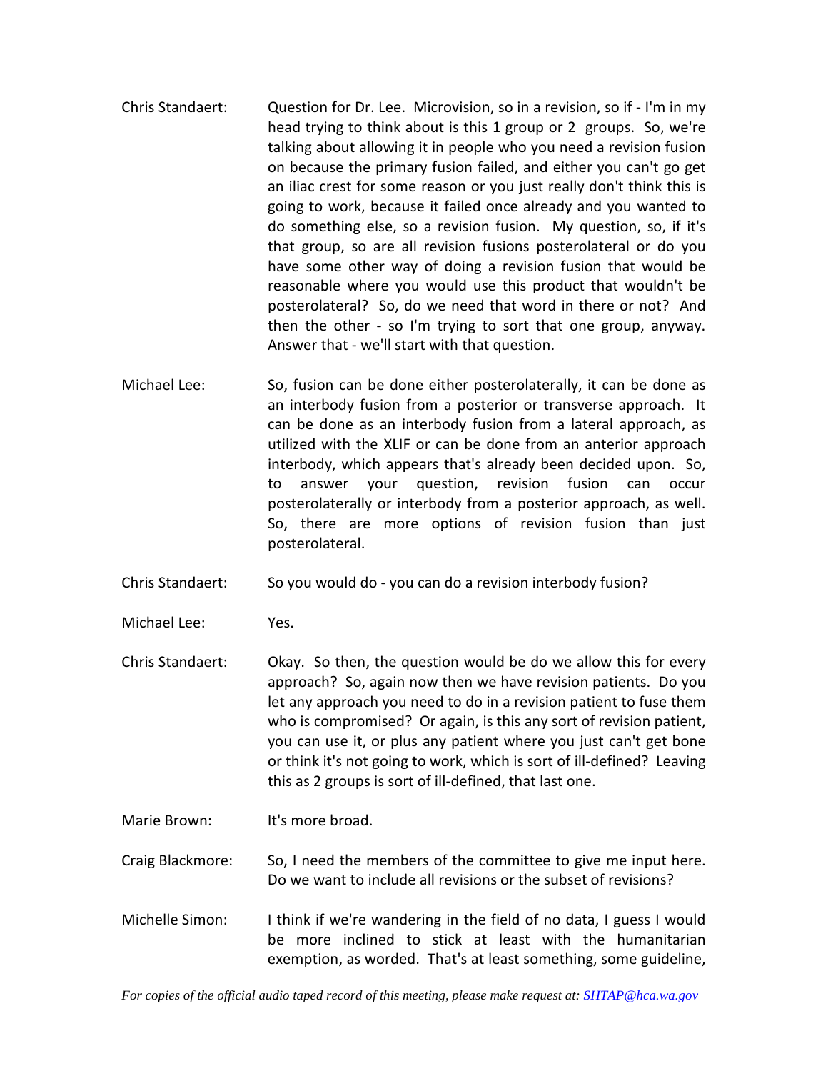Chris Standaert: Question for Dr. Lee. Microvision, so in a revision, so if - I'm in my head trying to think about is this 1 group or 2 groups. So, we're talking about allowing it in people who you need a revision fusion on because the primary fusion failed, and either you can't go get an iliac crest for some reason or you just really don't think this is going to work, because it failed once already and you wanted to do something else, so a revision fusion. My question, so, if it's that group, so are all revision fusions posterolateral or do you have some other way of doing a revision fusion that would be reasonable where you would use this product that wouldn't be posterolateral? So, do we need that word in there or not? And then the other - so I'm trying to sort that one group, anyway. Answer that - we'll start with that question.

Michael Lee: So, fusion can be done either posterolaterally, it can be done as an interbody fusion from a posterior or transverse approach. It can be done as an interbody fusion from a lateral approach, as utilized with the XLIF or can be done from an anterior approach interbody, which appears that's already been decided upon. So, to answer your question, revision fusion can occur posterolaterally or interbody from a posterior approach, as well. So, there are more options of revision fusion than just posterolateral.

Chris Standaert: So you would do - you can do a revision interbody fusion?

Michael Lee: Yes.

Chris Standaert: Okay. So then, the question would be do we allow this for every approach? So, again now then we have revision patients. Do you let any approach you need to do in a revision patient to fuse them who is compromised? Or again, is this any sort of revision patient, you can use it, or plus any patient where you just can't get bone or think it's not going to work, which is sort of ill-defined? Leaving this as 2 groups is sort of ill-defined, that last one.

Marie Brown: It's more broad.

Craig Blackmore: So, I need the members of the committee to give me input here. Do we want to include all revisions or the subset of revisions?

Michelle Simon: I think if we're wandering in the field of no data, I guess I would be more inclined to stick at least with the humanitarian exemption, as worded. That's at least something, some guideline,

*For copies of the official audio taped record of this meeting, please make request at: [SHTAP@hca.wa.gov](mailto:SHTAP@hca.wa.gov)*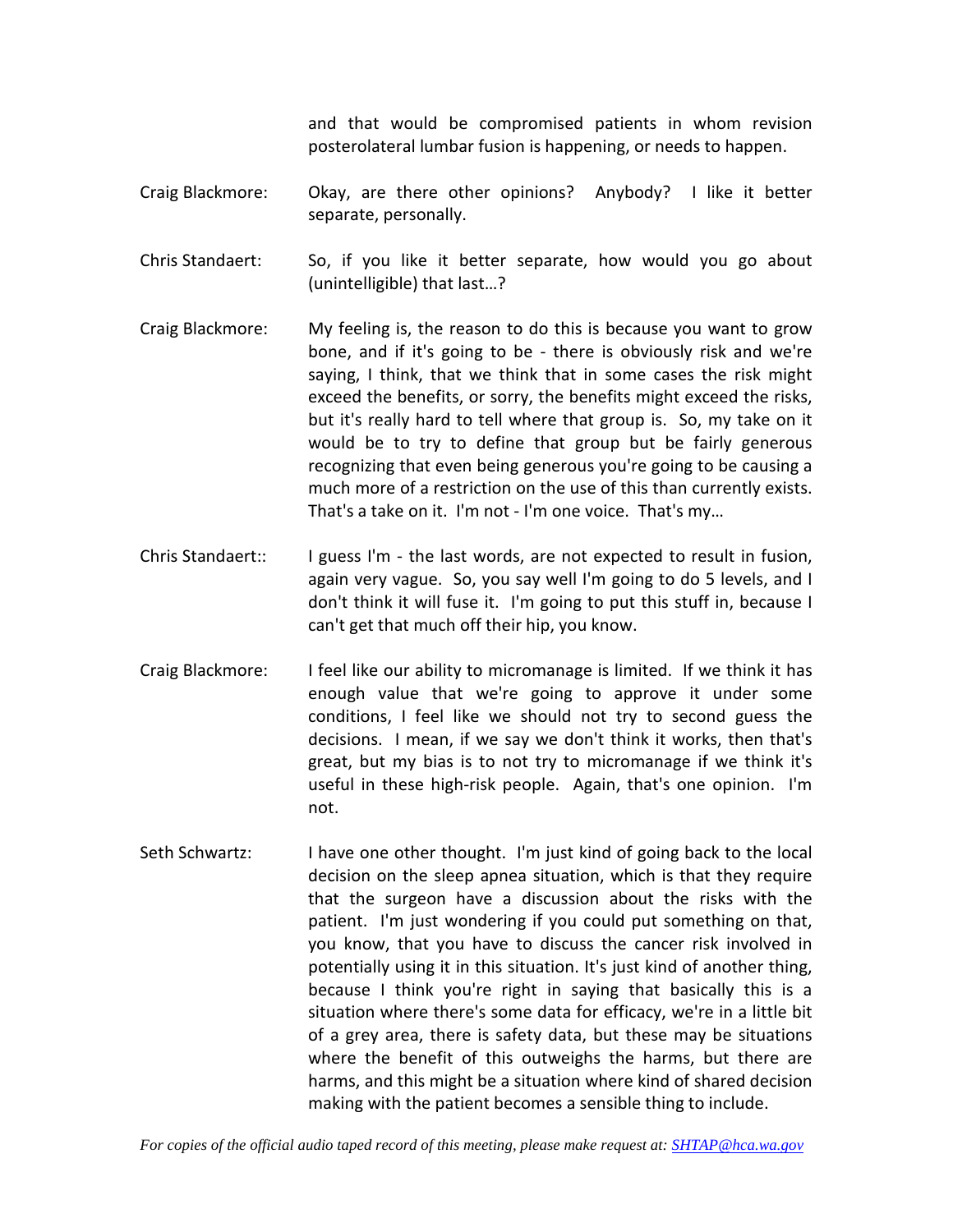and that would be compromised patients in whom revision posterolateral lumbar fusion is happening, or needs to happen.

Craig Blackmore: Okay, are there other opinions? Anybody? I like it better separate, personally.

Chris Standaert: So, if you like it better separate, how would you go about (unintelligible) that last…?

Craig Blackmore: My feeling is, the reason to do this is because you want to grow bone, and if it's going to be - there is obviously risk and we're saying, I think, that we think that in some cases the risk might exceed the benefits, or sorry, the benefits might exceed the risks, but it's really hard to tell where that group is. So, my take on it would be to try to define that group but be fairly generous recognizing that even being generous you're going to be causing a much more of a restriction on the use of this than currently exists. That's a take on it. I'm not - I'm one voice. That's my…

Chris Standaert:: I guess I'm - the last words, are not expected to result in fusion, again very vague. So, you say well I'm going to do 5 levels, and I don't think it will fuse it. I'm going to put this stuff in, because I can't get that much off their hip, you know.

Craig Blackmore: I feel like our ability to micromanage is limited. If we think it has enough value that we're going to approve it under some conditions, I feel like we should not try to second guess the decisions. I mean, if we say we don't think it works, then that's great, but my bias is to not try to micromanage if we think it's useful in these high-risk people. Again, that's one opinion. I'm not.

Seth Schwartz: I have one other thought. I'm just kind of going back to the local decision on the sleep apnea situation, which is that they require that the surgeon have a discussion about the risks with the patient. I'm just wondering if you could put something on that, you know, that you have to discuss the cancer risk involved in potentially using it in this situation. It's just kind of another thing, because I think you're right in saying that basically this is a situation where there's some data for efficacy, we're in a little bit of a grey area, there is safety data, but these may be situations where the benefit of this outweighs the harms, but there are harms, and this might be a situation where kind of shared decision making with the patient becomes a sensible thing to include.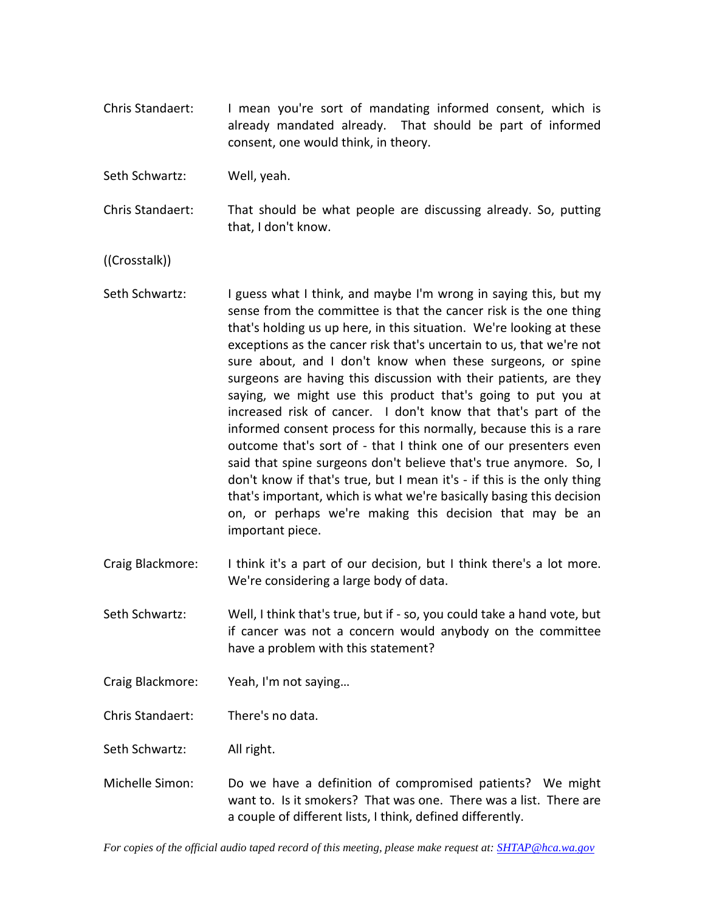Chris Standaert: I mean you're sort of mandating informed consent, which is already mandated already. That should be part of informed consent, one would think, in theory.

Seth Schwartz: Well, yeah.

Chris Standaert: That should be what people are discussing already. So, putting that, I don't know.

((Crosstalk))

Seth Schwartz: I guess what I think, and maybe I'm wrong in saying this, but my sense from the committee is that the cancer risk is the one thing that's holding us up here, in this situation. We're looking at these exceptions as the cancer risk that's uncertain to us, that we're not sure about, and I don't know when these surgeons, or spine surgeons are having this discussion with their patients, are they saying, we might use this product that's going to put you at increased risk of cancer. I don't know that that's part of the informed consent process for this normally, because this is a rare outcome that's sort of - that I think one of our presenters even said that spine surgeons don't believe that's true anymore. So, I don't know if that's true, but I mean it's - if this is the only thing that's important, which is what we're basically basing this decision on, or perhaps we're making this decision that may be an important piece.

Craig Blackmore: I think it's a part of our decision, but I think there's a lot more. We're considering a large body of data.

Seth Schwartz: Well, I think that's true, but if - so, you could take a hand vote, but if cancer was not a concern would anybody on the committee have a problem with this statement?

Craig Blackmore: Yeah, I'm not saying…

Chris Standaert: There's no data.

Seth Schwartz: All right.

Michelle Simon: Do we have a definition of compromised patients? We might want to. Is it smokers? That was one. There was a list. There are a couple of different lists, I think, defined differently.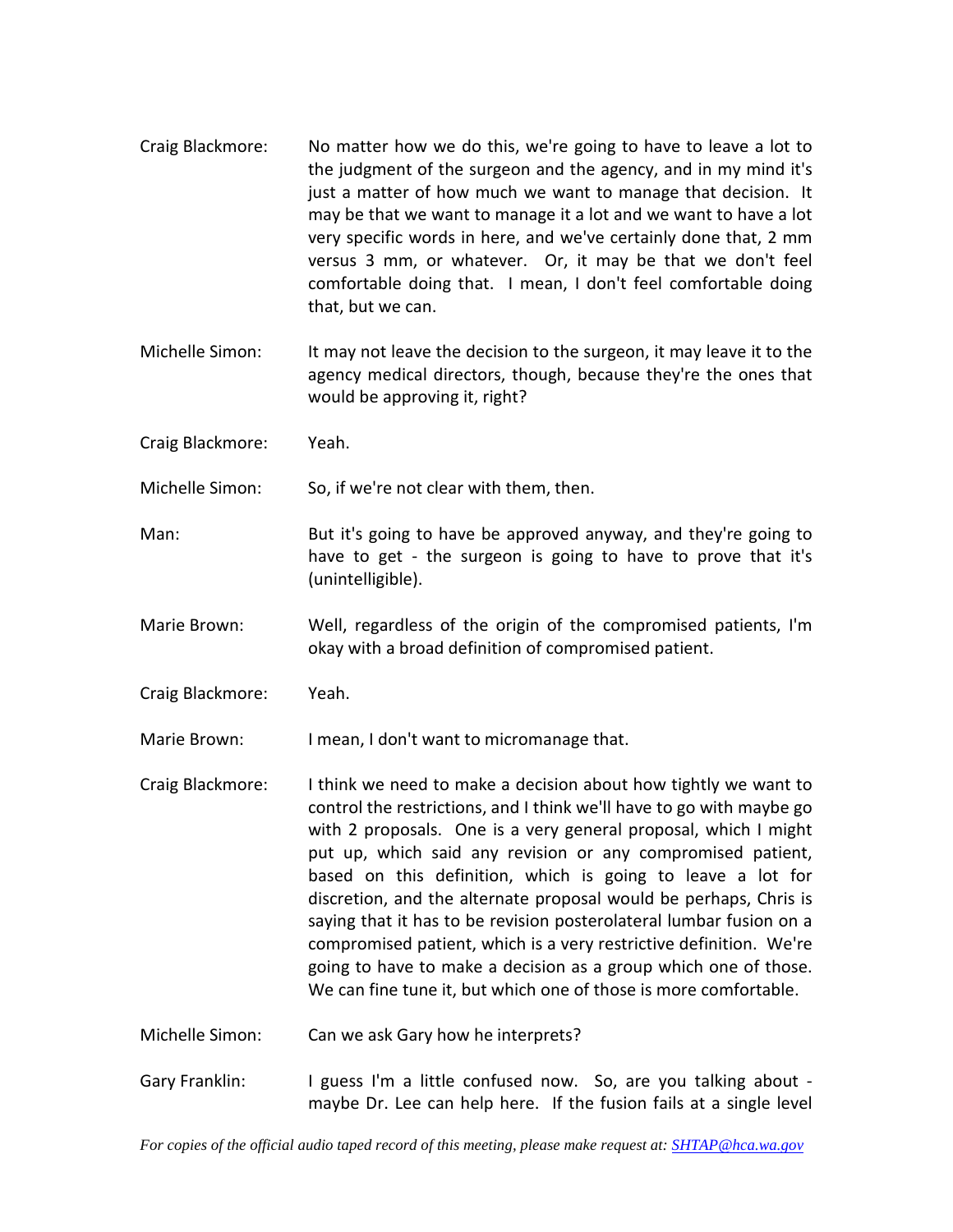Craig Blackmore: No matter how we do this, we're going to have to leave a lot to the judgment of the surgeon and the agency, and in my mind it's just a matter of how much we want to manage that decision. It may be that we want to manage it a lot and we want to have a lot very specific words in here, and we've certainly done that, 2 mm versus 3 mm, or whatever. Or, it may be that we don't feel comfortable doing that. I mean, I don't feel comfortable doing that, but we can.

Michelle Simon: It may not leave the decision to the surgeon, it may leave it to the agency medical directors, though, because they're the ones that would be approving it, right?

Craig Blackmore: Yeah.

Michelle Simon: So, if we're not clear with them, then.

Man: But it's going to have be approved anyway, and they're going to have to get - the surgeon is going to have to prove that it's (unintelligible).

Marie Brown: Well, regardless of the origin of the compromised patients, I'm okay with a broad definition of compromised patient.

Craig Blackmore: Yeah.

Marie Brown: I mean, I don't want to micromanage that.

Craig Blackmore: I think we need to make a decision about how tightly we want to control the restrictions, and I think we'll have to go with maybe go with 2 proposals. One is a very general proposal, which I might put up, which said any revision or any compromised patient, based on this definition, which is going to leave a lot for discretion, and the alternate proposal would be perhaps, Chris is saying that it has to be revision posterolateral lumbar fusion on a compromised patient, which is a very restrictive definition. We're going to have to make a decision as a group which one of those. We can fine tune it, but which one of those is more comfortable.

Michelle Simon: Can we ask Gary how he interprets?

Gary Franklin: I guess I'm a little confused now. So, are you talking about - maybe Dr. Lee can help here. If the fusion fails at a single level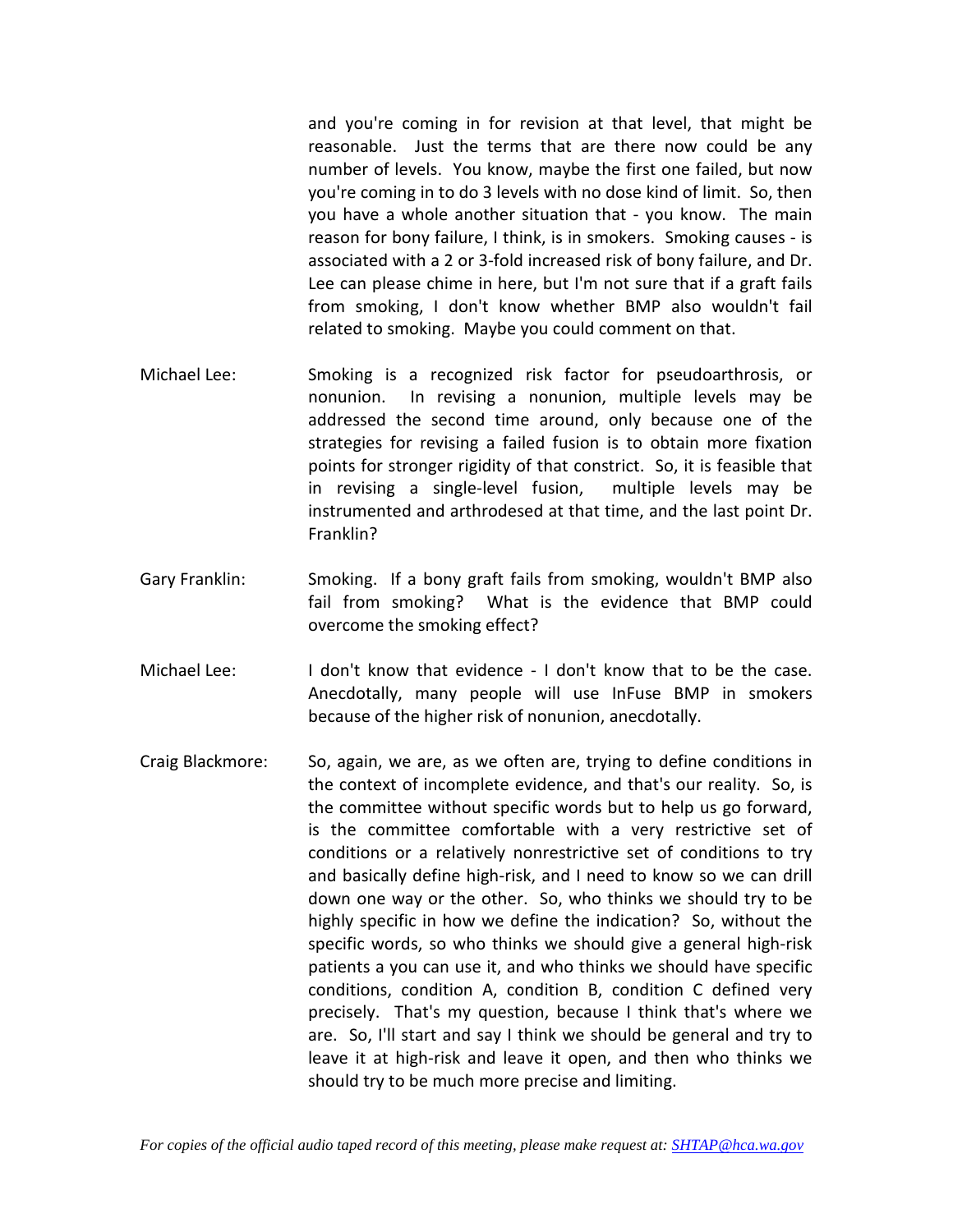and you're coming in for revision at that level, that might be reasonable. Just the terms that are there now could be any number of levels. You know, maybe the first one failed, but now you're coming in to do 3 levels with no dose kind of limit. So, then you have a whole another situation that - you know. The main reason for bony failure, I think, is in smokers. Smoking causes - is associated with a 2 or 3-fold increased risk of bony failure, and Dr. Lee can please chime in here, but I'm not sure that if a graft fails from smoking, I don't know whether BMP also wouldn't fail related to smoking. Maybe you could comment on that.

Michael Lee: Smoking is a recognized risk factor for pseudoarthrosis, or nonunion. In revising a nonunion, multiple levels may be addressed the second time around, only because one of the strategies for revising a failed fusion is to obtain more fixation points for stronger rigidity of that constrict. So, it is feasible that in revising a single-level fusion, multiple levels may be instrumented and arthrodesed at that time, and the last point Dr. Franklin?

Gary Franklin: Smoking. If a bony graft fails from smoking, wouldn't BMP also fail from smoking? What is the evidence that BMP could overcome the smoking effect?

Michael Lee: I don't know that evidence - I don't know that to be the case. Anecdotally, many people will use InFuse BMP in smokers because of the higher risk of nonunion, anecdotally.

Craig Blackmore: So, again, we are, as we often are, trying to define conditions in the context of incomplete evidence, and that's our reality. So, is the committee without specific words but to help us go forward, is the committee comfortable with a very restrictive set of conditions or a relatively nonrestrictive set of conditions to try and basically define high-risk, and I need to know so we can drill down one way or the other. So, who thinks we should try to be highly specific in how we define the indication? So, without the specific words, so who thinks we should give a general high-risk patients a you can use it, and who thinks we should have specific conditions, condition A, condition B, condition C defined very precisely. That's my question, because I think that's where we are. So, I'll start and say I think we should be general and try to leave it at high-risk and leave it open, and then who thinks we should try to be much more precise and limiting.

*For copies of the official audio taped record of this meeting, please make request at: SHTAP@hca.wa.gov*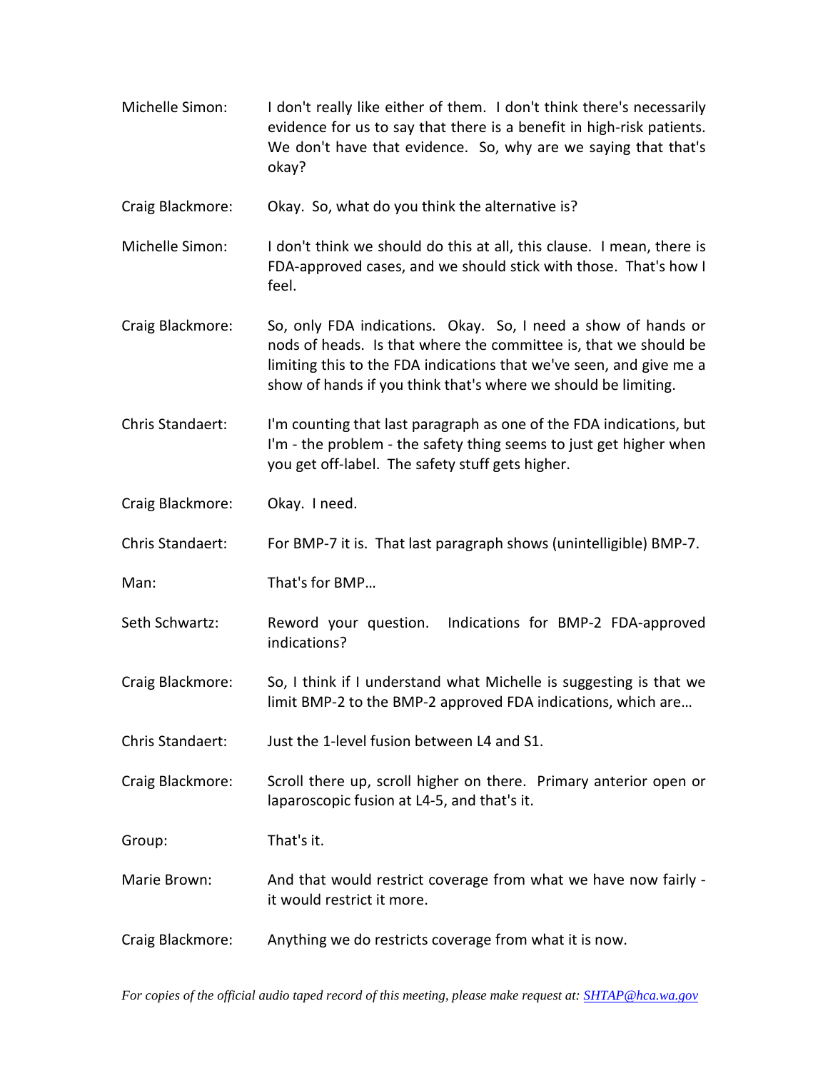Michelle Simon: I don't really like either of them. I don't think there's necessarily evidence for us to say that there is a benefit in high-risk patients. We don't have that evidence. So, why are we saying that that's okay?

Craig Blackmore: Okay. So, what do you think the alternative is?

Michelle Simon: I don't think we should do this at all, this clause. I mean, there is FDA-approved cases, and we should stick with those. That's how I feel.

Craig Blackmore: So, only FDA indications. Okay. So, I need a show of hands or nods of heads. Is that where the committee is, that we should be limiting this to the FDA indications that we've seen, and give me a show of hands if you think that's where we should be limiting.

Chris Standaert: I'm counting that last paragraph as one of the FDA indications, but I'm - the problem - the safety thing seems to just get higher when you get off-label. The safety stuff gets higher.

Craig Blackmore: Okay. I need.

Chris Standaert: For BMP-7 it is. That last paragraph shows (unintelligible) BMP-7.

Man: That's for BMP…

Seth Schwartz: Reword your question. Indications for BMP-2 FDA-approved indications?

Craig Blackmore: So, I think if I understand what Michelle is suggesting is that we limit BMP-2 to the BMP-2 approved FDA indications, which are…

Chris Standaert: Just the 1-level fusion between L4 and S1.

Craig Blackmore: Scroll there up, scroll higher on there. Primary anterior open or laparoscopic fusion at L4-5, and that's it.

Group: That's it.

Marie Brown: And that would restrict coverage from what we have now fairly - it would restrict it more.

Craig Blackmore: Anything we do restricts coverage from what it is now.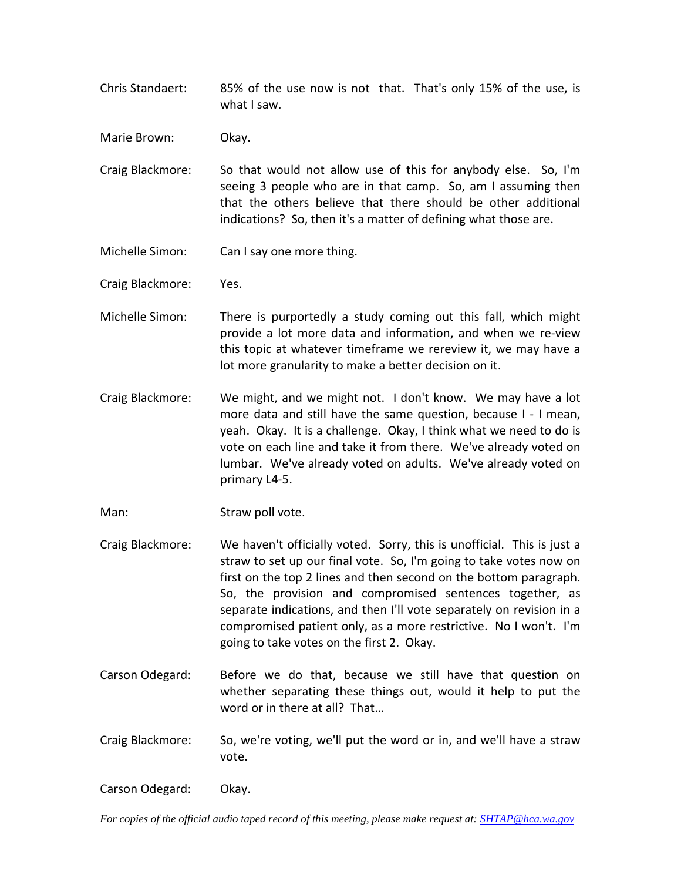Chris Standaert: 85% of the use now is not that. That's only 15% of the use, is what I saw.

Marie Brown: Okay.

Craig Blackmore: So that would not allow use of this for anybody else. So, I'm seeing 3 people who are in that camp. So, am I assuming then that the others believe that there should be other additional indications? So, then it's a matter of defining what those are.

Michelle Simon: Can I say one more thing.

Craig Blackmore: Yes.

Michelle Simon: There is purportedly a study coming out this fall, which might provide a lot more data and information, and when we re-view this topic at whatever timeframe we rereview it, we may have a lot more granularity to make a better decision on it.

Craig Blackmore: We might, and we might not. I don't know. We may have a lot more data and still have the same question, because I - I mean, yeah. Okay. It is a challenge. Okay, I think what we need to do is vote on each line and take it from there. We've already voted on lumbar. We've already voted on adults. We've already voted on primary L4-5.

Man: Straw poll vote.

Craig Blackmore: We haven't officially voted. Sorry, this is unofficial. This is just a straw to set up our final vote. So, I'm going to take votes now on first on the top 2 lines and then second on the bottom paragraph. So, the provision and compromised sentences together, as separate indications, and then I'll vote separately on revision in a compromised patient only, as a more restrictive. No I won't. I'm going to take votes on the first 2. Okay.

Carson Odegard: Before we do that, because we still have that question on whether separating these things out, would it help to put the word or in there at all? That…

Craig Blackmore: So, we're voting, we'll put the word or in, and we'll have a straw vote.

Carson Odegard: Okay.

*For copies of the official audio taped record of this meeting, please make request at: SHTAP@hca.wa.gov*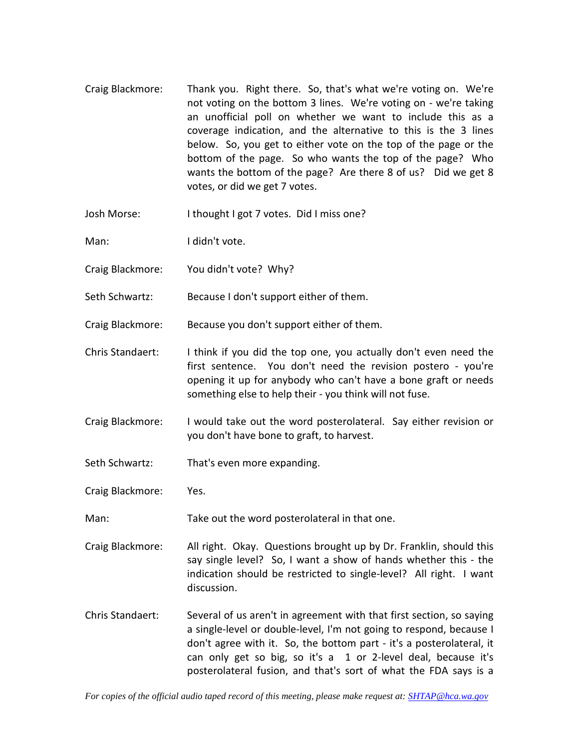Craig Blackmore: Thank you. Right there. So, that's what we're voting on. We're not voting on the bottom 3 lines. We're voting on - we're taking an unofficial poll on whether we want to include this as a coverage indication, and the alternative to this is the 3 lines below. So, you get to either vote on the top of the page or the bottom of the page. So who wants the top of the page? Who wants the bottom of the page? Are there 8 of us? Did we get 8 votes, or did we get 7 votes.

Josh Morse: I thought I got 7 votes. Did I miss one?

Man: I didn't vote.

Craig Blackmore: You didn't vote? Why?

Seth Schwartz: Because I don't support either of them.

Craig Blackmore: Because you don't support either of them.

Chris Standaert: I think if you did the top one, you actually don't even need the first sentence. You don't need the revision postero - you're opening it up for anybody who can't have a bone graft or needs something else to help their - you think will not fuse.

Craig Blackmore: I would take out the word posterolateral. Say either revision or you don't have bone to graft, to harvest.

Seth Schwartz: That's even more expanding.

Craig Blackmore: Yes.

Man: Take out the word posterolateral in that one.

Craig Blackmore: All right. Okay. Questions brought up by Dr. Franklin, should this say single level? So, I want a show of hands whether this - the indication should be restricted to single-level? All right. I want discussion.

Chris Standaert: Several of us aren't in agreement with that first section, so saying a single-level or double-level, I'm not going to respond, because I don't agree with it. So, the bottom part - it's a posterolateral, it can only get so big, so it's a 1 or 2-level deal, because it's posterolateral fusion, and that's sort of what the FDA says is a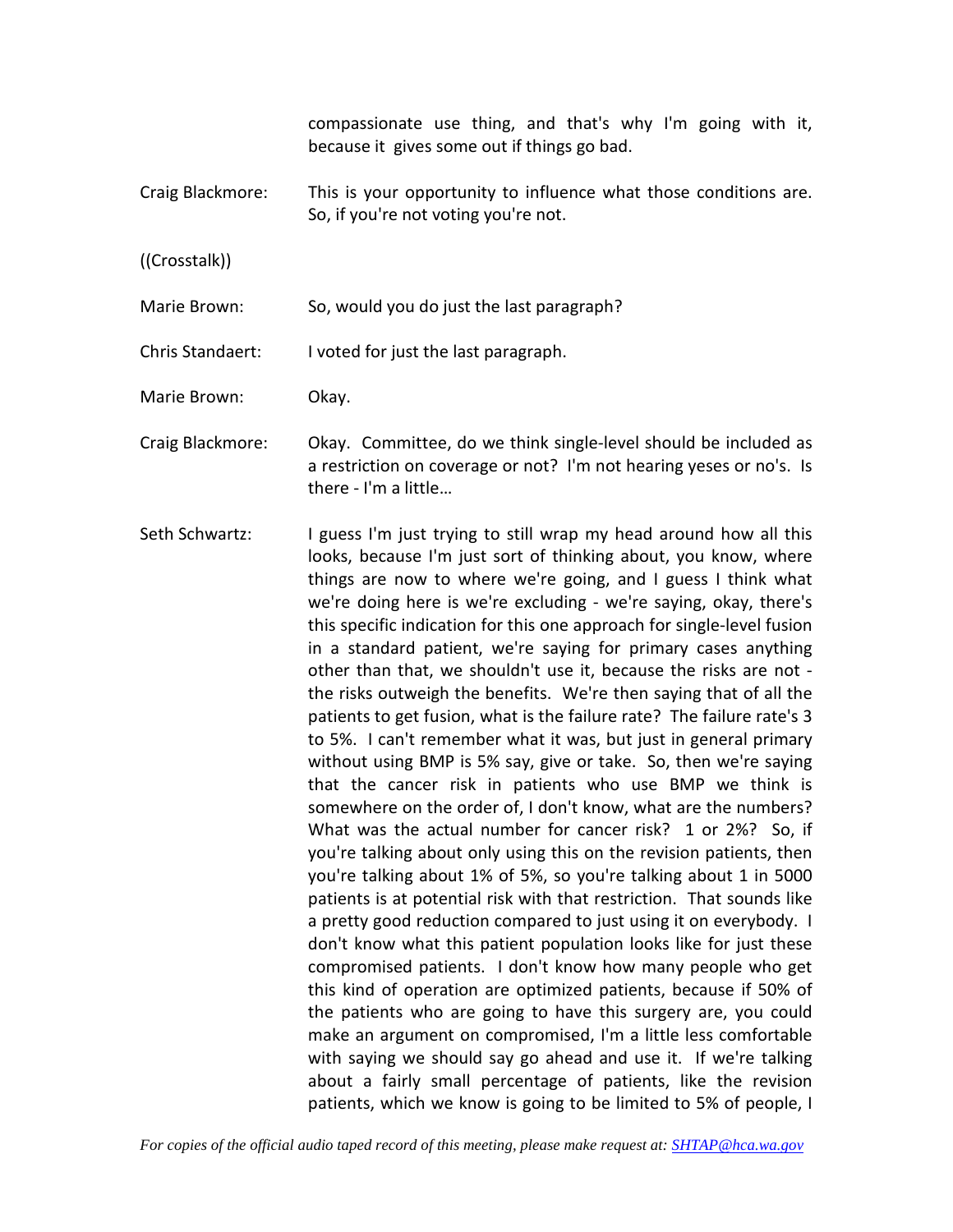compassionate use thing, and that's why I'm going with it, because it gives some out if things go bad.

Craig Blackmore: This is your opportunity to influence what those conditions are. So, if you're not voting you're not.

((Crosstalk))

Marie Brown: So, would you do just the last paragraph?

Chris Standaert: I voted for just the last paragraph.

Marie Brown: Okay.

Craig Blackmore: Okay. Committee, do we think single-level should be included as a restriction on coverage or not? I'm not hearing yeses or no's. Is there - I'm a little…

Seth Schwartz: I guess I'm just trying to still wrap my head around how all this looks, because I'm just sort of thinking about, you know, where things are now to where we're going, and I guess I think what we're doing here is we're excluding - we're saying, okay, there's this specific indication for this one approach for single-level fusion in a standard patient, we're saying for primary cases anything other than that, we shouldn't use it, because the risks are not - the risks outweigh the benefits. We're then saying that of all the patients to get fusion, what is the failure rate? The failure rate's 3 to 5%. I can't remember what it was, but just in general primary without using BMP is 5% say, give or take. So, then we're saying that the cancer risk in patients who use BMP we think is somewhere on the order of, I don't know, what are the numbers? What was the actual number for cancer risk? 1 or 2%? So, if you're talking about only using this on the revision patients, then you're talking about 1% of 5%, so you're talking about 1 in 5000 patients is at potential risk with that restriction. That sounds like a pretty good reduction compared to just using it on everybody. I don't know what this patient population looks like for just these compromised patients. I don't know how many people who get this kind of operation are optimized patients, because if 50% of the patients who are going to have this surgery are, you could make an argument on compromised, I'm a little less comfortable with saying we should say go ahead and use it. If we're talking about a fairly small percentage of patients, like the revision patients, which we know is going to be limited to 5% of people, I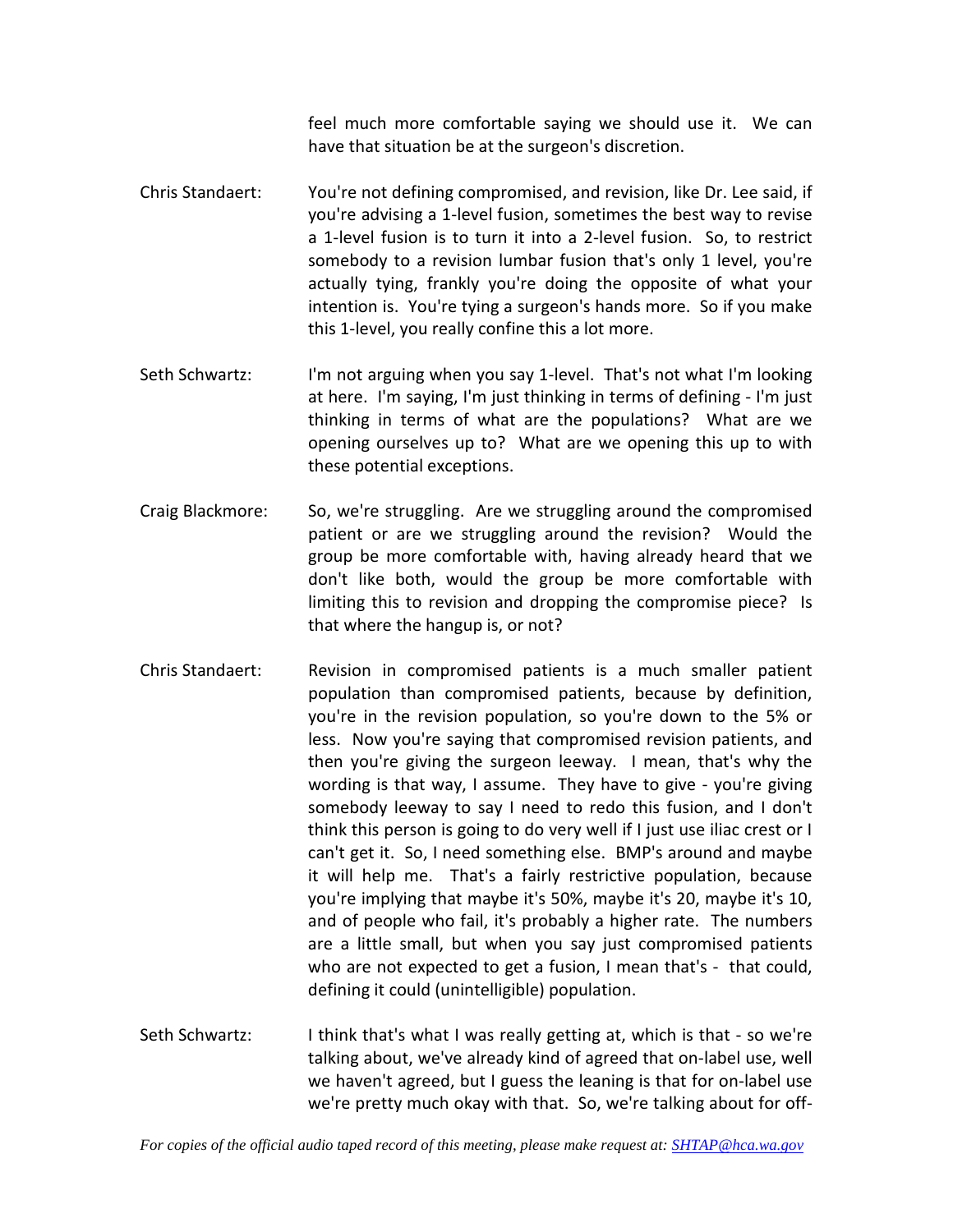feel much more comfortable saying we should use it. We can have that situation be at the surgeon's discretion.

Chris Standaert: You're not defining compromised, and revision, like Dr. Lee said, if you're advising a 1-level fusion, sometimes the best way to revise a 1-level fusion is to turn it into a 2-level fusion. So, to restrict somebody to a revision lumbar fusion that's only 1 level, you're actually tying, frankly you're doing the opposite of what your intention is. You're tying a surgeon's hands more. So if you make this 1-level, you really confine this a lot more.

Seth Schwartz: I'm not arguing when you say 1-level. That's not what I'm looking at here. I'm saying, I'm just thinking in terms of defining - I'm just thinking in terms of what are the populations? What are we opening ourselves up to? What are we opening this up to with these potential exceptions.

Craig Blackmore: So, we're struggling. Are we struggling around the compromised patient or are we struggling around the revision? Would the group be more comfortable with, having already heard that we don't like both, would the group be more comfortable with limiting this to revision and dropping the compromise piece? Is that where the hangup is, or not?

Chris Standaert: Revision in compromised patients is a much smaller patient population than compromised patients, because by definition, you're in the revision population, so you're down to the 5% or less. Now you're saying that compromised revision patients, and then you're giving the surgeon leeway. I mean, that's why the wording is that way, I assume. They have to give - you're giving somebody leeway to say I need to redo this fusion, and I don't think this person is going to do very well if I just use iliac crest or I can't get it. So, I need something else. BMP's around and maybe it will help me. That's a fairly restrictive population, because you're implying that maybe it's 50%, maybe it's 20, maybe it's 10, and of people who fail, it's probably a higher rate. The numbers are a little small, but when you say just compromised patients who are not expected to get a fusion, I mean that's - that could, defining it could (unintelligible) population.

Seth Schwartz: I think that's what I was really getting at, which is that - so we're talking about, we've already kind of agreed that on-label use, well we haven't agreed, but I guess the leaning is that for on-label use we're pretty much okay with that. So, we're talking about for off-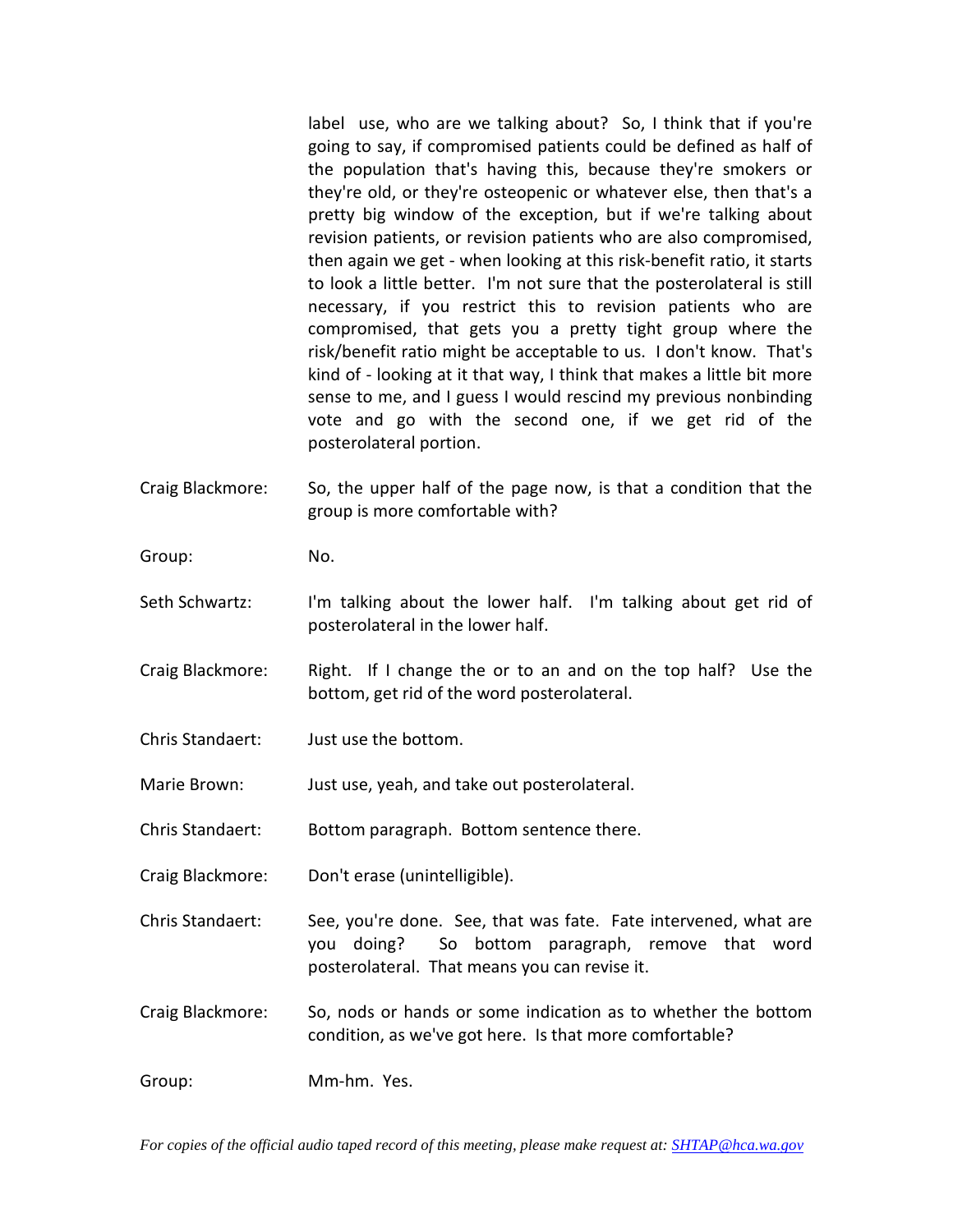label use, who are we talking about? So, I think that if you're going to say, if compromised patients could be defined as half of the population that's having this, because they're smokers or they're old, or they're osteopenic or whatever else, then that's a pretty big window of the exception, but if we're talking about revision patients, or revision patients who are also compromised, then again we get - when looking at this risk-benefit ratio, it starts to look a little better. I'm not sure that the posterolateral is still necessary, if you restrict this to revision patients who are compromised, that gets you a pretty tight group where the risk/benefit ratio might be acceptable to us. I don't know. That's kind of - looking at it that way, I think that makes a little bit more sense to me, and I guess I would rescind my previous nonbinding vote and go with the second one, if we get rid of the posterolateral portion.

Craig Blackmore: So, the upper half of the page now, is that a condition that the group is more comfortable with?

Group: No.

Seth Schwartz: I'm talking about the lower half. I'm talking about get rid of posterolateral in the lower half.

Craig Blackmore: Right. If I change the or to an and on the top half? Use the bottom, get rid of the word posterolateral.

Chris Standaert: Just use the bottom.

Marie Brown: Just use, yeah, and take out posterolateral.

Chris Standaert: Bottom paragraph. Bottom sentence there.

Craig Blackmore: Don't erase (unintelligible).

Chris Standaert: See, you're done. See, that was fate. Fate intervened, what are you doing? So bottom paragraph, remove that word posterolateral. That means you can revise it.

Craig Blackmore: So, nods or hands or some indication as to whether the bottom condition, as we've got here. Is that more comfortable?

Group: Mm-hm. Yes.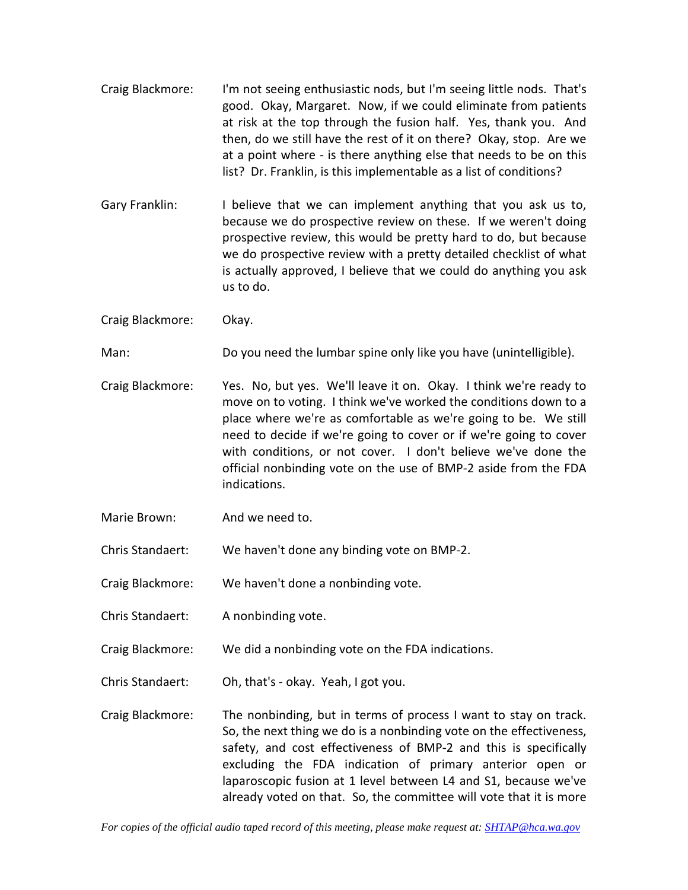Craig Blackmore: I'm not seeing enthusiastic nods, but I'm seeing little nods. That's good. Okay, Margaret. Now, if we could eliminate from patients at risk at the top through the fusion half. Yes, thank you. And then, do we still have the rest of it on there? Okay, stop. Are we at a point where - is there anything else that needs to be on this list? Dr. Franklin, is this implementable as a list of conditions?

Gary Franklin: I believe that we can implement anything that you ask us to, because we do prospective review on these. If we weren't doing prospective review, this would be pretty hard to do, but because we do prospective review with a pretty detailed checklist of what is actually approved, I believe that we could do anything you ask us to do.

Craig Blackmore: Okay.

Man: Do you need the lumbar spine only like you have (unintelligible).

Craig Blackmore: Yes. No, but yes. We'll leave it on. Okay. I think we're ready to move on to voting. I think we've worked the conditions down to a place where we're as comfortable as we're going to be. We still need to decide if we're going to cover or if we're going to cover with conditions, or not cover. I don't believe we've done the official nonbinding vote on the use of BMP-2 aside from the FDA indications.

Marie Brown: And we need to.

Chris Standaert: We haven't done any binding vote on BMP-2.

Craig Blackmore: We haven't done a nonbinding vote.

Chris Standaert: A nonbinding vote.

Craig Blackmore: We did a nonbinding vote on the FDA indications.

Chris Standaert: Oh, that's - okay. Yeah, I got you.

Craig Blackmore: The nonbinding, but in terms of process I want to stay on track. So, the next thing we do is a nonbinding vote on the effectiveness, safety, and cost effectiveness of BMP-2 and this is specifically excluding the FDA indication of primary anterior open or laparoscopic fusion at 1 level between L4 and S1, because we've already voted on that. So, the committee will vote that it is more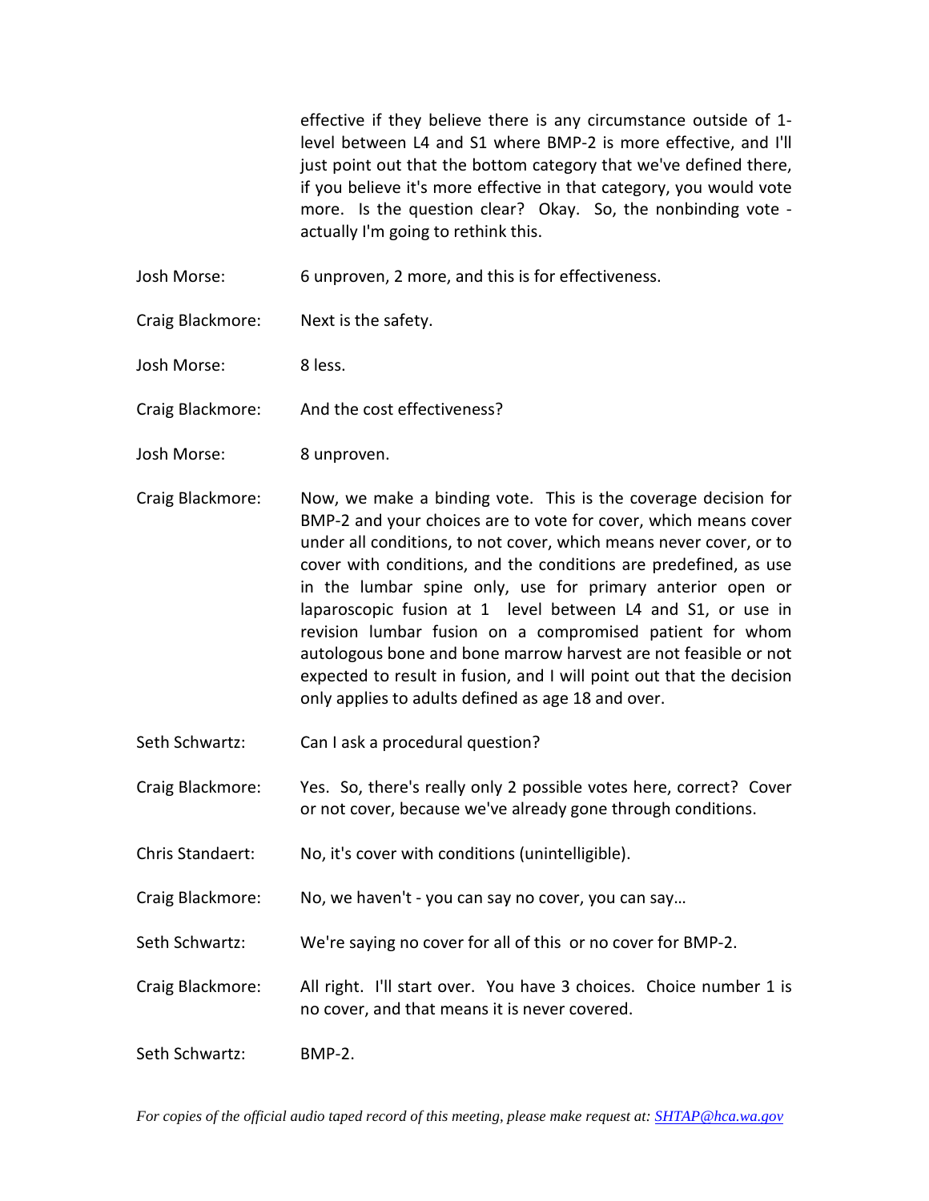effective if they believe there is any circumstance outside of 1-level between L4 and S1 where BMP-2 is more effective, and I'll just point out that the bottom category that we've defined there, if you believe it's more effective in that category, you would vote more. Is the question clear? Okay. So, the nonbinding vote - actually I'm going to rethink this.

Josh Morse: 6 unproven, 2 more, and this is for effectiveness.

Craig Blackmore: Next is the safety.

Josh Morse: 8 less.

Craig Blackmore: And the cost effectiveness?

Josh Morse: 8 unproven.

Craig Blackmore: Now, we make a binding vote. This is the coverage decision for BMP-2 and your choices are to vote for cover, which means cover under all conditions, to not cover, which means never cover, or to cover with conditions, and the conditions are predefined, as use in the lumbar spine only, use for primary anterior open or laparoscopic fusion at 1 level between L4 and S1, or use in revision lumbar fusion on a compromised patient for whom autologous bone and bone marrow harvest are not feasible or not expected to result in fusion, and I will point out that the decision only applies to adults defined as age 18 and over.

Seth Schwartz: Can I ask a procedural question?

Craig Blackmore: Yes. So, there's really only 2 possible votes here, correct? Cover or not cover, because we've already gone through conditions.

Chris Standaert: No, it's cover with conditions (unintelligible).

Craig Blackmore: No, we haven't - you can say no cover, you can say…

Seth Schwartz: We're saying no cover for all of this or no cover for BMP-2.

Craig Blackmore: All right. I'll start over. You have 3 choices. Choice number 1 is no cover, and that means it is never covered.

Seth Schwartz: BMP-2.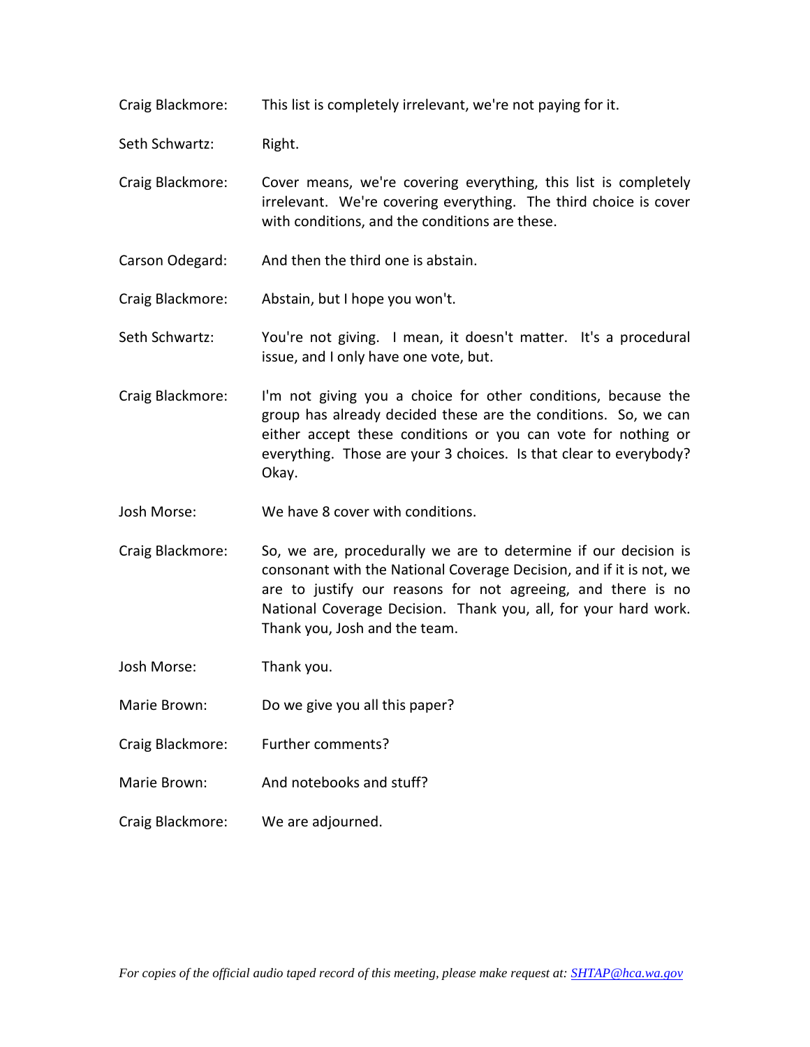Craig Blackmore: This list is completely irrelevant, we're not paying for it.

Seth Schwartz: Right.

Craig Blackmore: Cover means, we're covering everything, this list is completely irrelevant. We're covering everything. The third choice is cover with conditions, and the conditions are these.

Carson Odegard: And then the third one is abstain.

Craig Blackmore: Abstain, but I hope you won't.

Seth Schwartz: You're not giving. I mean, it doesn't matter. It's a procedural issue, and I only have one vote, but.

Craig Blackmore: I'm not giving you a choice for other conditions, because the group has already decided these are the conditions. So, we can either accept these conditions or you can vote for nothing or everything. Those are your 3 choices. Is that clear to everybody? Okay.

Josh Morse: We have 8 cover with conditions.

Craig Blackmore: So, we are, procedurally we are to determine if our decision is consonant with the National Coverage Decision, and if it is not, we are to justify our reasons for not agreeing, and there is no National Coverage Decision. Thank you, all, for your hard work. Thank you, Josh and the team.

Josh Morse: Thank you.

Marie Brown: Do we give you all this paper?

Craig Blackmore: Further comments?

Marie Brown: And notebooks and stuff?

Craig Blackmore: We are adjourned.

*For copies of the official audio taped record of this meeting, please make request at: [SHTAP@hca.wa.gov](mailto:SHTAP@hca.wa.gov)*